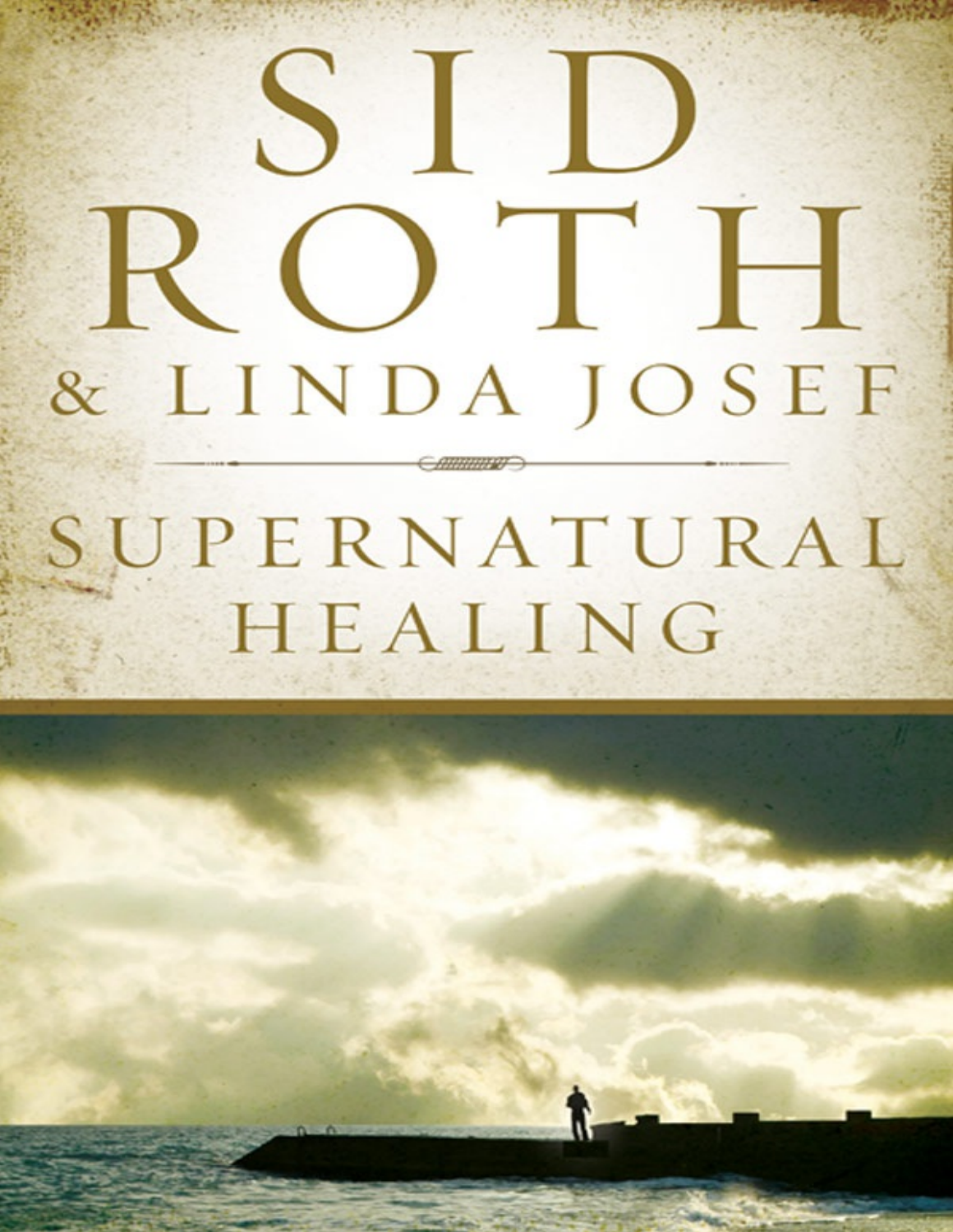# SID ROTH

## & LINDA JOSEF

# SUPERNATURAL HEALING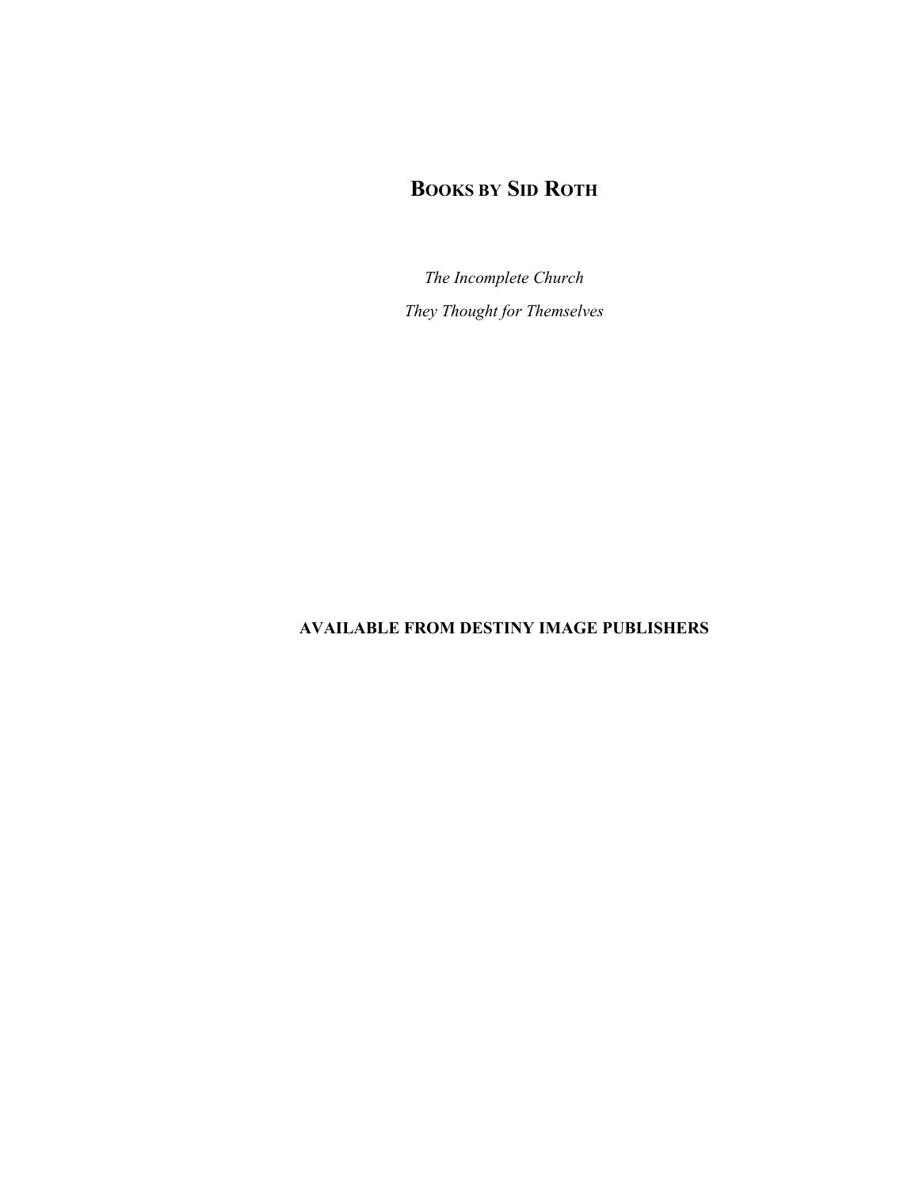## Books by Sid Roth

*The Incomplete Church*

*They Thought for Themselves*

**AVAILABLE FROM DESTINY IMAGE PUBLISHERS**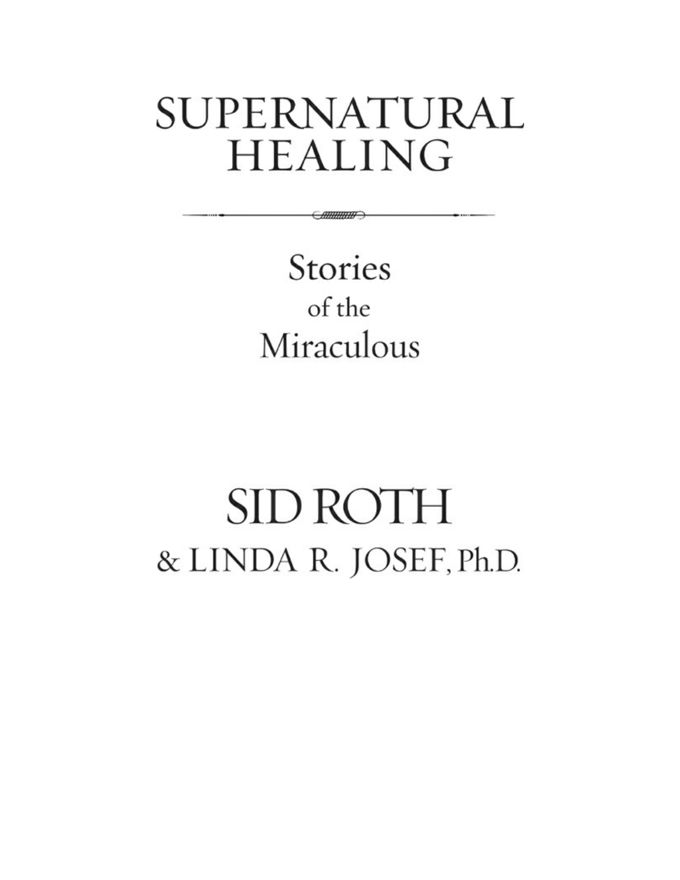# SUPERNATURAL HEALING

## Stories of the Miraculous

SID ROTH

& LINDA R. JOSEF, Ph.D.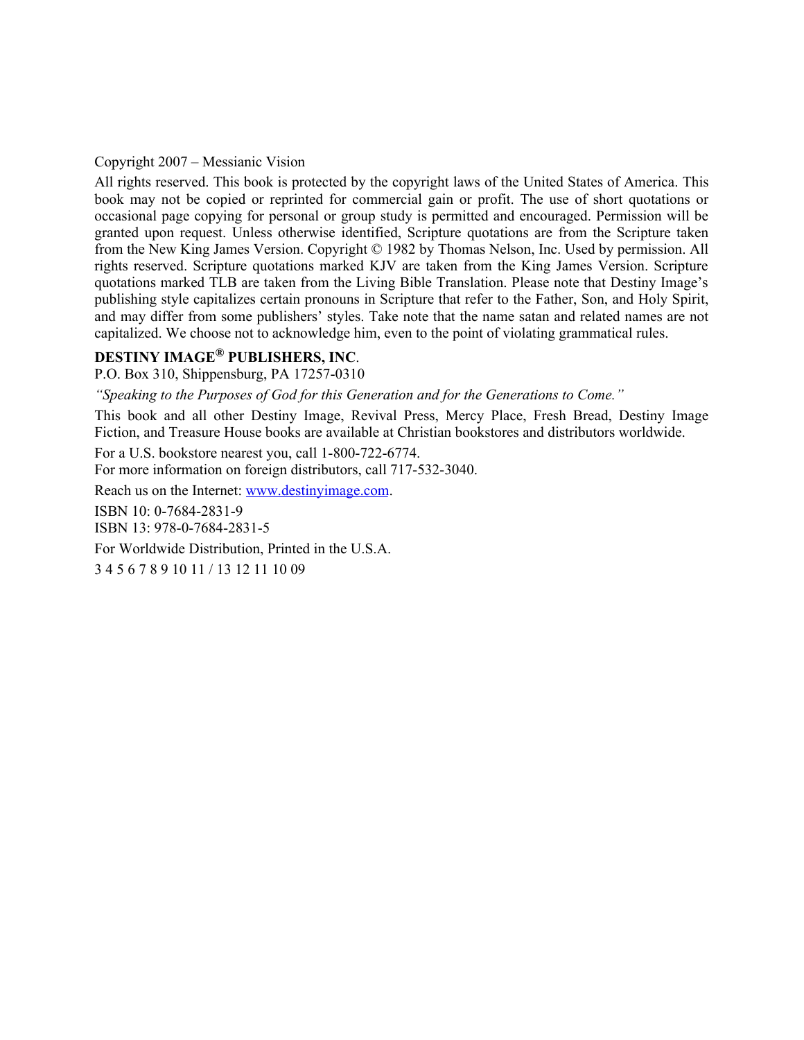Copyright 2007 – Messianic Vision

All rights reserved. This book is protected by the copyright laws of the United States of America. This book may not be copied or reprinted for commercial gain or profit. The use of short quotations or occasional page copying for personal or group study is permitted and encouraged. Permission will be granted upon request. Unless otherwise identified, Scripture quotations are from the Scripture taken from the New King James Version. Copyright © 1982 by Thomas Nelson, Inc. Used by permission. All rights reserved. Scripture quotations marked KJV are taken from the King James Version. Scripture quotations marked TLB are taken from the Living Bible Translation. Please note that Destiny Image's publishing style capitalizes certain pronouns in Scripture that refer to the Father, Son, and Holy Spirit, and may differ from some publishers' styles. Take note that the name satan and related names are not capitalized. We choose not to acknowledge him, even to the point of violating grammatical rules.

**DESTINY IMAGE® PUBLISHERS, INC**.

P.O. Box 310, Shippensburg, PA 17257-0310

*"Speaking to the Purposes of God for this Generation and for the Generations to Come."*

This book and all other Destiny Image, Revival Press, Mercy Place, Fresh Bread, Destiny Image Fiction, and Treasure House books are available at Christian bookstores and distributors worldwide.

For a U.S. bookstore nearest you, call 1-800-722-6774.
For more information on foreign distributors, call 717-532-3040.

Reach us on the Internet: www.destinyimage.com.

ISBN 10: 0-7684-2831-9
ISBN 13: 978-0-7684-2831-5

For Worldwide Distribution, Printed in the U.S.A.

3 4 5 6 7 8 9 10 11 / 13 12 11 10 09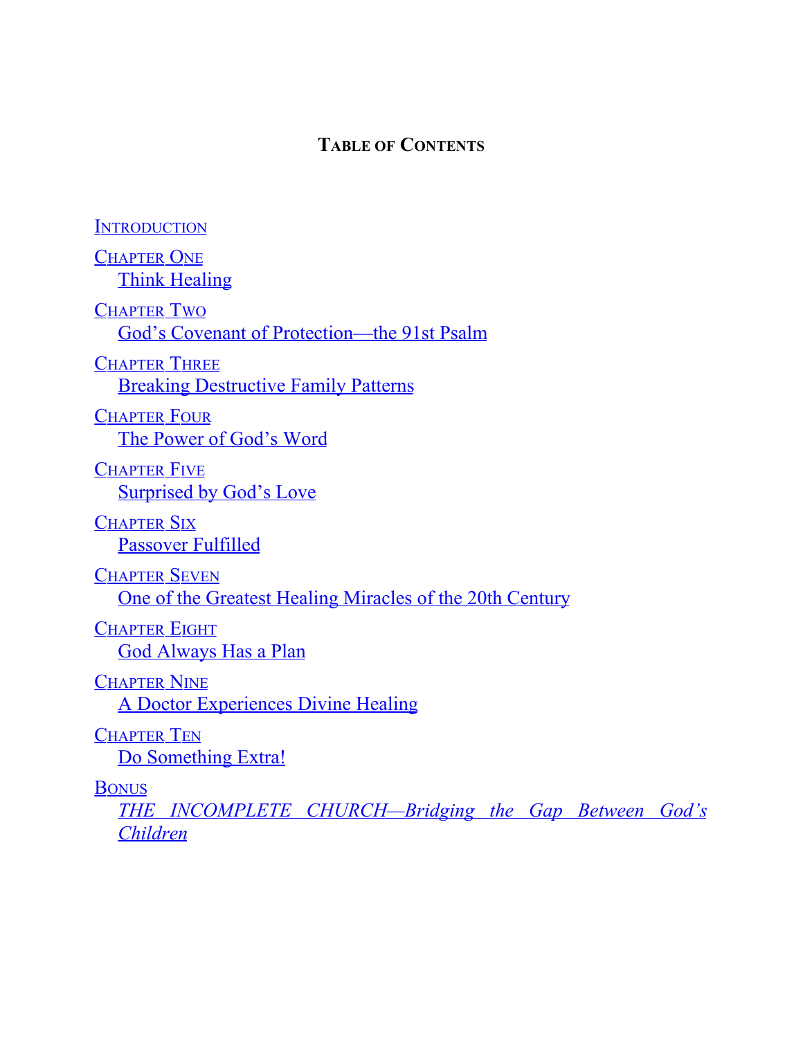# Table of Contents

Introduction

Chapter One
Think Healing

Chapter Two
God's Covenant of Protection—the 91st Psalm

Chapter Three
Breaking Destructive Family Patterns

Chapter Four
The Power of God's Word

Chapter Five
Surprised by God's Love

Chapter Six
Passover Fulfilled

Chapter Seven
One of the Greatest Healing Miracles of the 20th Century

Chapter Eight
God Always Has a Plan

Chapter Nine
A Doctor Experiences Divine Healing

Chapter Ten
Do Something Extra!

Bonus
*THE INCOMPLETE CHURCH—Bridging the Gap Between God's Children*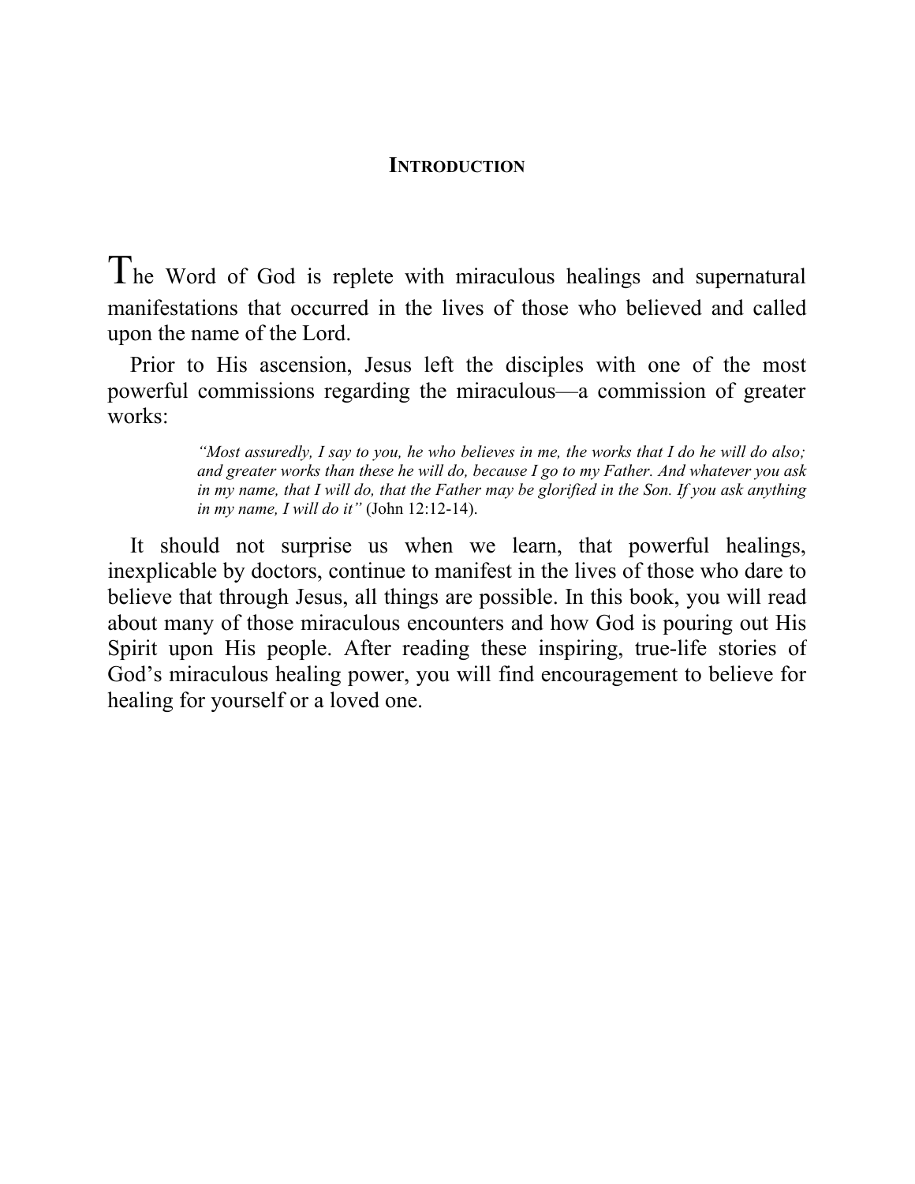# Introduction

The Word of God is replete with miraculous healings and supernatural manifestations that occurred in the lives of those who believed and called upon the name of the Lord.

Prior to His ascension, Jesus left the disciples with one of the most powerful commissions regarding the miraculous—a commission of greater works:

> *"Most assuredly, I say to you, he who believes in me, the works that I do he will do also; and greater works than these he will do, because I go to my Father. And whatever you ask in my name, that I will do, that the Father may be glorified in the Son. If you ask anything in my name, I will do it"* (John 12:12-14).

It should not surprise us when we learn, that powerful healings, inexplicable by doctors, continue to manifest in the lives of those who dare to believe that through Jesus, all things are possible. In this book, you will read about many of those miraculous encounters and how God is pouring out His Spirit upon His people. After reading these inspiring, true-life stories of God's miraculous healing power, you will find encouragement to believe for healing for yourself or a loved one.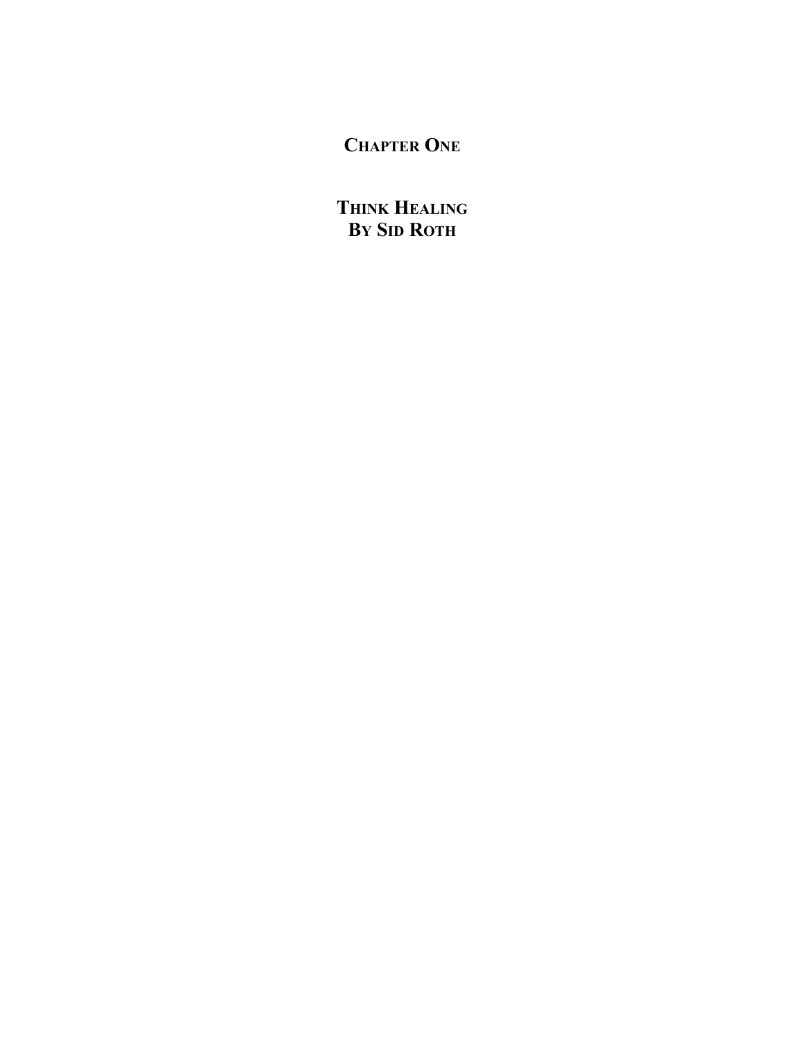# Chapter One

## Think Healing
## By Sid Roth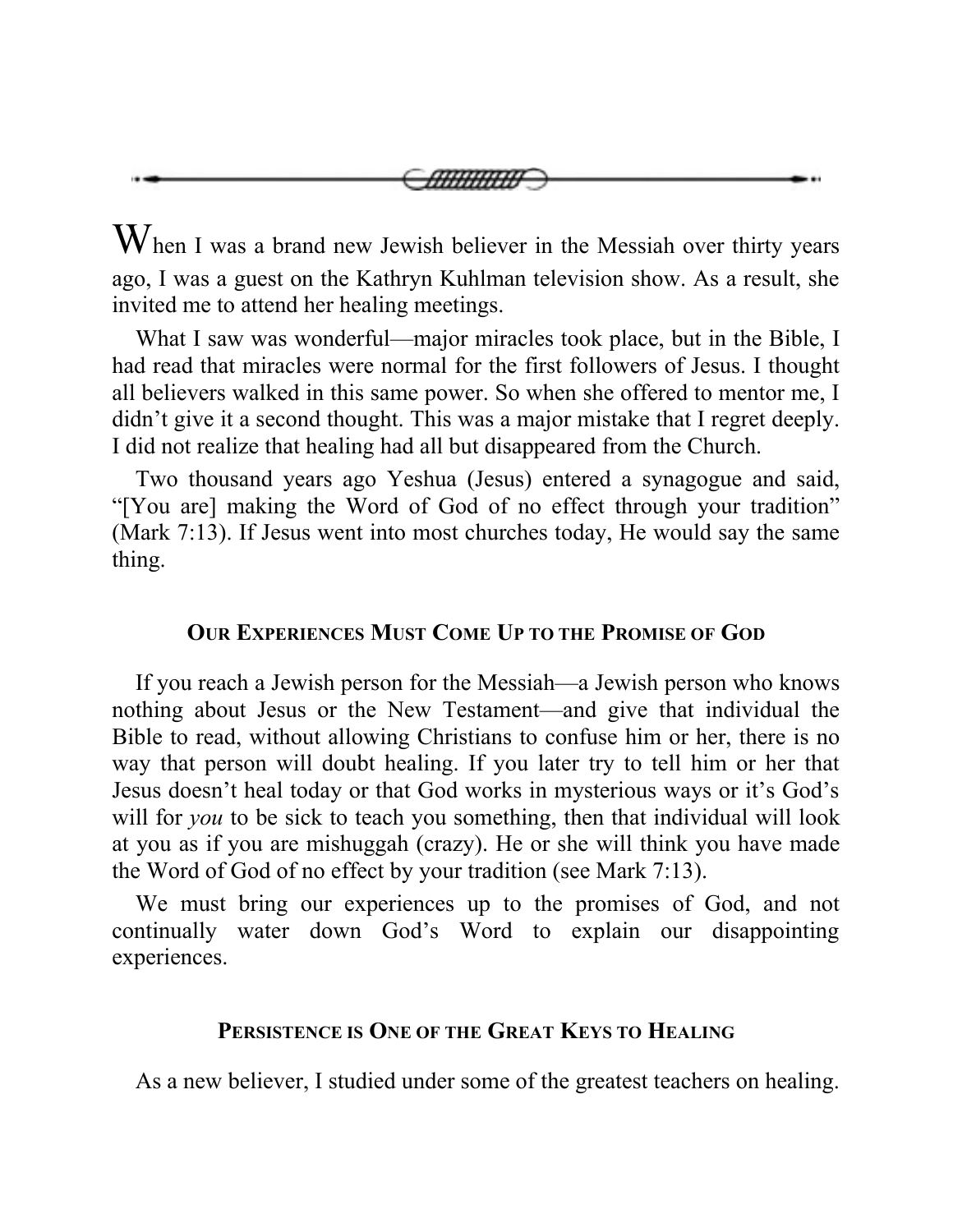When I was a brand new Jewish believer in the Messiah over thirty years ago, I was a guest on the Kathryn Kuhlman television show. As a result, she invited me to attend her healing meetings.

What I saw was wonderful—major miracles took place, but in the Bible, I had read that miracles were normal for the first followers of Jesus. I thought all believers walked in this same power. So when she offered to mentor me, I didn't give it a second thought. This was a major mistake that I regret deeply. I did not realize that healing had all but disappeared from the Church.

Two thousand years ago Yeshua (Jesus) entered a synagogue and said, "[You are] making the Word of God of no effect through your tradition" (Mark 7:13). If Jesus went into most churches today, He would say the same thing.

## Our Experiences Must Come Up to the Promise of God

If you reach a Jewish person for the Messiah—a Jewish person who knows nothing about Jesus or the New Testament—and give that individual the Bible to read, without allowing Christians to confuse him or her, there is no way that person will doubt healing. If you later try to tell him or her that Jesus doesn't heal today or that God works in mysterious ways or it's God's will for *you* to be sick to teach you something, then that individual will look at you as if you are mishuggah (crazy). He or she will think you have made the Word of God of no effect by your tradition (see Mark 7:13).

We must bring our experiences up to the promises of God, and not continually water down God's Word to explain our disappointing experiences.

## Persistence is One of the Great Keys to Healing

As a new believer, I studied under some of the greatest teachers on healing.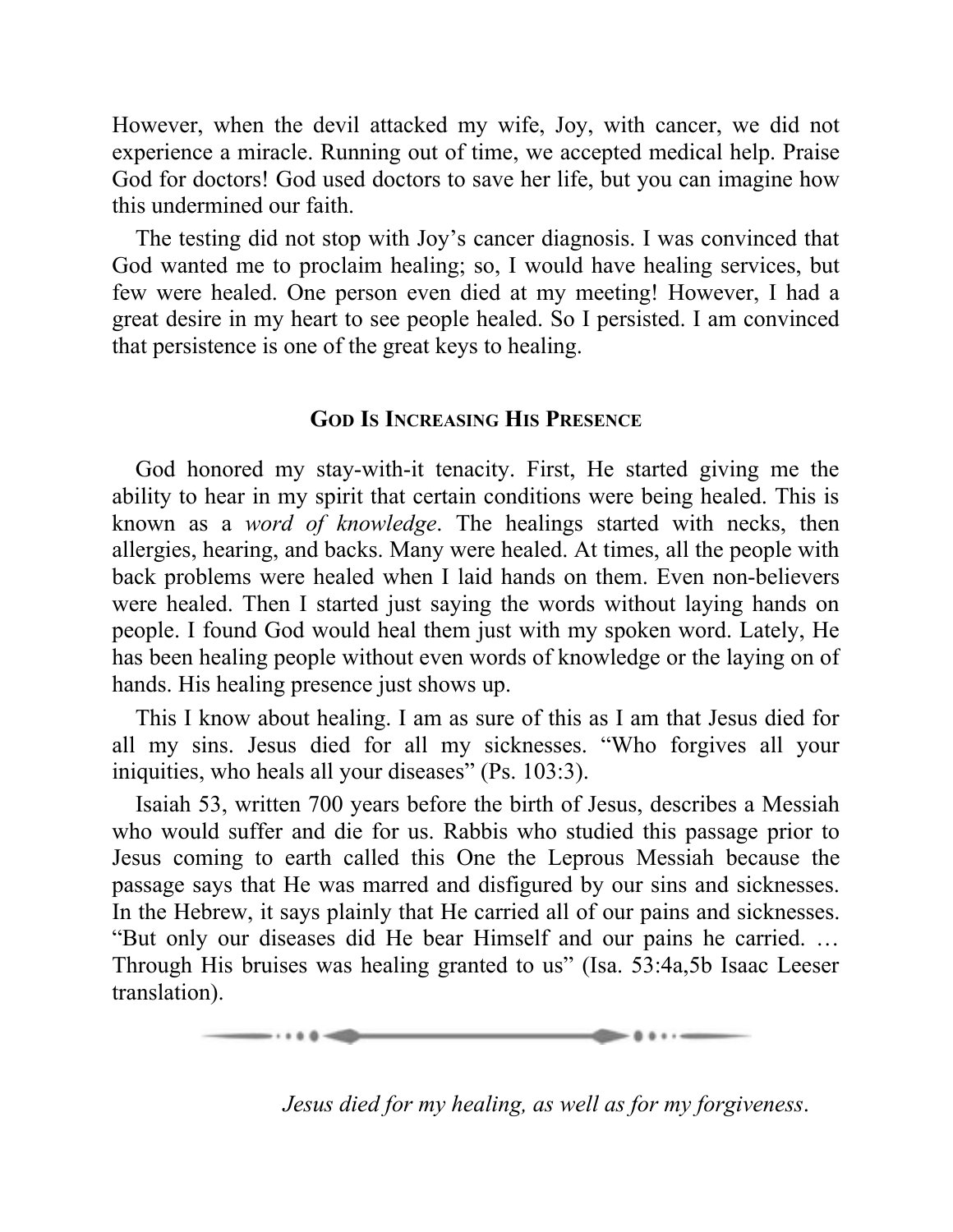However, when the devil attacked my wife, Joy, with cancer, we did not experience a miracle. Running out of time, we accepted medical help. Praise God for doctors! God used doctors to save her life, but you can imagine how this undermined our faith.

The testing did not stop with Joy's cancer diagnosis. I was convinced that God wanted me to proclaim healing; so, I would have healing services, but few were healed. One person even died at my meeting! However, I had a great desire in my heart to see people healed. So I persisted. I am convinced that persistence is one of the great keys to healing.

## God Is Increasing His Presence

God honored my stay-with-it tenacity. First, He started giving me the ability to hear in my spirit that certain conditions were being healed. This is known as a *word of knowledge*. The healings started with necks, then allergies, hearing, and backs. Many were healed. At times, all the people with back problems were healed when I laid hands on them. Even non-believers were healed. Then I started just saying the words without laying hands on people. I found God would heal them just with my spoken word. Lately, He has been healing people without even words of knowledge or the laying on of hands. His healing presence just shows up.

This I know about healing. I am as sure of this as I am that Jesus died for all my sins. Jesus died for all my sicknesses. "Who forgives all your iniquities, who heals all your diseases" (Ps. 103:3).

Isaiah 53, written 700 years before the birth of Jesus, describes a Messiah who would suffer and die for us. Rabbis who studied this passage prior to Jesus coming to earth called this One the Leprous Messiah because the passage says that He was marred and disfigured by our sins and sicknesses. In the Hebrew, it says plainly that He carried all of our pains and sicknesses. "But only our diseases did He bear Himself and our pains he carried. … Through His bruises was healing granted to us" (Isa. 53:4a,5b Isaac Leeser translation).

*Jesus died for my healing, as well as for my forgiveness*.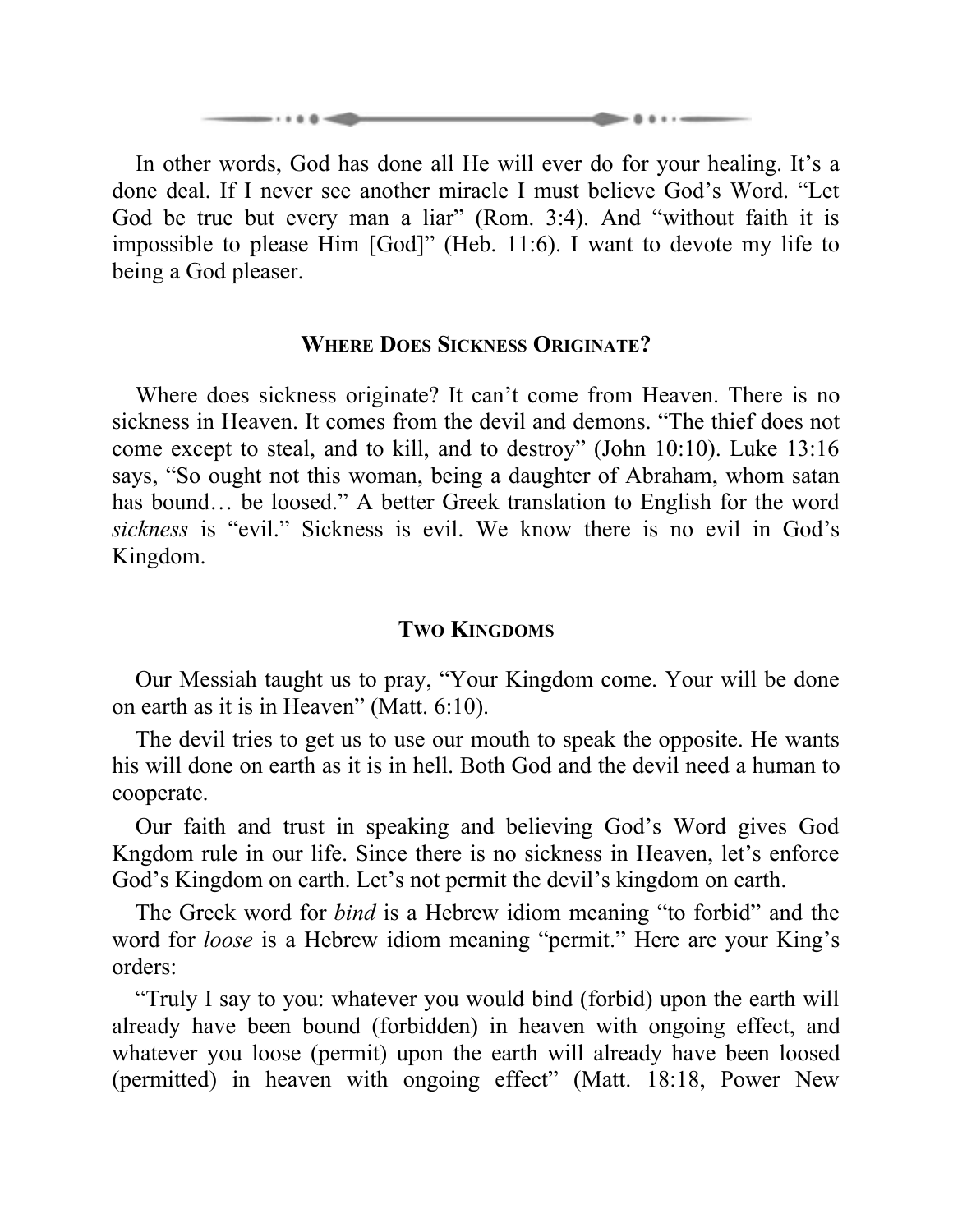In other words, God has done all He will ever do for your healing. It's a done deal. If I never see another miracle I must believe God's Word. "Let God be true but every man a liar" (Rom. 3:4). And "without faith it is impossible to please Him [God]" (Heb. 11:6). I want to devote my life to being a God pleaser.

## Where Does Sickness Originate?

Where does sickness originate? It can't come from Heaven. There is no sickness in Heaven. It comes from the devil and demons. "The thief does not come except to steal, and to kill, and to destroy" (John 10:10). Luke 13:16 says, "So ought not this woman, being a daughter of Abraham, whom satan has bound… be loosed." A better Greek translation to English for the word *sickness* is "evil." Sickness is evil. We know there is no evil in God's Kingdom.

## Two Kingdoms

Our Messiah taught us to pray, "Your Kingdom come. Your will be done on earth as it is in Heaven" (Matt. 6:10).

The devil tries to get us to use our mouth to speak the opposite. He wants his will done on earth as it is in hell. Both God and the devil need a human to cooperate.

Our faith and trust in speaking and believing God's Word gives God Kngdom rule in our life. Since there is no sickness in Heaven, let's enforce God's Kingdom on earth. Let's not permit the devil's kingdom on earth.

The Greek word for *bind* is a Hebrew idiom meaning "to forbid" and the word for *loose* is a Hebrew idiom meaning "permit." Here are your King's orders:

"Truly I say to you: whatever you would bind (forbid) upon the earth will already have been bound (forbidden) in heaven with ongoing effect, and whatever you loose (permit) upon the earth will already have been loosed (permitted) in heaven with ongoing effect" (Matt. 18:18, Power New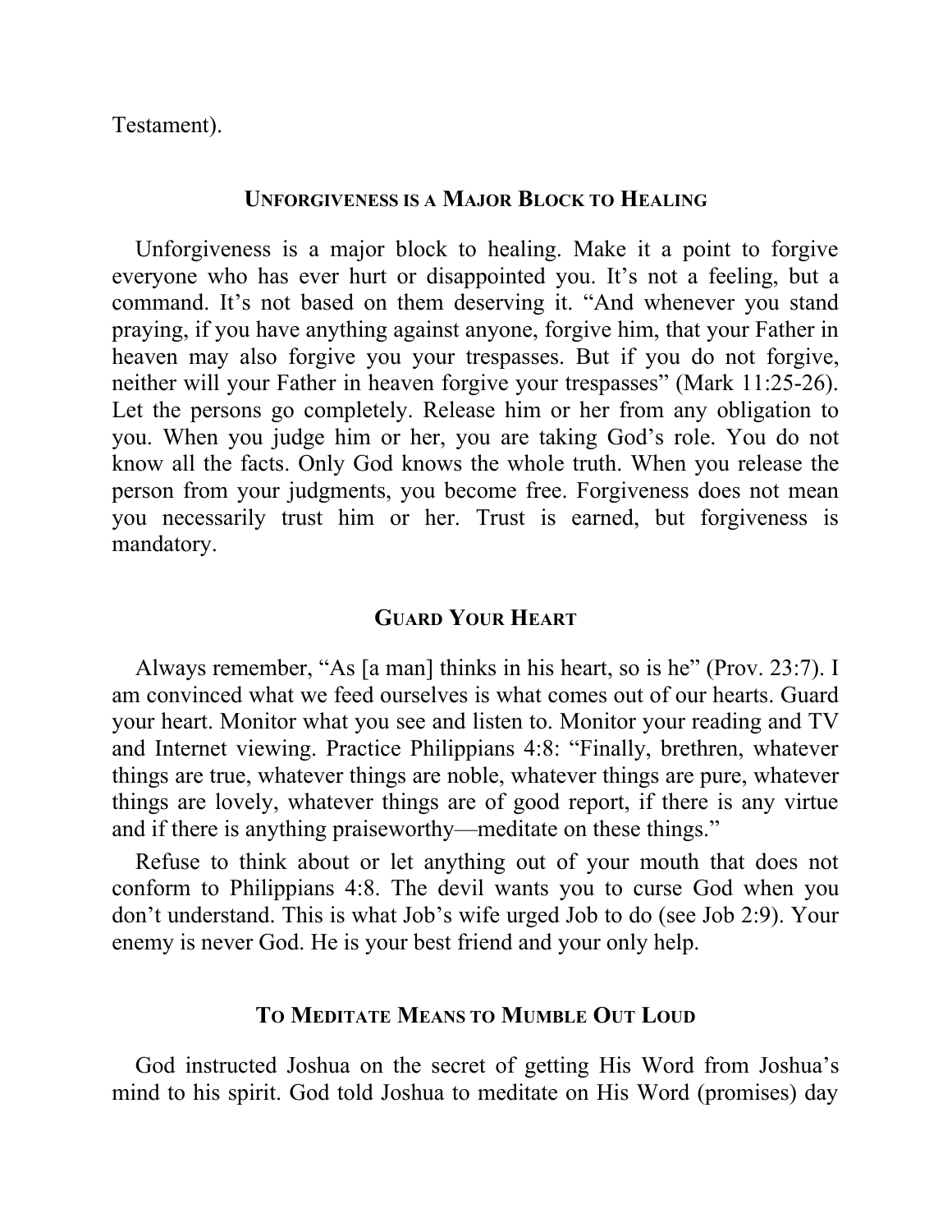Testament).

## Unforgiveness is a Major Block to Healing

Unforgiveness is a major block to healing. Make it a point to forgive everyone who has ever hurt or disappointed you. It's not a feeling, but a command. It's not based on them deserving it. "And whenever you stand praying, if you have anything against anyone, forgive him, that your Father in heaven may also forgive you your trespasses. But if you do not forgive, neither will your Father in heaven forgive your trespasses" (Mark 11:25-26). Let the persons go completely. Release him or her from any obligation to you. When you judge him or her, you are taking God's role. You do not know all the facts. Only God knows the whole truth. When you release the person from your judgments, you become free. Forgiveness does not mean you necessarily trust him or her. Trust is earned, but forgiveness is mandatory.

## Guard Your Heart

Always remember, "As [a man] thinks in his heart, so is he" (Prov. 23:7). I am convinced what we feed ourselves is what comes out of our hearts. Guard your heart. Monitor what you see and listen to. Monitor your reading and TV and Internet viewing. Practice Philippians 4:8: "Finally, brethren, whatever things are true, whatever things are noble, whatever things are pure, whatever things are lovely, whatever things are of good report, if there is any virtue and if there is anything praiseworthy—meditate on these things."

Refuse to think about or let anything out of your mouth that does not conform to Philippians 4:8. The devil wants you to curse God when you don't understand. This is what Job's wife urged Job to do (see Job 2:9). Your enemy is never God. He is your best friend and your only help.

## To Meditate Means to Mumble Out Loud

God instructed Joshua on the secret of getting His Word from Joshua's mind to his spirit. God told Joshua to meditate on His Word (promises) day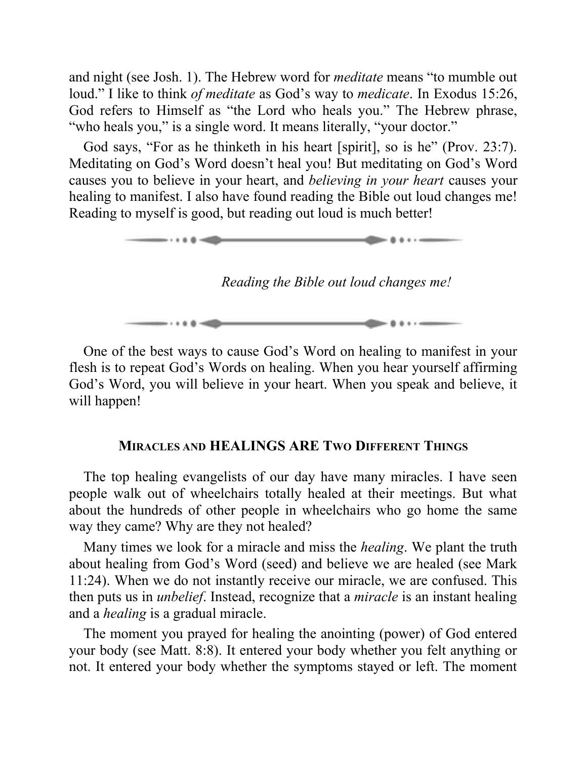and night (see Josh. 1). The Hebrew word for *meditate* means "to mumble out loud." I like to think *of meditate* as God's way to *medicate*. In Exodus 15:26, God refers to Himself as "the Lord who heals you." The Hebrew phrase, "who heals you," is a single word. It means literally, "your doctor."

God says, "For as he thinketh in his heart [spirit], so is he" (Prov. 23:7). Meditating on God's Word doesn't heal you! But meditating on God's Word causes you to believe in your heart, and *believing in your heart* causes your healing to manifest. I also have found reading the Bible out loud changes me! Reading to myself is good, but reading out loud is much better!

---

*Reading the Bible out loud changes me!*

---

One of the best ways to cause God's Word on healing to manifest in your flesh is to repeat God's Words on healing. When you hear yourself affirming God's Word, you will believe in your heart. When you speak and believe, it will happen!

## Miracles and HEALINGS ARE Two Different Things

The top healing evangelists of our day have many miracles. I have seen people walk out of wheelchairs totally healed at their meetings. But what about the hundreds of other people in wheelchairs who go home the same way they came? Why are they not healed?

Many times we look for a miracle and miss the *healing*. We plant the truth about healing from God's Word (seed) and believe we are healed (see Mark 11:24). When we do not instantly receive our miracle, we are confused. This then puts us in *unbelief*. Instead, recognize that a *miracle* is an instant healing and a *healing* is a gradual miracle.

The moment you prayed for healing the anointing (power) of God entered your body (see Matt. 8:8). It entered your body whether you felt anything or not. It entered your body whether the symptoms stayed or left. The moment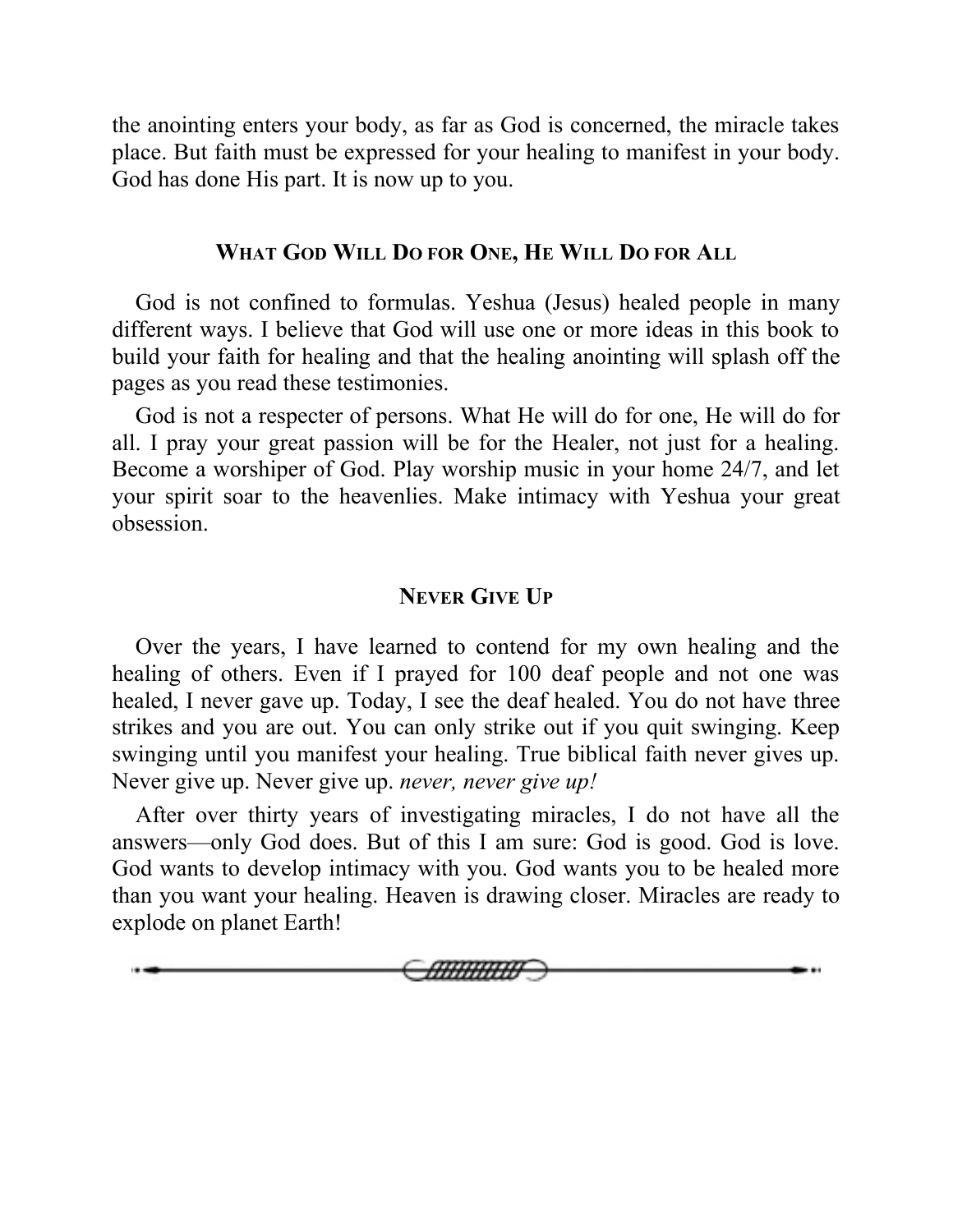the anointing enters your body, as far as God is concerned, the miracle takes place. But faith must be expressed for your healing to manifest in your body. God has done His part. It is now up to you.

## What God Will Do for One, He Will Do for All

God is not confined to formulas. Yeshua (Jesus) healed people in many different ways. I believe that God will use one or more ideas in this book to build your faith for healing and that the healing anointing will splash off the pages as you read these testimonies.

God is not a respecter of persons. What He will do for one, He will do for all. I pray your great passion will be for the Healer, not just for a healing. Become a worshiper of God. Play worship music in your home 24/7, and let your spirit soar to the heavenlies. Make intimacy with Yeshua your great obsession.

## Never Give Up

Over the years, I have learned to contend for my own healing and the healing of others. Even if I prayed for 100 deaf people and not one was healed, I never gave up. Today, I see the deaf healed. You do not have three strikes and you are out. You can only strike out if you quit swinging. Keep swinging until you manifest your healing. True biblical faith never gives up. Never give up. Never give up. *never, never give up!*

After over thirty years of investigating miracles, I do not have all the answers—only God does. But of this I am sure: God is good. God is love. God wants to develop intimacy with you. God wants you to be healed more than you want your healing. Heaven is drawing closer. Miracles are ready to explode on planet Earth!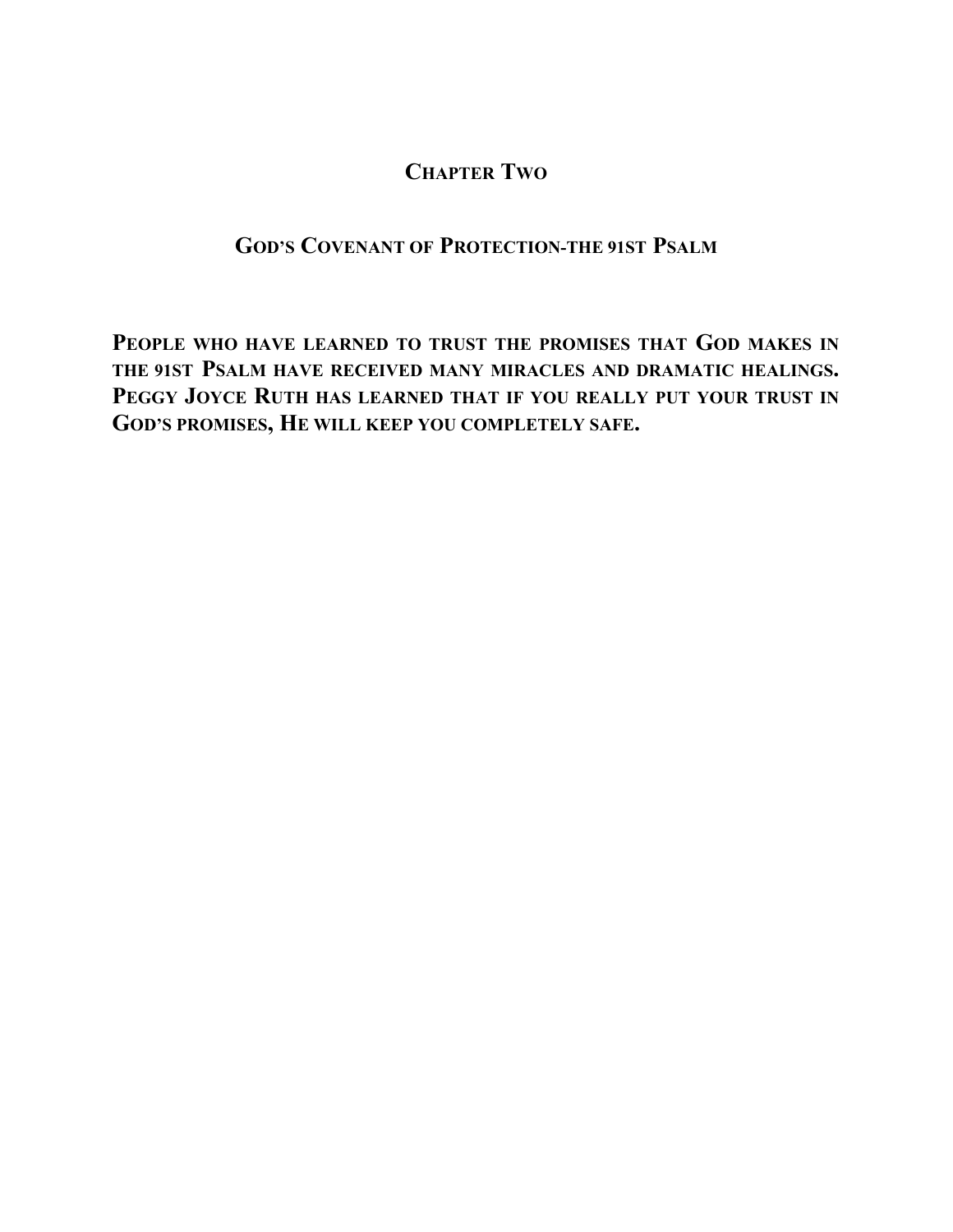## Chapter Two

## God's Covenant of Protection-the 91st Psalm

**People who have learned to trust the promises that God makes in the 91st Psalm have received many miracles and dramatic healings. Peggy Joyce Ruth has learned that if you really put your trust in God's promises, He will keep you completely safe.**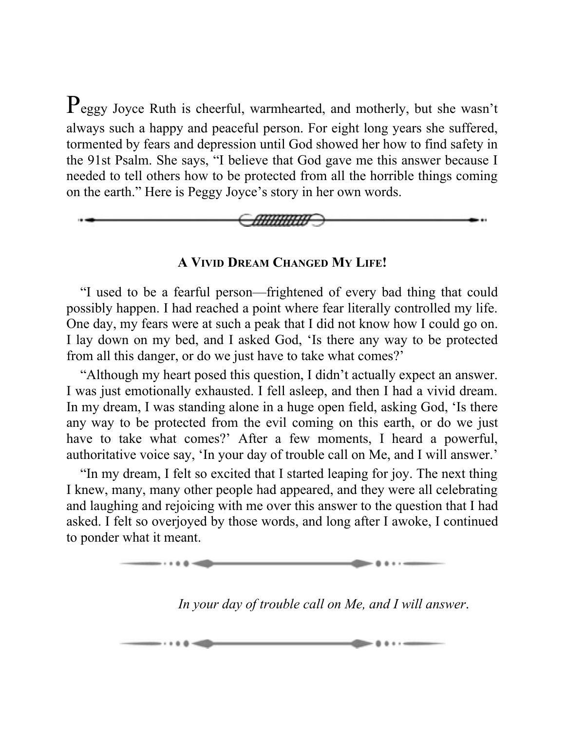Peggy Joyce Ruth is cheerful, warmhearted, and motherly, but she wasn't always such a happy and peaceful person. For eight long years she suffered, tormented by fears and depression until God showed her how to find safety in the 91st Psalm. She says, "I believe that God gave me this answer because I needed to tell others how to be protected from all the horrible things coming on the earth." Here is Peggy Joyce's story in her own words.

### A Vivid Dream Changed My Life!

"I used to be a fearful person—frightened of every bad thing that could possibly happen. I had reached a point where fear literally controlled my life. One day, my fears were at such a peak that I did not know how I could go on. I lay down on my bed, and I asked God, 'Is there any way to be protected from all this danger, or do we just have to take what comes?'

"Although my heart posed this question, I didn't actually expect an answer. I was just emotionally exhausted. I fell asleep, and then I had a vivid dream. In my dream, I was standing alone in a huge open field, asking God, 'Is there any way to be protected from the evil coming on this earth, or do we just have to take what comes?' After a few moments, I heard a powerful, authoritative voice say, 'In your day of trouble call on Me, and I will answer.'

"In my dream, I felt so excited that I started leaping for joy. The next thing I knew, many, many other people had appeared, and they were all celebrating and laughing and rejoicing with me over this answer to the question that I had asked. I felt so overjoyed by those words, and long after I awoke, I continued to ponder what it meant.

*In your day of trouble call on Me, and I will answer.*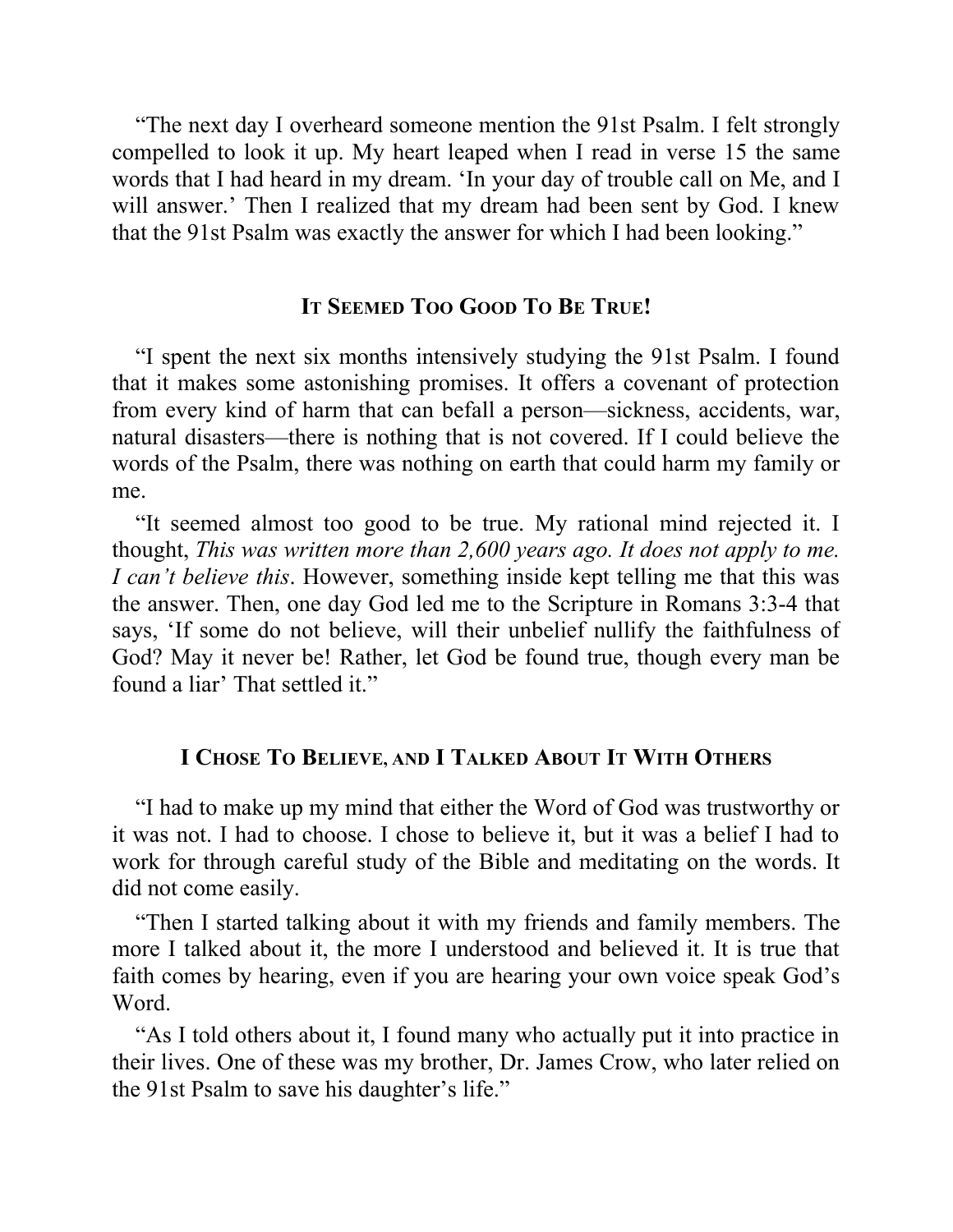"The next day I overheard someone mention the 91st Psalm. I felt strongly compelled to look it up. My heart leaped when I read in verse 15 the same words that I had heard in my dream. 'In your day of trouble call on Me, and I will answer.' Then I realized that my dream had been sent by God. I knew that the 91st Psalm was exactly the answer for which I had been looking."

## It Seemed Too Good To Be True!

"I spent the next six months intensively studying the 91st Psalm. I found that it makes some astonishing promises. It offers a covenant of protection from every kind of harm that can befall a person—sickness, accidents, war, natural disasters—there is nothing that is not covered. If I could believe the words of the Psalm, there was nothing on earth that could harm my family or me.

"It seemed almost too good to be true. My rational mind rejected it. I thought, *This was written more than 2,600 years ago. It does not apply to me. I can't believe this*. However, something inside kept telling me that this was the answer. Then, one day God led me to the Scripture in Romans 3:3-4 that says, 'If some do not believe, will their unbelief nullify the faithfulness of God? May it never be! Rather, let God be found true, though every man be found a liar' That settled it."

## I Chose To Believe, and I Talked About It With Others

"I had to make up my mind that either the Word of God was trustworthy or it was not. I had to choose. I chose to believe it, but it was a belief I had to work for through careful study of the Bible and meditating on the words. It did not come easily.

"Then I started talking about it with my friends and family members. The more I talked about it, the more I understood and believed it. It is true that faith comes by hearing, even if you are hearing your own voice speak God's Word.

"As I told others about it, I found many who actually put it into practice in their lives. One of these was my brother, Dr. James Crow, who later relied on the 91st Psalm to save his daughter's life."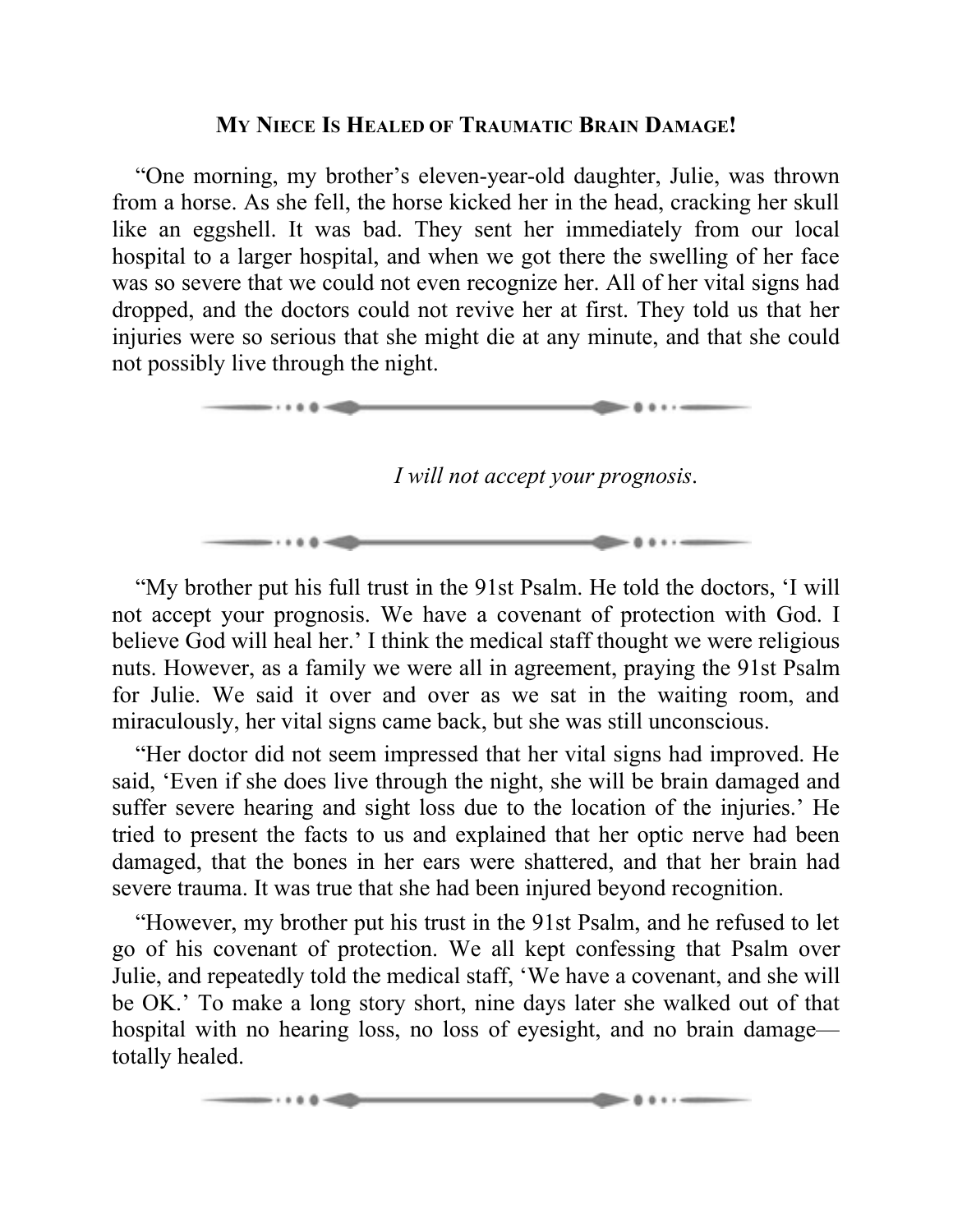### MY NIECE IS HEALED OF TRAUMATIC BRAIN DAMAGE!

"One morning, my brother's eleven-year-old daughter, Julie, was thrown from a horse. As she fell, the horse kicked her in the head, cracking her skull like an eggshell. It was bad. They sent her immediately from our local hospital to a larger hospital, and when we got there the swelling of her face was so severe that we could not even recognize her. All of her vital signs had dropped, and the doctors could not revive her at first. They told us that her injuries were so serious that she might die at any minute, and that she could not possibly live through the night.

---

*I will not accept your prognosis.*

---

"My brother put his full trust in the 91st Psalm. He told the doctors, 'I will not accept your prognosis. We have a covenant of protection with God. I believe God will heal her.' I think the medical staff thought we were religious nuts. However, as a family we were all in agreement, praying the 91st Psalm for Julie. We said it over and over as we sat in the waiting room, and miraculously, her vital signs came back, but she was still unconscious.

"Her doctor did not seem impressed that her vital signs had improved. He said, 'Even if she does live through the night, she will be brain damaged and suffer severe hearing and sight loss due to the location of the injuries.' He tried to present the facts to us and explained that her optic nerve had been damaged, that the bones in her ears were shattered, and that her brain had severe trauma. It was true that she had been injured beyond recognition.

"However, my brother put his trust in the 91st Psalm, and he refused to let go of his covenant of protection. We all kept confessing that Psalm over Julie, and repeatedly told the medical staff, 'We have a covenant, and she will be OK.' To make a long story short, nine days later she walked out of that hospital with no hearing loss, no loss of eyesight, and no brain damage—totally healed.

---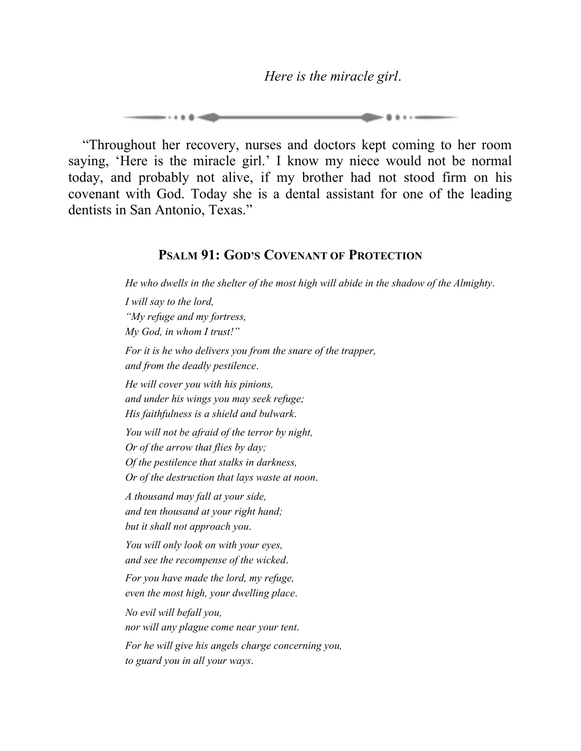*Here is the miracle girl*.

"Throughout her recovery, nurses and doctors kept coming to her room saying, 'Here is the miracle girl.' I know my niece would not be normal today, and probably not alive, if my brother had not stood firm on his covenant with God. Today she is a dental assistant for one of the leading dentists in San Antonio, Texas."

## Psalm 91: God's Covenant of Protection

*He who dwells in the shelter of the most high will abide in the shadow of the Almighty*.

*I will say to the lord,*
*"My refuge and my fortress,*
*My God, in whom I trust!"*

*For it is he who delivers you from the snare of the trapper,*
*and from the deadly pestilence*.

*He will cover you with his pinions,*
*and under his wings you may seek refuge;*
*His faithfulness is a shield and bulwark*.

*You will not be afraid of the terror by night,*
*Or of the arrow that flies by day;*
*Of the pestilence that stalks in darkness,*
*Or of the destruction that lays waste at noon*.

*A thousand may fall at your side,*
*and ten thousand at your right hand;*
*but it shall not approach you*.

*You will only look on with your eyes,*
*and see the recompense of the wicked*.

*For you have made the lord, my refuge,*
*even the most high, your dwelling place*.

*No evil will befall you,*
*nor will any plague come near your tent*.

*For he will give his angels charge concerning you,*
*to guard you in all your ways*.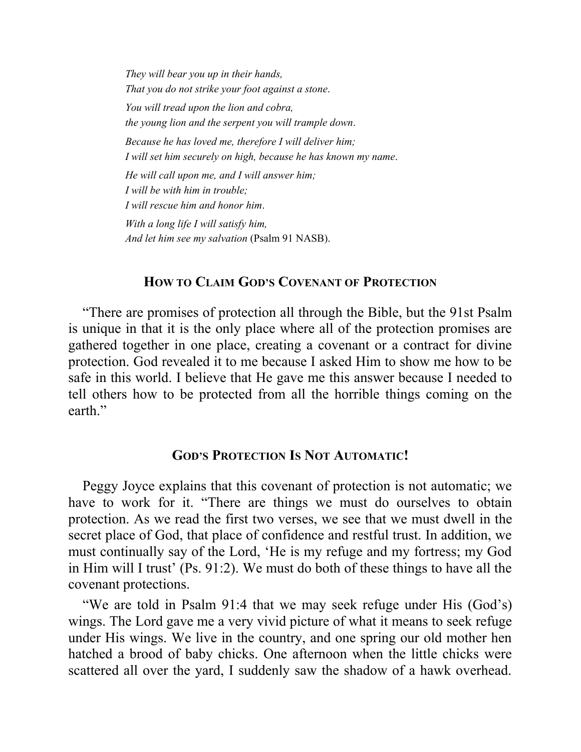*They will bear you up in their hands,*  
*That you do not strike your foot against a stone.*

*You will tread upon the lion and cobra,*  
*the young lion and the serpent you will trample down.*

*Because he has loved me, therefore I will deliver him;*  
*I will set him securely on high, because he has known my name.*

*He will call upon me, and I will answer him;*  
*I will be with him in trouble;*  
*I will rescue him and honor him.*

*With a long life I will satisfy him,*  
*And let him see my salvation* (Psalm 91 NASB).

## How to Claim God's Covenant of Protection

"There are promises of protection all through the Bible, but the 91st Psalm is unique in that it is the only place where all of the protection promises are gathered together in one place, creating a covenant or a contract for divine protection. God revealed it to me because I asked Him to show me how to be safe in this world. I believe that He gave me this answer because I needed to tell others how to be protected from all the horrible things coming on the earth."

## God's Protection Is Not Automatic!

Peggy Joyce explains that this covenant of protection is not automatic; we have to work for it. "There are things we must do ourselves to obtain protection. As we read the first two verses, we see that we must dwell in the secret place of God, that place of confidence and restful trust. In addition, we must continually say of the Lord, 'He is my refuge and my fortress; my God in Him will I trust' (Ps. 91:2). We must do both of these things to have all the covenant protections.

"We are told in Psalm 91:4 that we may seek refuge under His (God's) wings. The Lord gave me a very vivid picture of what it means to seek refuge under His wings. We live in the country, and one spring our old mother hen hatched a brood of baby chicks. One afternoon when the little chicks were scattered all over the yard, I suddenly saw the shadow of a hawk overhead.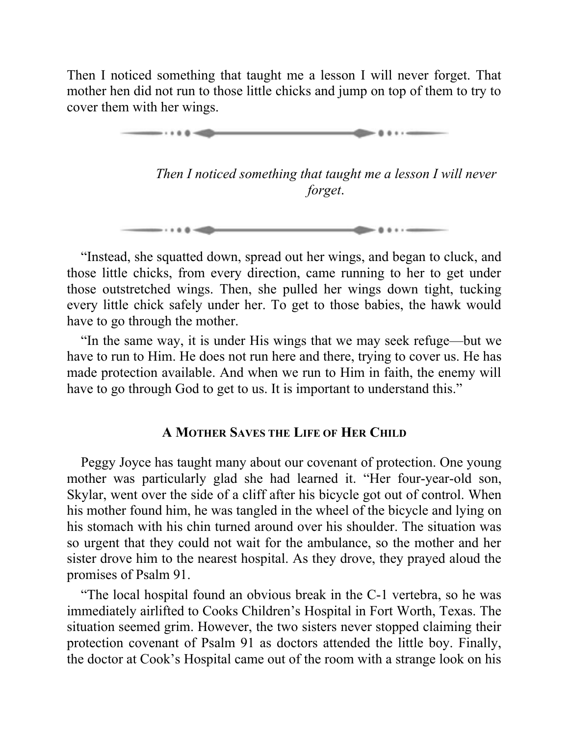Then I noticed something that taught me a lesson I will never forget. That mother hen did not run to those little chicks and jump on top of them to try to cover them with her wings.

> *Then I noticed something that taught me a lesson I will never forget.*

"Instead, she squatted down, spread out her wings, and began to cluck, and those little chicks, from every direction, came running to her to get under those outstretched wings. Then, she pulled her wings down tight, tucking every little chick safely under her. To get to those babies, the hawk would have to go through the mother.

"In the same way, it is under His wings that we may seek refuge—but we have to run to Him. He does not run here and there, trying to cover us. He has made protection available. And when we run to Him in faith, the enemy will have to go through God to get to us. It is important to understand this."

## A Mother Saves the Life of Her Child

Peggy Joyce has taught many about our covenant of protection. One young mother was particularly glad she had learned it. "Her four-year-old son, Skylar, went over the side of a cliff after his bicycle got out of control. When his mother found him, he was tangled in the wheel of the bicycle and lying on his stomach with his chin turned around over his shoulder. The situation was so urgent that they could not wait for the ambulance, so the mother and her sister drove him to the nearest hospital. As they drove, they prayed aloud the promises of Psalm 91.

"The local hospital found an obvious break in the C-1 vertebra, so he was immediately airlifted to Cooks Children's Hospital in Fort Worth, Texas. The situation seemed grim. However, the two sisters never stopped claiming their protection covenant of Psalm 91 as doctors attended the little boy. Finally, the doctor at Cook's Hospital came out of the room with a strange look on his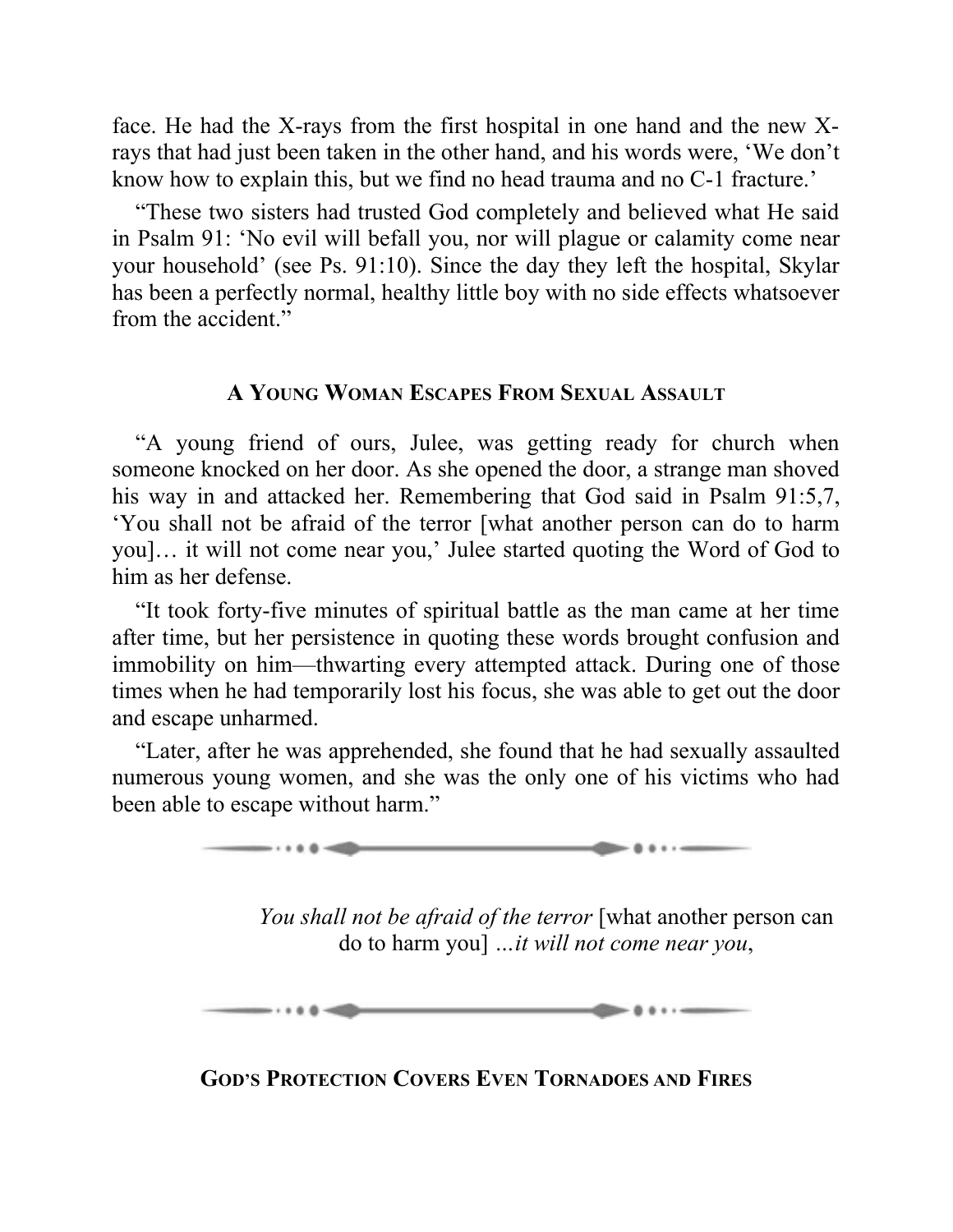face. He had the X-rays from the first hospital in one hand and the new X-rays that had just been taken in the other hand, and his words were, 'We don't know how to explain this, but we find no head trauma and no C-1 fracture.'

"These two sisters had trusted God completely and believed what He said in Psalm 91: 'No evil will befall you, nor will plague or calamity come near your household' (see Ps. 91:10). Since the day they left the hospital, Skylar has been a perfectly normal, healthy little boy with no side effects whatsoever from the accident."

### A Young Woman Escapes From Sexual Assault

"A young friend of ours, Julee, was getting ready for church when someone knocked on her door. As she opened the door, a strange man shoved his way in and attacked her. Remembering that God said in Psalm 91:5,7, 'You shall not be afraid of the terror [what another person can do to harm you]… it will not come near you,' Julee started quoting the Word of God to him as her defense.

"It took forty-five minutes of spiritual battle as the man came at her time after time, but her persistence in quoting these words brought confusion and immobility on him—thwarting every attempted attack. During one of those times when he had temporarily lost his focus, she was able to get out the door and escape unharmed.

"Later, after he was apprehended, she found that he had sexually assaulted numerous young women, and she was the only one of his victims who had been able to escape without harm."

---

*You shall not be afraid of the terror* [what another person can do to harm you] *…it will not come near you*,

---

### God's Protection Covers Even Tornadoes and Fires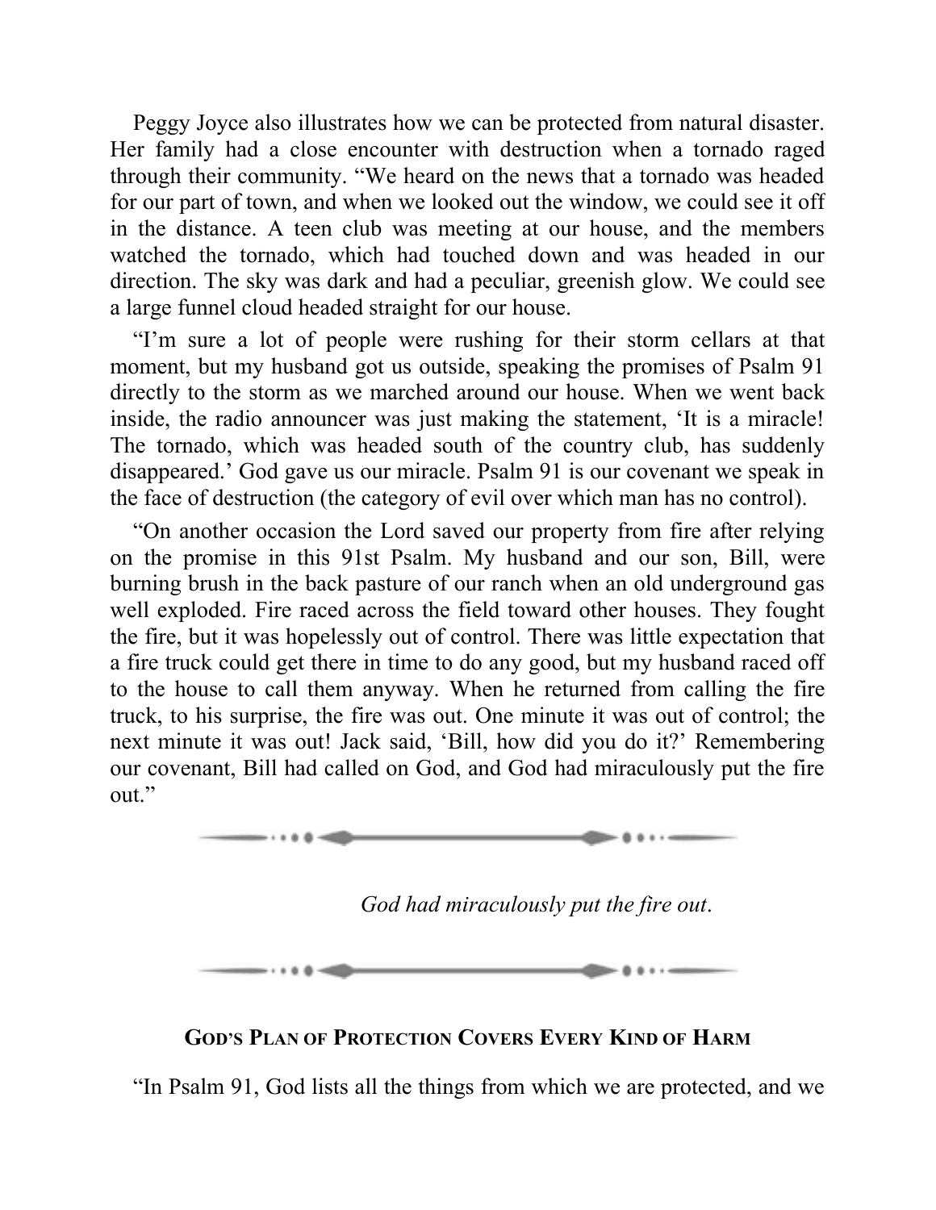Peggy Joyce also illustrates how we can be protected from natural disaster. Her family had a close encounter with destruction when a tornado raged through their community. “We heard on the news that a tornado was headed for our part of town, and when we looked out the window, we could see it off in the distance. A teen club was meeting at our house, and the members watched the tornado, which had touched down and was headed in our direction. The sky was dark and had a peculiar, greenish glow. We could see a large funnel cloud headed straight for our house.

“I’m sure a lot of people were rushing for their storm cellars at that moment, but my husband got us outside, speaking the promises of Psalm 91 directly to the storm as we marched around our house. When we went back inside, the radio announcer was just making the statement, ‘It is a miracle! The tornado, which was headed south of the country club, has suddenly disappeared.’ God gave us our miracle. Psalm 91 is our covenant we speak in the face of destruction (the category of evil over which man has no control).

“On another occasion the Lord saved our property from fire after relying on the promise in this 91st Psalm. My husband and our son, Bill, were burning brush in the back pasture of our ranch when an old underground gas well exploded. Fire raced across the field toward other houses. They fought the fire, but it was hopelessly out of control. There was little expectation that a fire truck could get there in time to do any good, but my husband raced off to the house to call them anyway. When he returned from calling the fire truck, to his surprise, the fire was out. One minute it was out of control; the next minute it was out! Jack said, ‘Bill, how did you do it?’ Remembering our covenant, Bill had called on God, and God had miraculously put the fire out.”

*God had miraculously put the fire out.*

### GOD’S PLAN OF PROTECTION COVERS EVERY KIND OF HARM

“In Psalm 91, God lists all the things from which we are protected, and we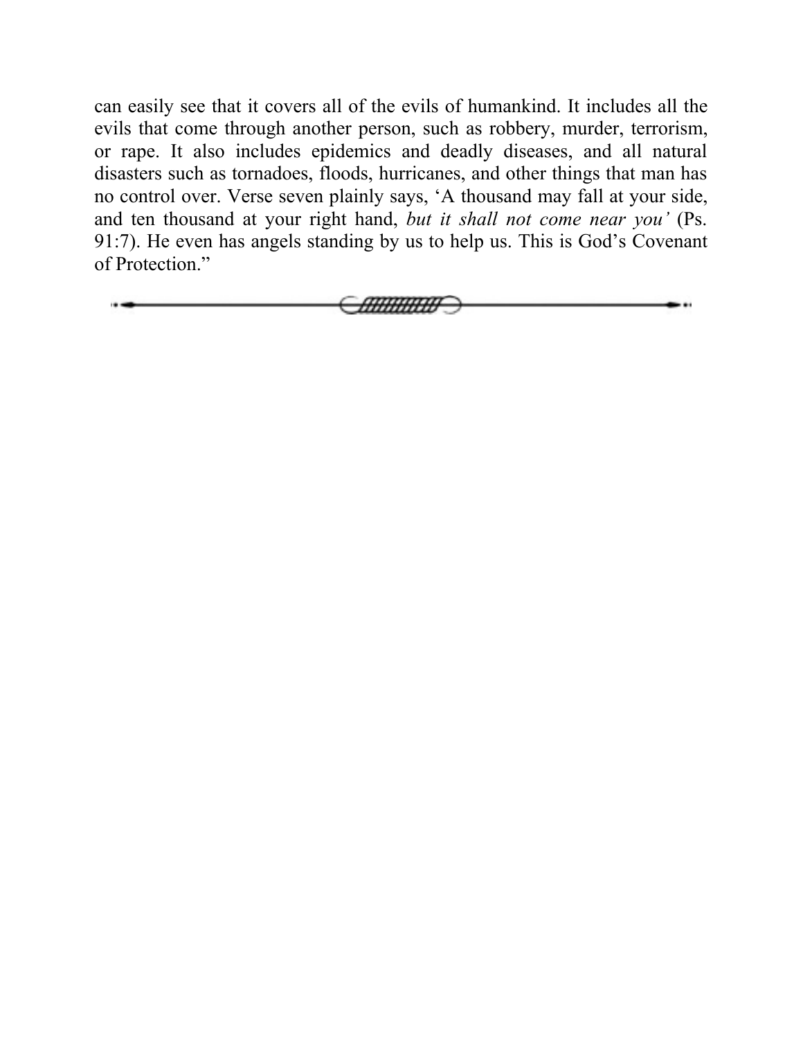can easily see that it covers all of the evils of humankind. It includes all the evils that come through another person, such as robbery, murder, terrorism, or rape. It also includes epidemics and deadly diseases, and all natural disasters such as tornadoes, floods, hurricanes, and other things that man has no control over. Verse seven plainly says, 'A thousand may fall at your side, and ten thousand at your right hand, *but it shall not come near you'* (Ps. 91:7). He even has angels standing by us to help us. This is God's Covenant of Protection."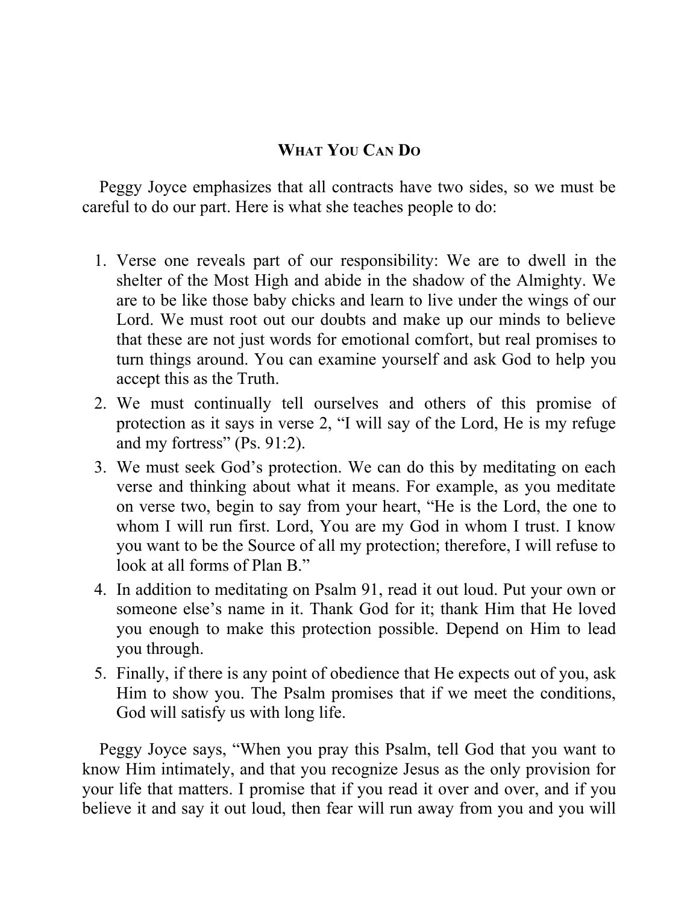## What You Can Do

Peggy Joyce emphasizes that all contracts have two sides, so we must be careful to do our part. Here is what she teaches people to do:

1. Verse one reveals part of our responsibility: We are to dwell in the shelter of the Most High and abide in the shadow of the Almighty. We are to be like those baby chicks and learn to live under the wings of our Lord. We must root out our doubts and make up our minds to believe that these are not just words for emotional comfort, but real promises to turn things around. You can examine yourself and ask God to help you accept this as the Truth.
2. We must continually tell ourselves and others of this promise of protection as it says in verse 2, "I will say of the Lord, He is my refuge and my fortress" (Ps. 91:2).
3. We must seek God's protection. We can do this by meditating on each verse and thinking about what it means. For example, as you meditate on verse two, begin to say from your heart, "He is the Lord, the one to whom I will run first. Lord, You are my God in whom I trust. I know you want to be the Source of all my protection; therefore, I will refuse to look at all forms of Plan B."
4. In addition to meditating on Psalm 91, read it out loud. Put your own or someone else's name in it. Thank God for it; thank Him that He loved you enough to make this protection possible. Depend on Him to lead you through.
5. Finally, if there is any point of obedience that He expects out of you, ask Him to show you. The Psalm promises that if we meet the conditions, God will satisfy us with long life.

Peggy Joyce says, "When you pray this Psalm, tell God that you want to know Him intimately, and that you recognize Jesus as the only provision for your life that matters. I promise that if you read it over and over, and if you believe it and say it out loud, then fear will run away from you and you will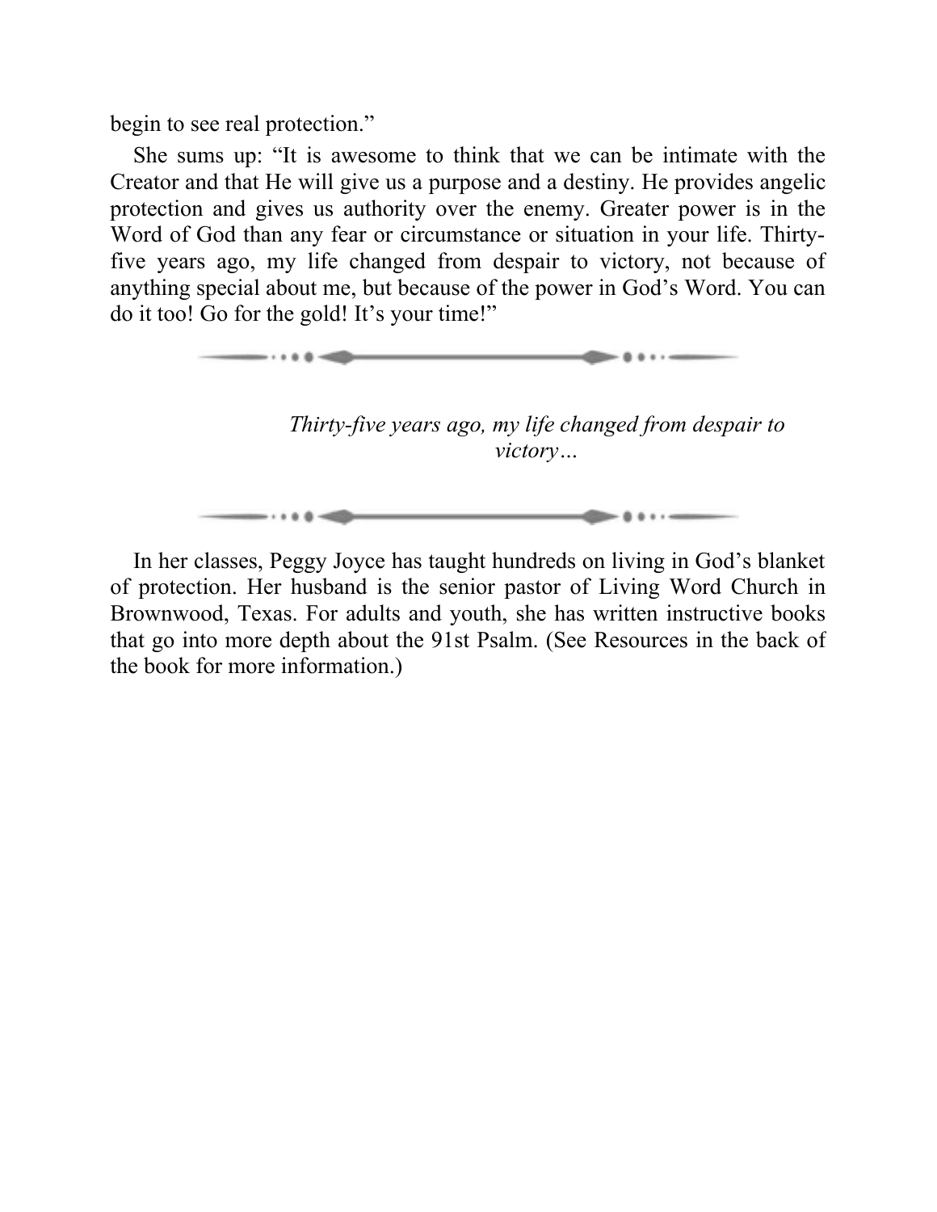begin to see real protection."

She sums up: "It is awesome to think that we can be intimate with the Creator and that He will give us a purpose and a destiny. He provides angelic protection and gives us authority over the enemy. Greater power is in the Word of God than any fear or circumstance or situation in your life. Thirty-five years ago, my life changed from despair to victory, not because of anything special about me, but because of the power in God's Word. You can do it too! Go for the gold! It's your time!"

---

*Thirty-five years ago, my life changed from despair to victory…*

---

In her classes, Peggy Joyce has taught hundreds on living in God's blanket of protection. Her husband is the senior pastor of Living Word Church in Brownwood, Texas. For adults and youth, she has written instructive books that go into more depth about the 91st Psalm. (See Resources in the back of the book for more information.)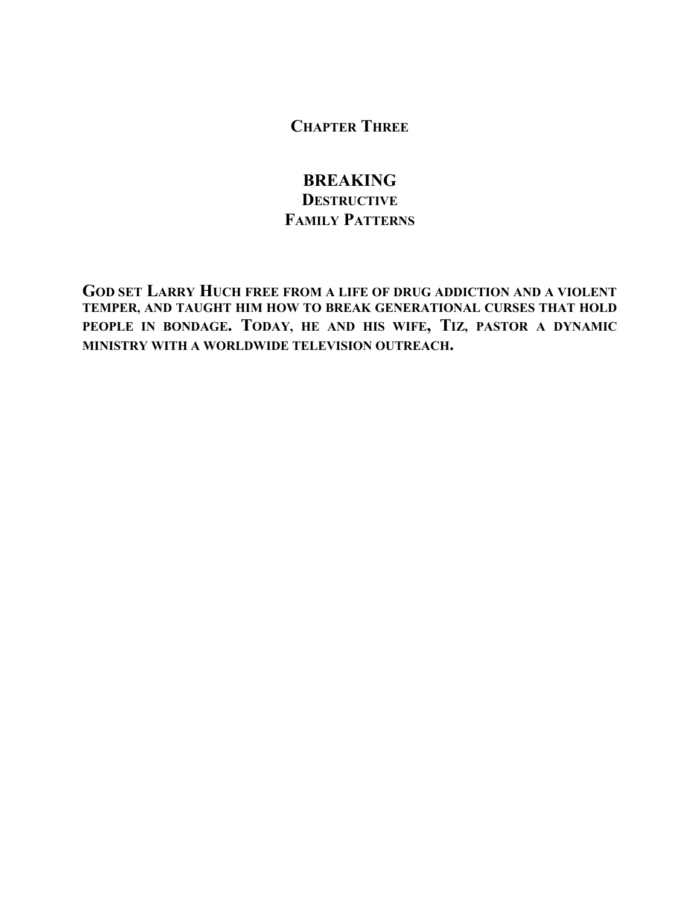## Chapter Three

# BREAKING Destructive Family Patterns

**God set Larry Huch free from a life of drug addiction and a violent temper, and taught him how to break generational curses that hold people in bondage. Today, he and his wife, Tiz, pastor a dynamic ministry with a worldwide television outreach.**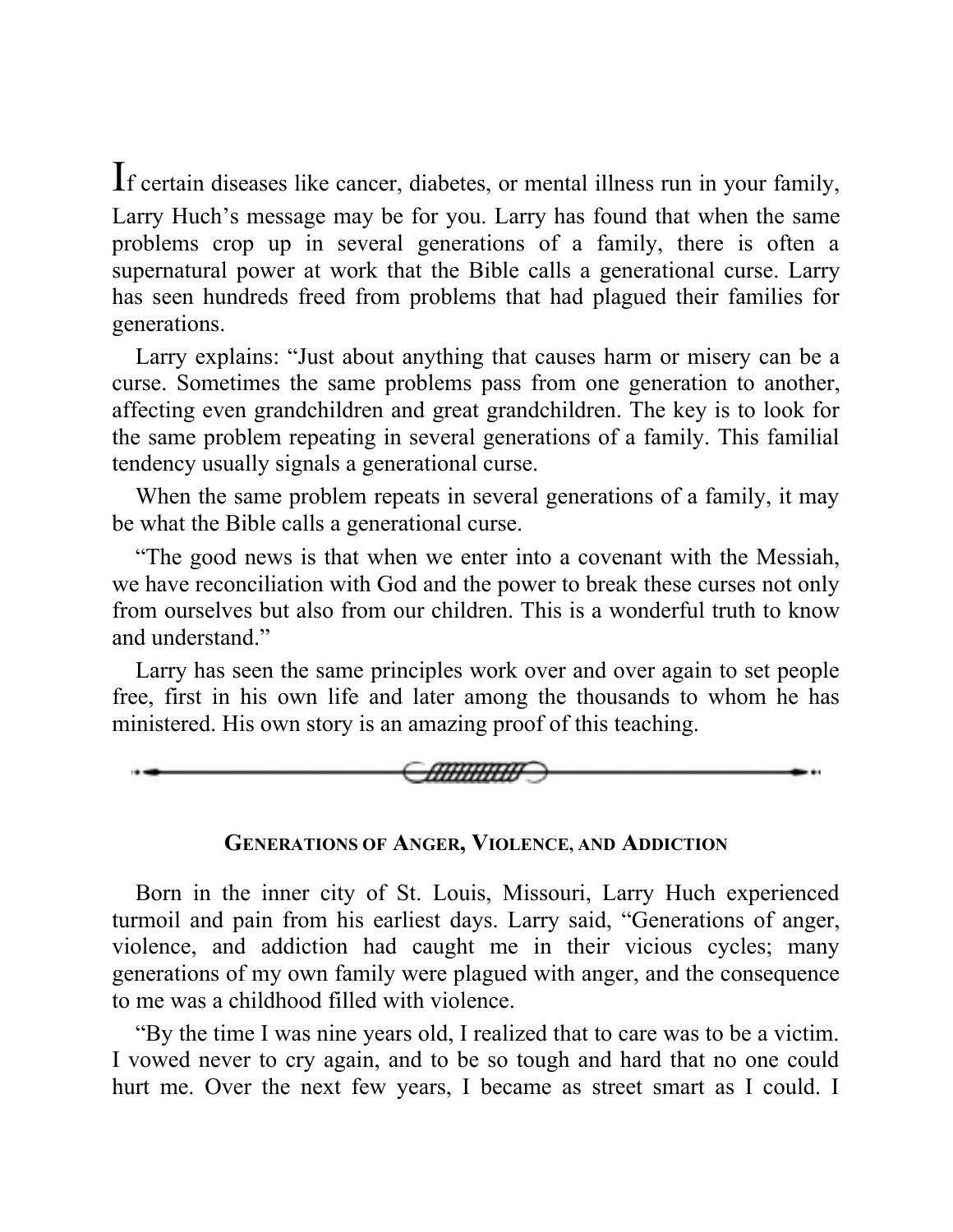If certain diseases like cancer, diabetes, or mental illness run in your family, Larry Huch's message may be for you. Larry has found that when the same problems crop up in several generations of a family, there is often a supernatural power at work that the Bible calls a generational curse. Larry has seen hundreds freed from problems that had plagued their families for generations.

Larry explains: "Just about anything that causes harm or misery can be a curse. Sometimes the same problems pass from one generation to another, affecting even grandchildren and great grandchildren. The key is to look for the same problem repeating in several generations of a family. This familial tendency usually signals a generational curse.

When the same problem repeats in several generations of a family, it may be what the Bible calls a generational curse.

"The good news is that when we enter into a covenant with the Messiah, we have reconciliation with God and the power to break these curses not only from ourselves but also from our children. This is a wonderful truth to know and understand."

Larry has seen the same principles work over and over again to set people free, first in his own life and later among the thousands to whom he has ministered. His own story is an amazing proof of this teaching.

---

### GENERATIONS OF ANGER, VIOLENCE, AND ADDICTION

Born in the inner city of St. Louis, Missouri, Larry Huch experienced turmoil and pain from his earliest days. Larry said, "Generations of anger, violence, and addiction had caught me in their vicious cycles; many generations of my own family were plagued with anger, and the consequence to me was a childhood filled with violence.

"By the time I was nine years old, I realized that to care was to be a victim. I vowed never to cry again, and to be so tough and hard that no one could hurt me. Over the next few years, I became as street smart as I could. I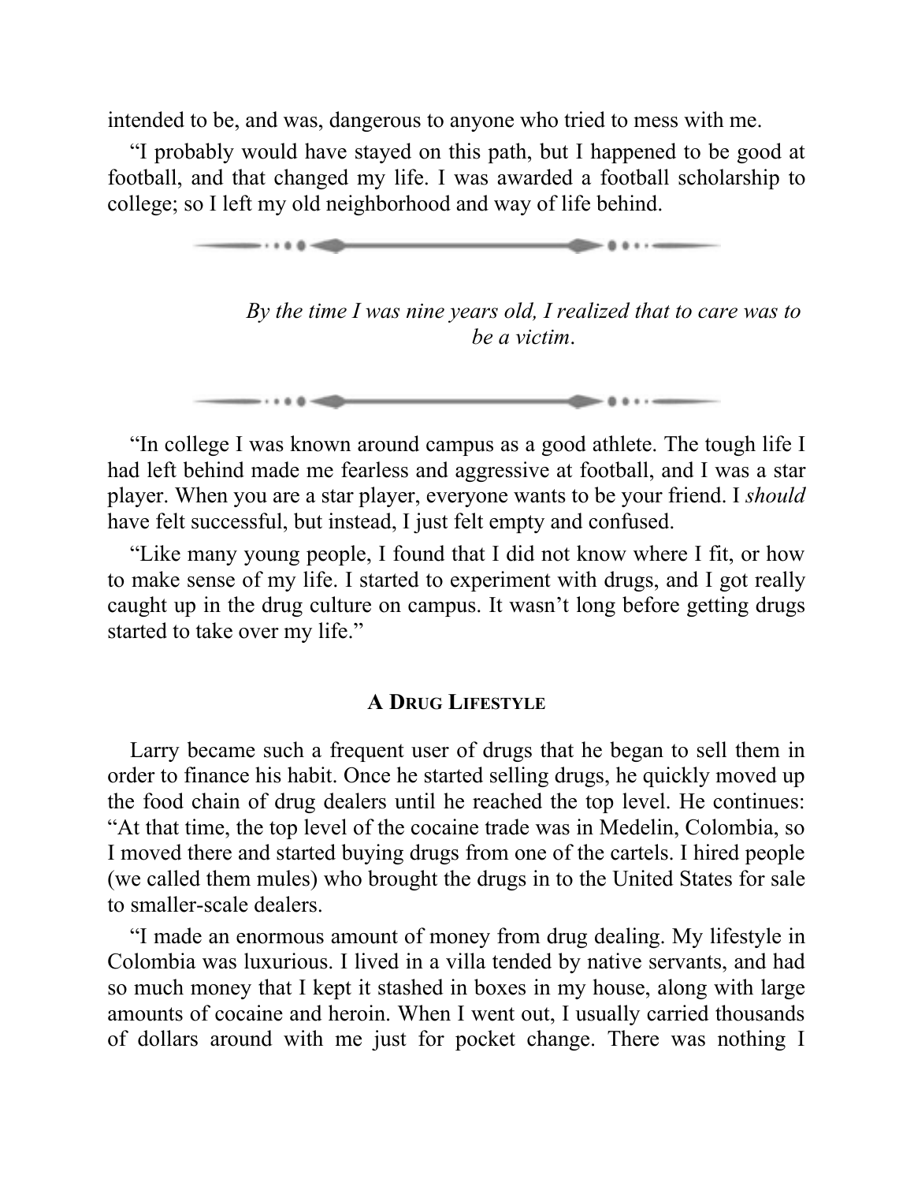intended to be, and was, dangerous to anyone who tried to mess with me.

"I probably would have stayed on this path, but I happened to be good at football, and that changed my life. I was awarded a football scholarship to college; so I left my old neighborhood and way of life behind.

*By the time I was nine years old, I realized that to care was to be a victim.*

"In college I was known around campus as a good athlete. The tough life I had left behind made me fearless and aggressive at football, and I was a star player. When you are a star player, everyone wants to be your friend. I *should* have felt successful, but instead, I just felt empty and confused.

"Like many young people, I found that I did not know where I fit, or how to make sense of my life. I started to experiment with drugs, and I got really caught up in the drug culture on campus. It wasn't long before getting drugs started to take over my life."

### A Drug Lifestyle

Larry became such a frequent user of drugs that he began to sell them in order to finance his habit. Once he started selling drugs, he quickly moved up the food chain of drug dealers until he reached the top level. He continues: "At that time, the top level of the cocaine trade was in Medelin, Colombia, so I moved there and started buying drugs from one of the cartels. I hired people (we called them mules) who brought the drugs in to the United States for sale to smaller-scale dealers.

"I made an enormous amount of money from drug dealing. My lifestyle in Colombia was luxurious. I lived in a villa tended by native servants, and had so much money that I kept it stashed in boxes in my house, along with large amounts of cocaine and heroin. When I went out, I usually carried thousands of dollars around with me just for pocket change. There was nothing I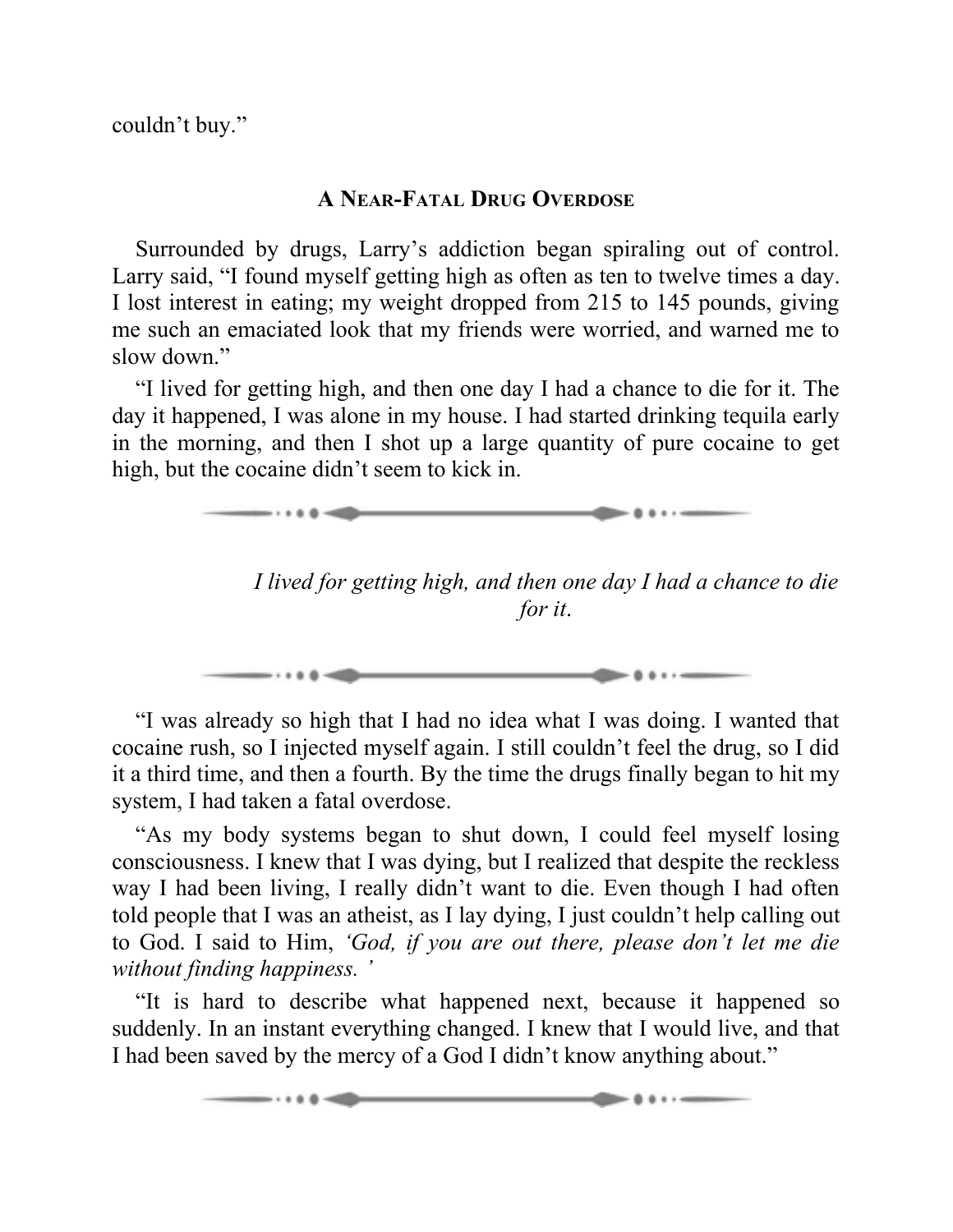couldn't buy."

### A Near-Fatal Drug Overdose

Surrounded by drugs, Larry's addiction began spiraling out of control. Larry said, "I found myself getting high as often as ten to twelve times a day. I lost interest in eating; my weight dropped from 215 to 145 pounds, giving me such an emaciated look that my friends were worried, and warned me to slow down."

"I lived for getting high, and then one day I had a chance to die for it. The day it happened, I was alone in my house. I had started drinking tequila early in the morning, and then I shot up a large quantity of pure cocaine to get high, but the cocaine didn't seem to kick in.

---

*I lived for getting high, and then one day I had a chance to die for it.*

---

"I was already so high that I had no idea what I was doing. I wanted that cocaine rush, so I injected myself again. I still couldn't feel the drug, so I did it a third time, and then a fourth. By the time the drugs finally began to hit my system, I had taken a fatal overdose.

"As my body systems began to shut down, I could feel myself losing consciousness. I knew that I was dying, but I realized that despite the reckless way I had been living, I really didn't want to die. Even though I had often told people that I was an atheist, as I lay dying, I just couldn't help calling out to God. I said to Him, *'God, if you are out there, please don't let me die without finding happiness.'*

"It is hard to describe what happened next, because it happened so suddenly. In an instant everything changed. I knew that I would live, and that I had been saved by the mercy of a God I didn't know anything about."

---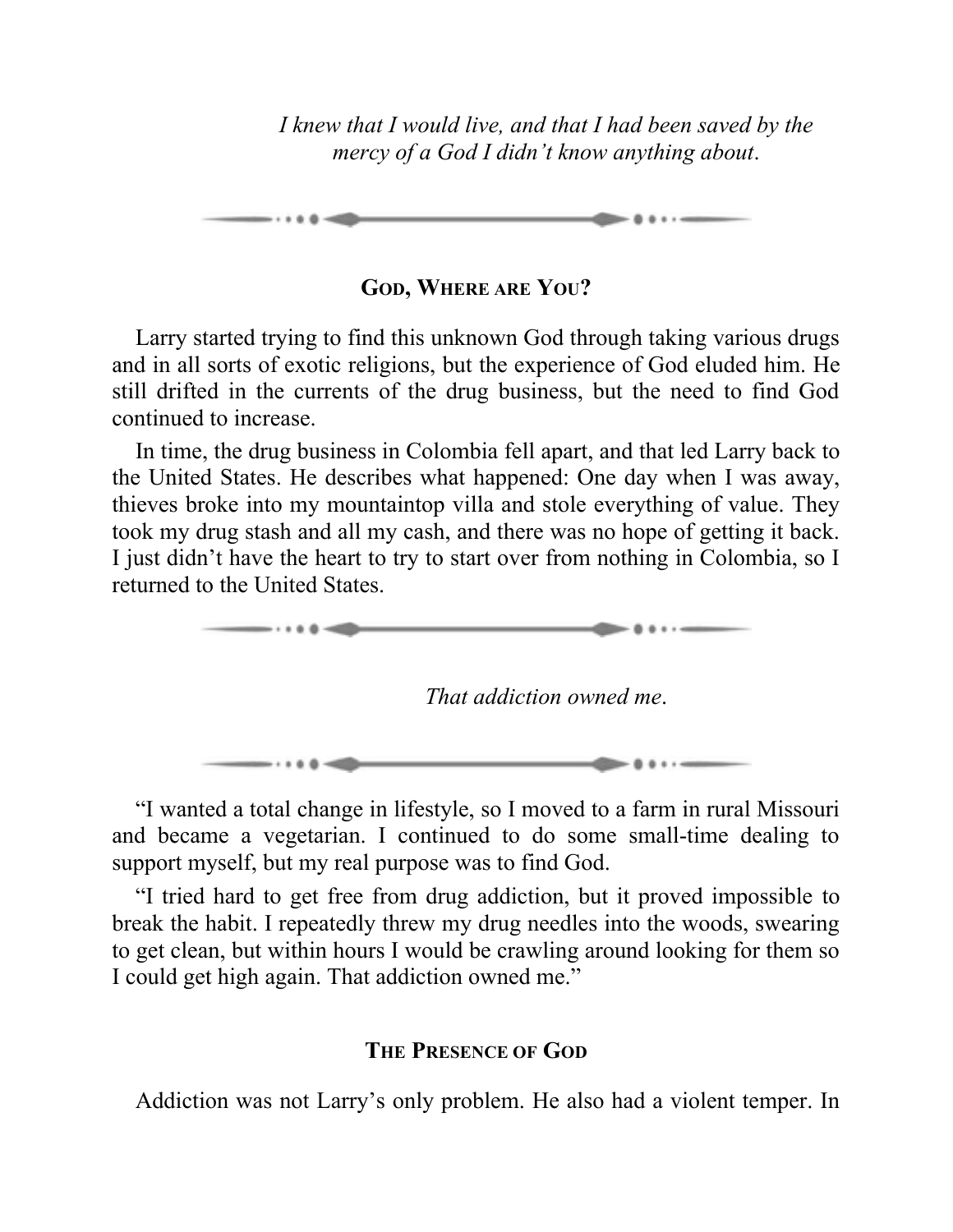*I knew that I would live, and that I had been saved by the mercy of a God I didn't know anything about.*

## God, Where are You?

Larry started trying to find this unknown God through taking various drugs and in all sorts of exotic religions, but the experience of God eluded him. He still drifted in the currents of the drug business, but the need to find God continued to increase.

In time, the drug business in Colombia fell apart, and that led Larry back to the United States. He describes what happened: One day when I was away, thieves broke into my mountaintop villa and stole everything of value. They took my drug stash and all my cash, and there was no hope of getting it back. I just didn't have the heart to try to start over from nothing in Colombia, so I returned to the United States.

*That addiction owned me.*

"I wanted a total change in lifestyle, so I moved to a farm in rural Missouri and became a vegetarian. I continued to do some small-time dealing to support myself, but my real purpose was to find God.

"I tried hard to get free from drug addiction, but it proved impossible to break the habit. I repeatedly threw my drug needles into the woods, swearing to get clean, but within hours I would be crawling around looking for them so I could get high again. That addiction owned me."

## The Presence of God

Addiction was not Larry's only problem. He also had a violent temper. In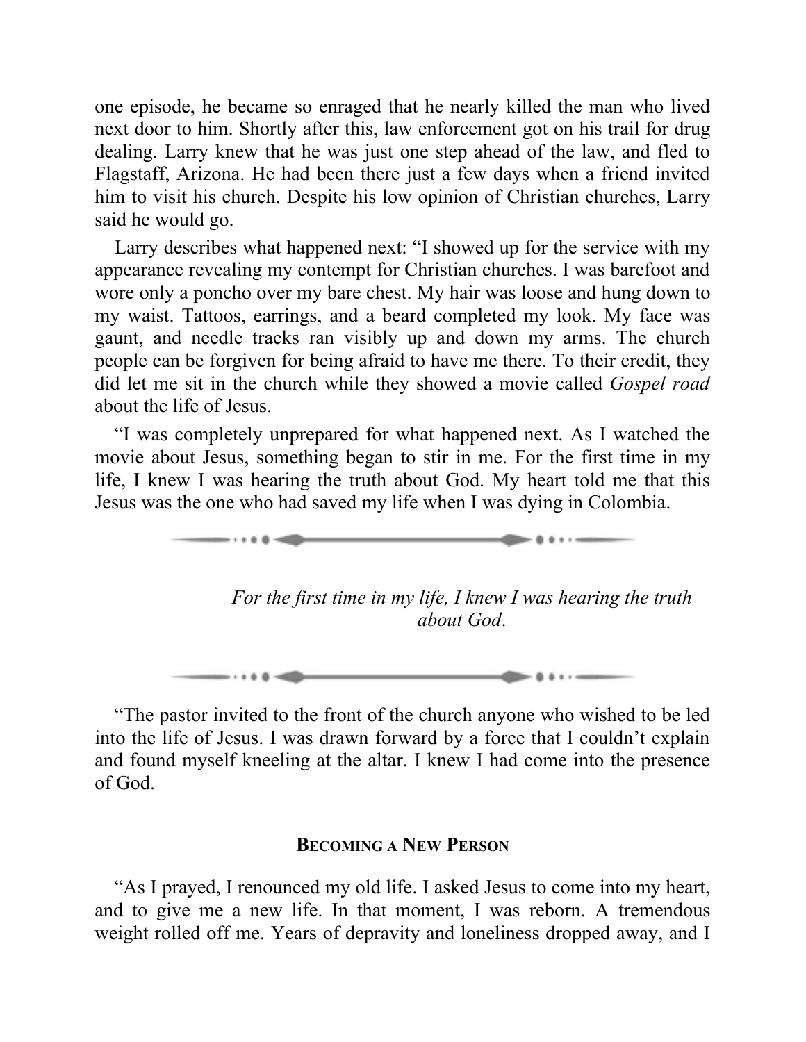one episode, he became so enraged that he nearly killed the man who lived next door to him. Shortly after this, law enforcement got on his trail for drug dealing. Larry knew that he was just one step ahead of the law, and fled to Flagstaff, Arizona. He had been there just a few days when a friend invited him to visit his church. Despite his low opinion of Christian churches, Larry said he would go.

Larry describes what happened next: "I showed up for the service with my appearance revealing my contempt for Christian churches. I was barefoot and wore only a poncho over my bare chest. My hair was loose and hung down to my waist. Tattoos, earrings, and a beard completed my look. My face was gaunt, and needle tracks ran visibly up and down my arms. The church people can be forgiven for being afraid to have me there. To their credit, they did let me sit in the church while they showed a movie called *Gospel road* about the life of Jesus.

"I was completely unprepared for what happened next. As I watched the movie about Jesus, something began to stir in me. For the first time in my life, I knew I was hearing the truth about God. My heart told me that this Jesus was the one who had saved my life when I was dying in Colombia.

*For the first time in my life, I knew I was hearing the truth about God.*

"The pastor invited to the front of the church anyone who wished to be led into the life of Jesus. I was drawn forward by a force that I couldn't explain and found myself kneeling at the altar. I knew I had come into the presence of God.

## Becoming a New Person

"As I prayed, I renounced my old life. I asked Jesus to come into my heart, and to give me a new life. In that moment, I was reborn. A tremendous weight rolled off me. Years of depravity and loneliness dropped away, and I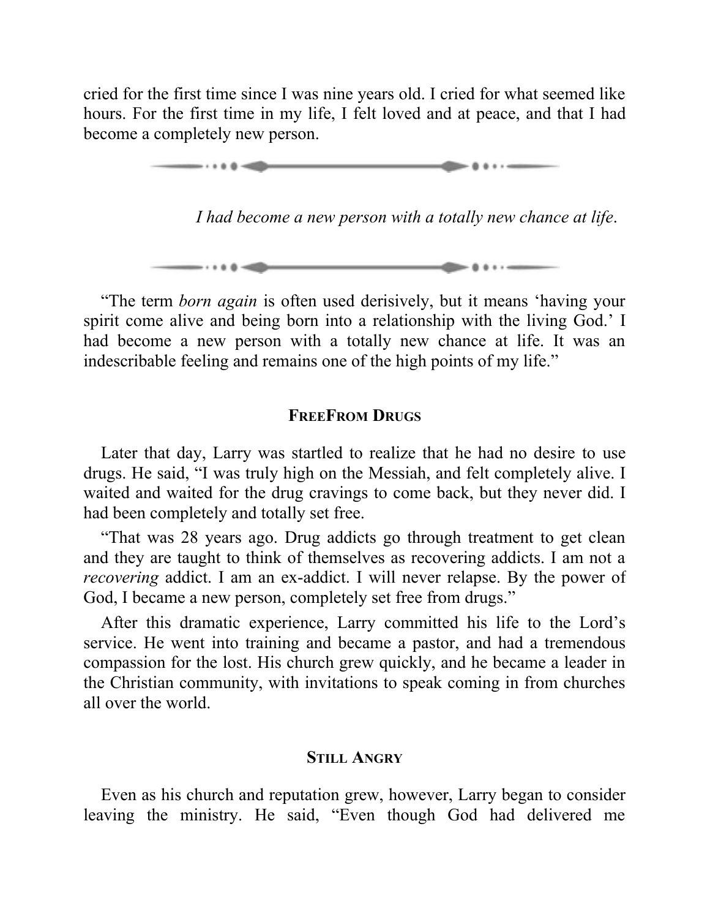cried for the first time since I was nine years old. I cried for what seemed like hours. For the first time in my life, I felt loved and at peace, and that I had become a completely new person.

---

*I had become a new person with a totally new chance at life.*

---

"The term *born again* is often used derisively, but it means 'having your spirit come alive and being born into a relationship with the living God.' I had become a new person with a totally new chance at life. It was an indescribable feeling and remains one of the high points of my life."

### FreeFrom Drugs

Later that day, Larry was startled to realize that he had no desire to use drugs. He said, "I was truly high on the Messiah, and felt completely alive. I waited and waited for the drug cravings to come back, but they never did. I had been completely and totally set free.

"That was 28 years ago. Drug addicts go through treatment to get clean and they are taught to think of themselves as recovering addicts. I am not a *recovering* addict. I am an ex-addict. I will never relapse. By the power of God, I became a new person, completely set free from drugs."

After this dramatic experience, Larry committed his life to the Lord's service. He went into training and became a pastor, and had a tremendous compassion for the lost. His church grew quickly, and he became a leader in the Christian community, with invitations to speak coming in from churches all over the world.

### Still Angry

Even as his church and reputation grew, however, Larry began to consider leaving the ministry. He said, "Even though God had delivered me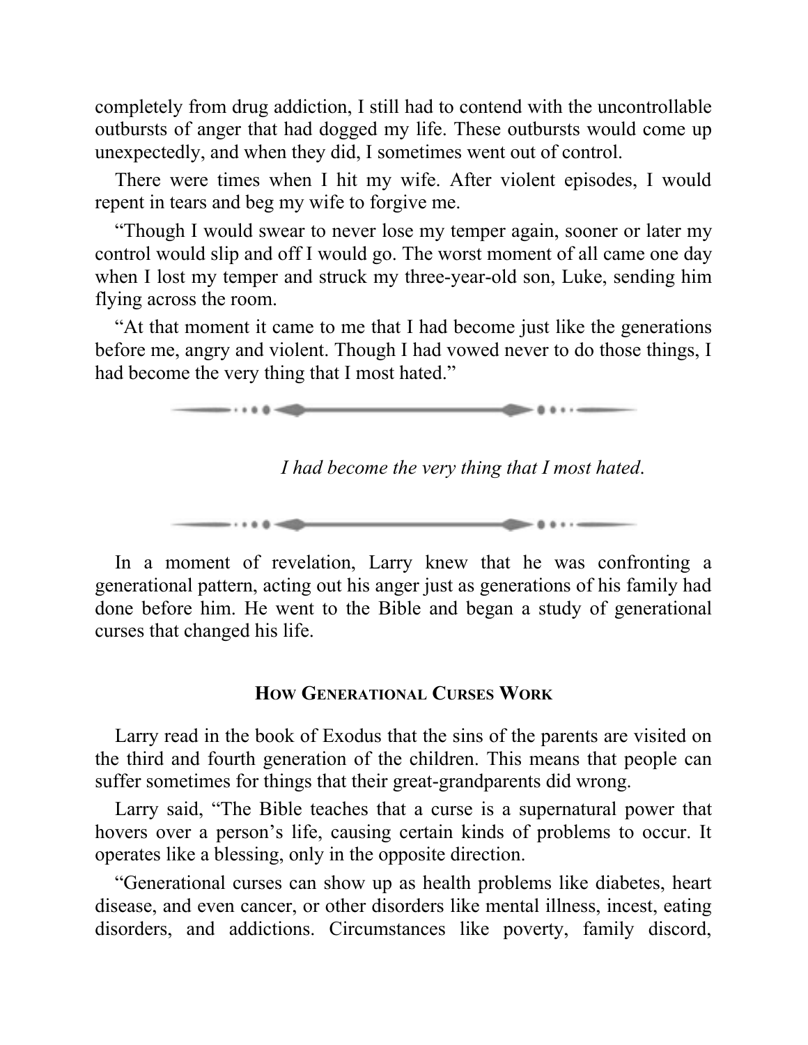completely from drug addiction, I still had to contend with the uncontrollable outbursts of anger that had dogged my life. These outbursts would come up unexpectedly, and when they did, I sometimes went out of control.

There were times when I hit my wife. After violent episodes, I would repent in tears and beg my wife to forgive me.

"Though I would swear to never lose my temper again, sooner or later my control would slip and off I would go. The worst moment of all came one day when I lost my temper and struck my three-year-old son, Luke, sending him flying across the room.

"At that moment it came to me that I had become just like the generations before me, angry and violent. Though I had vowed never to do those things, I had become the very thing that I most hated."

*I had become the very thing that I most hated.*

In a moment of revelation, Larry knew that he was confronting a generational pattern, acting out his anger just as generations of his family had done before him. He went to the Bible and began a study of generational curses that changed his life.

## How Generational Curses Work

Larry read in the book of Exodus that the sins of the parents are visited on the third and fourth generation of the children. This means that people can suffer sometimes for things that their great-grandparents did wrong.

Larry said, "The Bible teaches that a curse is a supernatural power that hovers over a person's life, causing certain kinds of problems to occur. It operates like a blessing, only in the opposite direction.

"Generational curses can show up as health problems like diabetes, heart disease, and even cancer, or other disorders like mental illness, incest, eating disorders, and addictions. Circumstances like poverty, family discord,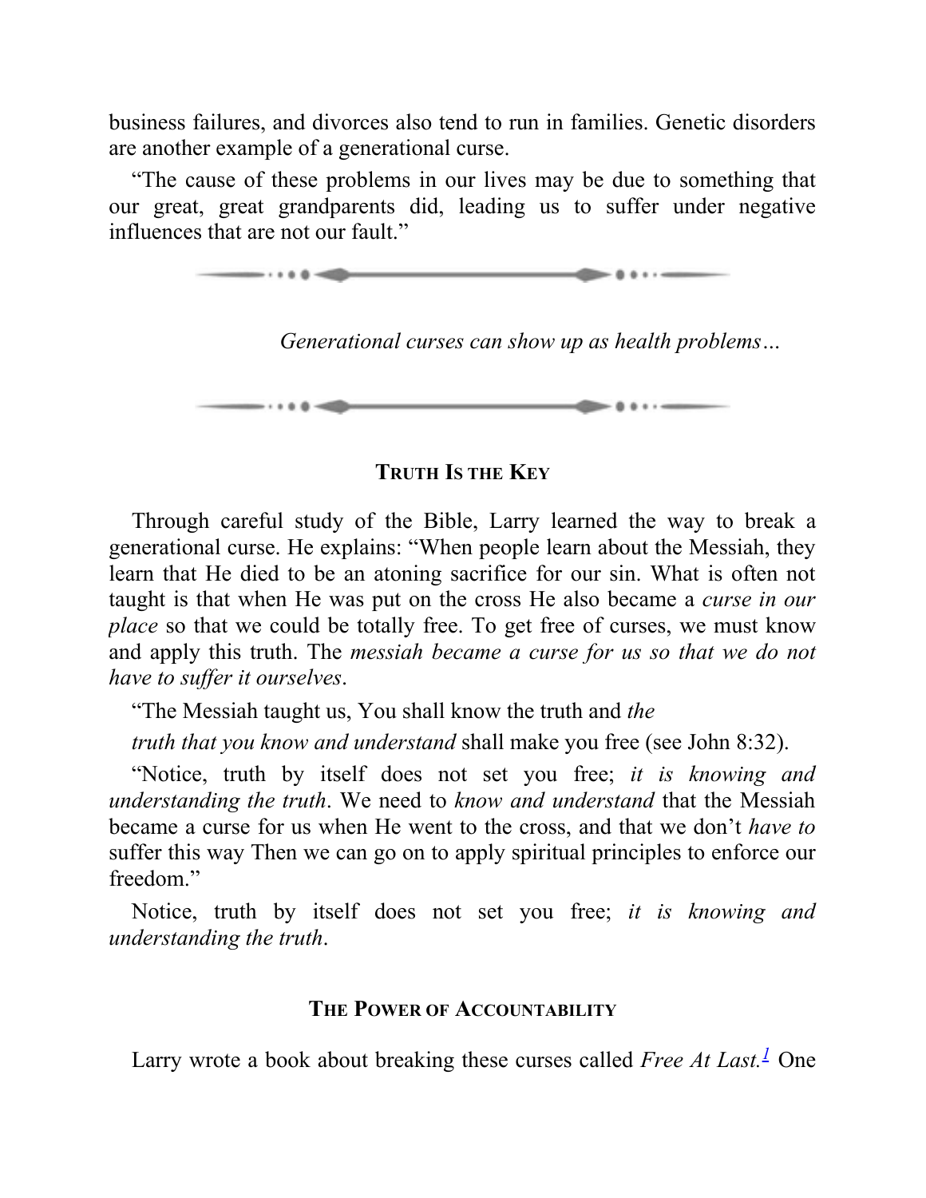business failures, and divorces also tend to run in families. Genetic disorders are another example of a generational curse.

"The cause of these problems in our lives may be due to something that our great, great grandparents did, leading us to suffer under negative influences that are not our fault."

*Generational curses can show up as health problems…*

### Truth Is the Key

Through careful study of the Bible, Larry learned the way to break a generational curse. He explains: "When people learn about the Messiah, they learn that He died to be an atoning sacrifice for our sin. What is often not taught is that when He was put on the cross He also became a *curse in our place* so that we could be totally free. To get free of curses, we must know and apply this truth. The *messiah became a curse for us so that we do not have to suffer it ourselves*.

"The Messiah taught us, You shall know the truth and *the truth that you know and understand* shall make you free (see John 8:32).

"Notice, truth by itself does not set you free; *it is knowing and understanding the truth*. We need to *know and understand* that the Messiah became a curse for us when He went to the cross, and that we don't *have to* suffer this way Then we can go on to apply spiritual principles to enforce our freedom."

Notice, truth by itself does not set you free; *it is knowing and understanding the truth*.

### The Power of Accountability

Larry wrote a book about breaking these curses called *Free At Last.*[1] One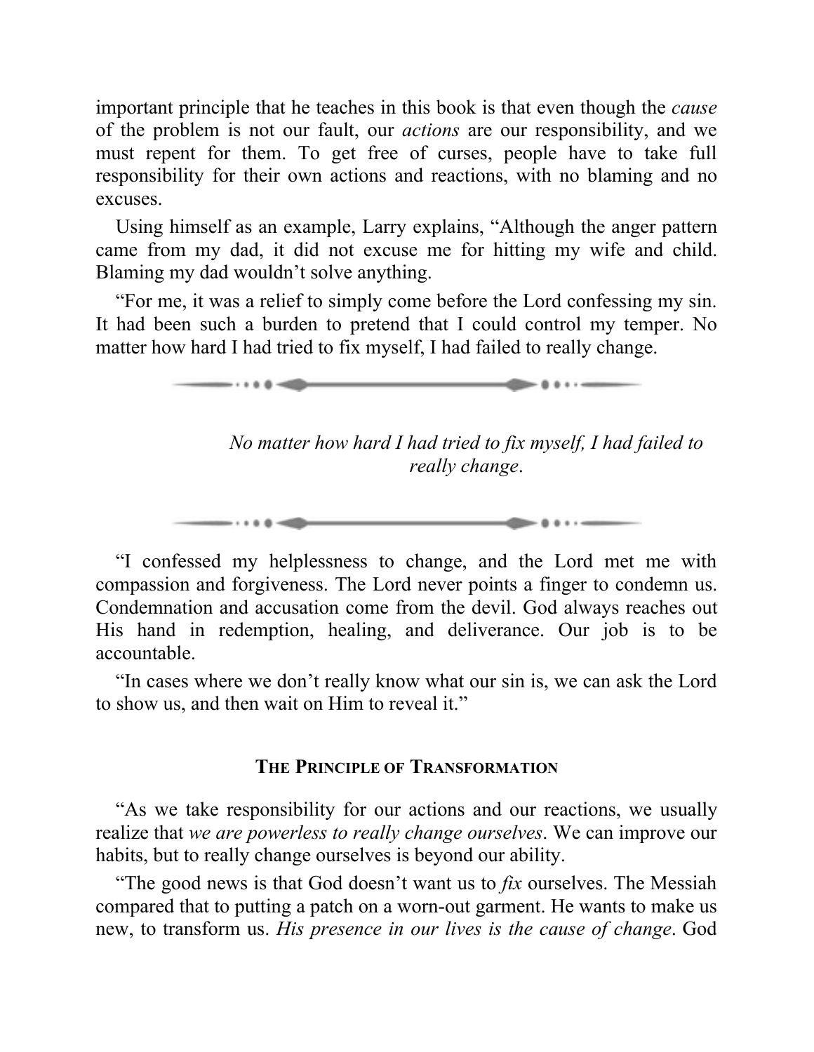important principle that he teaches in this book is that even though the *cause* of the problem is not our fault, our *actions* are our responsibility, and we must repent for them. To get free of curses, people have to take full responsibility for their own actions and reactions, with no blaming and no excuses.

Using himself as an example, Larry explains, "Although the anger pattern came from my dad, it did not excuse me for hitting my wife and child. Blaming my dad wouldn't solve anything.

"For me, it was a relief to simply come before the Lord confessing my sin. It had been such a burden to pretend that I could control my temper. No matter how hard I had tried to fix myself, I had failed to really change.

> *No matter how hard I had tried to fix myself, I had failed to really change.*

"I confessed my helplessness to change, and the Lord met me with compassion and forgiveness. The Lord never points a finger to condemn us. Condemnation and accusation come from the devil. God always reaches out His hand in redemption, healing, and deliverance. Our job is to be accountable.

"In cases where we don't really know what our sin is, we can ask the Lord to show us, and then wait on Him to reveal it."

### The Principle of Transformation

"As we take responsibility for our actions and our reactions, we usually realize that *we are powerless to really change ourselves*. We can improve our habits, but to really change ourselves is beyond our ability.

"The good news is that God doesn't want us to *fix* ourselves. The Messiah compared that to putting a patch on a worn-out garment. He wants to make us new, to transform us. *His presence in our lives is the cause of change*. God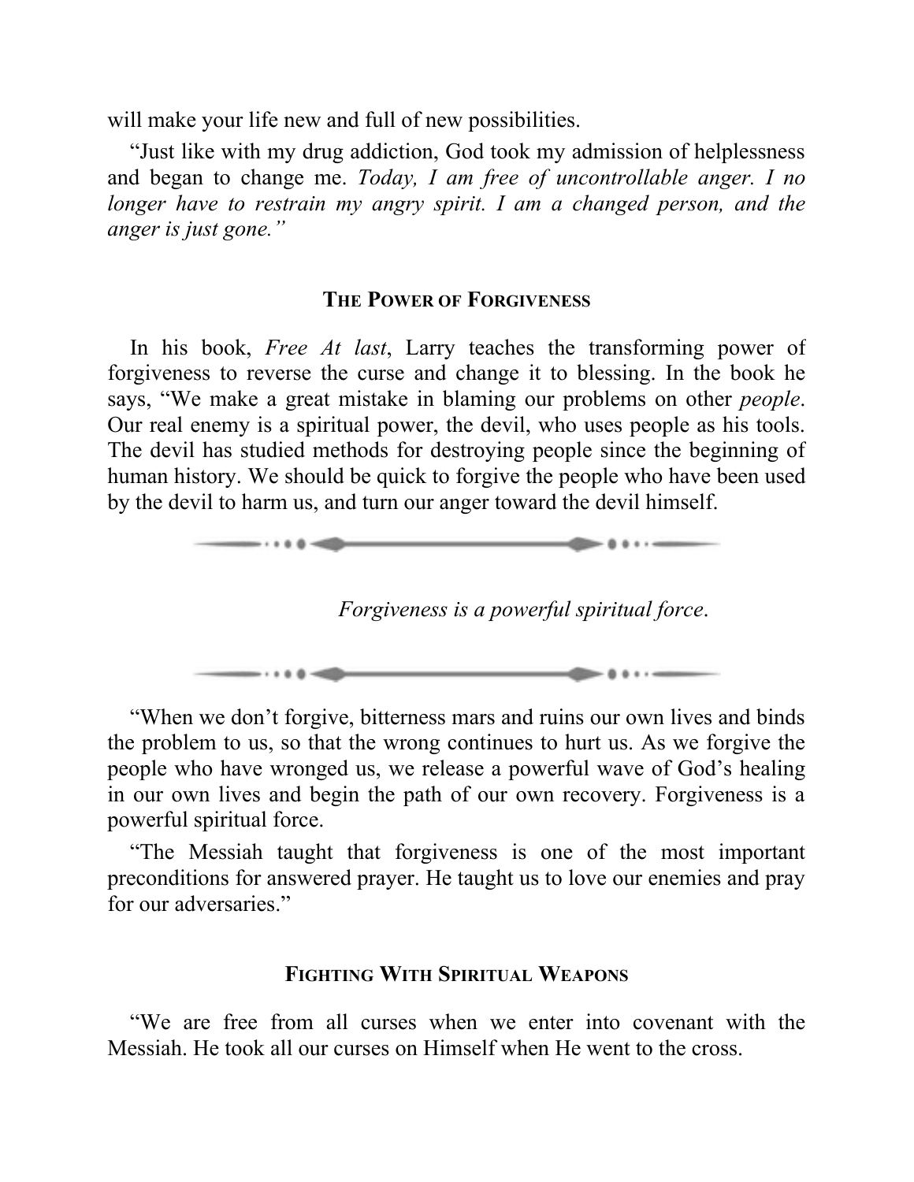will make your life new and full of new possibilities.

"Just like with my drug addiction, God took my admission of helplessness and began to change me. *Today, I am free of uncontrollable anger. I no longer have to restrain my angry spirit. I am a changed person, and the anger is just gone."*

### The Power of Forgiveness

In his book, *Free At last*, Larry teaches the transforming power of forgiveness to reverse the curse and change it to blessing. In the book he says, "We make a great mistake in blaming our problems on other *people*. Our real enemy is a spiritual power, the devil, who uses people as his tools. The devil has studied methods for destroying people since the beginning of human history. We should be quick to forgive the people who have been used by the devil to harm us, and turn our anger toward the devil himself.

*Forgiveness is a powerful spiritual force*.

"When we don't forgive, bitterness mars and ruins our own lives and binds the problem to us, so that the wrong continues to hurt us. As we forgive the people who have wronged us, we release a powerful wave of God's healing in our own lives and begin the path of our own recovery. Forgiveness is a powerful spiritual force.

"The Messiah taught that forgiveness is one of the most important preconditions for answered prayer. He taught us to love our enemies and pray for our adversaries."

### Fighting With Spiritual Weapons

"We are free from all curses when we enter into covenant with the Messiah. He took all our curses on Himself when He went to the cross.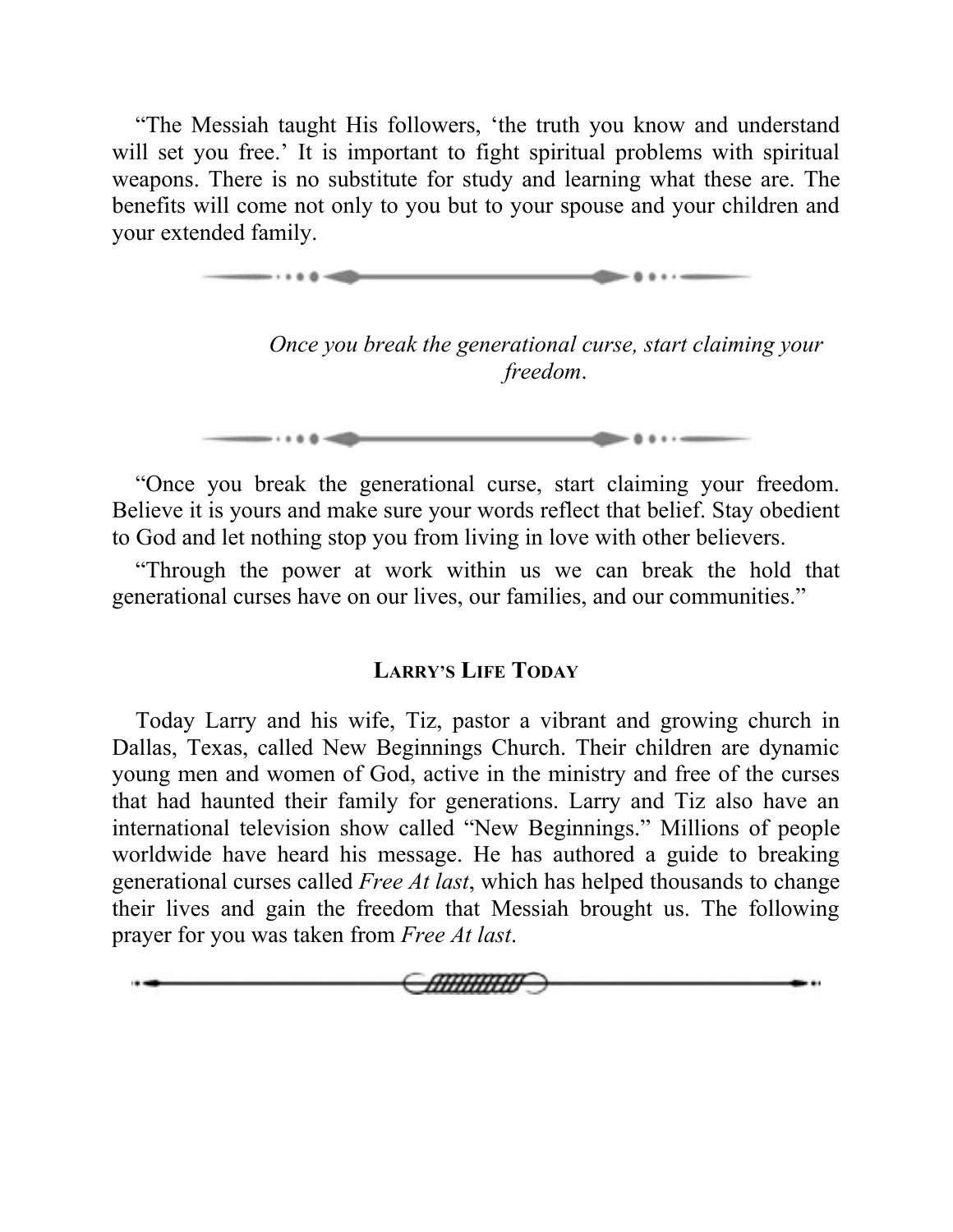"The Messiah taught His followers, 'the truth you know and understand will set you free.' It is important to fight spiritual problems with spiritual weapons. There is no substitute for study and learning what these are. The benefits will come not only to you but to your spouse and your children and your extended family.

*Once you break the generational curse, start claiming your freedom.*

"Once you break the generational curse, start claiming your freedom. Believe it is yours and make sure your words reflect that belief. Stay obedient to God and let nothing stop you from living in love with other believers.

"Through the power at work within us we can break the hold that generational curses have on our lives, our families, and our communities."

### Larry's Life Today

Today Larry and his wife, Tiz, pastor a vibrant and growing church in Dallas, Texas, called New Beginnings Church. Their children are dynamic young men and women of God, active in the ministry and free of the curses that had haunted their family for generations. Larry and Tiz also have an international television show called "New Beginnings." Millions of people worldwide have heard his message. He has authored a guide to breaking generational curses called *Free At last*, which has helped thousands to change their lives and gain the freedom that Messiah brought us. The following prayer for you was taken from *Free At last*.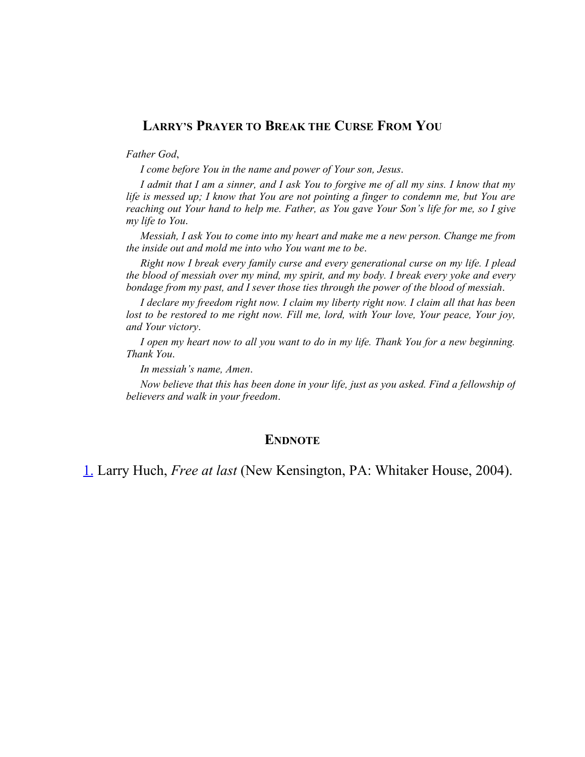## Larry's Prayer to Break the Curse From You

*Father God,*

*I come before You in the name and power of Your son, Jesus.*

*I admit that I am a sinner, and I ask You to forgive me of all my sins. I know that my life is messed up; I know that You are not pointing a finger to condemn me, but You are reaching out Your hand to help me. Father, as You gave Your Son's life for me, so I give my life to You.*

*Messiah, I ask You to come into my heart and make me a new person. Change me from the inside out and mold me into who You want me to be.*

*Right now I break every family curse and every generational curse on my life. I plead the blood of messiah over my mind, my spirit, and my body. I break every yoke and every bondage from my past, and I sever those ties through the power of the blood of messiah.*

*I declare my freedom right now. I claim my liberty right now. I claim all that has been lost to be restored to me right now. Fill me, lord, with Your love, Your peace, Your joy, and Your victory.*

*I open my heart now to all you want to do in my life. Thank You for a new beginning. Thank You.*

*In messiah's name, Amen.*

*Now believe that this has been done in your life, just as you asked. Find a fellowship of believers and walk in your freedom.*

## Endnote

1. Larry Huch, *Free at last* (New Kensington, PA: Whitaker House, 2004).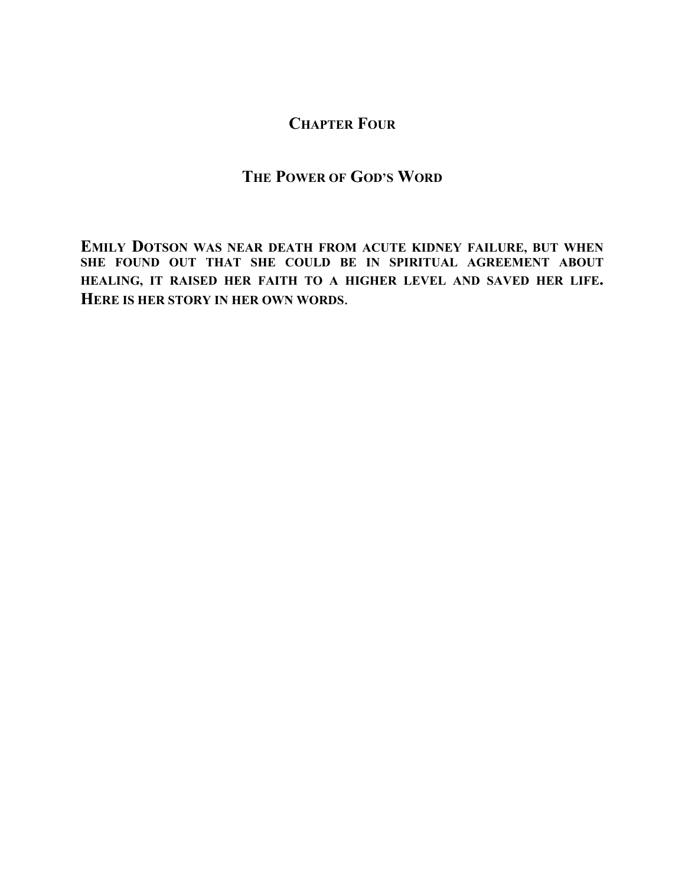# Chapter Four

## The Power of God's Word

**Emily Dotson was near death from acute kidney failure, but when she found out that she could be in spiritual agreement about healing, it raised her faith to a higher level and saved her life. Here is her story in her own words.**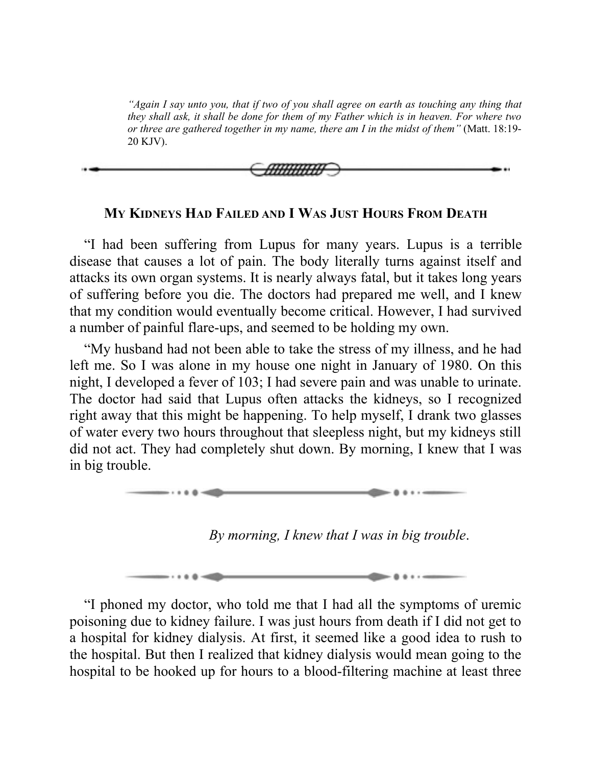*"Again I say unto you, that if two of you shall agree on earth as touching any thing that they shall ask, it shall be done for them of my Father which is in heaven. For where two or three are gathered together in my name, there am I in the midst of them"* (Matt. 18:19-20 KJV).

## My Kidneys Had Failed and I Was Just Hours From Death

"I had been suffering from Lupus for many years. Lupus is a terrible disease that causes a lot of pain. The body literally turns against itself and attacks its own organ systems. It is nearly always fatal, but it takes long years of suffering before you die. The doctors had prepared me well, and I knew that my condition would eventually become critical. However, I had survived a number of painful flare-ups, and seemed to be holding my own.

"My husband had not been able to take the stress of my illness, and he had left me. So I was alone in my house one night in January of 1980. On this night, I developed a fever of 103; I had severe pain and was unable to urinate. The doctor had said that Lupus often attacks the kidneys, so I recognized right away that this might be happening. To help myself, I drank two glasses of water every two hours throughout that sleepless night, but my kidneys still did not act. They had completely shut down. By morning, I knew that I was in big trouble.

*By morning, I knew that I was in big trouble.*

"I phoned my doctor, who told me that I had all the symptoms of uremic poisoning due to kidney failure. I was just hours from death if I did not get to a hospital for kidney dialysis. At first, it seemed like a good idea to rush to the hospital. But then I realized that kidney dialysis would mean going to the hospital to be hooked up for hours to a blood-filtering machine at least three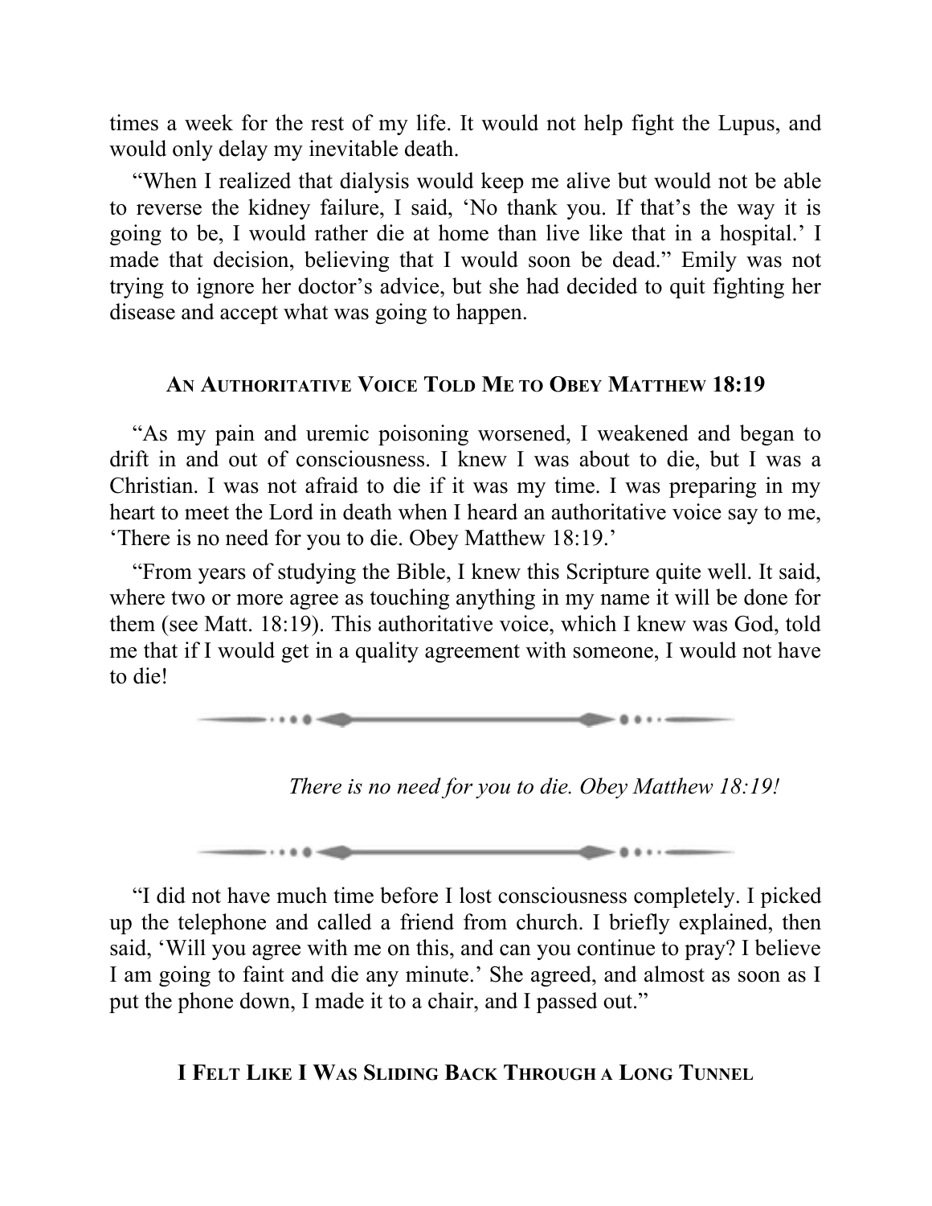times a week for the rest of my life. It would not help fight the Lupus, and would only delay my inevitable death.

"When I realized that dialysis would keep me alive but would not be able to reverse the kidney failure, I said, 'No thank you. If that's the way it is going to be, I would rather die at home than live like that in a hospital.' I made that decision, believing that I would soon be dead." Emily was not trying to ignore her doctor's advice, but she had decided to quit fighting her disease and accept what was going to happen.

## An Authoritative Voice Told Me to Obey Matthew 18:19

"As my pain and uremic poisoning worsened, I weakened and began to drift in and out of consciousness. I knew I was about to die, but I was a Christian. I was not afraid to die if it was my time. I was preparing in my heart to meet the Lord in death when I heard an authoritative voice say to me, 'There is no need for you to die. Obey Matthew 18:19.'

"From years of studying the Bible, I knew this Scripture quite well. It said, where two or more agree as touching anything in my name it will be done for them (see Matt. 18:19). This authoritative voice, which I knew was God, told me that if I would get in a quality agreement with someone, I would not have to die!

*There is no need for you to die. Obey Matthew 18:19!*

"I did not have much time before I lost consciousness completely. I picked up the telephone and called a friend from church. I briefly explained, then said, 'Will you agree with me on this, and can you continue to pray? I believe I am going to faint and die any minute.' She agreed, and almost as soon as I put the phone down, I made it to a chair, and I passed out."

## I Felt Like I Was Sliding Back Through a Long Tunnel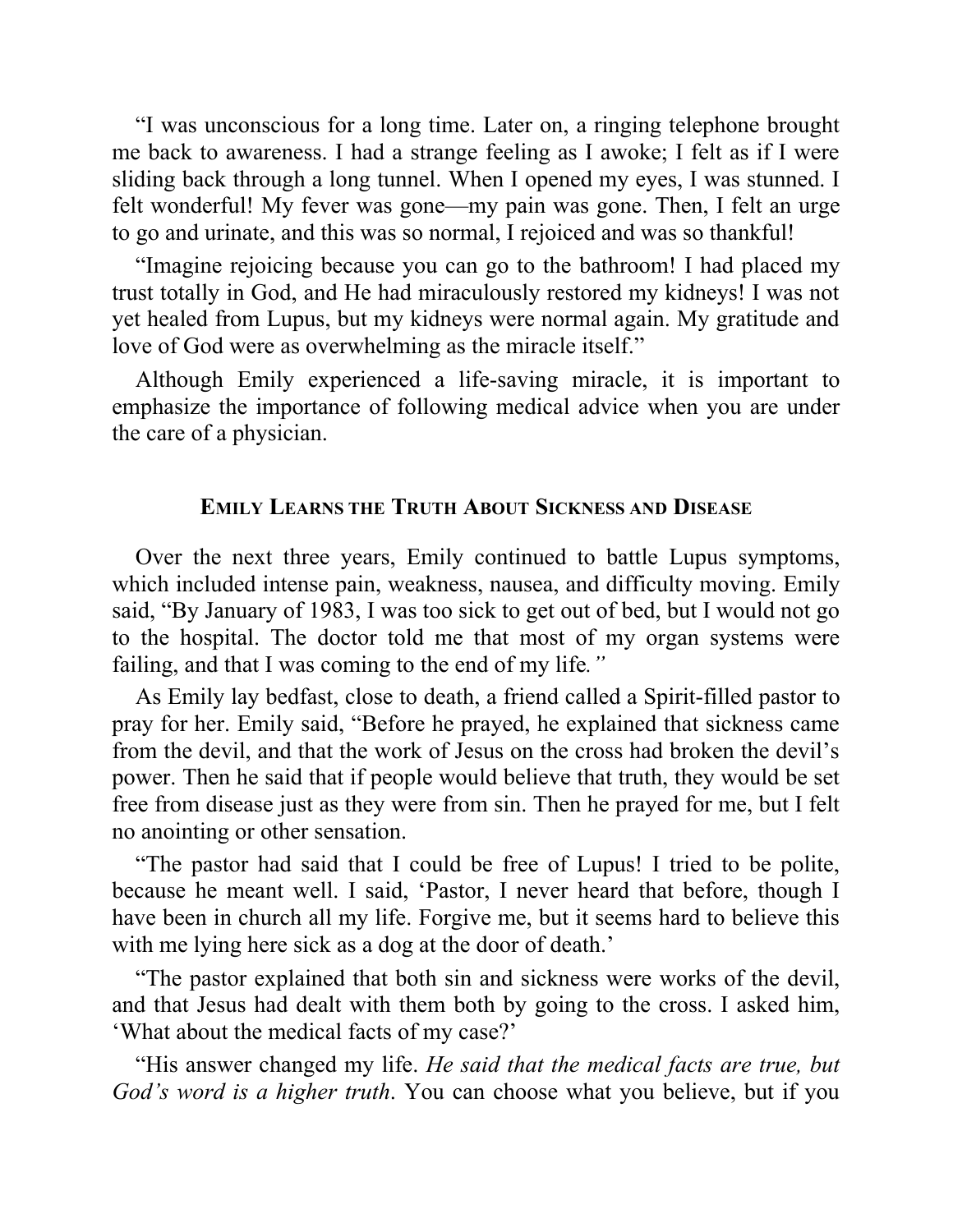"I was unconscious for a long time. Later on, a ringing telephone brought me back to awareness. I had a strange feeling as I awoke; I felt as if I were sliding back through a long tunnel. When I opened my eyes, I was stunned. I felt wonderful! My fever was gone—my pain was gone. Then, I felt an urge to go and urinate, and this was so normal, I rejoiced and was so thankful!

"Imagine rejoicing because you can go to the bathroom! I had placed my trust totally in God, and He had miraculously restored my kidneys! I was not yet healed from Lupus, but my kidneys were normal again. My gratitude and love of God were as overwhelming as the miracle itself."

Although Emily experienced a life-saving miracle, it is important to emphasize the importance of following medical advice when you are under the care of a physician.

### Emily Learns the Truth About Sickness and Disease

Over the next three years, Emily continued to battle Lupus symptoms, which included intense pain, weakness, nausea, and difficulty moving. Emily said, "By January of 1983, I was too sick to get out of bed, but I would not go to the hospital. The doctor told me that most of my organ systems were failing, and that I was coming to the end of my life*."*

As Emily lay bedfast, close to death, a friend called a Spirit-filled pastor to pray for her. Emily said, "Before he prayed, he explained that sickness came from the devil, and that the work of Jesus on the cross had broken the devil's power. Then he said that if people would believe that truth, they would be set free from disease just as they were from sin. Then he prayed for me, but I felt no anointing or other sensation.

"The pastor had said that I could be free of Lupus! I tried to be polite, because he meant well. I said, 'Pastor, I never heard that before, though I have been in church all my life. Forgive me, but it seems hard to believe this with me lying here sick as a dog at the door of death.'

"The pastor explained that both sin and sickness were works of the devil, and that Jesus had dealt with them both by going to the cross. I asked him, 'What about the medical facts of my case?'

"His answer changed my life. *He said that the medical facts are true, but God's word is a higher truth*. You can choose what you believe, but if you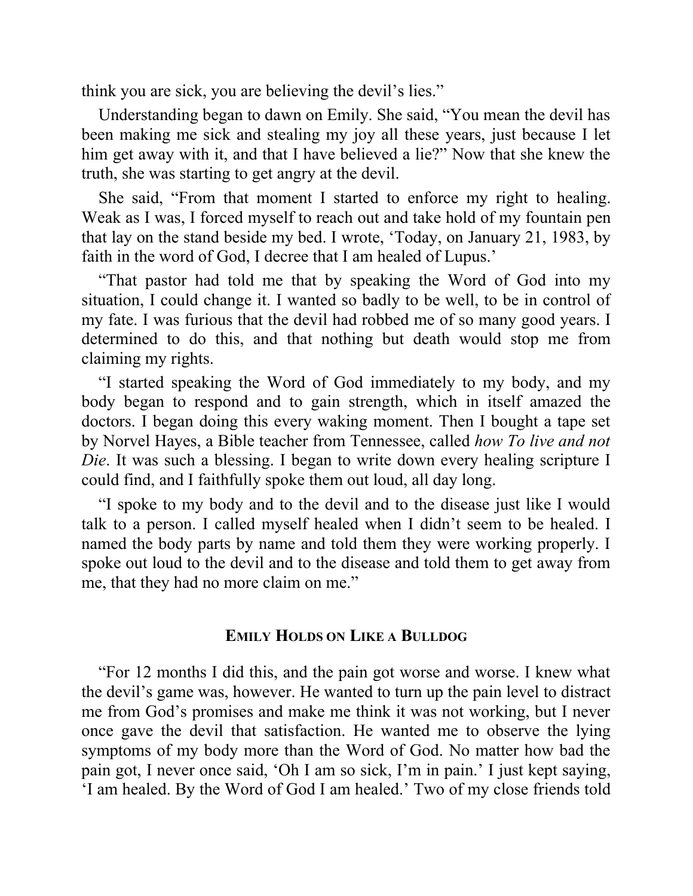think you are sick, you are believing the devil's lies."

Understanding began to dawn on Emily. She said, "You mean the devil has been making me sick and stealing my joy all these years, just because I let him get away with it, and that I have believed a lie?" Now that she knew the truth, she was starting to get angry at the devil.

She said, "From that moment I started to enforce my right to healing. Weak as I was, I forced myself to reach out and take hold of my fountain pen that lay on the stand beside my bed. I wrote, 'Today, on January 21, 1983, by faith in the word of God, I decree that I am healed of Lupus.'

"That pastor had told me that by speaking the Word of God into my situation, I could change it. I wanted so badly to be well, to be in control of my fate. I was furious that the devil had robbed me of so many good years. I determined to do this, and that nothing but death would stop me from claiming my rights.

"I started speaking the Word of God immediately to my body, and my body began to respond and to gain strength, which in itself amazed the doctors. I began doing this every waking moment. Then I bought a tape set by Norvel Hayes, a Bible teacher from Tennessee, called *how To live and not Die*. It was such a blessing. I began to write down every healing scripture I could find, and I faithfully spoke them out loud, all day long.

"I spoke to my body and to the devil and to the disease just like I would talk to a person. I called myself healed when I didn't seem to be healed. I named the body parts by name and told them they were working properly. I spoke out loud to the devil and to the disease and told them to get away from me, that they had no more claim on me."

### Emily Holds on Like a Bulldog

"For 12 months I did this, and the pain got worse and worse. I knew what the devil's game was, however. He wanted to turn up the pain level to distract me from God's promises and make me think it was not working, but I never once gave the devil that satisfaction. He wanted me to observe the lying symptoms of my body more than the Word of God. No matter how bad the pain got, I never once said, 'Oh I am so sick, I'm in pain.' I just kept saying, 'I am healed. By the Word of God I am healed.' Two of my close friends told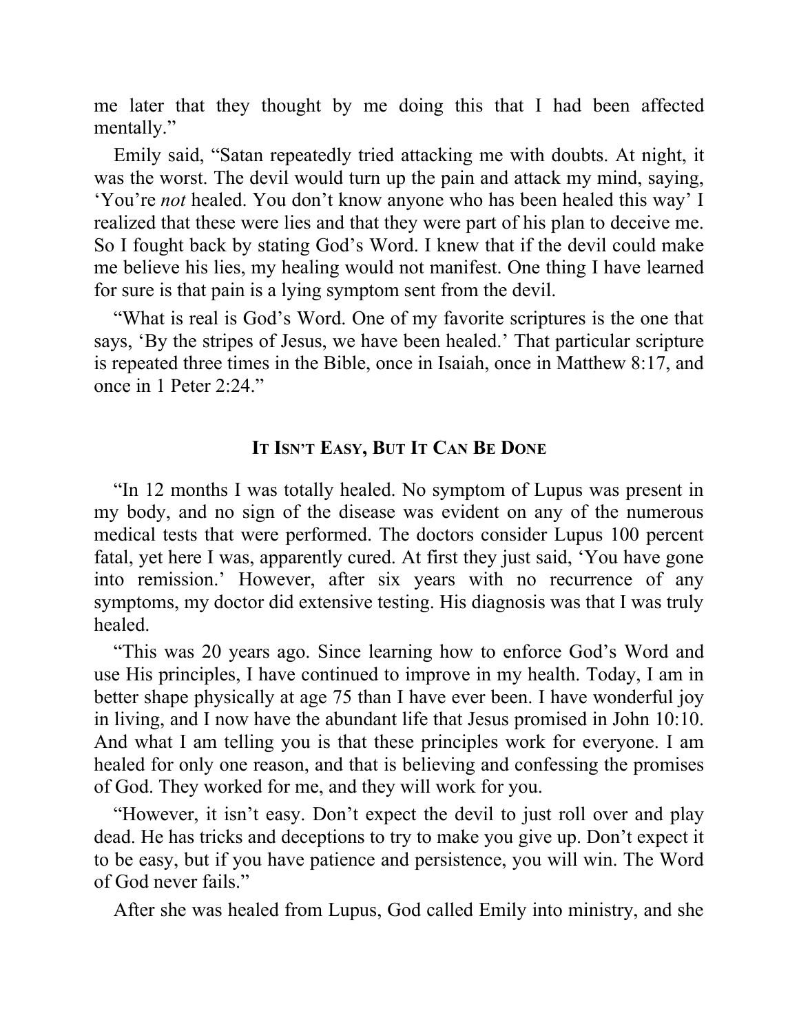me later that they thought by me doing this that I had been affected mentally."

Emily said, "Satan repeatedly tried attacking me with doubts. At night, it was the worst. The devil would turn up the pain and attack my mind, saying, 'You're *not* healed. You don't know anyone who has been healed this way' I realized that these were lies and that they were part of his plan to deceive me. So I fought back by stating God's Word. I knew that if the devil could make me believe his lies, my healing would not manifest. One thing I have learned for sure is that pain is a lying symptom sent from the devil.

"What is real is God's Word. One of my favorite scriptures is the one that says, 'By the stripes of Jesus, we have been healed.' That particular scripture is repeated three times in the Bible, once in Isaiah, once in Matthew 8:17, and once in 1 Peter 2:24."

## It Isn't Easy, But It Can Be Done

"In 12 months I was totally healed. No symptom of Lupus was present in my body, and no sign of the disease was evident on any of the numerous medical tests that were performed. The doctors consider Lupus 100 percent fatal, yet here I was, apparently cured. At first they just said, 'You have gone into remission.' However, after six years with no recurrence of any symptoms, my doctor did extensive testing. His diagnosis was that I was truly healed.

"This was 20 years ago. Since learning how to enforce God's Word and use His principles, I have continued to improve in my health. Today, I am in better shape physically at age 75 than I have ever been. I have wonderful joy in living, and I now have the abundant life that Jesus promised in John 10:10. And what I am telling you is that these principles work for everyone. I am healed for only one reason, and that is believing and confessing the promises of God. They worked for me, and they will work for you.

"However, it isn't easy. Don't expect the devil to just roll over and play dead. He has tricks and deceptions to try to make you give up. Don't expect it to be easy, but if you have patience and persistence, you will win. The Word of God never fails."

After she was healed from Lupus, God called Emily into ministry, and she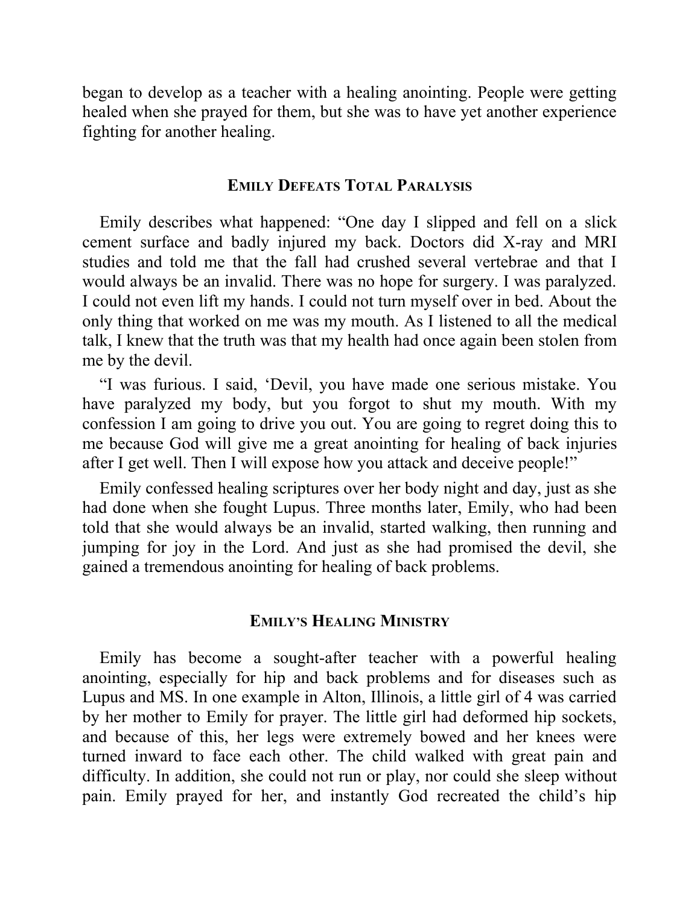began to develop as a teacher with a healing anointing. People were getting healed when she prayed for them, but she was to have yet another experience fighting for another healing.

### Emily Defeats Total Paralysis

Emily describes what happened: "One day I slipped and fell on a slick cement surface and badly injured my back. Doctors did X-ray and MRI studies and told me that the fall had crushed several vertebrae and that I would always be an invalid. There was no hope for surgery. I was paralyzed. I could not even lift my hands. I could not turn myself over in bed. About the only thing that worked on me was my mouth. As I listened to all the medical talk, I knew that the truth was that my health had once again been stolen from me by the devil.

"I was furious. I said, 'Devil, you have made one serious mistake. You have paralyzed my body, but you forgot to shut my mouth. With my confession I am going to drive you out. You are going to regret doing this to me because God will give me a great anointing for healing of back injuries after I get well. Then I will expose how you attack and deceive people!"

Emily confessed healing scriptures over her body night and day, just as she had done when she fought Lupus. Three months later, Emily, who had been told that she would always be an invalid, started walking, then running and jumping for joy in the Lord. And just as she had promised the devil, she gained a tremendous anointing for healing of back problems.

### Emily's Healing Ministry

Emily has become a sought-after teacher with a powerful healing anointing, especially for hip and back problems and for diseases such as Lupus and MS. In one example in Alton, Illinois, a little girl of 4 was carried by her mother to Emily for prayer. The little girl had deformed hip sockets, and because of this, her legs were extremely bowed and her knees were turned inward to face each other. The child walked with great pain and difficulty. In addition, she could not run or play, nor could she sleep without pain. Emily prayed for her, and instantly God recreated the child's hip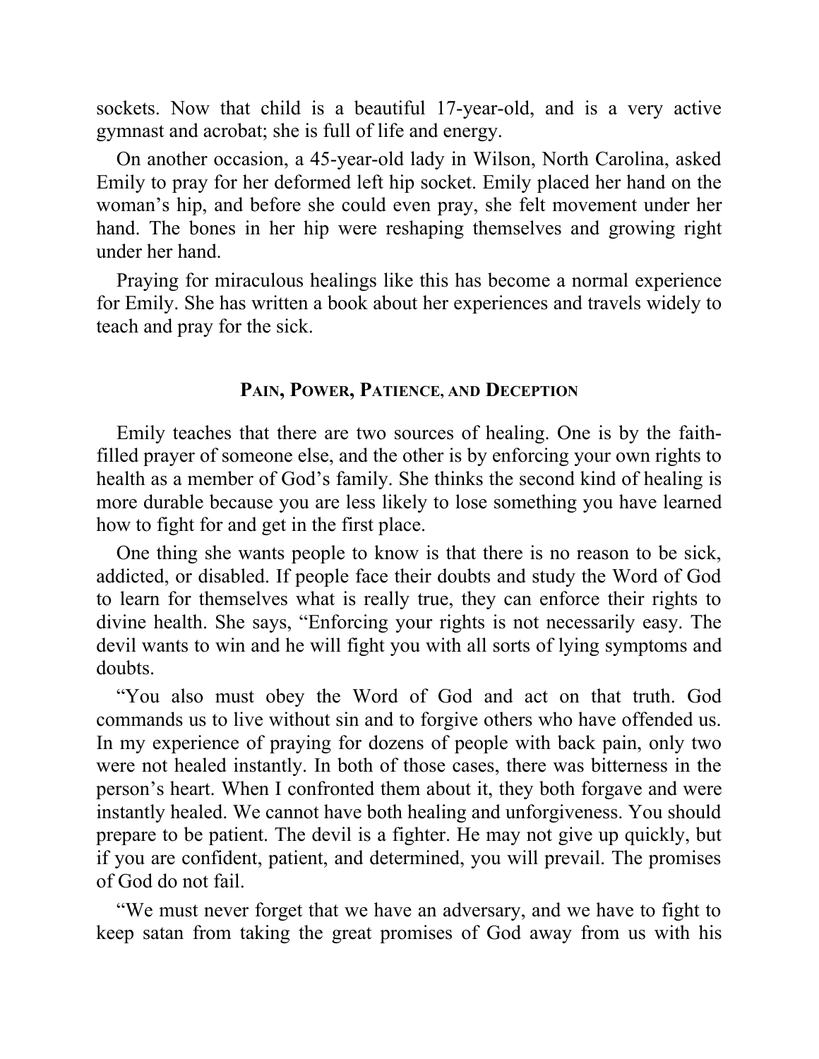sockets. Now that child is a beautiful 17-year-old, and is a very active gymnast and acrobat; she is full of life and energy.

On another occasion, a 45-year-old lady in Wilson, North Carolina, asked Emily to pray for her deformed left hip socket. Emily placed her hand on the woman's hip, and before she could even pray, she felt movement under her hand. The bones in her hip were reshaping themselves and growing right under her hand.

Praying for miraculous healings like this has become a normal experience for Emily. She has written a book about her experiences and travels widely to teach and pray for the sick.

### Pain, Power, Patience, and Deception

Emily teaches that there are two sources of healing. One is by the faith-filled prayer of someone else, and the other is by enforcing your own rights to health as a member of God's family. She thinks the second kind of healing is more durable because you are less likely to lose something you have learned how to fight for and get in the first place.

One thing she wants people to know is that there is no reason to be sick, addicted, or disabled. If people face their doubts and study the Word of God to learn for themselves what is really true, they can enforce their rights to divine health. She says, "Enforcing your rights is not necessarily easy. The devil wants to win and he will fight you with all sorts of lying symptoms and doubts.

"You also must obey the Word of God and act on that truth. God commands us to live without sin and to forgive others who have offended us. In my experience of praying for dozens of people with back pain, only two were not healed instantly. In both of those cases, there was bitterness in the person's heart. When I confronted them about it, they both forgave and were instantly healed. We cannot have both healing and unforgiveness. You should prepare to be patient. The devil is a fighter. He may not give up quickly, but if you are confident, patient, and determined, you will prevail. The promises of God do not fail.

"We must never forget that we have an adversary, and we have to fight to keep satan from taking the great promises of God away from us with his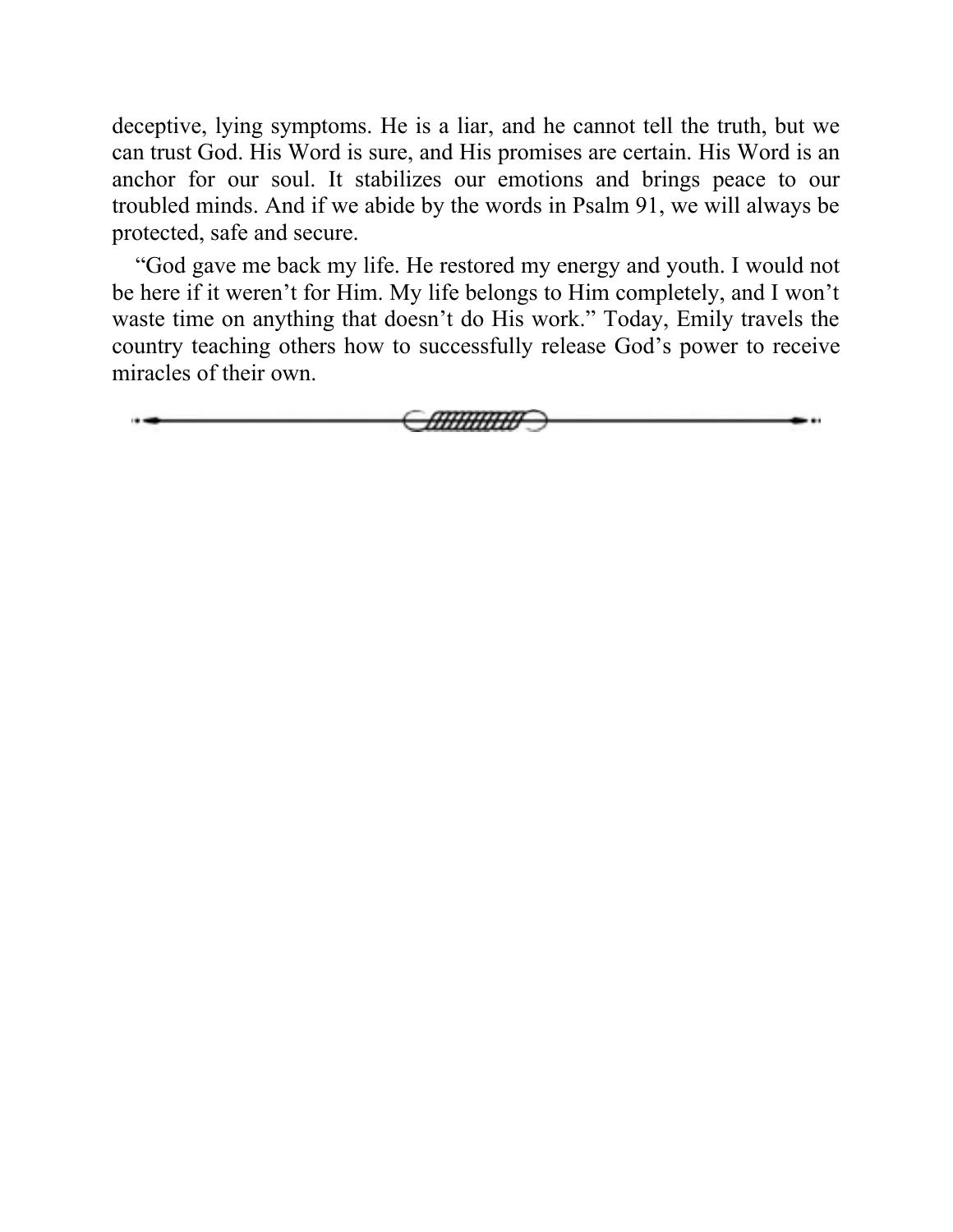deceptive, lying symptoms. He is a liar, and he cannot tell the truth, but we can trust God. His Word is sure, and His promises are certain. His Word is an anchor for our soul. It stabilizes our emotions and brings peace to our troubled minds. And if we abide by the words in Psalm 91, we will always be protected, safe and secure.

"God gave me back my life. He restored my energy and youth. I would not be here if it weren't for Him. My life belongs to Him completely, and I won't waste time on anything that doesn't do His work." Today, Emily travels the country teaching others how to successfully release God's power to receive miracles of their own.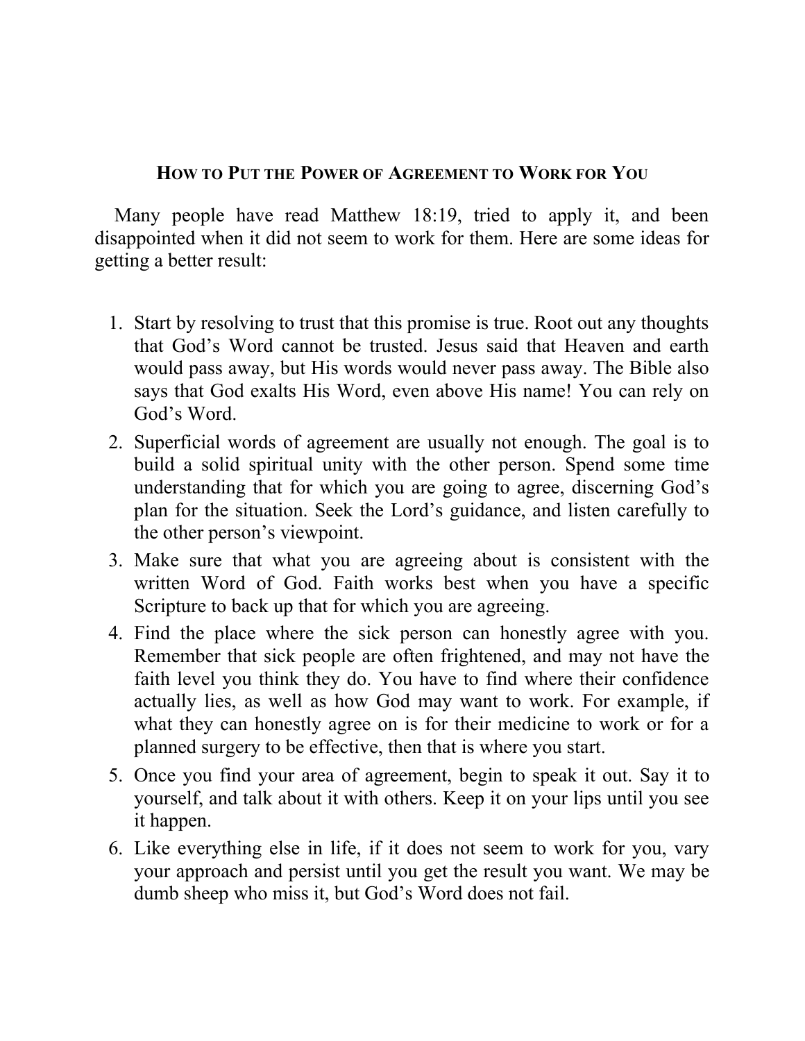## How to Put the Power of Agreement to Work for You

Many people have read Matthew 18:19, tried to apply it, and been disappointed when it did not seem to work for them. Here are some ideas for getting a better result:

1. Start by resolving to trust that this promise is true. Root out any thoughts that God's Word cannot be trusted. Jesus said that Heaven and earth would pass away, but His words would never pass away. The Bible also says that God exalts His Word, even above His name! You can rely on God's Word.
2. Superficial words of agreement are usually not enough. The goal is to build a solid spiritual unity with the other person. Spend some time understanding that for which you are going to agree, discerning God's plan for the situation. Seek the Lord's guidance, and listen carefully to the other person's viewpoint.
3. Make sure that what you are agreeing about is consistent with the written Word of God. Faith works best when you have a specific Scripture to back up that for which you are agreeing.
4. Find the place where the sick person can honestly agree with you. Remember that sick people are often frightened, and may not have the faith level you think they do. You have to find where their confidence actually lies, as well as how God may want to work. For example, if what they can honestly agree on is for their medicine to work or for a planned surgery to be effective, then that is where you start.
5. Once you find your area of agreement, begin to speak it out. Say it to yourself, and talk about it with others. Keep it on your lips until you see it happen.
6. Like everything else in life, if it does not seem to work for you, vary your approach and persist until you get the result you want. We may be dumb sheep who miss it, but God's Word does not fail.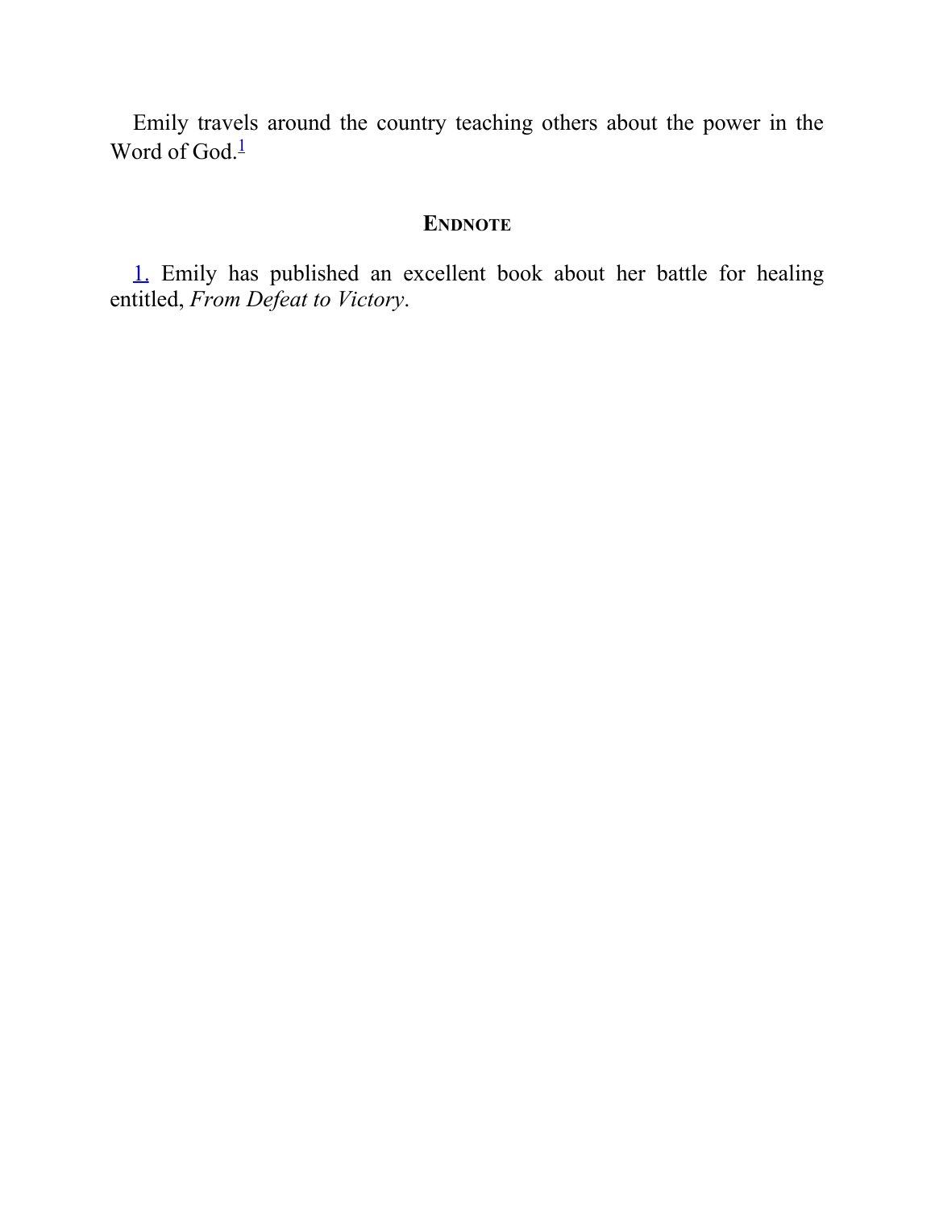Emily travels around the country teaching others about the power in the Word of God.[1]

## Endnote

1. Emily has published an excellent book about her battle for healing entitled, *From Defeat to Victory*.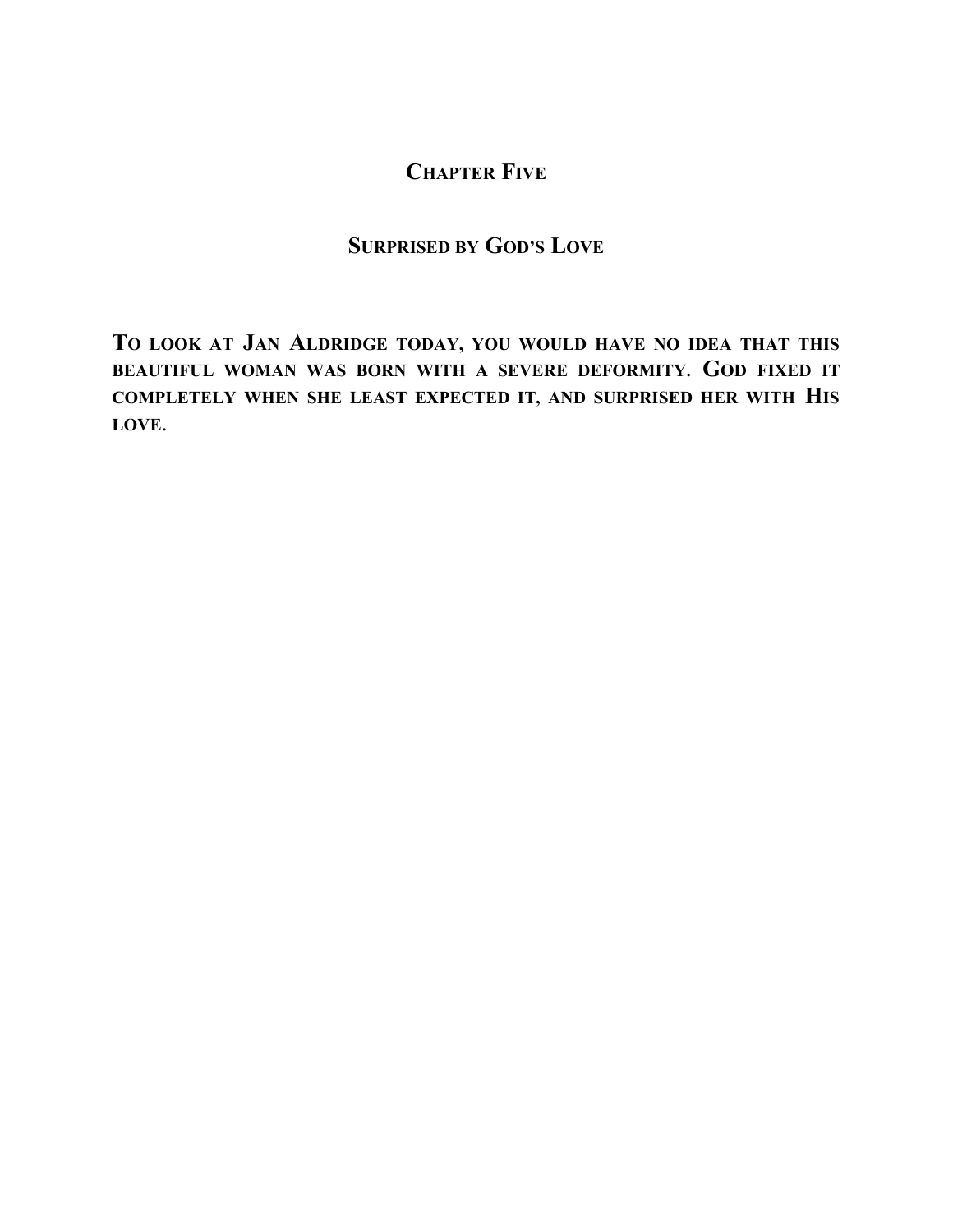# Chapter Five

## Surprised by God's Love

**To look at Jan Aldridge today, you would have no idea that this beautiful woman was born with a severe deformity. God fixed it completely when she least expected it, and surprised her with His love.**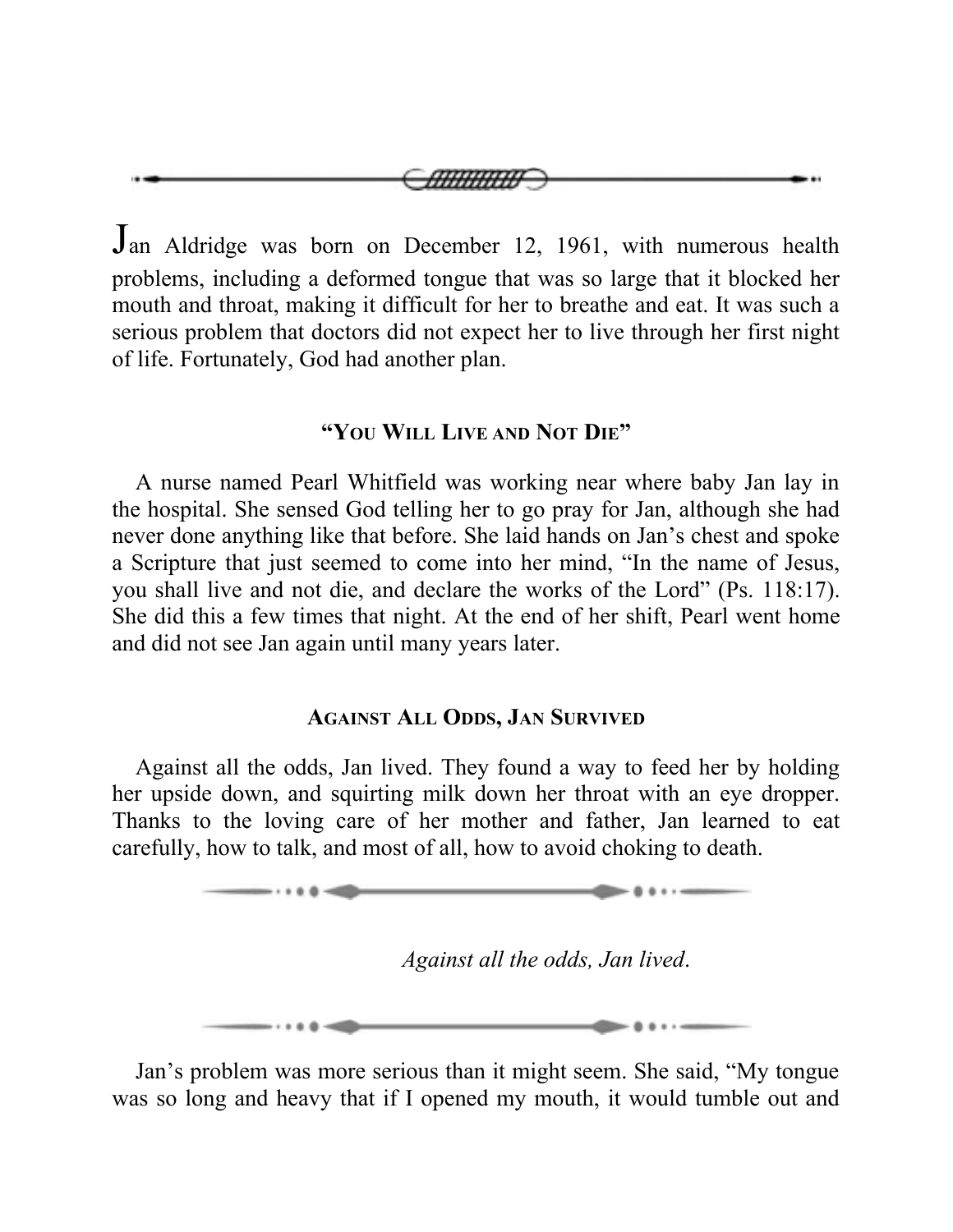Jan Aldridge was born on December 12, 1961, with numerous health problems, including a deformed tongue that was so large that it blocked her mouth and throat, making it difficult for her to breathe and eat. It was such a serious problem that doctors did not expect her to live through her first night of life. Fortunately, God had another plan.

### "You Will Live and Not Die"

A nurse named Pearl Whitfield was working near where baby Jan lay in the hospital. She sensed God telling her to go pray for Jan, although she had never done anything like that before. She laid hands on Jan's chest and spoke a Scripture that just seemed to come into her mind, "In the name of Jesus, you shall live and not die, and declare the works of the Lord" (Ps. 118:17). She did this a few times that night. At the end of her shift, Pearl went home and did not see Jan again until many years later.

### Against All Odds, Jan Survived

Against all the odds, Jan lived. They found a way to feed her by holding her upside down, and squirting milk down her throat with an eye dropper. Thanks to the loving care of her mother and father, Jan learned to eat carefully, how to talk, and most of all, how to avoid choking to death.

*Against all the odds, Jan lived.*

Jan's problem was more serious than it might seem. She said, "My tongue was so long and heavy that if I opened my mouth, it would tumble out and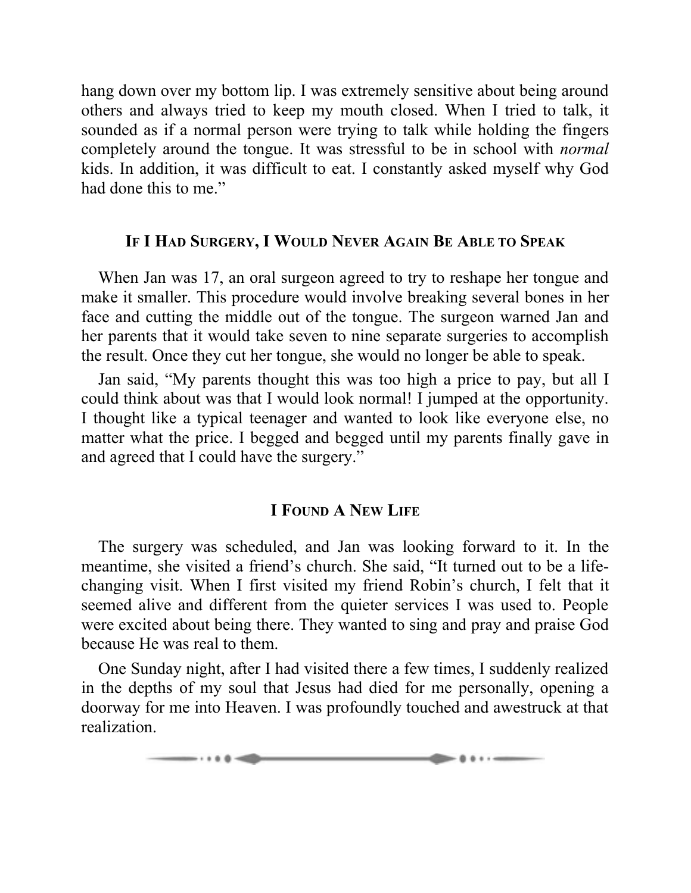hang down over my bottom lip. I was extremely sensitive about being around others and always tried to keep my mouth closed. When I tried to talk, it sounded as if a normal person were trying to talk while holding the fingers completely around the tongue. It was stressful to be in school with *normal* kids. In addition, it was difficult to eat. I constantly asked myself why God had done this to me."

## If I Had Surgery, I Would Never Again Be Able to Speak

When Jan was 17, an oral surgeon agreed to try to reshape her tongue and make it smaller. This procedure would involve breaking several bones in her face and cutting the middle out of the tongue. The surgeon warned Jan and her parents that it would take seven to nine separate surgeries to accomplish the result. Once they cut her tongue, she would no longer be able to speak.

Jan said, "My parents thought this was too high a price to pay, but all I could think about was that I would look normal! I jumped at the opportunity. I thought like a typical teenager and wanted to look like everyone else, no matter what the price. I begged and begged until my parents finally gave in and agreed that I could have the surgery."

## I Found A New Life

The surgery was scheduled, and Jan was looking forward to it. In the meantime, she visited a friend's church. She said, "It turned out to be a life-changing visit. When I first visited my friend Robin's church, I felt that it seemed alive and different from the quieter services I was used to. People were excited about being there. They wanted to sing and pray and praise God because He was real to them.

One Sunday night, after I had visited there a few times, I suddenly realized in the depths of my soul that Jesus had died for me personally, opening a doorway for me into Heaven. I was profoundly touched and awestruck at that realization.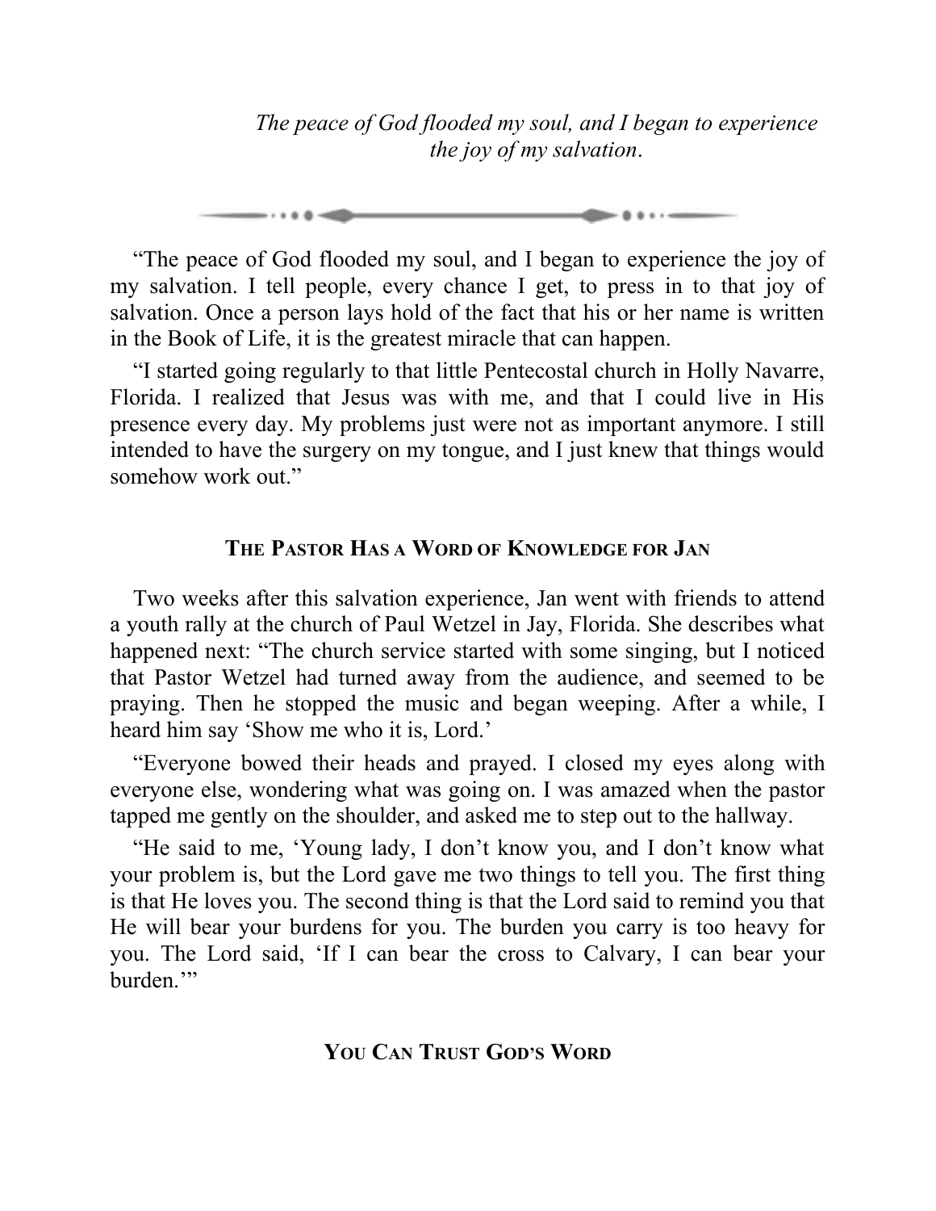*The peace of God flooded my soul, and I began to experience the joy of my salvation.*

"The peace of God flooded my soul, and I began to experience the joy of my salvation. I tell people, every chance I get, to press in to that joy of salvation. Once a person lays hold of the fact that his or her name is written in the Book of Life, it is the greatest miracle that can happen.

"I started going regularly to that little Pentecostal church in Holly Navarre, Florida. I realized that Jesus was with me, and that I could live in His presence every day. My problems just were not as important anymore. I still intended to have the surgery on my tongue, and I just knew that things would somehow work out."

### The Pastor Has a Word of Knowledge for Jan

Two weeks after this salvation experience, Jan went with friends to attend a youth rally at the church of Paul Wetzel in Jay, Florida. She describes what happened next: "The church service started with some singing, but I noticed that Pastor Wetzel had turned away from the audience, and seemed to be praying. Then he stopped the music and began weeping. After a while, I heard him say 'Show me who it is, Lord.'

"Everyone bowed their heads and prayed. I closed my eyes along with everyone else, wondering what was going on. I was amazed when the pastor tapped me gently on the shoulder, and asked me to step out to the hallway.

"He said to me, 'Young lady, I don't know you, and I don't know what your problem is, but the Lord gave me two things to tell you. The first thing is that He loves you. The second thing is that the Lord said to remind you that He will bear your burdens for you. The burden you carry is too heavy for you. The Lord said, 'If I can bear the cross to Calvary, I can bear your burden.'"

### You Can Trust God's Word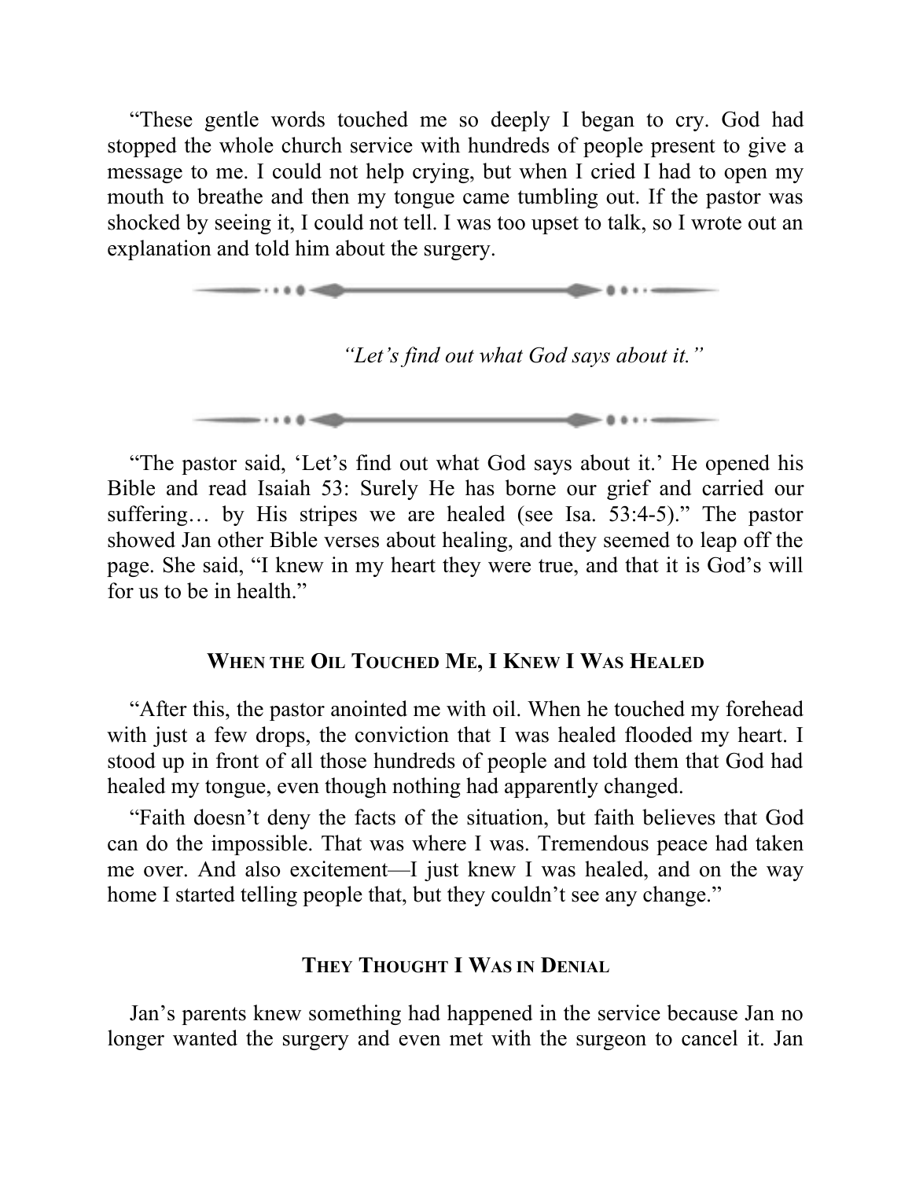"These gentle words touched me so deeply I began to cry. God had stopped the whole church service with hundreds of people present to give a message to me. I could not help crying, but when I cried I had to open my mouth to breathe and then my tongue came tumbling out. If the pastor was shocked by seeing it, I could not tell. I was too upset to talk, so I wrote out an explanation and told him about the surgery.

*"Let's find out what God says about it."*

"The pastor said, 'Let's find out what God says about it.' He opened his Bible and read Isaiah 53: Surely He has borne our grief and carried our suffering… by His stripes we are healed (see Isa. 53:4-5)." The pastor showed Jan other Bible verses about healing, and they seemed to leap off the page. She said, "I knew in my heart they were true, and that it is God's will for us to be in health."

### When the Oil Touched Me, I Knew I Was Healed

"After this, the pastor anointed me with oil. When he touched my forehead with just a few drops, the conviction that I was healed flooded my heart. I stood up in front of all those hundreds of people and told them that God had healed my tongue, even though nothing had apparently changed.

"Faith doesn't deny the facts of the situation, but faith believes that God can do the impossible. That was where I was. Tremendous peace had taken me over. And also excitement—I just knew I was healed, and on the way home I started telling people that, but they couldn't see any change."

### They Thought I Was in Denial

Jan's parents knew something had happened in the service because Jan no longer wanted the surgery and even met with the surgeon to cancel it. Jan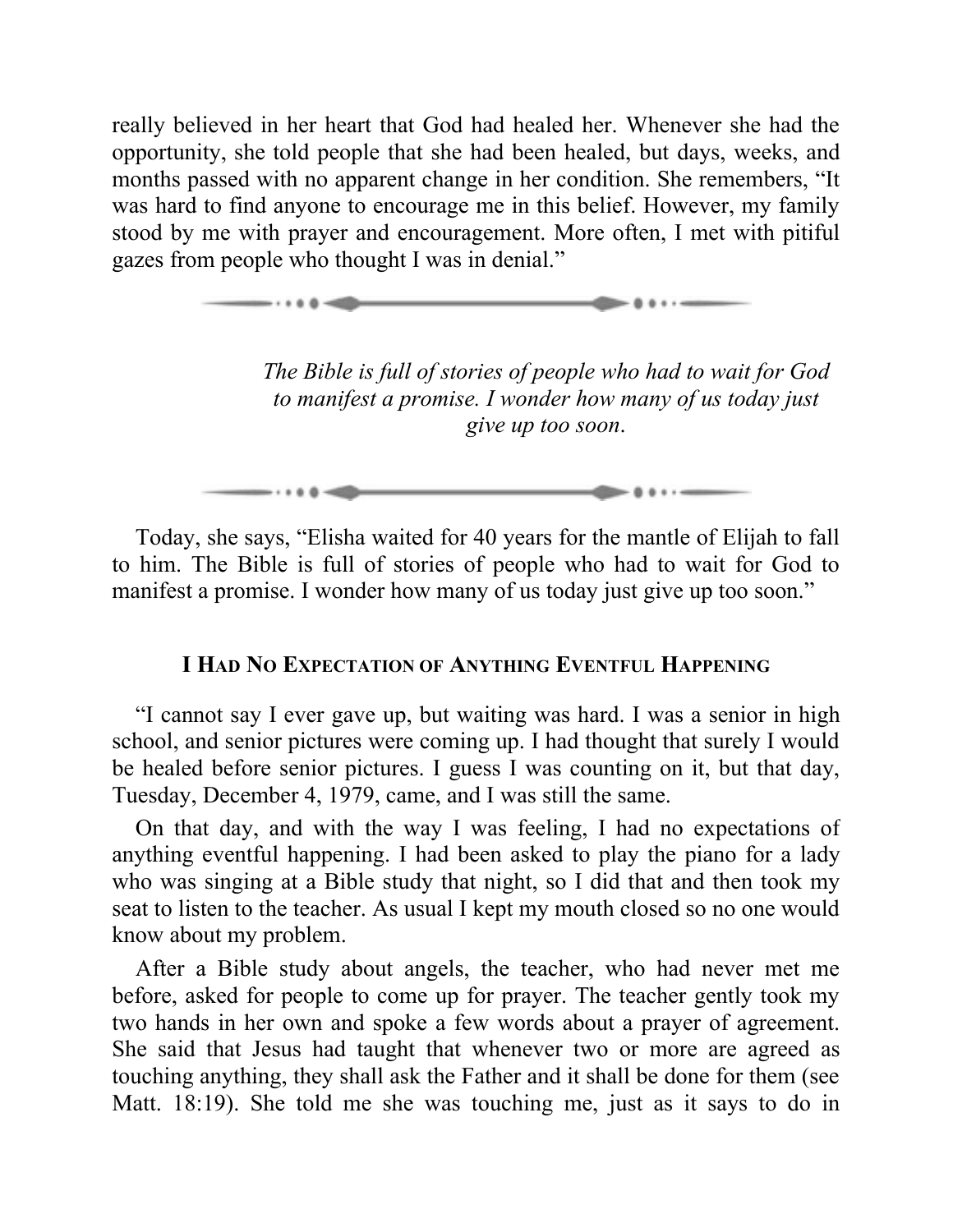really believed in her heart that God had healed her. Whenever she had the opportunity, she told people that she had been healed, but days, weeks, and months passed with no apparent change in her condition. She remembers, "It was hard to find anyone to encourage me in this belief. However, my family stood by me with prayer and encouragement. More often, I met with pitiful gazes from people who thought I was in denial."

---

*The Bible is full of stories of people who had to wait for God to manifest a promise. I wonder how many of us today just give up too soon.*

---

Today, she says, "Elisha waited for 40 years for the mantle of Elijah to fall to him. The Bible is full of stories of people who had to wait for God to manifest a promise. I wonder how many of us today just give up too soon."

### I Had No Expectation of Anything Eventful Happening

"I cannot say I ever gave up, but waiting was hard. I was a senior in high school, and senior pictures were coming up. I had thought that surely I would be healed before senior pictures. I guess I was counting on it, but that day, Tuesday, December 4, 1979, came, and I was still the same.

On that day, and with the way I was feeling, I had no expectations of anything eventful happening. I had been asked to play the piano for a lady who was singing at a Bible study that night, so I did that and then took my seat to listen to the teacher. As usual I kept my mouth closed so no one would know about my problem.

After a Bible study about angels, the teacher, who had never met me before, asked for people to come up for prayer. The teacher gently took my two hands in her own and spoke a few words about a prayer of agreement. She said that Jesus had taught that whenever two or more are agreed as touching anything, they shall ask the Father and it shall be done for them (see Matt. 18:19). She told me she was touching me, just as it says to do in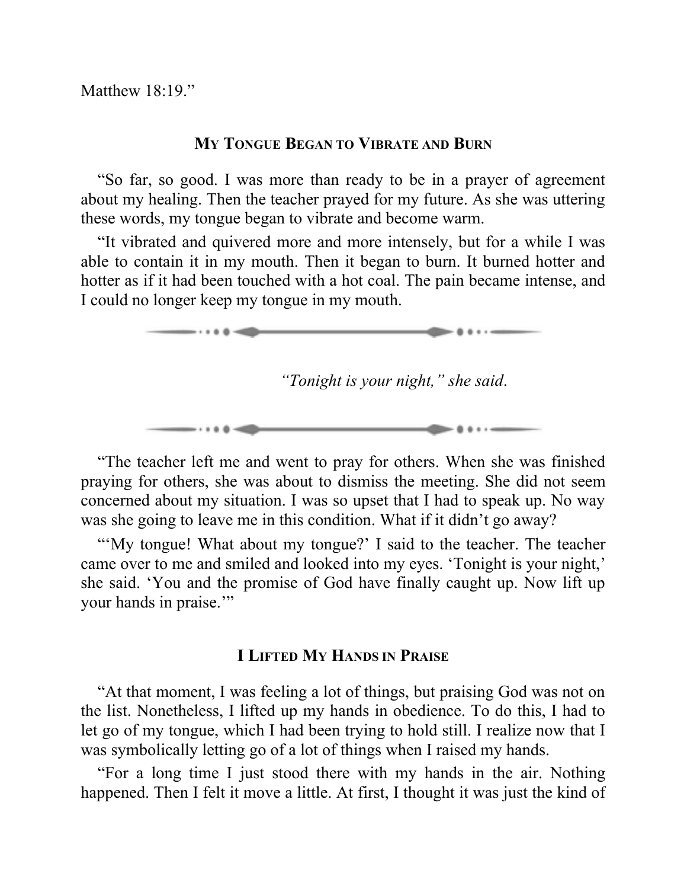Matthew 18:19."

### My Tongue Began to Vibrate and Burn

"So far, so good. I was more than ready to be in a prayer of agreement about my healing. Then the teacher prayed for my future. As she was uttering these words, my tongue began to vibrate and become warm.

"It vibrated and quivered more and more intensely, but for a while I was able to contain it in my mouth. Then it began to burn. It burned hotter and hotter as if it had been touched with a hot coal. The pain became intense, and I could no longer keep my tongue in my mouth.

*"Tonight is your night," she said.*

"The teacher left me and went to pray for others. When she was finished praying for others, she was about to dismiss the meeting. She did not seem concerned about my situation. I was so upset that I had to speak up. No way was she going to leave me in this condition. What if it didn't go away?

"'My tongue! What about my tongue?' I said to the teacher. The teacher came over to me and smiled and looked into my eyes. 'Tonight is your night,' she said. 'You and the promise of God have finally caught up. Now lift up your hands in praise.'"

### I Lifted My Hands in Praise

"At that moment, I was feeling a lot of things, but praising God was not on the list. Nonetheless, I lifted up my hands in obedience. To do this, I had to let go of my tongue, which I had been trying to hold still. I realize now that I was symbolically letting go of a lot of things when I raised my hands.

"For a long time I just stood there with my hands in the air. Nothing happened. Then I felt it move a little. At first, I thought it was just the kind of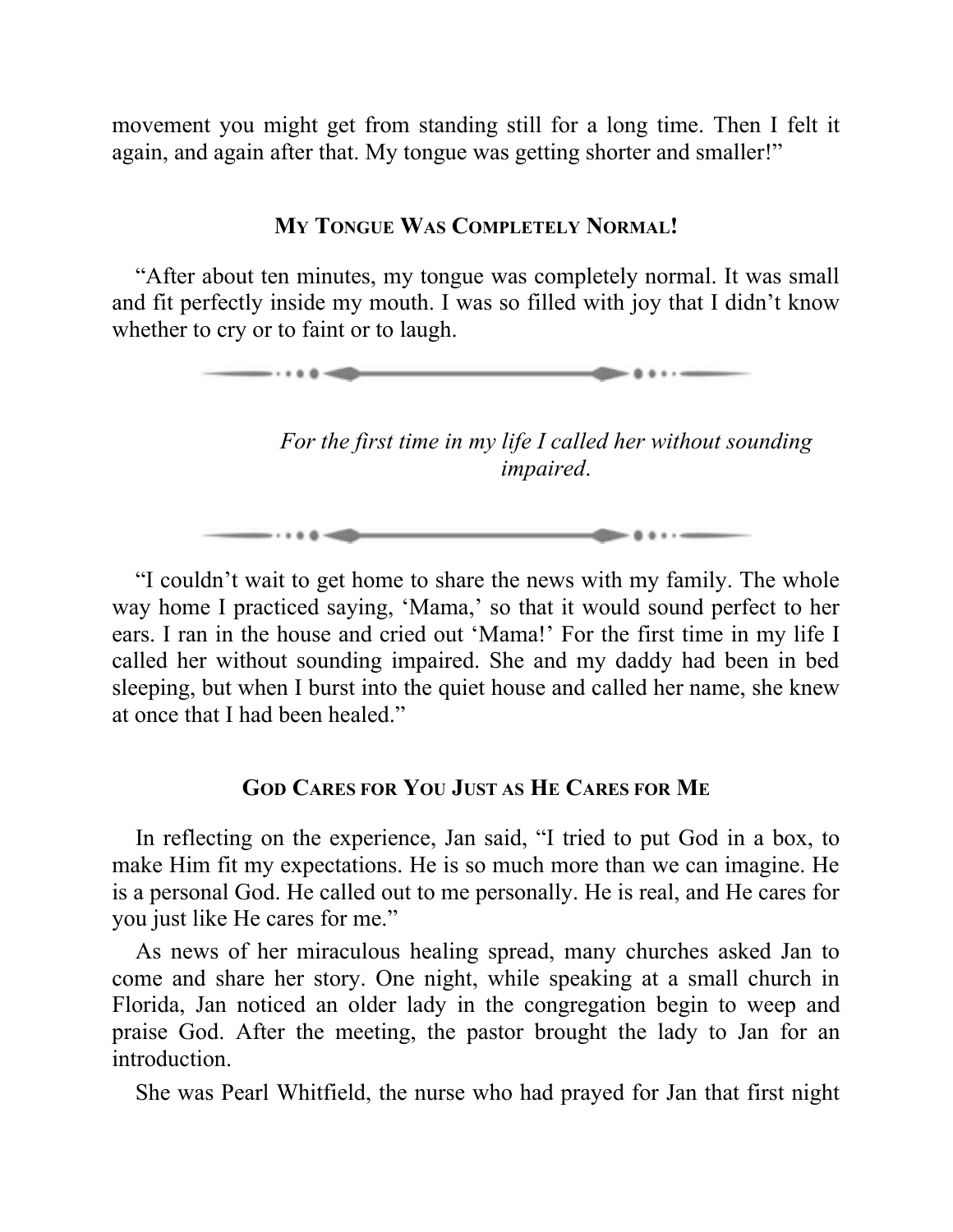movement you might get from standing still for a long time. Then I felt it again, and again after that. My tongue was getting shorter and smaller!"

### My Tongue Was Completely Normal!

"After about ten minutes, my tongue was completely normal. It was small and fit perfectly inside my mouth. I was so filled with joy that I didn't know whether to cry or to faint or to laugh.

*For the first time in my life I called her without sounding impaired.*

"I couldn't wait to get home to share the news with my family. The whole way home I practiced saying, 'Mama,' so that it would sound perfect to her ears. I ran in the house and cried out 'Mama!' For the first time in my life I called her without sounding impaired. She and my daddy had been in bed sleeping, but when I burst into the quiet house and called her name, she knew at once that I had been healed."

### God Cares for You Just as He Cares for Me

In reflecting on the experience, Jan said, "I tried to put God in a box, to make Him fit my expectations. He is so much more than we can imagine. He is a personal God. He called out to me personally. He is real, and He cares for you just like He cares for me."

As news of her miraculous healing spread, many churches asked Jan to come and share her story. One night, while speaking at a small church in Florida, Jan noticed an older lady in the congregation begin to weep and praise God. After the meeting, the pastor brought the lady to Jan for an introduction.

She was Pearl Whitfield, the nurse who had prayed for Jan that first night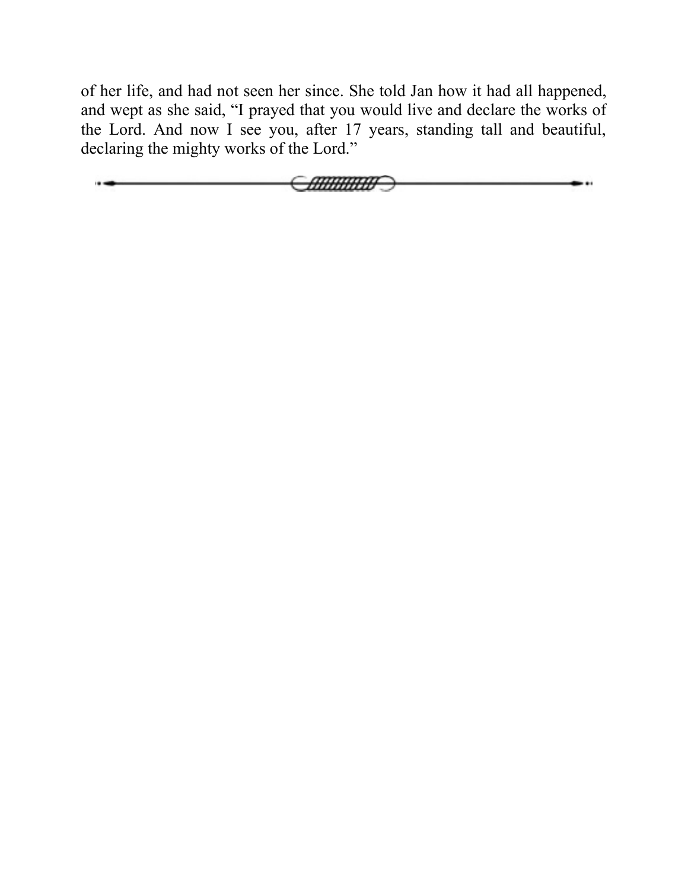of her life, and had not seen her since. She told Jan how it had all happened, and wept as she said, “I prayed that you would live and declare the works of the Lord. And now I see you, after 17 years, standing tall and beautiful, declaring the mighty works of the Lord.”

---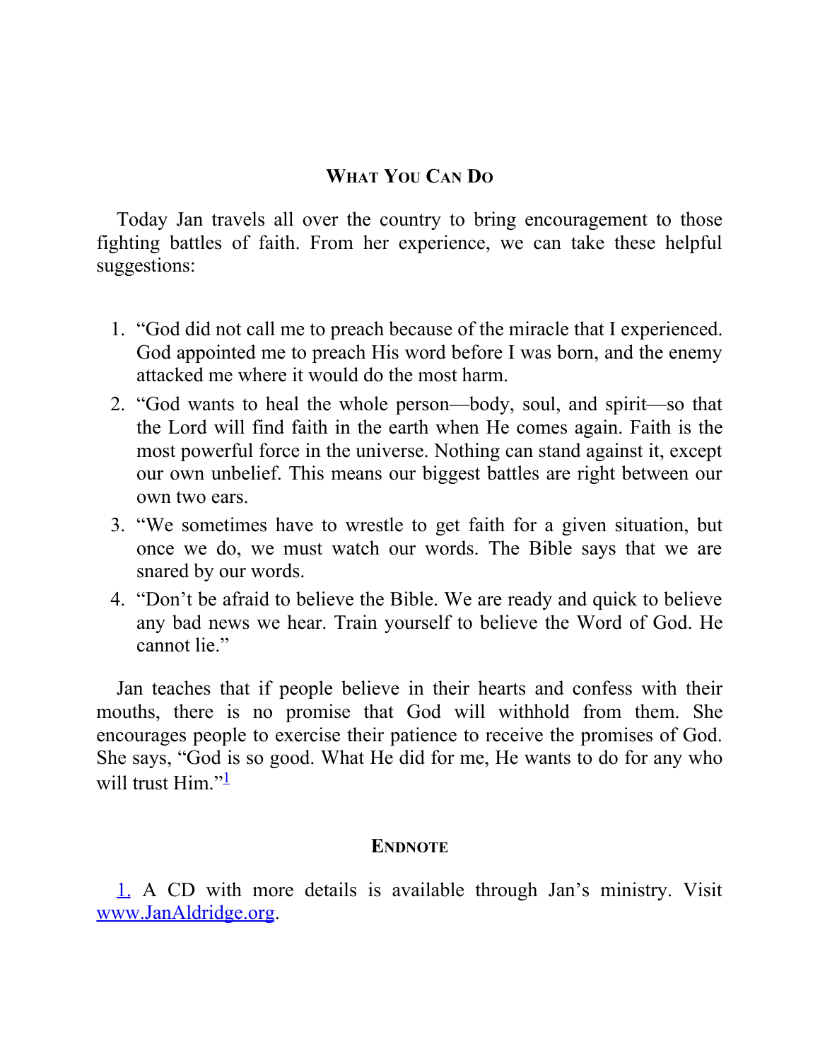## What You Can Do

Today Jan travels all over the country to bring encouragement to those fighting battles of faith. From her experience, we can take these helpful suggestions:

1. "God did not call me to preach because of the miracle that I experienced. God appointed me to preach His word before I was born, and the enemy attacked me where it would do the most harm.
2. "God wants to heal the whole person—body, soul, and spirit—so that the Lord will find faith in the earth when He comes again. Faith is the most powerful force in the universe. Nothing can stand against it, except our own unbelief. This means our biggest battles are right between our own two ears.
3. "We sometimes have to wrestle to get faith for a given situation, but once we do, we must watch our words. The Bible says that we are snared by our words.
4. "Don't be afraid to believe the Bible. We are ready and quick to believe any bad news we hear. Train yourself to believe the Word of God. He cannot lie."

Jan teaches that if people believe in their hearts and confess with their mouths, there is no promise that God will withhold from them. She encourages people to exercise their patience to receive the promises of God. She says, "God is so good. What He did for me, He wants to do for any who will trust Him."[1]

## Endnote

1. A CD with more details is available through Jan's ministry. Visit www.JanAldridge.org.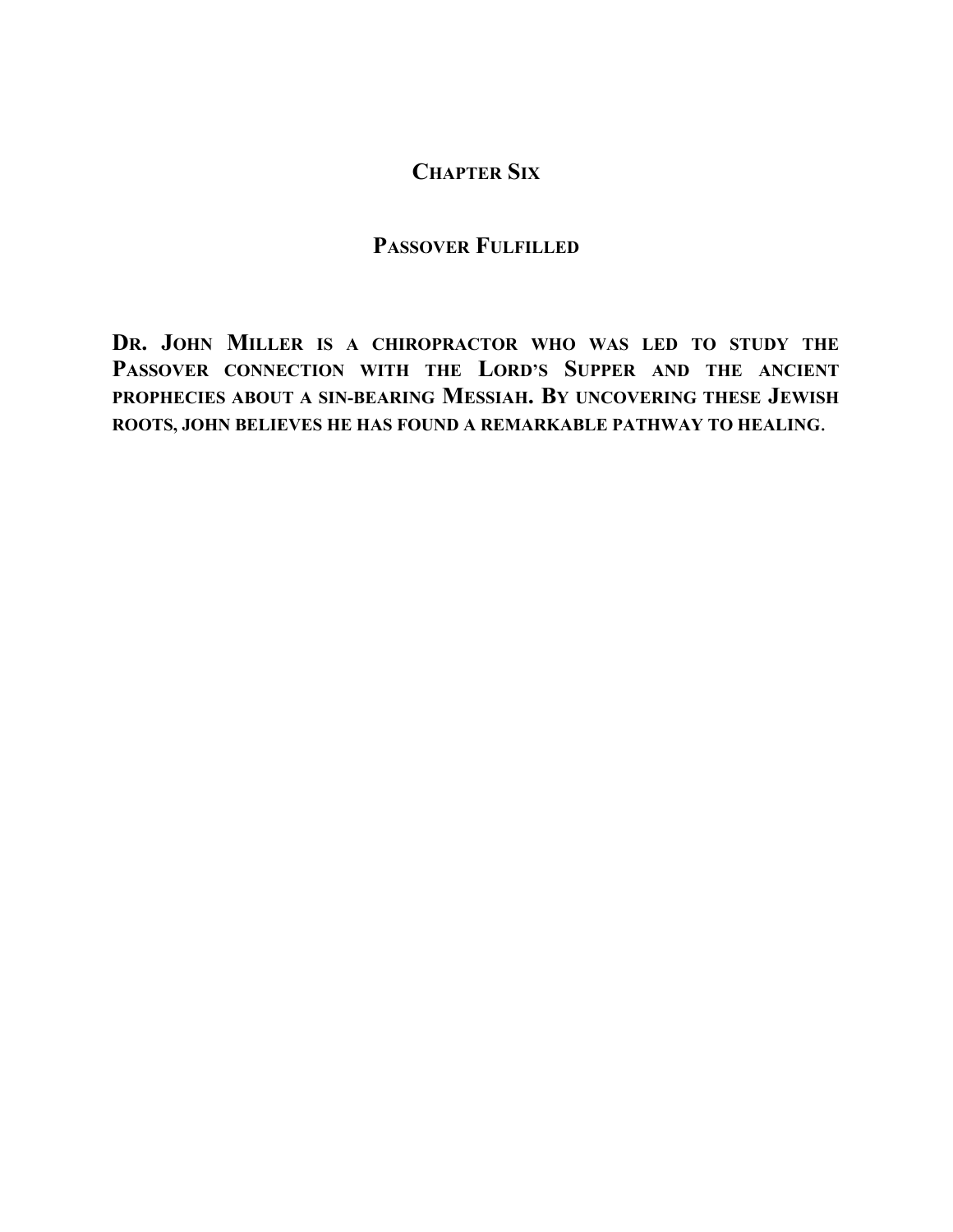# Chapter Six

## Passover Fulfilled

**Dr. John Miller is a chiropractor who was led to study the Passover connection with the Lord's Supper and the ancient prophecies about a sin-bearing Messiah. By uncovering these Jewish roots, John believes he has found a remarkable pathway to healing.**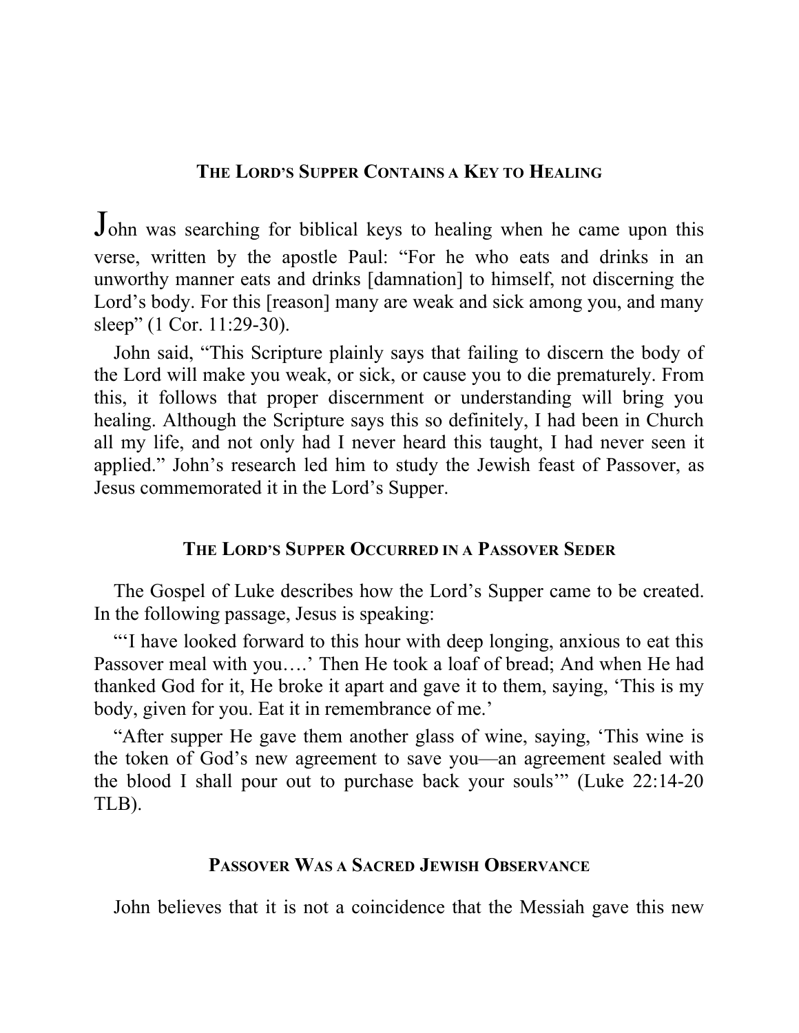## The Lord's Supper Contains a Key to Healing

John was searching for biblical keys to healing when he came upon this verse, written by the apostle Paul: "For he who eats and drinks in an unworthy manner eats and drinks [damnation] to himself, not discerning the Lord's body. For this [reason] many are weak and sick among you, and many sleep" (1 Cor. 11:29-30).

John said, "This Scripture plainly says that failing to discern the body of the Lord will make you weak, or sick, or cause you to die prematurely. From this, it follows that proper discernment or understanding will bring you healing. Although the Scripture says this so definitely, I had been in Church all my life, and not only had I never heard this taught, I had never seen it applied." John's research led him to study the Jewish feast of Passover, as Jesus commemorated it in the Lord's Supper.

## The Lord's Supper Occurred in a Passover Seder

The Gospel of Luke describes how the Lord's Supper came to be created. In the following passage, Jesus is speaking:

"'I have looked forward to this hour with deep longing, anxious to eat this Passover meal with you….' Then He took a loaf of bread; And when He had thanked God for it, He broke it apart and gave it to them, saying, 'This is my body, given for you. Eat it in remembrance of me.'

"After supper He gave them another glass of wine, saying, 'This wine is the token of God's new agreement to save you—an agreement sealed with the blood I shall pour out to purchase back your souls'" (Luke 22:14-20 TLB).

## Passover Was a Sacred Jewish Observance

John believes that it is not a coincidence that the Messiah gave this new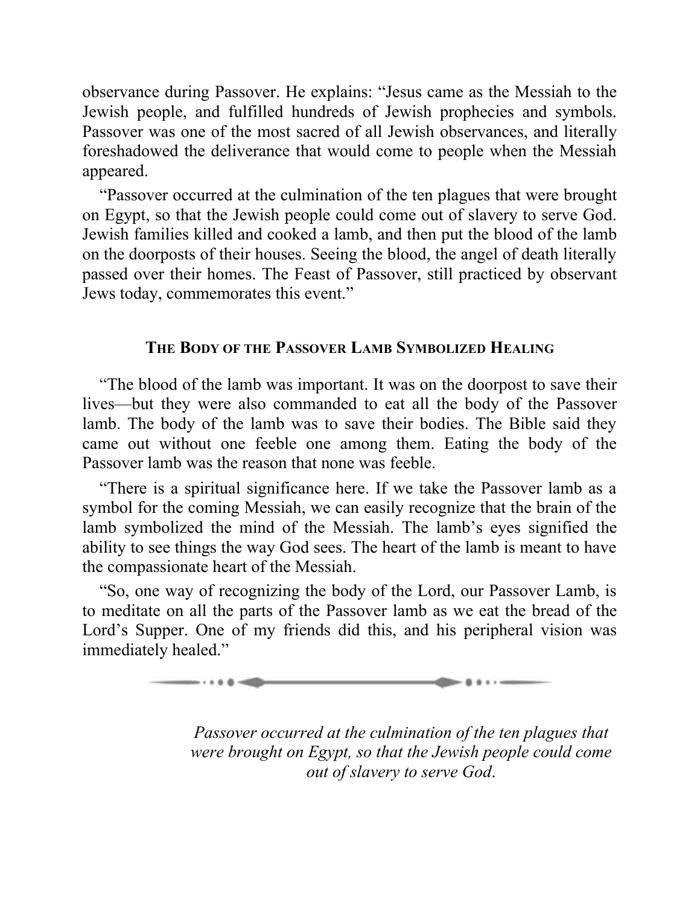observance during Passover. He explains: "Jesus came as the Messiah to the Jewish people, and fulfilled hundreds of Jewish prophecies and symbols. Passover was one of the most sacred of all Jewish observances, and literally foreshadowed the deliverance that would come to people when the Messiah appeared.

"Passover occurred at the culmination of the ten plagues that were brought on Egypt, so that the Jewish people could come out of slavery to serve God. Jewish families killed and cooked a lamb, and then put the blood of the lamb on the doorposts of their houses. Seeing the blood, the angel of death literally passed over their homes. The Feast of Passover, still practiced by observant Jews today, commemorates this event."

### The Body of the Passover Lamb Symbolized Healing

"The blood of the lamb was important. It was on the doorpost to save their lives—but they were also commanded to eat all the body of the Passover lamb. The body of the lamb was to save their bodies. The Bible said they came out without one feeble one among them. Eating the body of the Passover lamb was the reason that none was feeble.

"There is a spiritual significance here. If we take the Passover lamb as a symbol for the coming Messiah, we can easily recognize that the brain of the lamb symbolized the mind of the Messiah. The lamb's eyes signified the ability to see things the way God sees. The heart of the lamb is meant to have the compassionate heart of the Messiah.

"So, one way of recognizing the body of the Lord, our Passover Lamb, is to meditate on all the parts of the Passover lamb as we eat the bread of the Lord's Supper. One of my friends did this, and his peripheral vision was immediately healed."

*Passover occurred at the culmination of the ten plagues that were brought on Egypt, so that the Jewish people could come out of slavery to serve God.*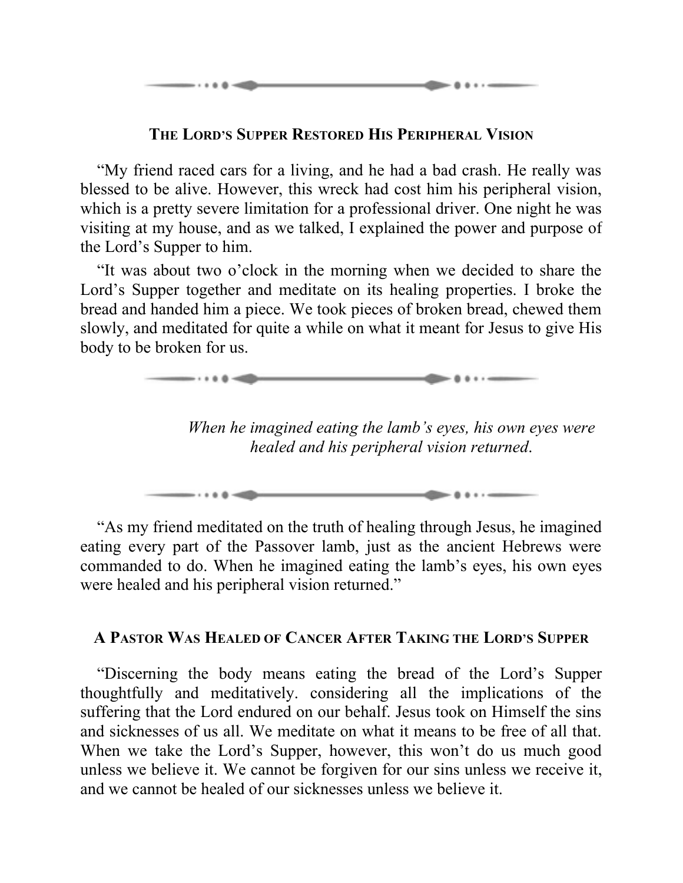### The Lord's Supper Restored His Peripheral Vision

"My friend raced cars for a living, and he had a bad crash. He really was blessed to be alive. However, this wreck had cost him his peripheral vision, which is a pretty severe limitation for a professional driver. One night he was visiting at my house, and as we talked, I explained the power and purpose of the Lord's Supper to him.

"It was about two o'clock in the morning when we decided to share the Lord's Supper together and meditate on its healing properties. I broke the bread and handed him a piece. We took pieces of broken bread, chewed them slowly, and meditated for quite a while on what it meant for Jesus to give His body to be broken for us.

> *When he imagined eating the lamb's eyes, his own eyes were healed and his peripheral vision returned.*

"As my friend meditated on the truth of healing through Jesus, he imagined eating every part of the Passover lamb, just as the ancient Hebrews were commanded to do. When he imagined eating the lamb's eyes, his own eyes were healed and his peripheral vision returned."

### A Pastor Was Healed of Cancer After Taking the Lord's Supper

"Discerning the body means eating the bread of the Lord's Supper thoughtfully and meditatively. considering all the implications of the suffering that the Lord endured on our behalf. Jesus took on Himself the sins and sicknesses of us all. We meditate on what it means to be free of all that. When we take the Lord's Supper, however, this won't do us much good unless we believe it. We cannot be forgiven for our sins unless we receive it, and we cannot be healed of our sicknesses unless we believe it.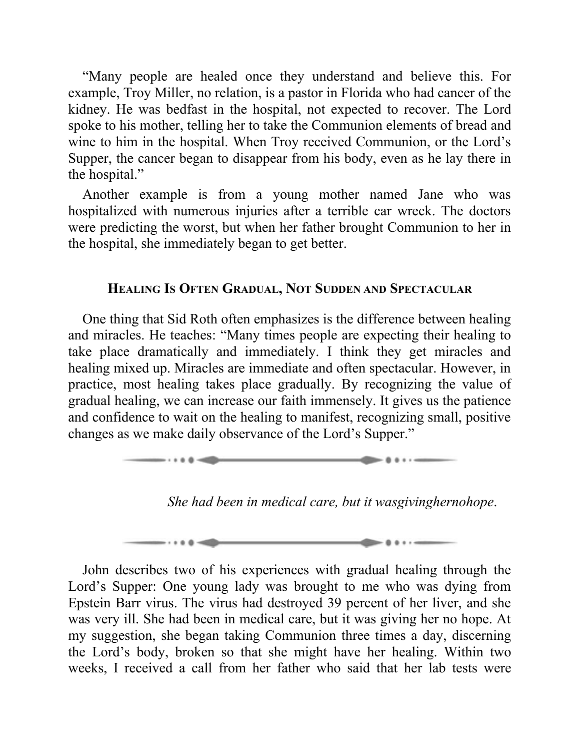"Many people are healed once they understand and believe this. For example, Troy Miller, no relation, is a pastor in Florida who had cancer of the kidney. He was bedfast in the hospital, not expected to recover. The Lord spoke to his mother, telling her to take the Communion elements of bread and wine to him in the hospital. When Troy received Communion, or the Lord's Supper, the cancer began to disappear from his body, even as he lay there in the hospital."

Another example is from a young mother named Jane who was hospitalized with numerous injuries after a terrible car wreck. The doctors were predicting the worst, but when her father brought Communion to her in the hospital, she immediately began to get better.

### Healing Is Often Gradual, Not Sudden and Spectacular

One thing that Sid Roth often emphasizes is the difference between healing and miracles. He teaches: "Many times people are expecting their healing to take place dramatically and immediately. I think they get miracles and healing mixed up. Miracles are immediate and often spectacular. However, in practice, most healing takes place gradually. By recognizing the value of gradual healing, we can increase our faith immensely. It gives us the patience and confidence to wait on the healing to manifest, recognizing small, positive changes as we make daily observance of the Lord's Supper."

---

*She had been in medical care, but it wasgivinghernohope.*

---

John describes two of his experiences with gradual healing through the Lord's Supper: One young lady was brought to me who was dying from Epstein Barr virus. The virus had destroyed 39 percent of her liver, and she was very ill. She had been in medical care, but it was giving her no hope. At my suggestion, she began taking Communion three times a day, discerning the Lord's body, broken so that she might have her healing. Within two weeks, I received a call from her father who said that her lab tests were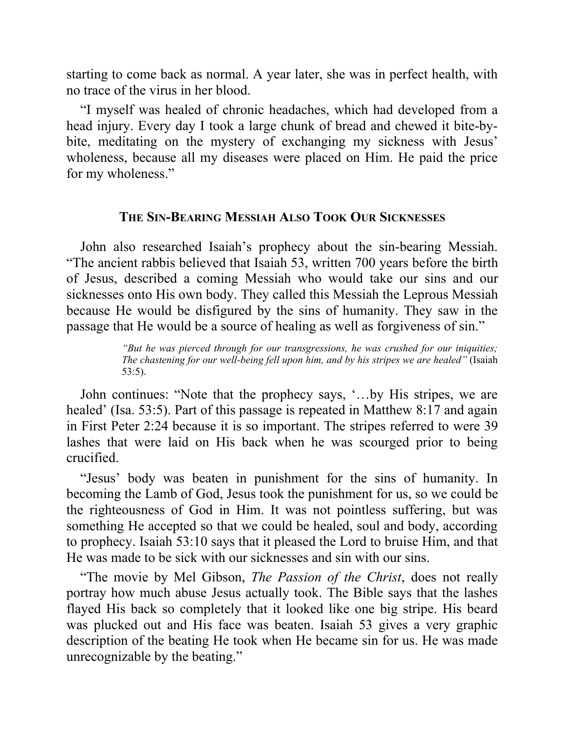starting to come back as normal. A year later, she was in perfect health, with no trace of the virus in her blood.

"I myself was healed of chronic headaches, which had developed from a head injury. Every day I took a large chunk of bread and chewed it bite-by-bite, meditating on the mystery of exchanging my sickness with Jesus' wholeness, because all my diseases were placed on Him. He paid the price for my wholeness."

## The Sin-Bearing Messiah Also Took Our Sicknesses

John also researched Isaiah's prophecy about the sin-bearing Messiah. "The ancient rabbis believed that Isaiah 53, written 700 years before the birth of Jesus, described a coming Messiah who would take our sins and our sicknesses onto His own body. They called this Messiah the Leprous Messiah because He would be disfigured by the sins of humanity. They saw in the passage that He would be a source of healing as well as forgiveness of sin."

> *"But he was pierced through for our transgressions, he was crushed for our iniquities; The chastening for our well-being fell upon him, and by his stripes we are healed"* (Isaiah 53:5).

John continues: "Note that the prophecy says, '…by His stripes, we are healed' (Isa. 53:5). Part of this passage is repeated in Matthew 8:17 and again in First Peter 2:24 because it is so important. The stripes referred to were 39 lashes that were laid on His back when he was scourged prior to being crucified.

"Jesus' body was beaten in punishment for the sins of humanity. In becoming the Lamb of God, Jesus took the punishment for us, so we could be the righteousness of God in Him. It was not pointless suffering, but was something He accepted so that we could be healed, soul and body, according to prophecy. Isaiah 53:10 says that it pleased the Lord to bruise Him, and that He was made to be sick with our sicknesses and sin with our sins.

"The movie by Mel Gibson, *The Passion of the Christ*, does not really portray how much abuse Jesus actually took. The Bible says that the lashes flayed His back so completely that it looked like one big stripe. His beard was plucked out and His face was beaten. Isaiah 53 gives a very graphic description of the beating He took when He became sin for us. He was made unrecognizable by the beating."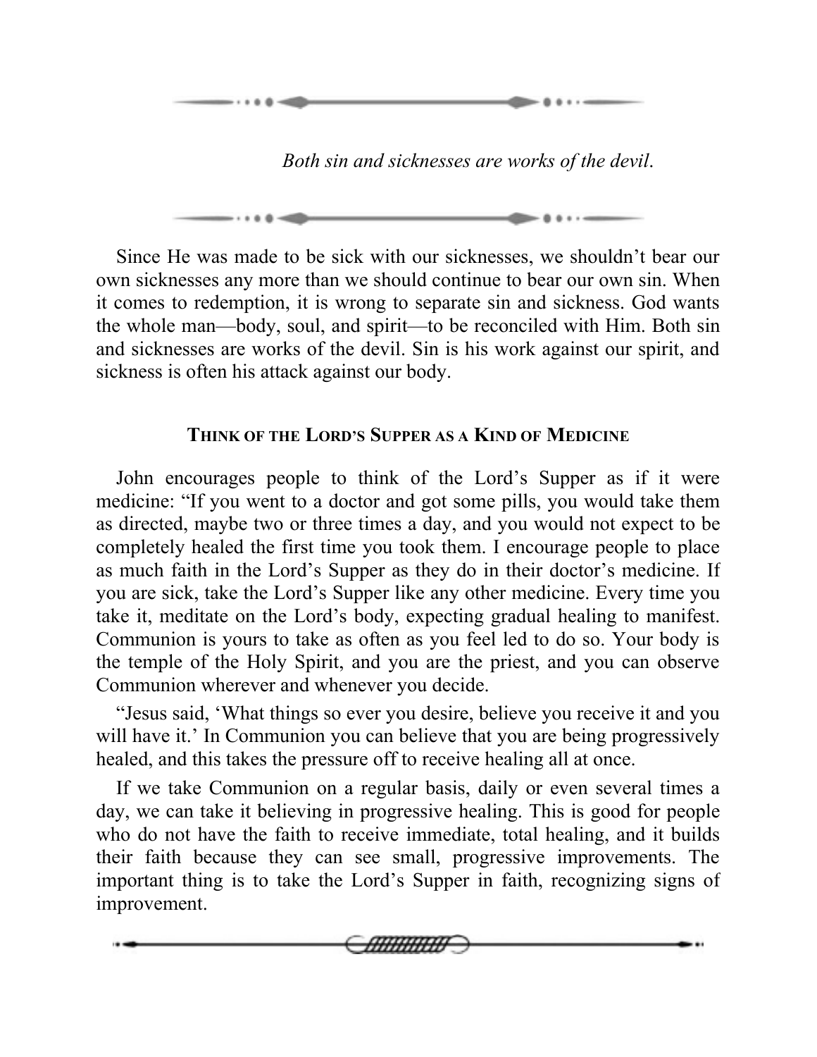*Both sin and sicknesses are works of the devil.*

Since He was made to be sick with our sicknesses, we shouldn't bear our own sicknesses any more than we should continue to bear our own sin. When it comes to redemption, it is wrong to separate sin and sickness. God wants the whole man—body, soul, and spirit—to be reconciled with Him. Both sin and sicknesses are works of the devil. Sin is his work against our spirit, and sickness is often his attack against our body.

## Think of the Lord's Supper as a Kind of Medicine

John encourages people to think of the Lord's Supper as if it were medicine: "If you went to a doctor and got some pills, you would take them as directed, maybe two or three times a day, and you would not expect to be completely healed the first time you took them. I encourage people to place as much faith in the Lord's Supper as they do in their doctor's medicine. If you are sick, take the Lord's Supper like any other medicine. Every time you take it, meditate on the Lord's body, expecting gradual healing to manifest. Communion is yours to take as often as you feel led to do so. Your body is the temple of the Holy Spirit, and you are the priest, and you can observe Communion wherever and whenever you decide.

"Jesus said, 'What things so ever you desire, believe you receive it and you will have it.' In Communion you can believe that you are being progressively healed, and this takes the pressure off to receive healing all at once.

If we take Communion on a regular basis, daily or even several times a day, we can take it believing in progressive healing. This is good for people who do not have the faith to receive immediate, total healing, and it builds their faith because they can see small, progressive improvements. The important thing is to take the Lord's Supper in faith, recognizing signs of improvement.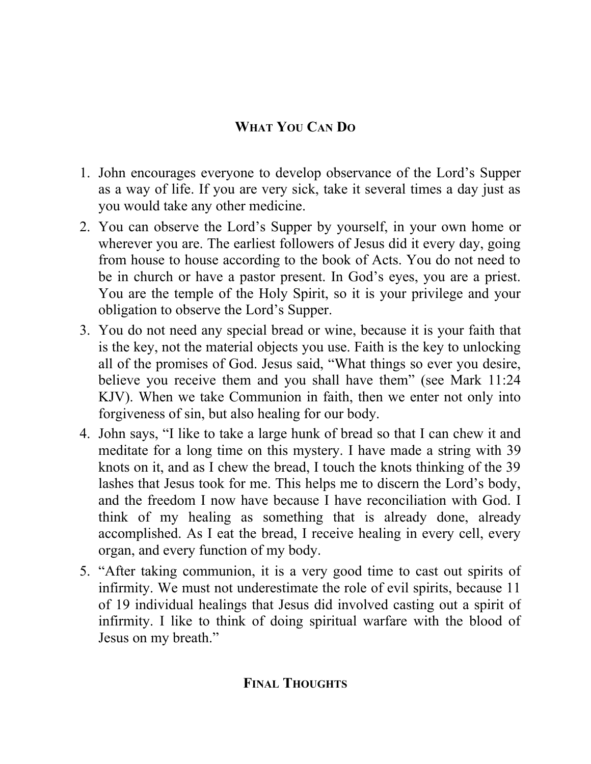## What You Can Do

1. John encourages everyone to develop observance of the Lord's Supper as a way of life. If you are very sick, take it several times a day just as you would take any other medicine.
2. You can observe the Lord's Supper by yourself, in your own home or wherever you are. The earliest followers of Jesus did it every day, going from house to house according to the book of Acts. You do not need to be in church or have a pastor present. In God's eyes, you are a priest. You are the temple of the Holy Spirit, so it is your privilege and your obligation to observe the Lord's Supper.
3. You do not need any special bread or wine, because it is your faith that is the key, not the material objects you use. Faith is the key to unlocking all of the promises of God. Jesus said, "What things so ever you desire, believe you receive them and you shall have them" (see Mark 11:24 KJV). When we take Communion in faith, then we enter not only into forgiveness of sin, but also healing for our body.
4. John says, "I like to take a large hunk of bread so that I can chew it and meditate for a long time on this mystery. I have made a string with 39 knots on it, and as I chew the bread, I touch the knots thinking of the 39 lashes that Jesus took for me. This helps me to discern the Lord's body, and the freedom I now have because I have reconciliation with God. I think of my healing as something that is already done, already accomplished. As I eat the bread, I receive healing in every cell, every organ, and every function of my body.
5. "After taking communion, it is a very good time to cast out spirits of infirmity. We must not underestimate the role of evil spirits, because 11 of 19 individual healings that Jesus did involved casting out a spirit of infirmity. I like to think of doing spiritual warfare with the blood of Jesus on my breath."

## Final Thoughts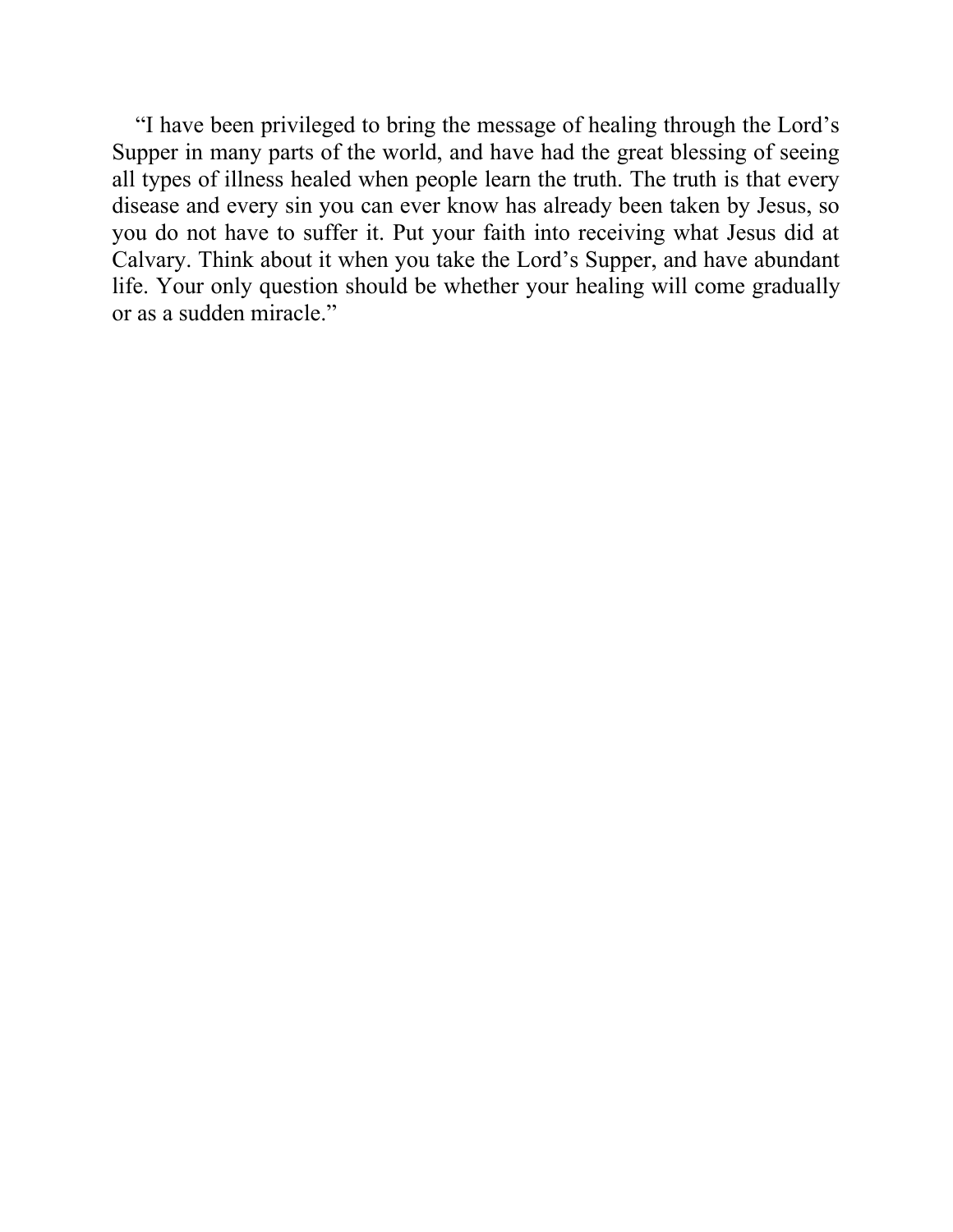"I have been privileged to bring the message of healing through the Lord's Supper in many parts of the world, and have had the great blessing of seeing all types of illness healed when people learn the truth. The truth is that every disease and every sin you can ever know has already been taken by Jesus, so you do not have to suffer it. Put your faith into receiving what Jesus did at Calvary. Think about it when you take the Lord's Supper, and have abundant life. Your only question should be whether your healing will come gradually or as a sudden miracle."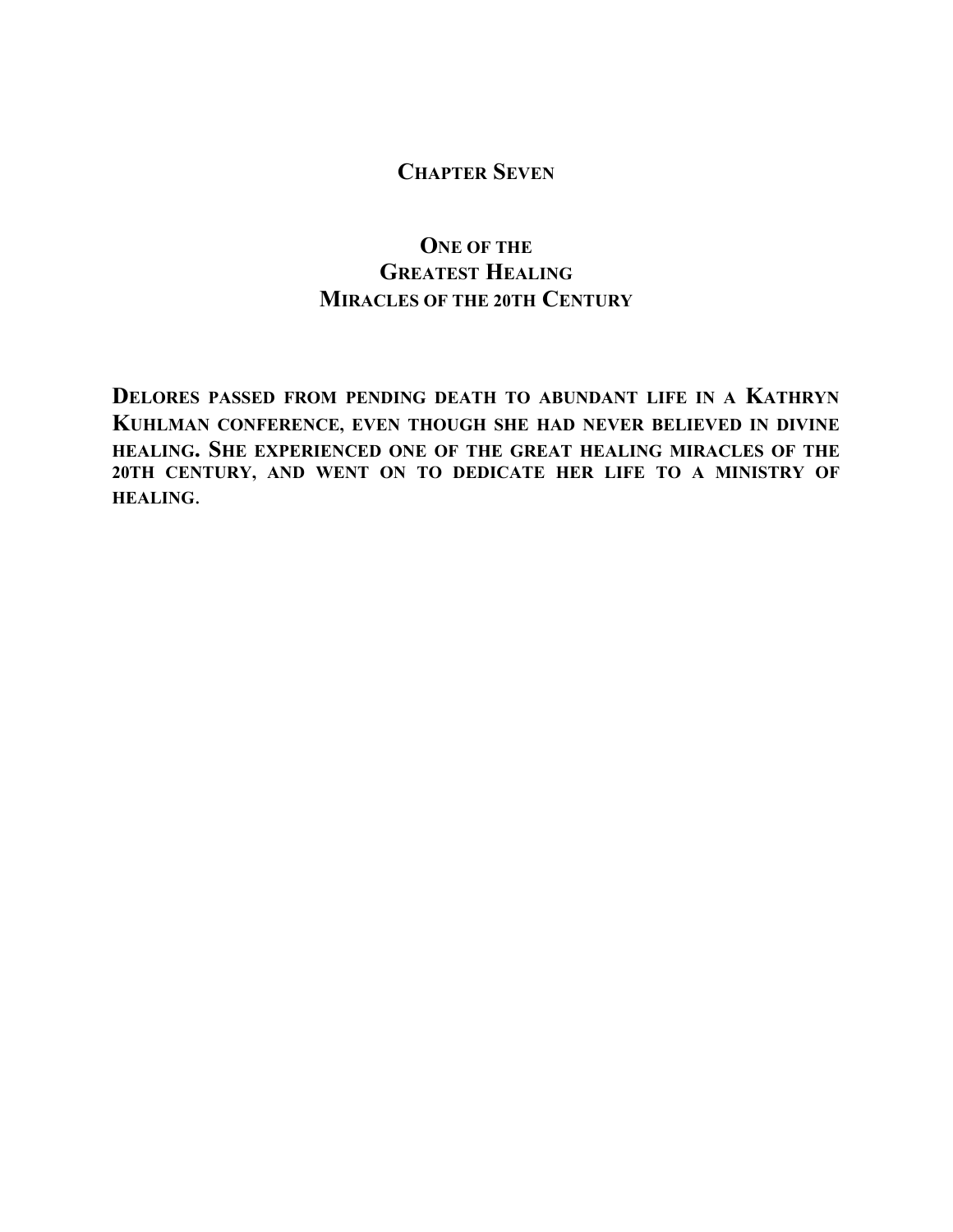# Chapter Seven

## One of the Greatest Healing Miracles of the 20th Century

**Delores passed from pending death to abundant life in a Kathryn Kuhlman conference, even though she had never believed in divine healing. She experienced one of the great healing miracles of the 20th century, and went on to dedicate her life to a ministry of healing.**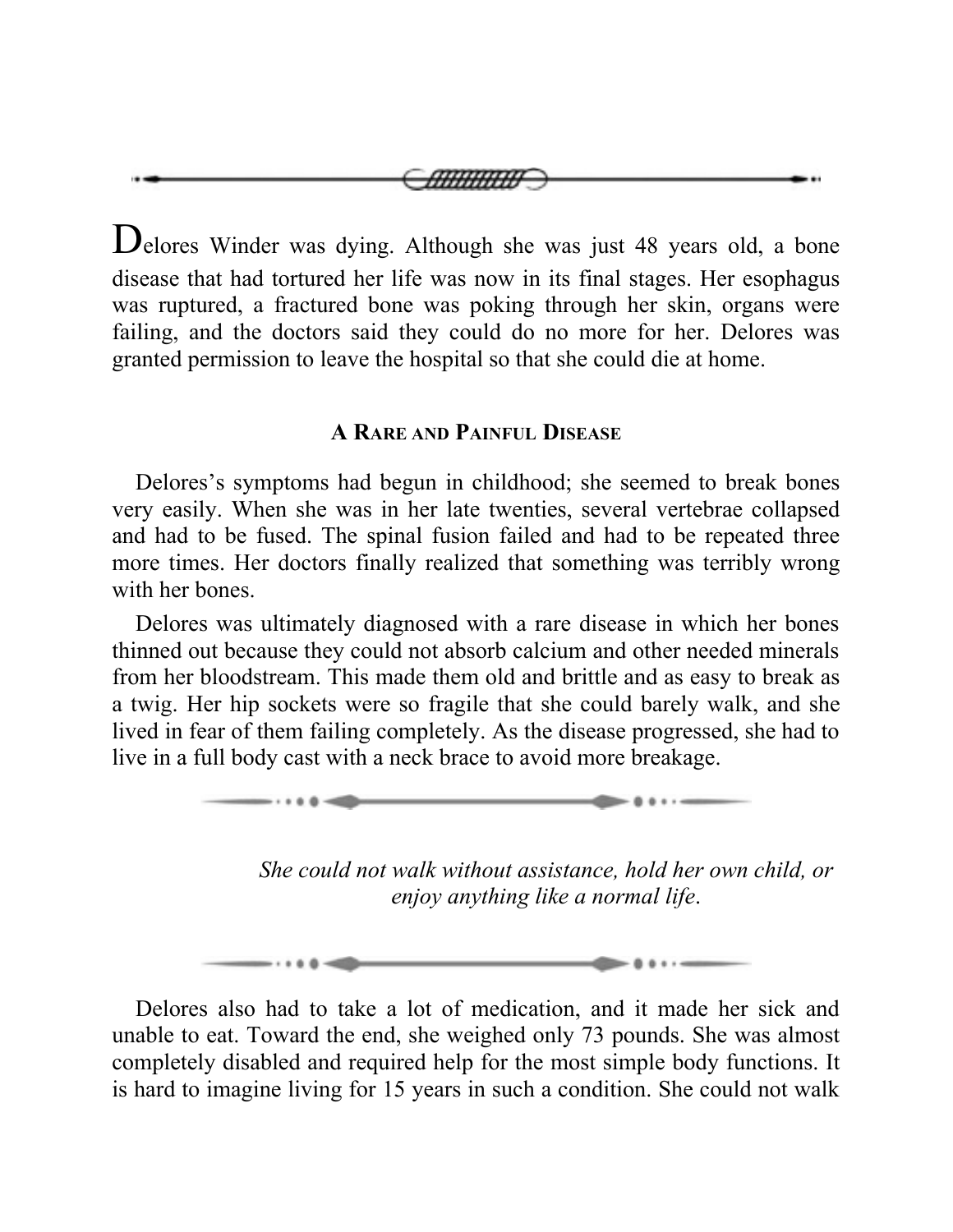Delores Winder was dying. Although she was just 48 years old, a bone disease that had tortured her life was now in its final stages. Her esophagus was ruptured, a fractured bone was poking through her skin, organs were failing, and the doctors said they could do no more for her. Delores was granted permission to leave the hospital so that she could die at home.

### A Rare and Painful Disease

Delores's symptoms had begun in childhood; she seemed to break bones very easily. When she was in her late twenties, several vertebrae collapsed and had to be fused. The spinal fusion failed and had to be repeated three more times. Her doctors finally realized that something was terribly wrong with her bones.

Delores was ultimately diagnosed with a rare disease in which her bones thinned out because they could not absorb calcium and other needed minerals from her bloodstream. This made them old and brittle and as easy to break as a twig. Her hip sockets were so fragile that she could barely walk, and she lived in fear of them failing completely. As the disease progressed, she had to live in a full body cast with a neck brace to avoid more breakage.

*She could not walk without assistance, hold her own child, or enjoy anything like a normal life.*

Delores also had to take a lot of medication, and it made her sick and unable to eat. Toward the end, she weighed only 73 pounds. She was almost completely disabled and required help for the most simple body functions. It is hard to imagine living for 15 years in such a condition. She could not walk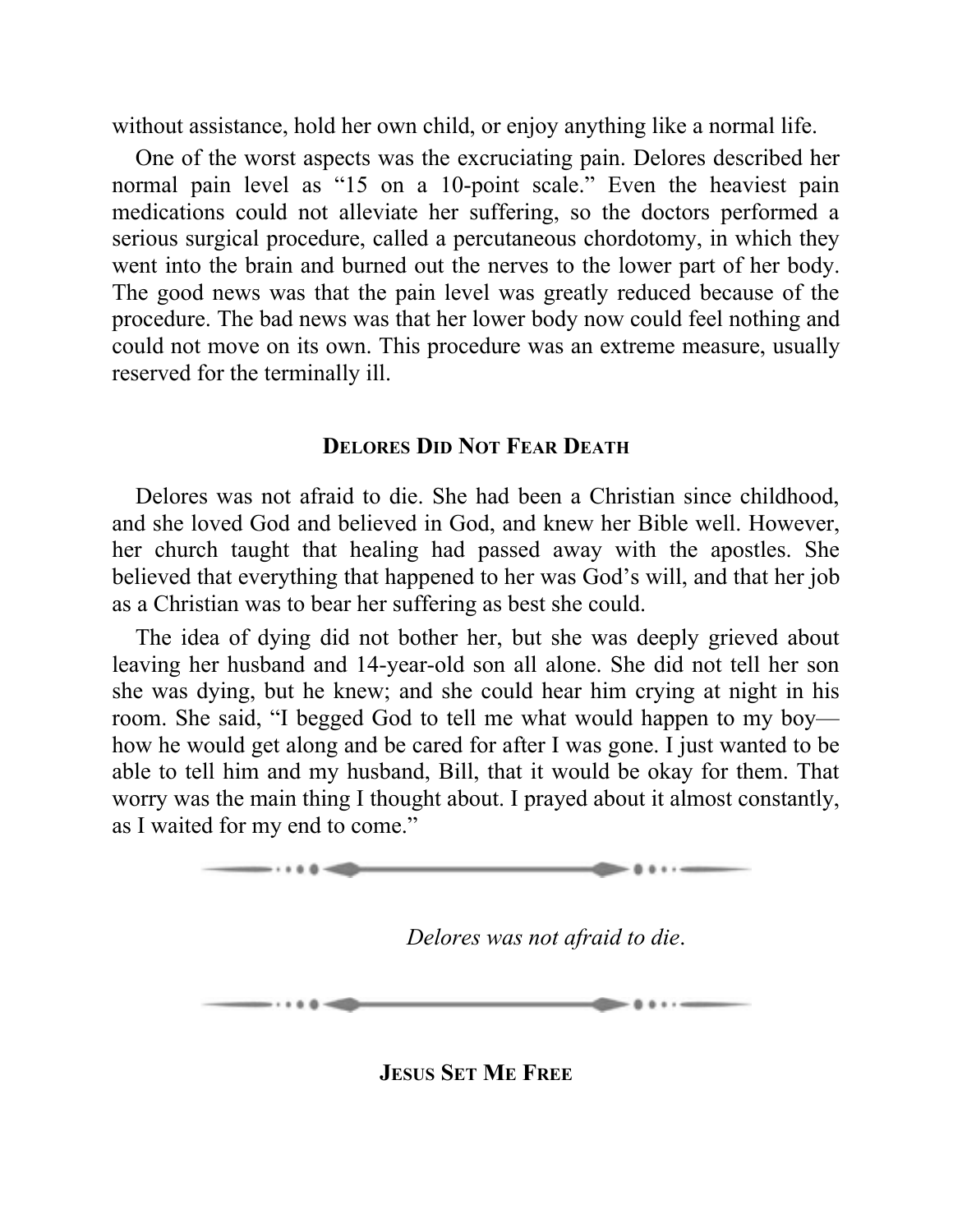without assistance, hold her own child, or enjoy anything like a normal life.

One of the worst aspects was the excruciating pain. Delores described her normal pain level as "15 on a 10-point scale." Even the heaviest pain medications could not alleviate her suffering, so the doctors performed a serious surgical procedure, called a percutaneous chordotomy, in which they went into the brain and burned out the nerves to the lower part of her body. The good news was that the pain level was greatly reduced because of the procedure. The bad news was that her lower body now could feel nothing and could not move on its own. This procedure was an extreme measure, usually reserved for the terminally ill.

### Delores Did Not Fear Death

Delores was not afraid to die. She had been a Christian since childhood, and she loved God and believed in God, and knew her Bible well. However, her church taught that healing had passed away with the apostles. She believed that everything that happened to her was God's will, and that her job as a Christian was to bear her suffering as best she could.

The idea of dying did not bother her, but she was deeply grieved about leaving her husband and 14-year-old son all alone. She did not tell her son she was dying, but he knew; and she could hear him crying at night in his room. She said, "I begged God to tell me what would happen to my boy—how he would get along and be cared for after I was gone. I just wanted to be able to tell him and my husband, Bill, that it would be okay for them. That worry was the main thing I thought about. I prayed about it almost constantly, as I waited for my end to come."

*Delores was not afraid to die.*

### Jesus Set Me Free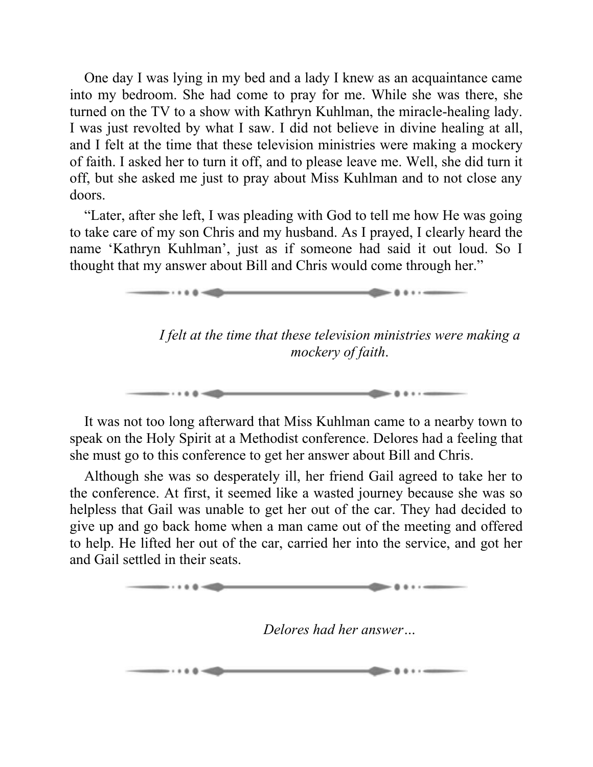One day I was lying in my bed and a lady I knew as an acquaintance came into my bedroom. She had come to pray for me. While she was there, she turned on the TV to a show with Kathryn Kuhlman, the miracle-healing lady. I was just revolted by what I saw. I did not believe in divine healing at all, and I felt at the time that these television ministries were making a mockery of faith. I asked her to turn it off, and to please leave me. Well, she did turn it off, but she asked me just to pray about Miss Kuhlman and to not close any doors.

"Later, after she left, I was pleading with God to tell me how He was going to take care of my son Chris and my husband. As I prayed, I clearly heard the name 'Kathryn Kuhlman', just as if someone had said it out loud. So I thought that my answer about Bill and Chris would come through her."

---

*I felt at the time that these television ministries were making a mockery of faith.*

---

It was not too long afterward that Miss Kuhlman came to a nearby town to speak on the Holy Spirit at a Methodist conference. Delores had a feeling that she must go to this conference to get her answer about Bill and Chris.

Although she was so desperately ill, her friend Gail agreed to take her to the conference. At first, it seemed like a wasted journey because she was so helpless that Gail was unable to get her out of the car. They had decided to give up and go back home when a man came out of the meeting and offered to help. He lifted her out of the car, carried her into the service, and got her and Gail settled in their seats.

---

*Delores had her answer…*

---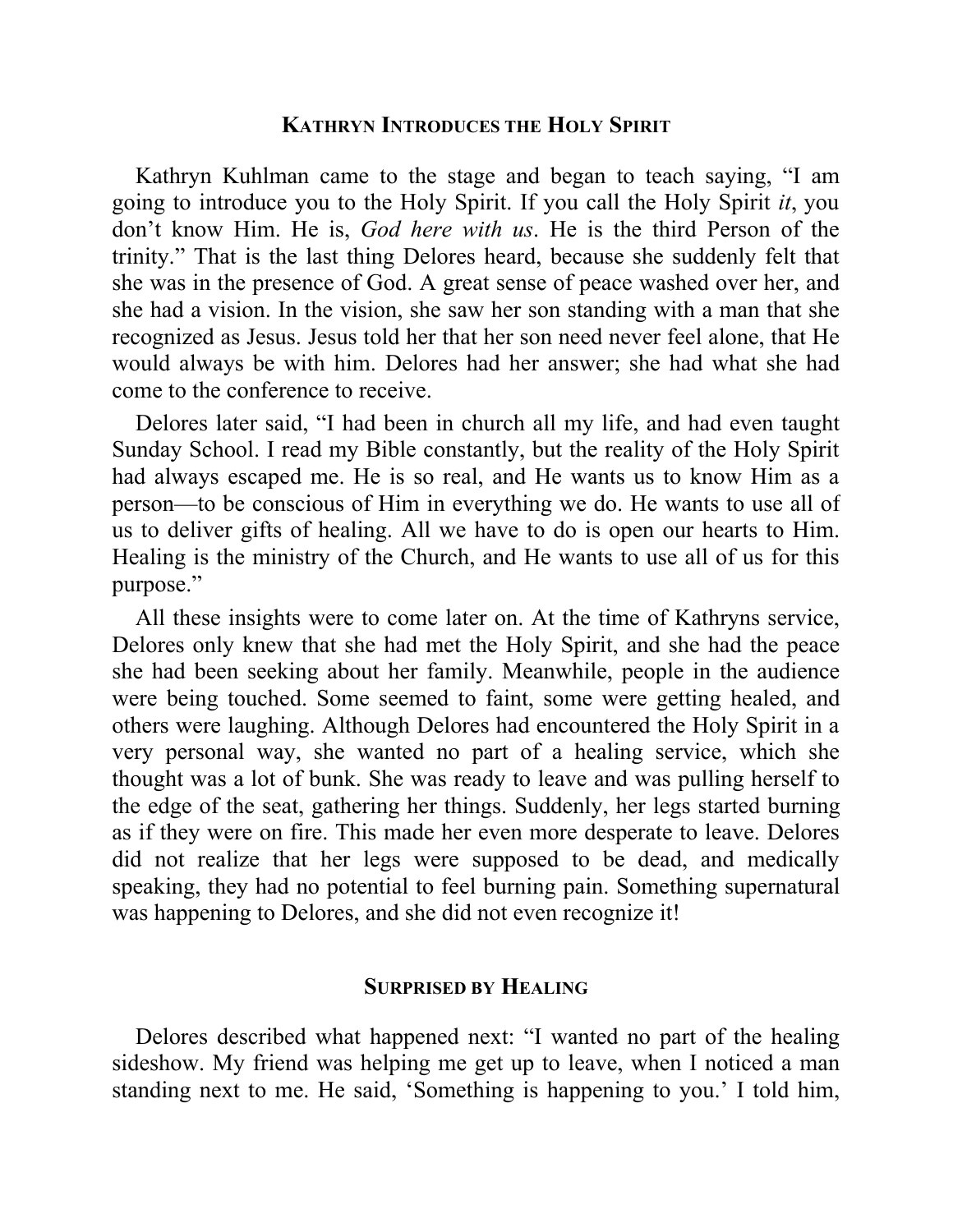### Kathryn Introduces the Holy Spirit

Kathryn Kuhlman came to the stage and began to teach saying, "I am going to introduce you to the Holy Spirit. If you call the Holy Spirit *it*, you don't know Him. He is, *God here with us*. He is the third Person of the trinity." That is the last thing Delores heard, because she suddenly felt that she was in the presence of God. A great sense of peace washed over her, and she had a vision. In the vision, she saw her son standing with a man that she recognized as Jesus. Jesus told her that her son need never feel alone, that He would always be with him. Delores had her answer; she had what she had come to the conference to receive.

Delores later said, "I had been in church all my life, and had even taught Sunday School. I read my Bible constantly, but the reality of the Holy Spirit had always escaped me. He is so real, and He wants us to know Him as a person—to be conscious of Him in everything we do. He wants to use all of us to deliver gifts of healing. All we have to do is open our hearts to Him. Healing is the ministry of the Church, and He wants to use all of us for this purpose."

All these insights were to come later on. At the time of Kathryns service, Delores only knew that she had met the Holy Spirit, and she had the peace she had been seeking about her family. Meanwhile, people in the audience were being touched. Some seemed to faint, some were getting healed, and others were laughing. Although Delores had encountered the Holy Spirit in a very personal way, she wanted no part of a healing service, which she thought was a lot of bunk. She was ready to leave and was pulling herself to the edge of the seat, gathering her things. Suddenly, her legs started burning as if they were on fire. This made her even more desperate to leave. Delores did not realize that her legs were supposed to be dead, and medically speaking, they had no potential to feel burning pain. Something supernatural was happening to Delores, and she did not even recognize it!

### Surprised by Healing

Delores described what happened next: "I wanted no part of the healing sideshow. My friend was helping me get up to leave, when I noticed a man standing next to me. He said, 'Something is happening to you.' I told him,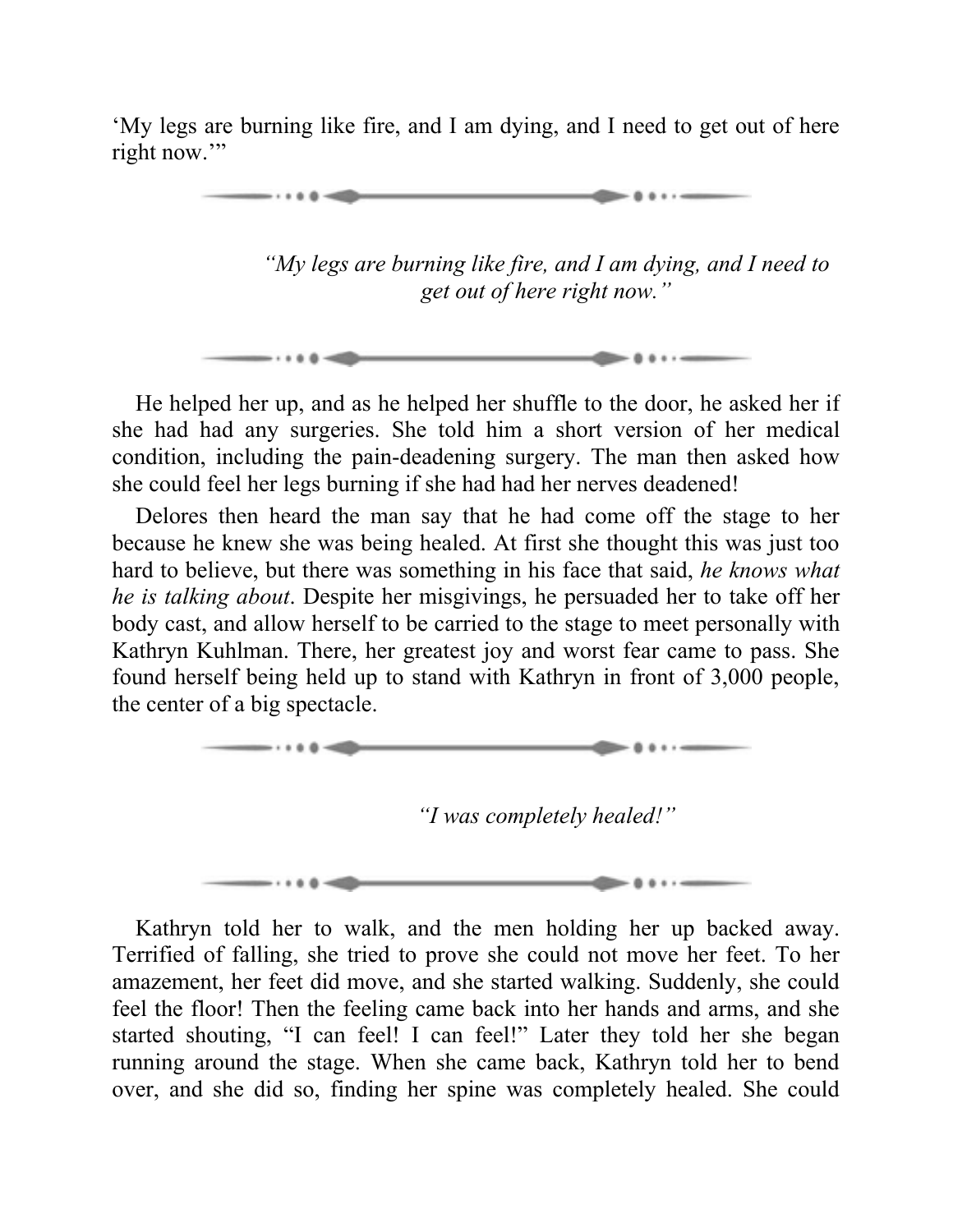'My legs are burning like fire, and I am dying, and I need to get out of here right now.'"

---

*"My legs are burning like fire, and I am dying, and I need to get out of here right now."*

---

He helped her up, and as he helped her shuffle to the door, he asked her if she had had any surgeries. She told him a short version of her medical condition, including the pain-deadening surgery. The man then asked how she could feel her legs burning if she had had her nerves deadened!

Delores then heard the man say that he had come off the stage to her because he knew she was being healed. At first she thought this was just too hard to believe, but there was something in his face that said, *he knows what he is talking about*. Despite her misgivings, he persuaded her to take off her body cast, and allow herself to be carried to the stage to meet personally with Kathryn Kuhlman. There, her greatest joy and worst fear came to pass. She found herself being held up to stand with Kathryn in front of 3,000 people, the center of a big spectacle.

---

*"I was completely healed!"*

---

Kathryn told her to walk, and the men holding her up backed away. Terrified of falling, she tried to prove she could not move her feet. To her amazement, her feet did move, and she started walking. Suddenly, she could feel the floor! Then the feeling came back into her hands and arms, and she started shouting, "I can feel! I can feel!" Later they told her she began running around the stage. When she came back, Kathryn told her to bend over, and she did so, finding her spine was completely healed. She could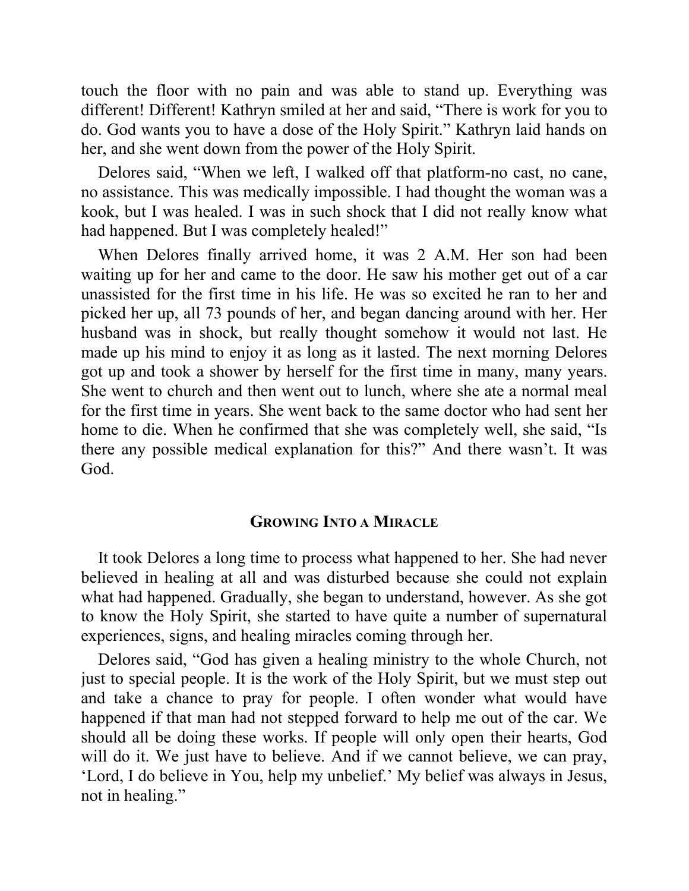touch the floor with no pain and was able to stand up. Everything was different! Different! Kathryn smiled at her and said, "There is work for you to do. God wants you to have a dose of the Holy Spirit." Kathryn laid hands on her, and she went down from the power of the Holy Spirit.

Delores said, "When we left, I walked off that platform-no cast, no cane, no assistance. This was medically impossible. I had thought the woman was a kook, but I was healed. I was in such shock that I did not really know what had happened. But I was completely healed!"

When Delores finally arrived home, it was 2 A.M. Her son had been waiting up for her and came to the door. He saw his mother get out of a car unassisted for the first time in his life. He was so excited he ran to her and picked her up, all 73 pounds of her, and began dancing around with her. Her husband was in shock, but really thought somehow it would not last. He made up his mind to enjoy it as long as it lasted. The next morning Delores got up and took a shower by herself for the first time in many, many years. She went to church and then went out to lunch, where she ate a normal meal for the first time in years. She went back to the same doctor who had sent her home to die. When he confirmed that she was completely well, she said, "Is there any possible medical explanation for this?" And there wasn't. It was God.

## Growing Into a Miracle

It took Delores a long time to process what happened to her. She had never believed in healing at all and was disturbed because she could not explain what had happened. Gradually, she began to understand, however. As she got to know the Holy Spirit, she started to have quite a number of supernatural experiences, signs, and healing miracles coming through her.

Delores said, "God has given a healing ministry to the whole Church, not just to special people. It is the work of the Holy Spirit, but we must step out and take a chance to pray for people. I often wonder what would have happened if that man had not stepped forward to help me out of the car. We should all be doing these works. If people will only open their hearts, God will do it. We just have to believe. And if we cannot believe, we can pray, 'Lord, I do believe in You, help my unbelief.' My belief was always in Jesus, not in healing."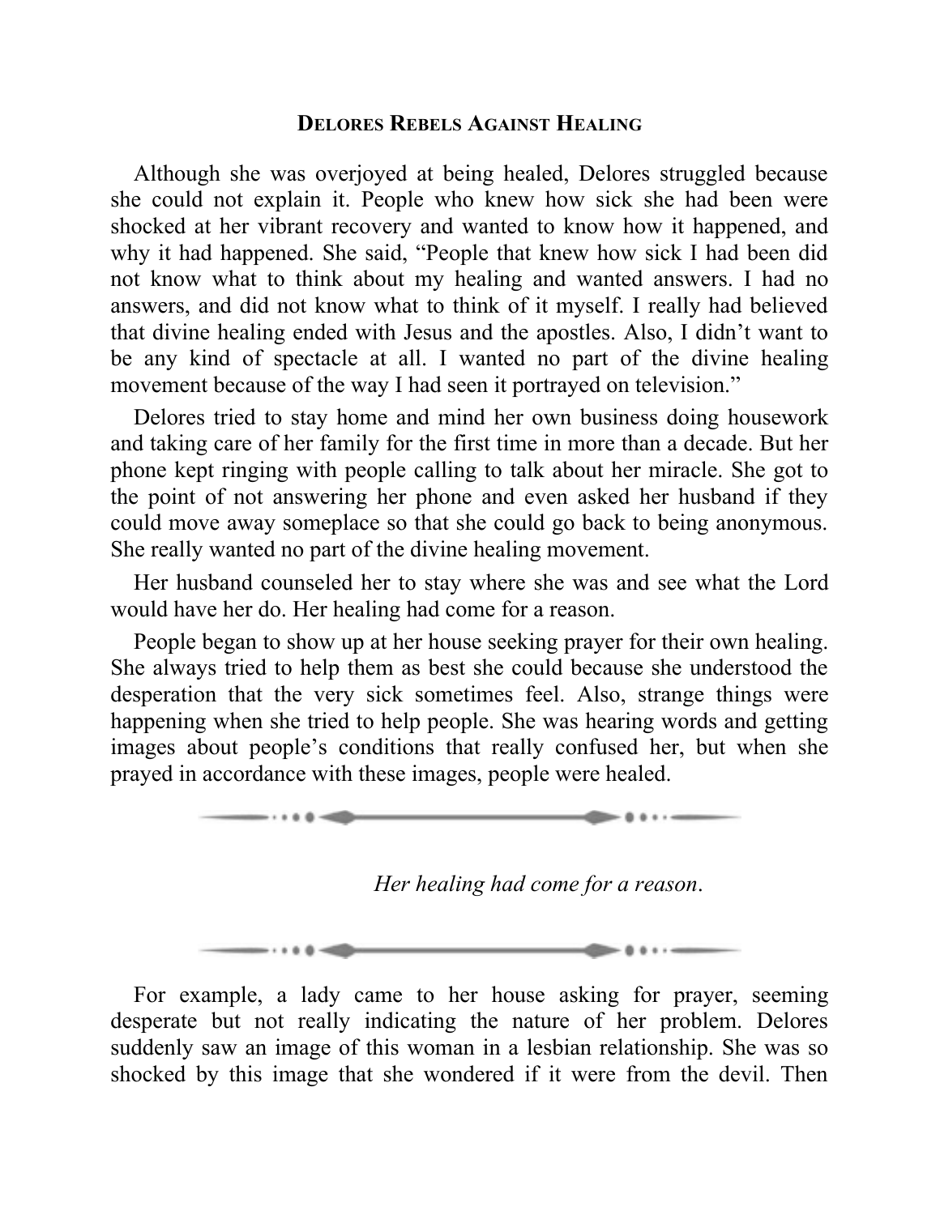## Delores Rebels Against Healing

Although she was overjoyed at being healed, Delores struggled because she could not explain it. People who knew how sick she had been were shocked at her vibrant recovery and wanted to know how it happened, and why it had happened. She said, "People that knew how sick I had been did not know what to think about my healing and wanted answers. I had no answers, and did not know what to think of it myself. I really had believed that divine healing ended with Jesus and the apostles. Also, I didn't want to be any kind of spectacle at all. I wanted no part of the divine healing movement because of the way I had seen it portrayed on television."

Delores tried to stay home and mind her own business doing housework and taking care of her family for the first time in more than a decade. But her phone kept ringing with people calling to talk about her miracle. She got to the point of not answering her phone and even asked her husband if they could move away someplace so that she could go back to being anonymous. She really wanted no part of the divine healing movement.

Her husband counseled her to stay where she was and see what the Lord would have her do. Her healing had come for a reason.

People began to show up at her house seeking prayer for their own healing. She always tried to help them as best she could because she understood the desperation that the very sick sometimes feel. Also, strange things were happening when she tried to help people. She was hearing words and getting images about people's conditions that really confused her, but when she prayed in accordance with these images, people were healed.

---

*Her healing had come for a reason.*

---

For example, a lady came to her house asking for prayer, seeming desperate but not really indicating the nature of her problem. Delores suddenly saw an image of this woman in a lesbian relationship. She was so shocked by this image that she wondered if it were from the devil. Then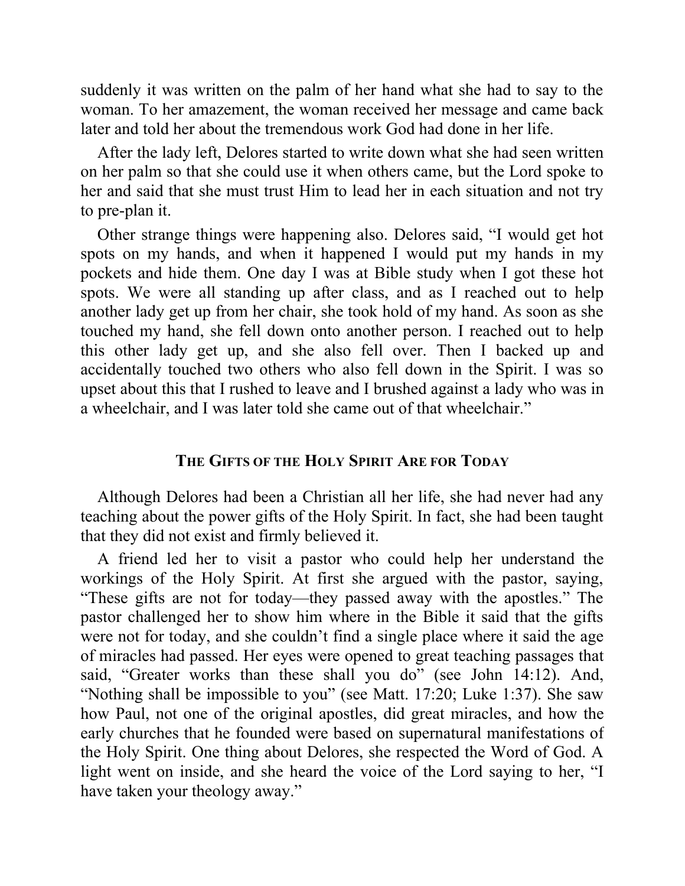suddenly it was written on the palm of her hand what she had to say to the woman. To her amazement, the woman received her message and came back later and told her about the tremendous work God had done in her life.

After the lady left, Delores started to write down what she had seen written on her palm so that she could use it when others came, but the Lord spoke to her and said that she must trust Him to lead her in each situation and not try to pre-plan it.

Other strange things were happening also. Delores said, "I would get hot spots on my hands, and when it happened I would put my hands in my pockets and hide them. One day I was at Bible study when I got these hot spots. We were all standing up after class, and as I reached out to help another lady get up from her chair, she took hold of my hand. As soon as she touched my hand, she fell down onto another person. I reached out to help this other lady get up, and she also fell over. Then I backed up and accidentally touched two others who also fell down in the Spirit. I was so upset about this that I rushed to leave and I brushed against a lady who was in a wheelchair, and I was later told she came out of that wheelchair."

## The Gifts of the Holy Spirit Are for Today

Although Delores had been a Christian all her life, she had never had any teaching about the power gifts of the Holy Spirit. In fact, she had been taught that they did not exist and firmly believed it.

A friend led her to visit a pastor who could help her understand the workings of the Holy Spirit. At first she argued with the pastor, saying, "These gifts are not for today—they passed away with the apostles." The pastor challenged her to show him where in the Bible it said that the gifts were not for today, and she couldn't find a single place where it said the age of miracles had passed. Her eyes were opened to great teaching passages that said, "Greater works than these shall you do" (see John 14:12). And, "Nothing shall be impossible to you" (see Matt. 17:20; Luke 1:37). She saw how Paul, not one of the original apostles, did great miracles, and how the early churches that he founded were based on supernatural manifestations of the Holy Spirit. One thing about Delores, she respected the Word of God. A light went on inside, and she heard the voice of the Lord saying to her, "I have taken your theology away."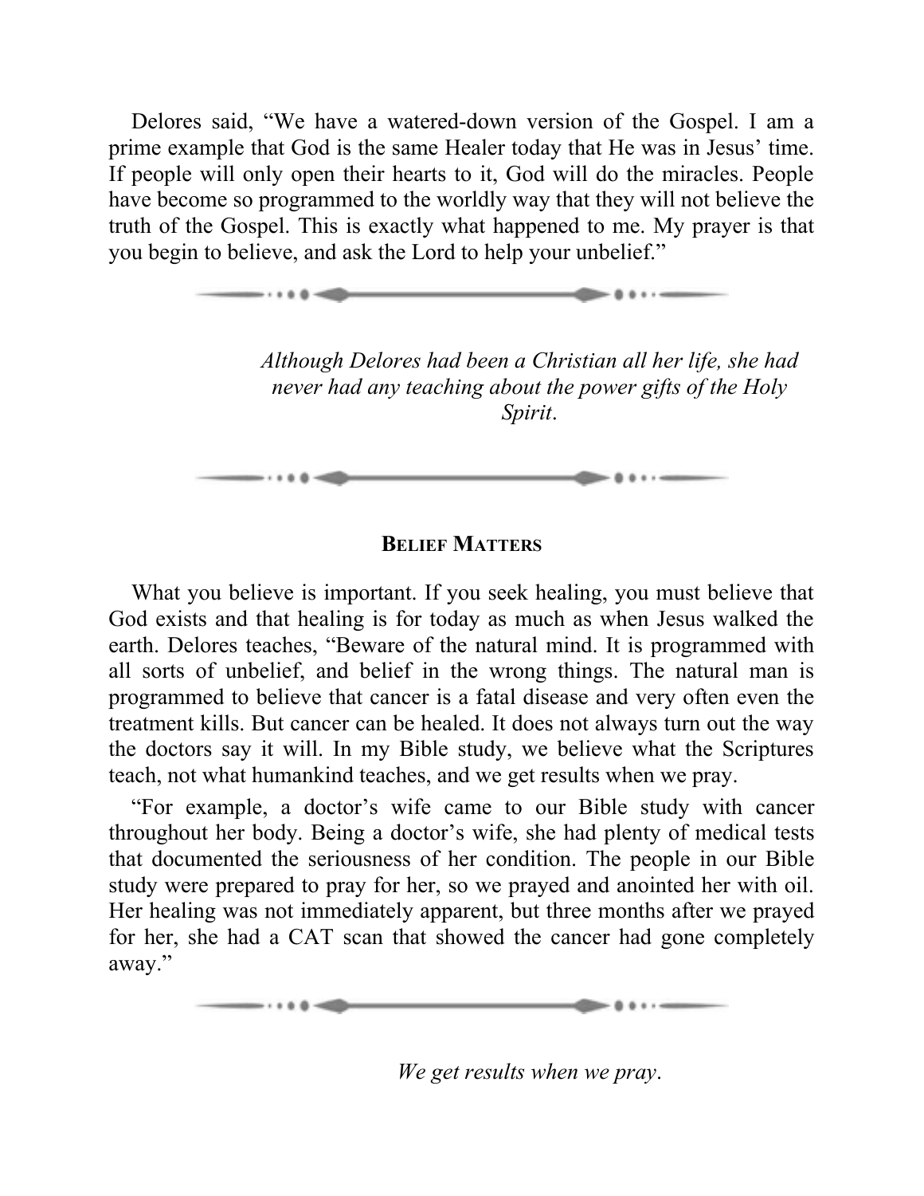Delores said, "We have a watered-down version of the Gospel. I am a prime example that God is the same Healer today that He was in Jesus' time. If people will only open their hearts to it, God will do the miracles. People have become so programmed to the worldly way that they will not believe the truth of the Gospel. This is exactly what happened to me. My prayer is that you begin to believe, and ask the Lord to help your unbelief."

---

*Although Delores had been a Christian all her life, she had never had any teaching about the power gifts of the Holy Spirit.*

---

### Belief Matters

What you believe is important. If you seek healing, you must believe that God exists and that healing is for today as much as when Jesus walked the earth. Delores teaches, "Beware of the natural mind. It is programmed with all sorts of unbelief, and belief in the wrong things. The natural man is programmed to believe that cancer is a fatal disease and very often even the treatment kills. But cancer can be healed. It does not always turn out the way the doctors say it will. In my Bible study, we believe what the Scriptures teach, not what humankind teaches, and we get results when we pray.

"For example, a doctor's wife came to our Bible study with cancer throughout her body. Being a doctor's wife, she had plenty of medical tests that documented the seriousness of her condition. The people in our Bible study were prepared to pray for her, so we prayed and anointed her with oil. Her healing was not immediately apparent, but three months after we prayed for her, she had a CAT scan that showed the cancer had gone completely away."

---

*We get results when we pray.*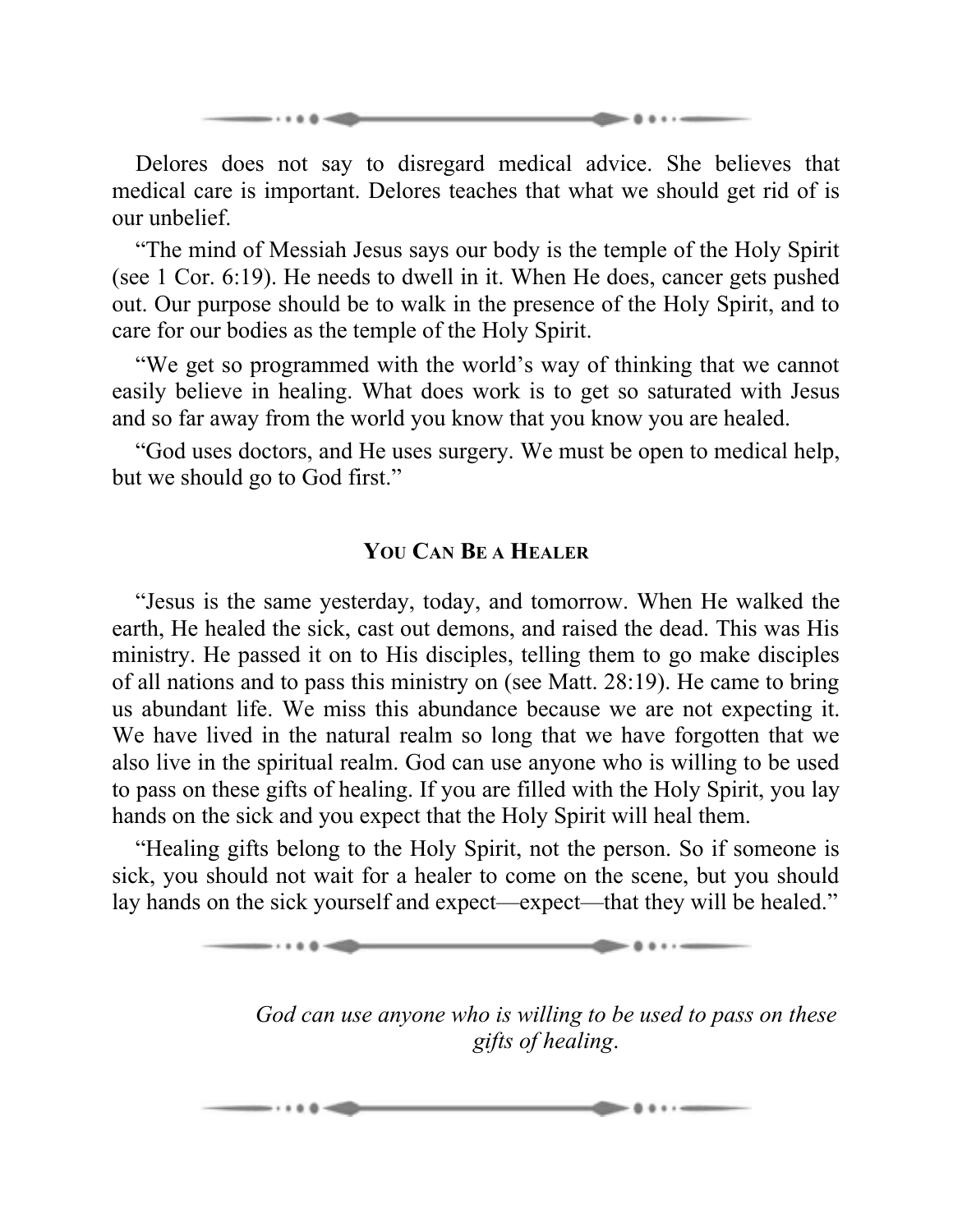Delores does not say to disregard medical advice. She believes that medical care is important. Delores teaches that what we should get rid of is our unbelief.

"The mind of Messiah Jesus says our body is the temple of the Holy Spirit (see 1 Cor. 6:19). He needs to dwell in it. When He does, cancer gets pushed out. Our purpose should be to walk in the presence of the Holy Spirit, and to care for our bodies as the temple of the Holy Spirit.

"We get so programmed with the world's way of thinking that we cannot easily believe in healing. What does work is to get so saturated with Jesus and so far away from the world you know that you know you are healed.

"God uses doctors, and He uses surgery. We must be open to medical help, but we should go to God first."

## You Can Be a Healer

"Jesus is the same yesterday, today, and tomorrow. When He walked the earth, He healed the sick, cast out demons, and raised the dead. This was His ministry. He passed it on to His disciples, telling them to go make disciples of all nations and to pass this ministry on (see Matt. 28:19). He came to bring us abundant life. We miss this abundance because we are not expecting it. We have lived in the natural realm so long that we have forgotten that we also live in the spiritual realm. God can use anyone who is willing to be used to pass on these gifts of healing. If you are filled with the Holy Spirit, you lay hands on the sick and you expect that the Holy Spirit will heal them.

"Healing gifts belong to the Holy Spirit, not the person. So if someone is sick, you should not wait for a healer to come on the scene, but you should lay hands on the sick yourself and expect—expect—that they will be healed."

*God can use anyone who is willing to be used to pass on these gifts of healing.*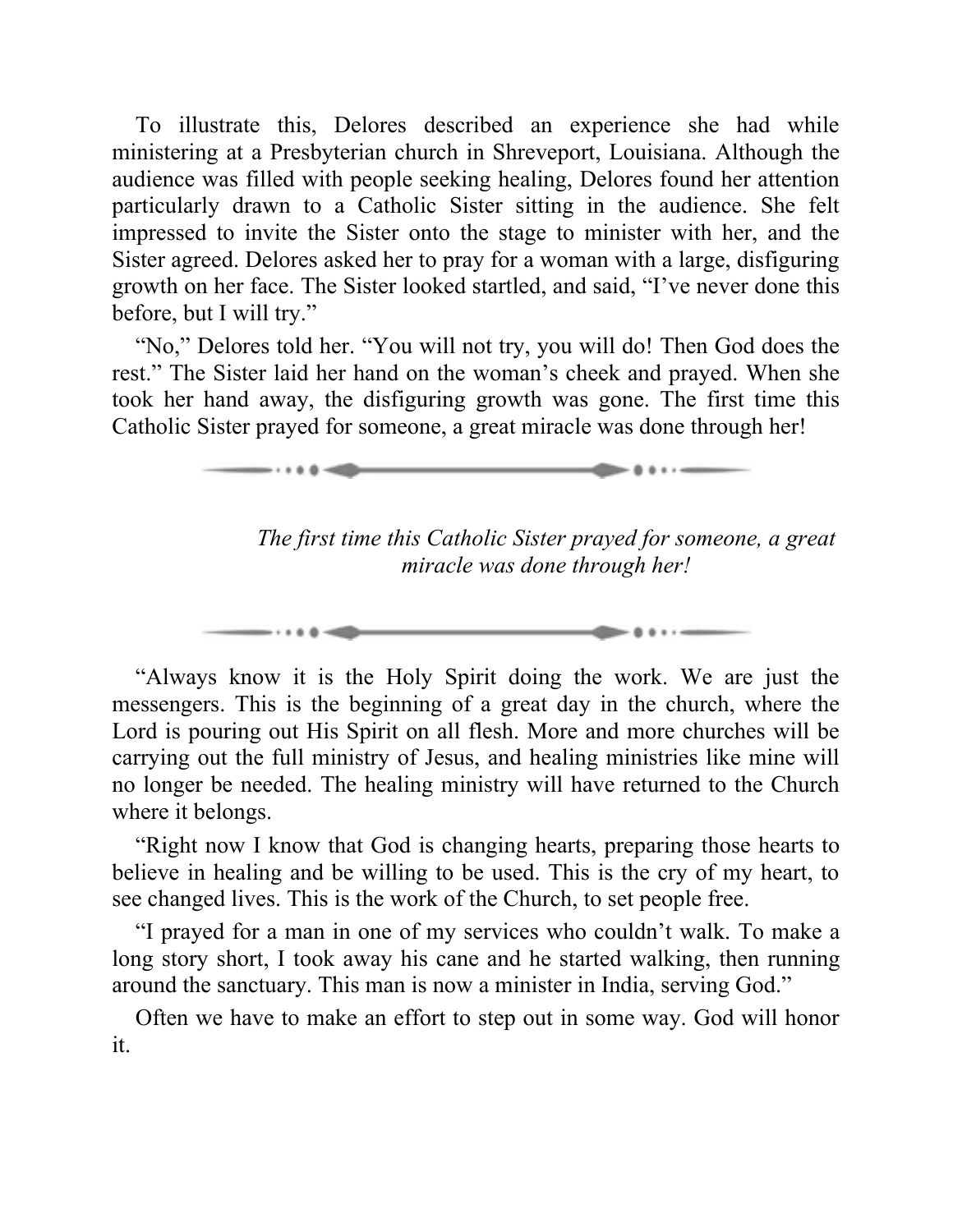To illustrate this, Delores described an experience she had while ministering at a Presbyterian church in Shreveport, Louisiana. Although the audience was filled with people seeking healing, Delores found her attention particularly drawn to a Catholic Sister sitting in the audience. She felt impressed to invite the Sister onto the stage to minister with her, and the Sister agreed. Delores asked her to pray for a woman with a large, disfiguring growth on her face. The Sister looked startled, and said, "I've never done this before, but I will try."

"No," Delores told her. "You will not try, you will do! Then God does the rest." The Sister laid her hand on the woman's cheek and prayed. When she took her hand away, the disfiguring growth was gone. The first time this Catholic Sister prayed for someone, a great miracle was done through her!

---

*The first time this Catholic Sister prayed for someone, a great miracle was done through her!*

---

"Always know it is the Holy Spirit doing the work. We are just the messengers. This is the beginning of a great day in the church, where the Lord is pouring out His Spirit on all flesh. More and more churches will be carrying out the full ministry of Jesus, and healing ministries like mine will no longer be needed. The healing ministry will have returned to the Church where it belongs.

"Right now I know that God is changing hearts, preparing those hearts to believe in healing and be willing to be used. This is the cry of my heart, to see changed lives. This is the work of the Church, to set people free.

"I prayed for a man in one of my services who couldn't walk. To make a long story short, I took away his cane and he started walking, then running around the sanctuary. This man is now a minister in India, serving God."

Often we have to make an effort to step out in some way. God will honor it.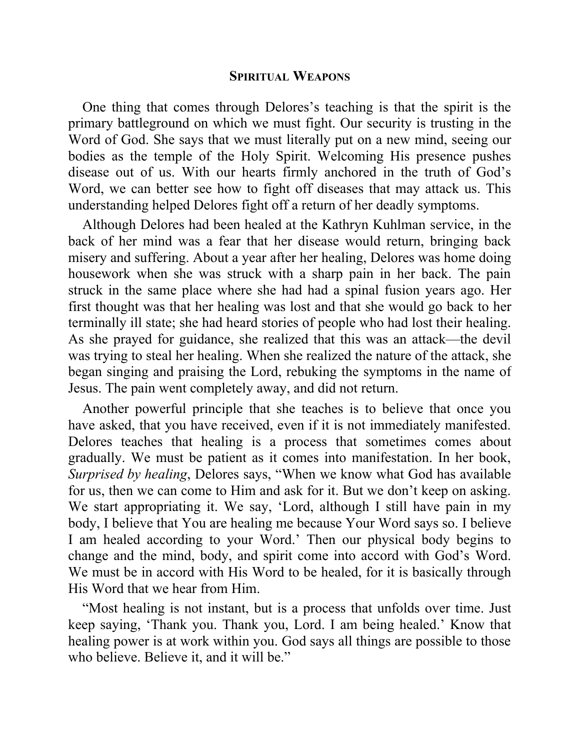## Spiritual Weapons

One thing that comes through Delores's teaching is that the spirit is the primary battleground on which we must fight. Our security is trusting in the Word of God. She says that we must literally put on a new mind, seeing our bodies as the temple of the Holy Spirit. Welcoming His presence pushes disease out of us. With our hearts firmly anchored in the truth of God's Word, we can better see how to fight off diseases that may attack us. This understanding helped Delores fight off a return of her deadly symptoms.

Although Delores had been healed at the Kathryn Kuhlman service, in the back of her mind was a fear that her disease would return, bringing back misery and suffering. About a year after her healing, Delores was home doing housework when she was struck with a sharp pain in her back. The pain struck in the same place where she had had a spinal fusion years ago. Her first thought was that her healing was lost and that she would go back to her terminally ill state; she had heard stories of people who had lost their healing. As she prayed for guidance, she realized that this was an attack—the devil was trying to steal her healing. When she realized the nature of the attack, she began singing and praising the Lord, rebuking the symptoms in the name of Jesus. The pain went completely away, and did not return.

Another powerful principle that she teaches is to believe that once you have asked, that you have received, even if it is not immediately manifested. Delores teaches that healing is a process that sometimes comes about gradually. We must be patient as it comes into manifestation. In her book, *Surprised by healing*, Delores says, "When we know what God has available for us, then we can come to Him and ask for it. But we don't keep on asking. We start appropriating it. We say, 'Lord, although I still have pain in my body, I believe that You are healing me because Your Word says so. I believe I am healed according to your Word.' Then our physical body begins to change and the mind, body, and spirit come into accord with God's Word. We must be in accord with His Word to be healed, for it is basically through His Word that we hear from Him.

"Most healing is not instant, but is a process that unfolds over time. Just keep saying, 'Thank you. Thank you, Lord. I am being healed.' Know that healing power is at work within you. God says all things are possible to those who believe. Believe it, and it will be."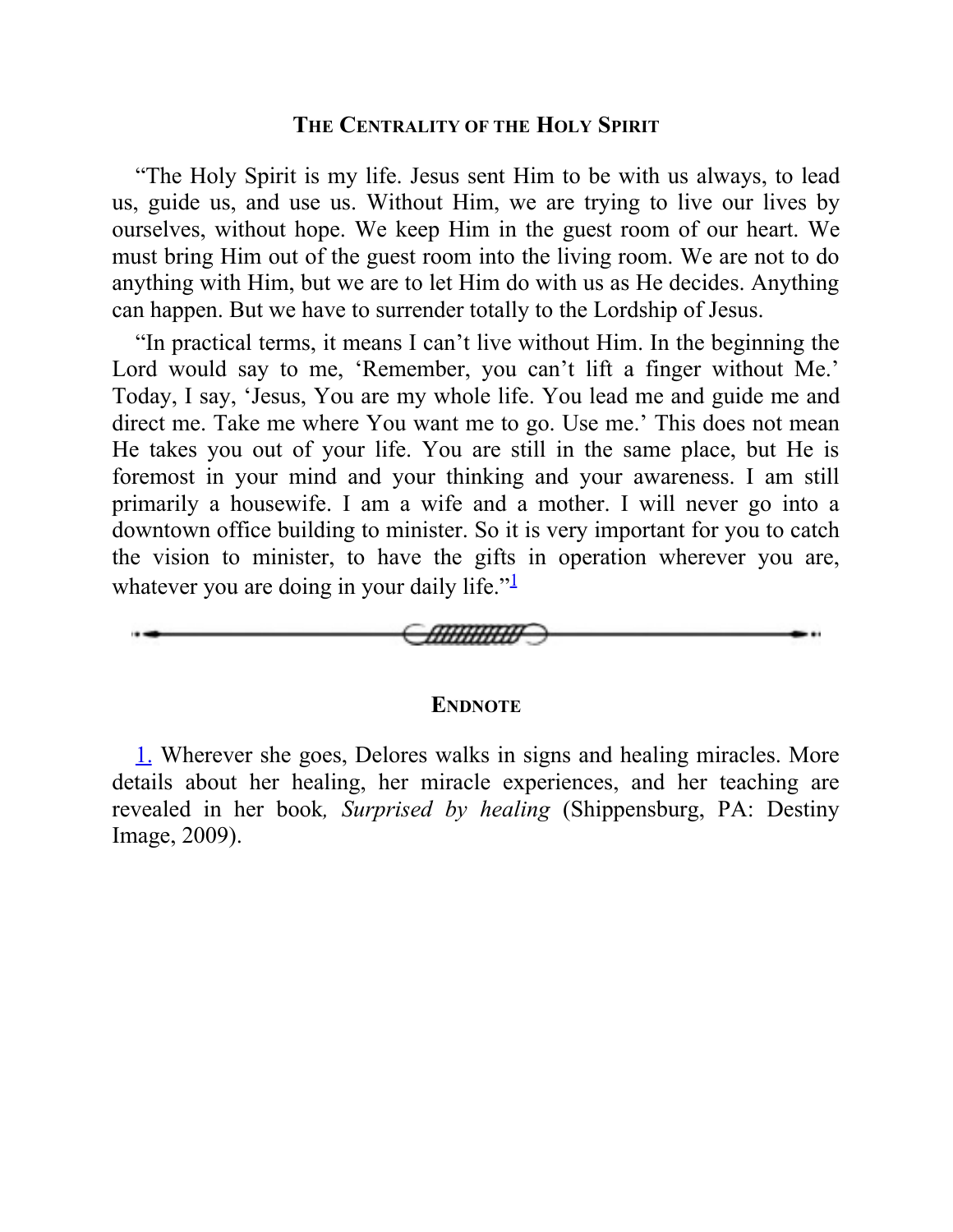### The Centrality of the Holy Spirit

"The Holy Spirit is my life. Jesus sent Him to be with us always, to lead us, guide us, and use us. Without Him, we are trying to live our lives by ourselves, without hope. We keep Him in the guest room of our heart. We must bring Him out of the guest room into the living room. We are not to do anything with Him, but we are to let Him do with us as He decides. Anything can happen. But we have to surrender totally to the Lordship of Jesus.

"In practical terms, it means I can't live without Him. In the beginning the Lord would say to me, 'Remember, you can't lift a finger without Me.' Today, I say, 'Jesus, You are my whole life. You lead me and guide me and direct me. Take me where You want me to go. Use me.' This does not mean He takes you out of your life. You are still in the same place, but He is foremost in your mind and your thinking and your awareness. I am still primarily a housewife. I am a wife and a mother. I will never go into a downtown office building to minister. So it is very important for you to catch the vision to minister, to have the gifts in operation wherever you are, whatever you are doing in your daily life."[1]

---

### Endnote

1. Wherever she goes, Delores walks in signs and healing miracles. More details about her healing, her miracle experiences, and her teaching are revealed in her book*, Surprised by healing* (Shippensburg, PA: Destiny Image, 2009).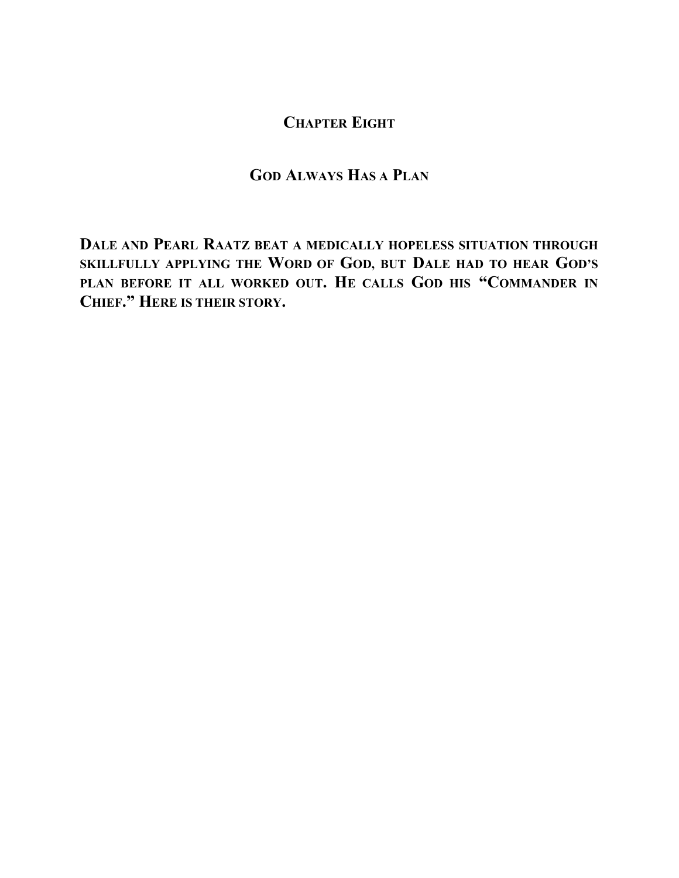## Chapter Eight

## God Always Has a Plan

**Dale and Pearl Raatz beat a medically hopeless situation through skillfully applying the Word of God, but Dale had to hear God's plan before it all worked out. He calls God his "Commander in Chief." Here is their story.**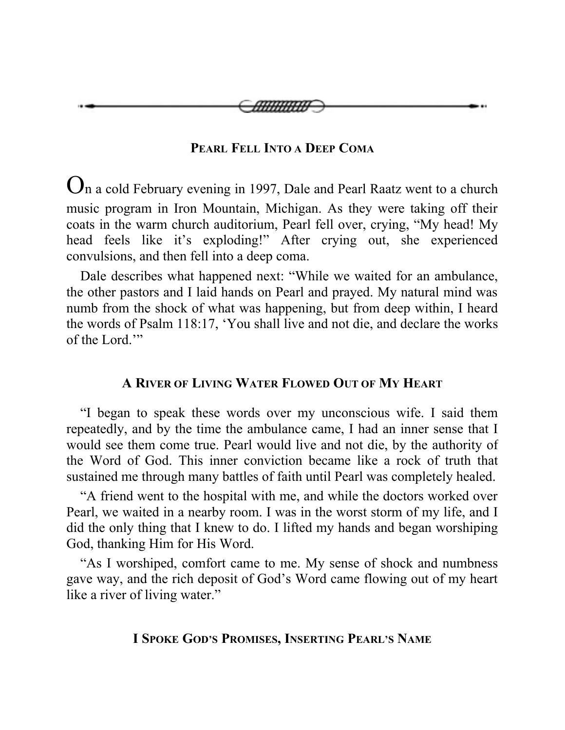### Pearl Fell Into a Deep Coma

On a cold February evening in 1997, Dale and Pearl Raatz went to a church music program in Iron Mountain, Michigan. As they were taking off their coats in the warm church auditorium, Pearl fell over, crying, "My head! My head feels like it's exploding!" After crying out, she experienced convulsions, and then fell into a deep coma.

Dale describes what happened next: "While we waited for an ambulance, the other pastors and I laid hands on Pearl and prayed. My natural mind was numb from the shock of what was happening, but from deep within, I heard the words of Psalm 118:17, 'You shall live and not die, and declare the works of the Lord.'"

### A River of Living Water Flowed Out of My Heart

"I began to speak these words over my unconscious wife. I said them repeatedly, and by the time the ambulance came, I had an inner sense that I would see them come true. Pearl would live and not die, by the authority of the Word of God. This inner conviction became like a rock of truth that sustained me through many battles of faith until Pearl was completely healed.

"A friend went to the hospital with me, and while the doctors worked over Pearl, we waited in a nearby room. I was in the worst storm of my life, and I did the only thing that I knew to do. I lifted my hands and began worshiping God, thanking Him for His Word.

"As I worshiped, comfort came to me. My sense of shock and numbness gave way, and the rich deposit of God's Word came flowing out of my heart like a river of living water."

### I Spoke God's Promises, Inserting Pearl's Name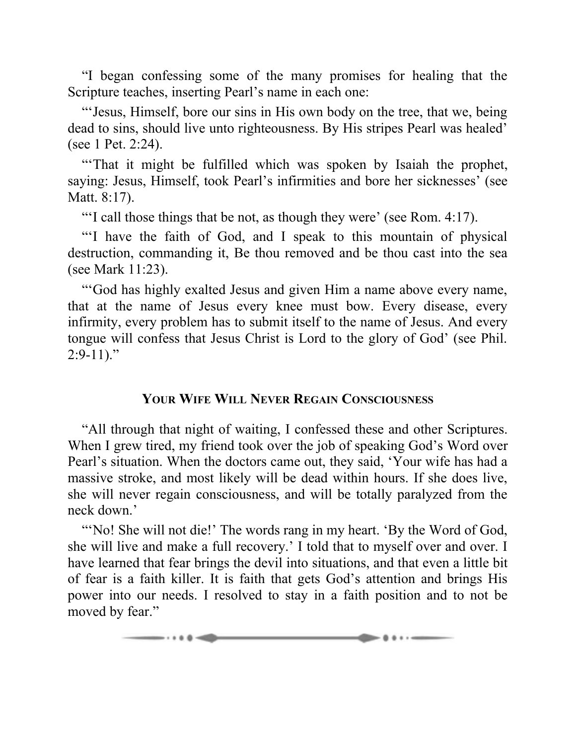"I began confessing some of the many promises for healing that the Scripture teaches, inserting Pearl's name in each one:

"'Jesus, Himself, bore our sins in His own body on the tree, that we, being dead to sins, should live unto righteousness. By His stripes Pearl was healed' (see 1 Pet. 2:24).

"'That it might be fulfilled which was spoken by Isaiah the prophet, saying: Jesus, Himself, took Pearl's infirmities and bore her sicknesses' (see Matt. 8:17).

"'I call those things that be not, as though they were' (see Rom. 4:17).

"'I have the faith of God, and I speak to this mountain of physical destruction, commanding it, Be thou removed and be thou cast into the sea (see Mark 11:23).

"'God has highly exalted Jesus and given Him a name above every name, that at the name of Jesus every knee must bow. Every disease, every infirmity, every problem has to submit itself to the name of Jesus. And every tongue will confess that Jesus Christ is Lord to the glory of God' (see Phil. 2:9-11)."

### Your Wife Will Never Regain Consciousness

"All through that night of waiting, I confessed these and other Scriptures. When I grew tired, my friend took over the job of speaking God's Word over Pearl's situation. When the doctors came out, they said, 'Your wife has had a massive stroke, and most likely will be dead within hours. If she does live, she will never regain consciousness, and will be totally paralyzed from the neck down.'

"'No! She will not die!' The words rang in my heart. 'By the Word of God, she will live and make a full recovery.' I told that to myself over and over. I have learned that fear brings the devil into situations, and that even a little bit of fear is a faith killer. It is faith that gets God's attention and brings His power into our needs. I resolved to stay in a faith position and to not be moved by fear."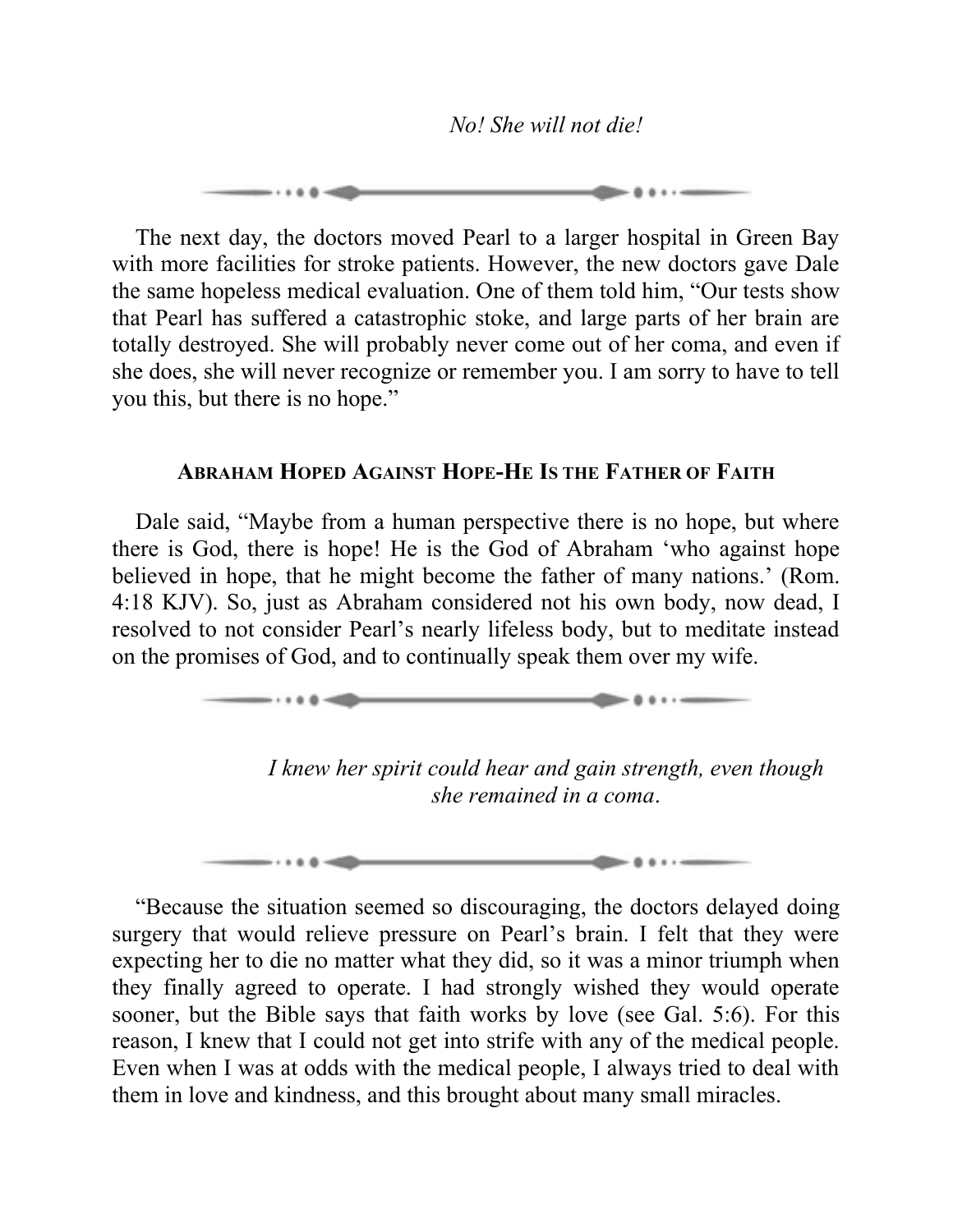*No! She will not die!*

The next day, the doctors moved Pearl to a larger hospital in Green Bay with more facilities for stroke patients. However, the new doctors gave Dale the same hopeless medical evaluation. One of them told him, "Our tests show that Pearl has suffered a catastrophic stoke, and large parts of her brain are totally destroyed. She will probably never come out of her coma, and even if she does, she will never recognize or remember you. I am sorry to have to tell you this, but there is no hope."

### Abraham Hoped Against Hope-He Is the Father of Faith

Dale said, "Maybe from a human perspective there is no hope, but where there is God, there is hope! He is the God of Abraham 'who against hope believed in hope, that he might become the father of many nations.' (Rom. 4:18 KJV). So, just as Abraham considered not his own body, now dead, I resolved to not consider Pearl's nearly lifeless body, but to meditate instead on the promises of God, and to continually speak them over my wife.

*I knew her spirit could hear and gain strength, even though she remained in a coma.*

"Because the situation seemed so discouraging, the doctors delayed doing surgery that would relieve pressure on Pearl's brain. I felt that they were expecting her to die no matter what they did, so it was a minor triumph when they finally agreed to operate. I had strongly wished they would operate sooner, but the Bible says that faith works by love (see Gal. 5:6). For this reason, I knew that I could not get into strife with any of the medical people. Even when I was at odds with the medical people, I always tried to deal with them in love and kindness, and this brought about many small miracles.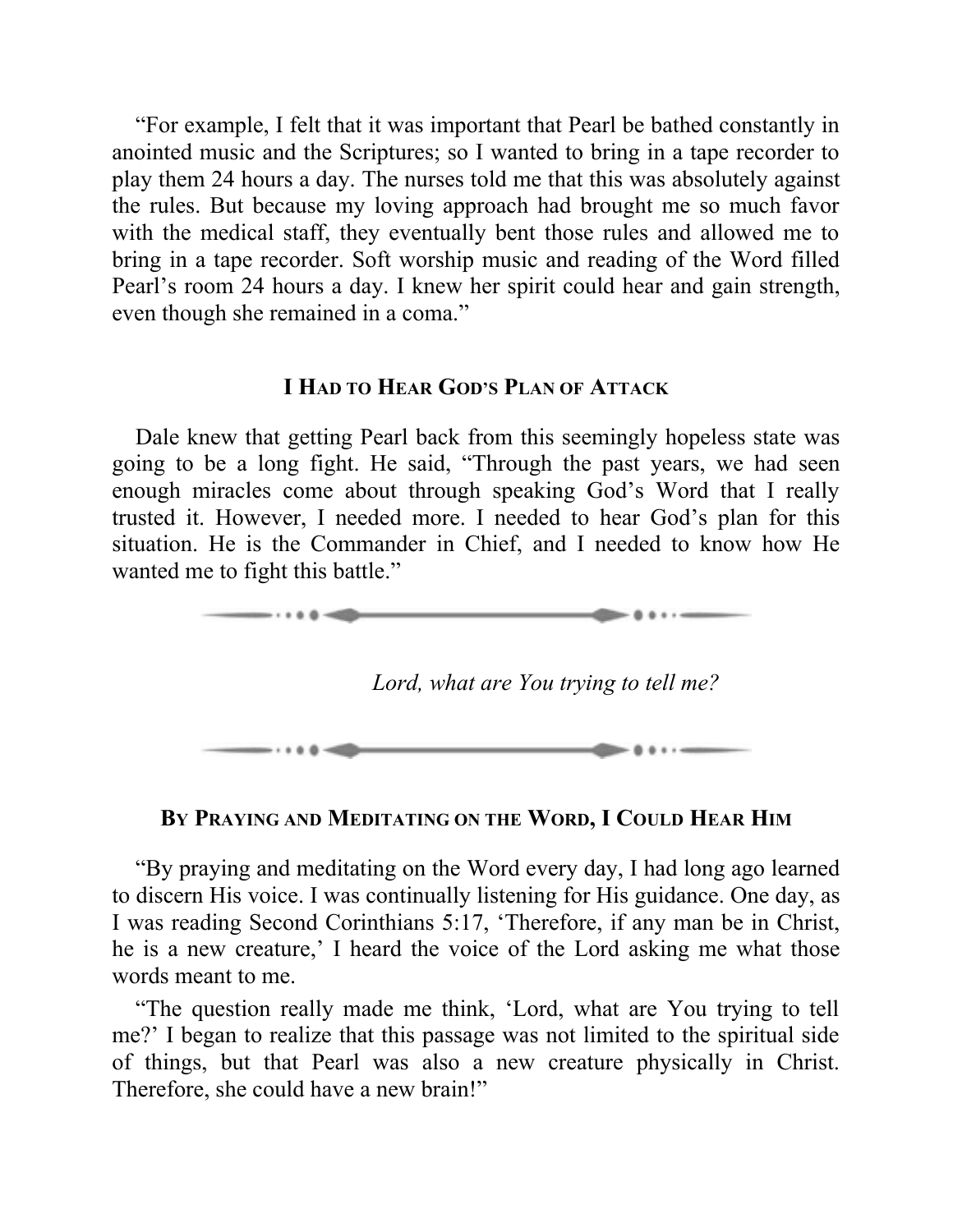"For example, I felt that it was important that Pearl be bathed constantly in anointed music and the Scriptures; so I wanted to bring in a tape recorder to play them 24 hours a day. The nurses told me that this was absolutely against the rules. But because my loving approach had brought me so much favor with the medical staff, they eventually bent those rules and allowed me to bring in a tape recorder. Soft worship music and reading of the Word filled Pearl's room 24 hours a day. I knew her spirit could hear and gain strength, even though she remained in a coma."

### I Had to Hear God's Plan of Attack

Dale knew that getting Pearl back from this seemingly hopeless state was going to be a long fight. He said, "Through the past years, we had seen enough miracles come about through speaking God's Word that I really trusted it. However, I needed more. I needed to hear God's plan for this situation. He is the Commander in Chief, and I needed to know how He wanted me to fight this battle."

---

*Lord, what are You trying to tell me?*

---

### By Praying and Meditating on the Word, I Could Hear Him

"By praying and meditating on the Word every day, I had long ago learned to discern His voice. I was continually listening for His guidance. One day, as I was reading Second Corinthians 5:17, 'Therefore, if any man be in Christ, he is a new creature,' I heard the voice of the Lord asking me what those words meant to me.

"The question really made me think, 'Lord, what are You trying to tell me?' I began to realize that this passage was not limited to the spiritual side of things, but that Pearl was also a new creature physically in Christ. Therefore, she could have a new brain!"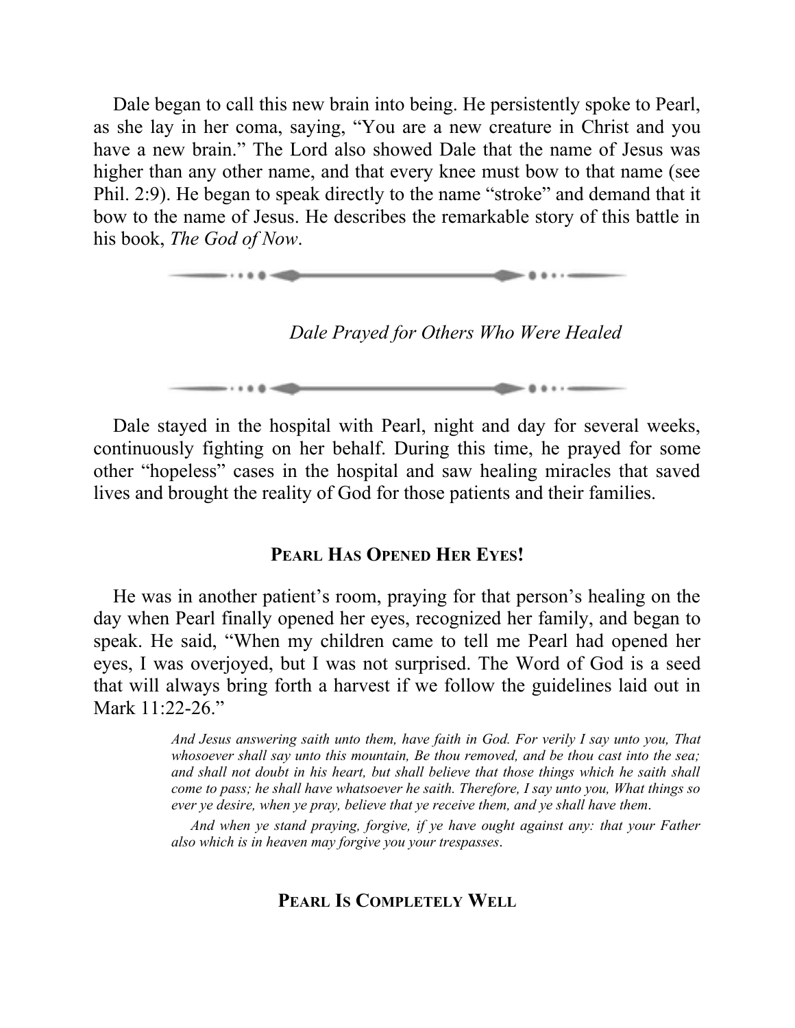Dale began to call this new brain into being. He persistently spoke to Pearl, as she lay in her coma, saying, "You are a new creature in Christ and you have a new brain." The Lord also showed Dale that the name of Jesus was higher than any other name, and that every knee must bow to that name (see Phil. 2:9). He began to speak directly to the name "stroke" and demand that it bow to the name of Jesus. He describes the remarkable story of this battle in his book, *The God of Now*.

### *Dale Prayed for Others Who Were Healed*

Dale stayed in the hospital with Pearl, night and day for several weeks, continuously fighting on her behalf. During this time, he prayed for some other "hopeless" cases in the hospital and saw healing miracles that saved lives and brought the reality of God for those patients and their families.

## **PEARL HAS OPENED HER EYES!**

He was in another patient's room, praying for that person's healing on the day when Pearl finally opened her eyes, recognized her family, and began to speak. He said, "When my children came to tell me Pearl had opened her eyes, I was overjoyed, but I was not surprised. The Word of God is a seed that will always bring forth a harvest if we follow the guidelines laid out in Mark 11:22-26."

> *And Jesus answering saith unto them, have faith in God. For verily I say unto you, That whosoever shall say unto this mountain, Be thou removed, and be thou cast into the sea; and shall not doubt in his heart, but shall believe that those things which he saith shall come to pass; he shall have whatsoever he saith. Therefore, I say unto you, What things so ever ye desire, when ye pray, believe that ye receive them, and ye shall have them.*
>
> *And when ye stand praying, forgive, if ye have ought against any: that your Father also which is in heaven may forgive you your trespasses.*

## **PEARL IS COMPLETELY WELL**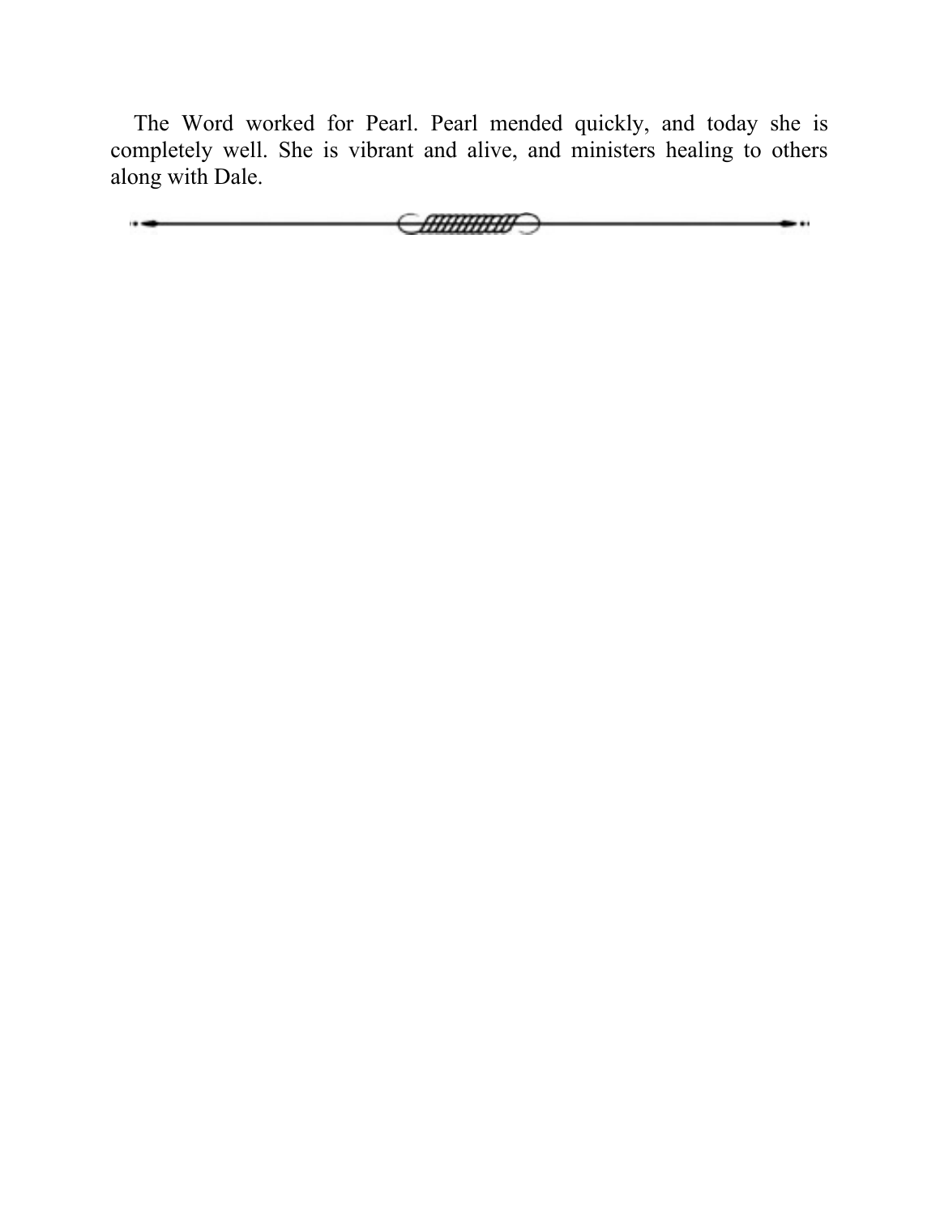The Word worked for Pearl. Pearl mended quickly, and today she is completely well. She is vibrant and alive, and ministers healing to others along with Dale.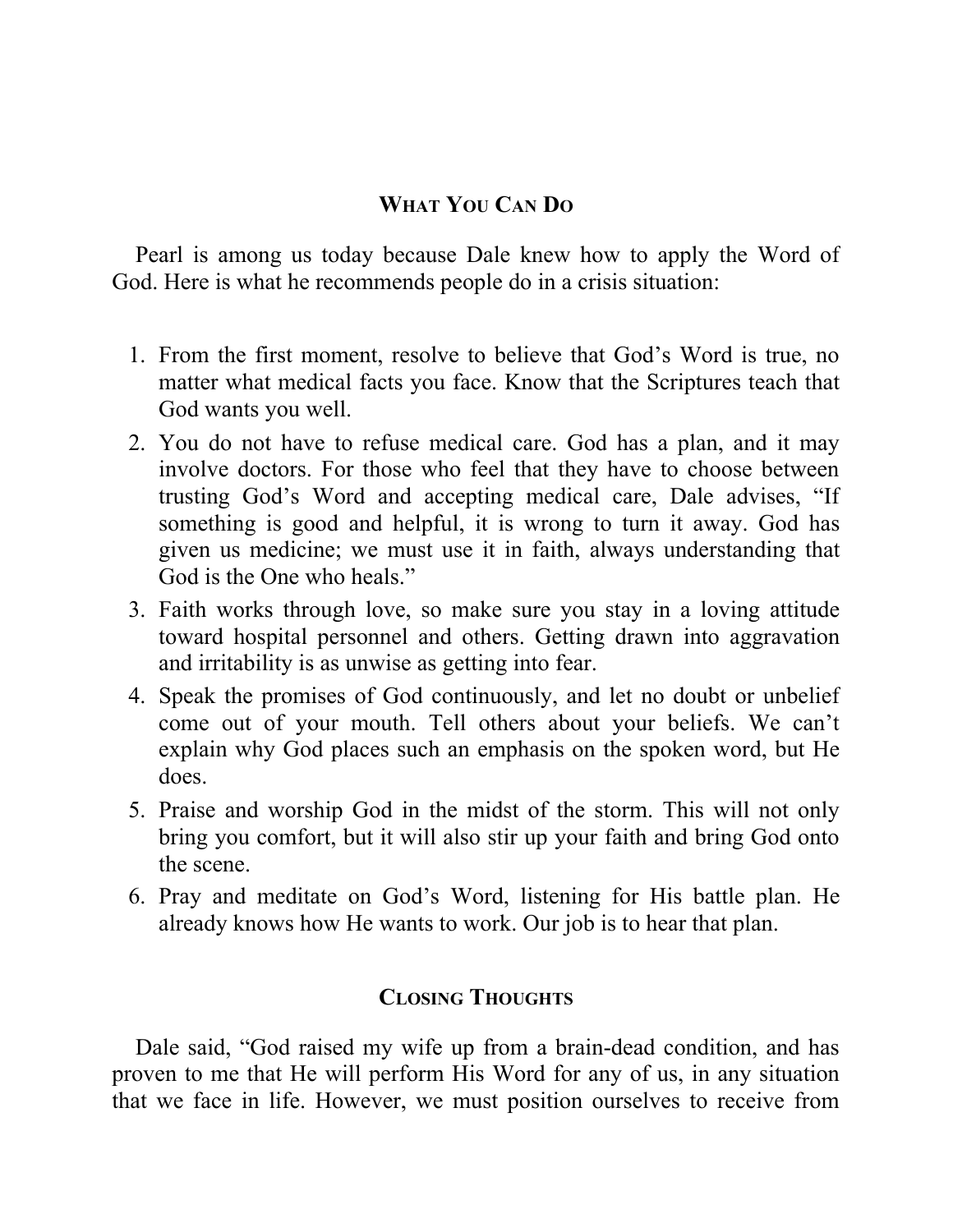## What You Can Do

Pearl is among us today because Dale knew how to apply the Word of God. Here is what he recommends people do in a crisis situation:

1. From the first moment, resolve to believe that God's Word is true, no matter what medical facts you face. Know that the Scriptures teach that God wants you well.
2. You do not have to refuse medical care. God has a plan, and it may involve doctors. For those who feel that they have to choose between trusting God's Word and accepting medical care, Dale advises, "If something is good and helpful, it is wrong to turn it away. God has given us medicine; we must use it in faith, always understanding that God is the One who heals."
3. Faith works through love, so make sure you stay in a loving attitude toward hospital personnel and others. Getting drawn into aggravation and irritability is as unwise as getting into fear.
4. Speak the promises of God continuously, and let no doubt or unbelief come out of your mouth. Tell others about your beliefs. We can't explain why God places such an emphasis on the spoken word, but He does.
5. Praise and worship God in the midst of the storm. This will not only bring you comfort, but it will also stir up your faith and bring God onto the scene.
6. Pray and meditate on God's Word, listening for His battle plan. He already knows how He wants to work. Our job is to hear that plan.

## Closing Thoughts

Dale said, "God raised my wife up from a brain-dead condition, and has proven to me that He will perform His Word for any of us, in any situation that we face in life. However, we must position ourselves to receive from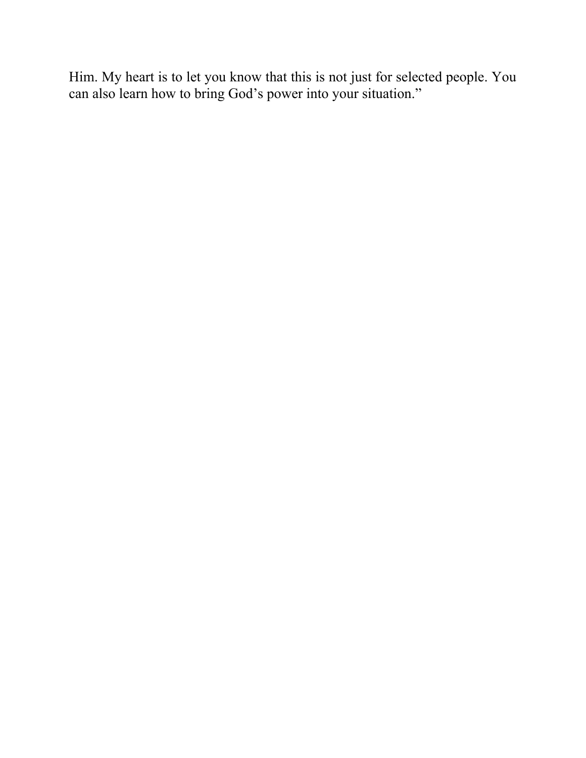Him. My heart is to let you know that this is not just for selected people. You can also learn how to bring God’s power into your situation.”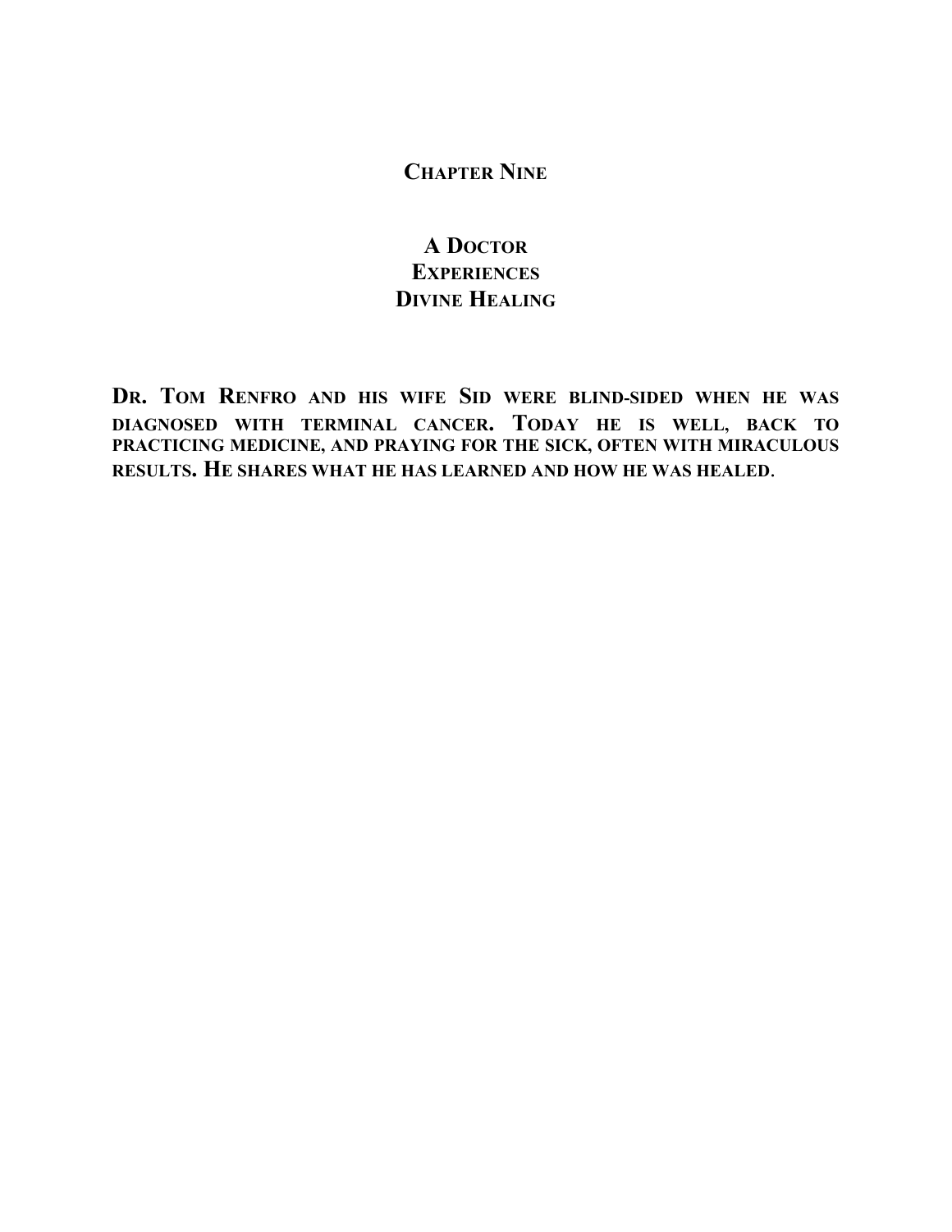## Chapter Nine

# A Doctor Experiences Divine Healing

**Dr. Tom Renfro and his wife Sid were blind-sided when he was diagnosed with terminal cancer. Today he is well, back to practicing medicine, and praying for the sick, often with miraculous results. He shares what he has learned and how he was healed.**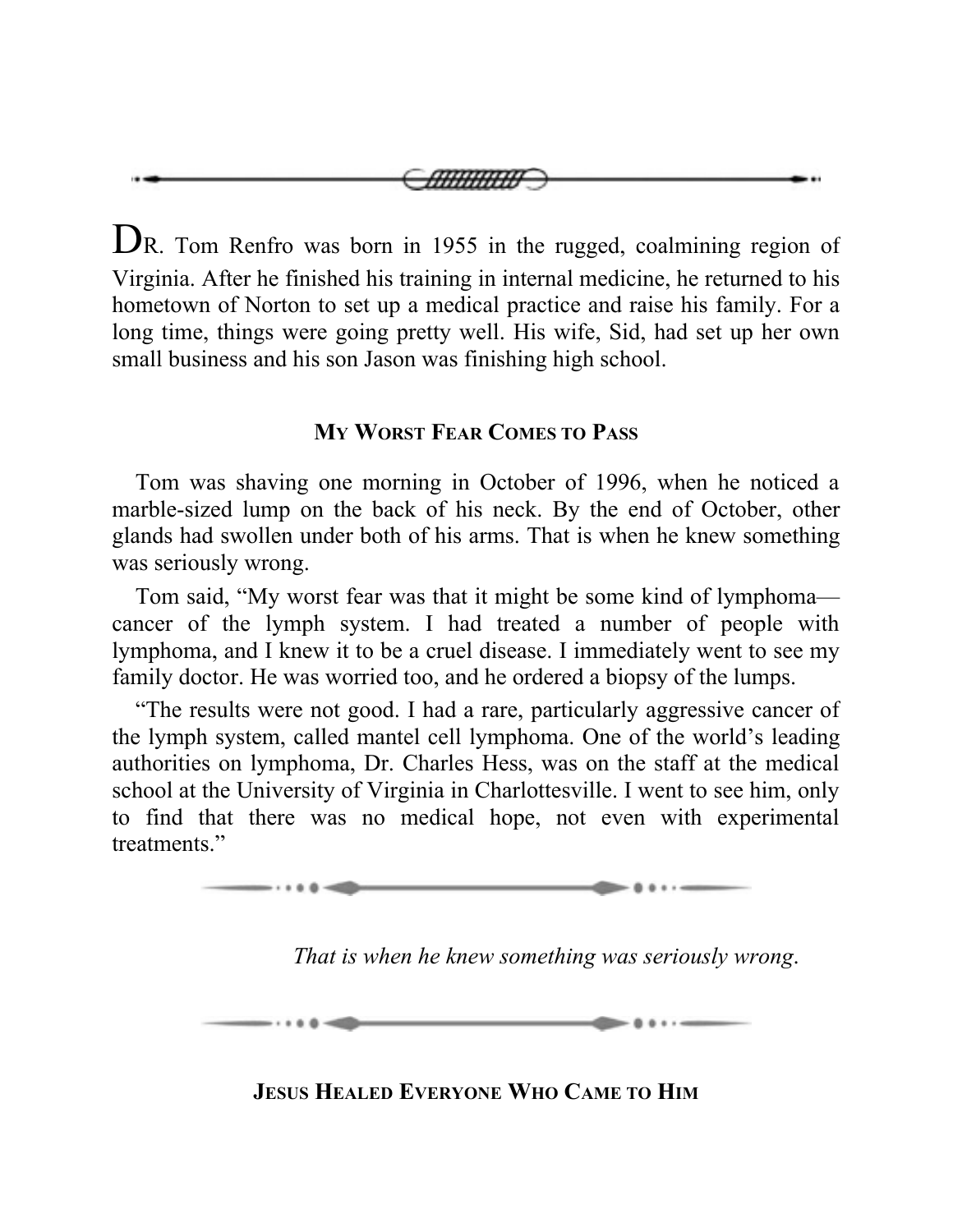DR. Tom Renfro was born in 1955 in the rugged, coalmining region of Virginia. After he finished his training in internal medicine, he returned to his hometown of Norton to set up a medical practice and raise his family. For a long time, things were going pretty well. His wife, Sid, had set up her own small business and his son Jason was finishing high school.

### MY WORST FEAR COMES TO PASS

Tom was shaving one morning in October of 1996, when he noticed a marble-sized lump on the back of his neck. By the end of October, other glands had swollen under both of his arms. That is when he knew something was seriously wrong.

Tom said, "My worst fear was that it might be some kind of lymphoma—cancer of the lymph system. I had treated a number of people with lymphoma, and I knew it to be a cruel disease. I immediately went to see my family doctor. He was worried too, and he ordered a biopsy of the lumps.

"The results were not good. I had a rare, particularly aggressive cancer of the lymph system, called mantel cell lymphoma. One of the world's leading authorities on lymphoma, Dr. Charles Hess, was on the staff at the medical school at the University of Virginia in Charlottesville. I went to see him, only to find that there was no medical hope, not even with experimental treatments."

*That is when he knew something was seriously wrong.*

### JESUS HEALED EVERYONE WHO CAME TO HIM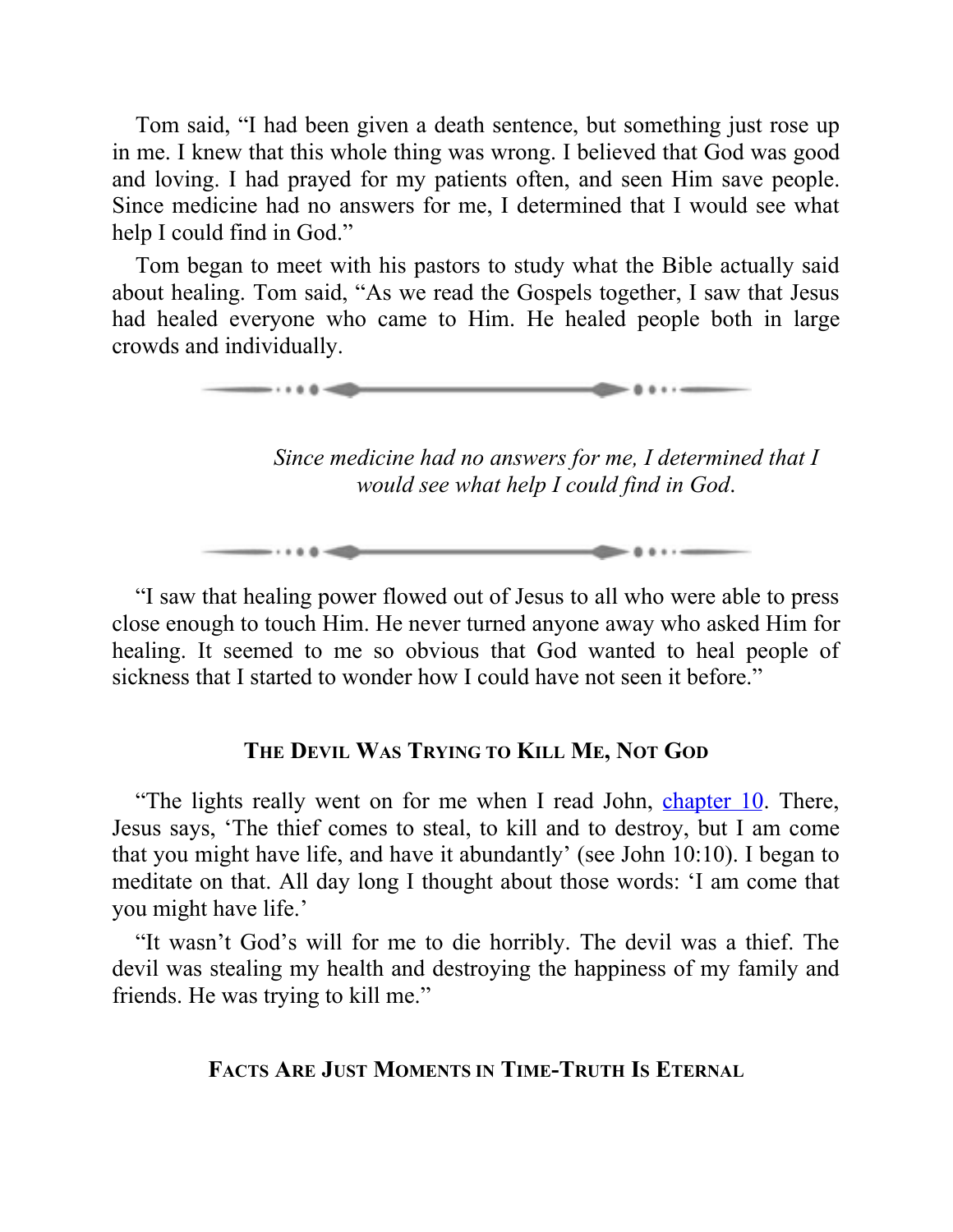Tom said, "I had been given a death sentence, but something just rose up in me. I knew that this whole thing was wrong. I believed that God was good and loving. I had prayed for my patients often, and seen Him save people. Since medicine had no answers for me, I determined that I would see what help I could find in God."

Tom began to meet with his pastors to study what the Bible actually said about healing. Tom said, "As we read the Gospels together, I saw that Jesus had healed everyone who came to Him. He healed people both in large crowds and individually.

*Since medicine had no answers for me, I determined that I would see what help I could find in God.*

"I saw that healing power flowed out of Jesus to all who were able to press close enough to touch Him. He never turned anyone away who asked Him for healing. It seemed to me so obvious that God wanted to heal people of sickness that I started to wonder how I could have not seen it before."

## The Devil Was Trying to Kill Me, Not God

"The lights really went on for me when I read John, chapter 10. There, Jesus says, 'The thief comes to steal, to kill and to destroy, but I am come that you might have life, and have it abundantly' (see John 10:10). I began to meditate on that. All day long I thought about those words: 'I am come that you might have life.'

"It wasn't God's will for me to die horribly. The devil was a thief. The devil was stealing my health and destroying the happiness of my family and friends. He was trying to kill me."

## Facts Are Just Moments in Time-Truth Is Eternal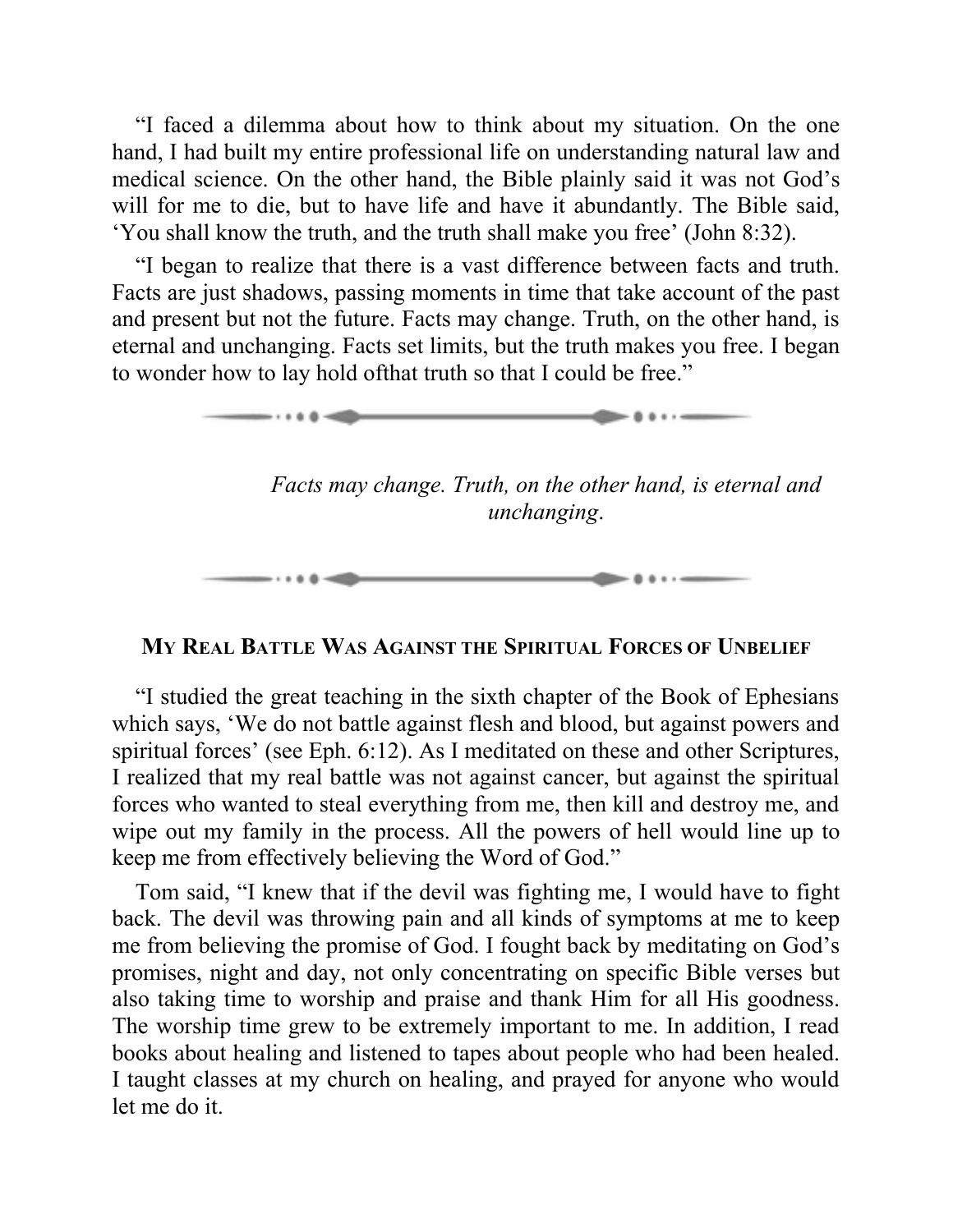"I faced a dilemma about how to think about my situation. On the one hand, I had built my entire professional life on understanding natural law and medical science. On the other hand, the Bible plainly said it was not God's will for me to die, but to have life and have it abundantly. The Bible said, 'You shall know the truth, and the truth shall make you free' (John 8:32).

"I began to realize that there is a vast difference between facts and truth. Facts are just shadows, passing moments in time that take account of the past and present but not the future. Facts may change. Truth, on the other hand, is eternal and unchanging. Facts set limits, but the truth makes you free. I began to wonder how to lay hold ofthat truth so that I could be free."

*Facts may change. Truth, on the other hand, is eternal and unchanging.*

### My Real Battle Was Against the Spiritual Forces of Unbelief

"I studied the great teaching in the sixth chapter of the Book of Ephesians which says, 'We do not battle against flesh and blood, but against powers and spiritual forces' (see Eph. 6:12). As I meditated on these and other Scriptures, I realized that my real battle was not against cancer, but against the spiritual forces who wanted to steal everything from me, then kill and destroy me, and wipe out my family in the process. All the powers of hell would line up to keep me from effectively believing the Word of God."

Tom said, "I knew that if the devil was fighting me, I would have to fight back. The devil was throwing pain and all kinds of symptoms at me to keep me from believing the promise of God. I fought back by meditating on God's promises, night and day, not only concentrating on specific Bible verses but also taking time to worship and praise and thank Him for all His goodness. The worship time grew to be extremely important to me. In addition, I read books about healing and listened to tapes about people who had been healed. I taught classes at my church on healing, and prayed for anyone who would let me do it.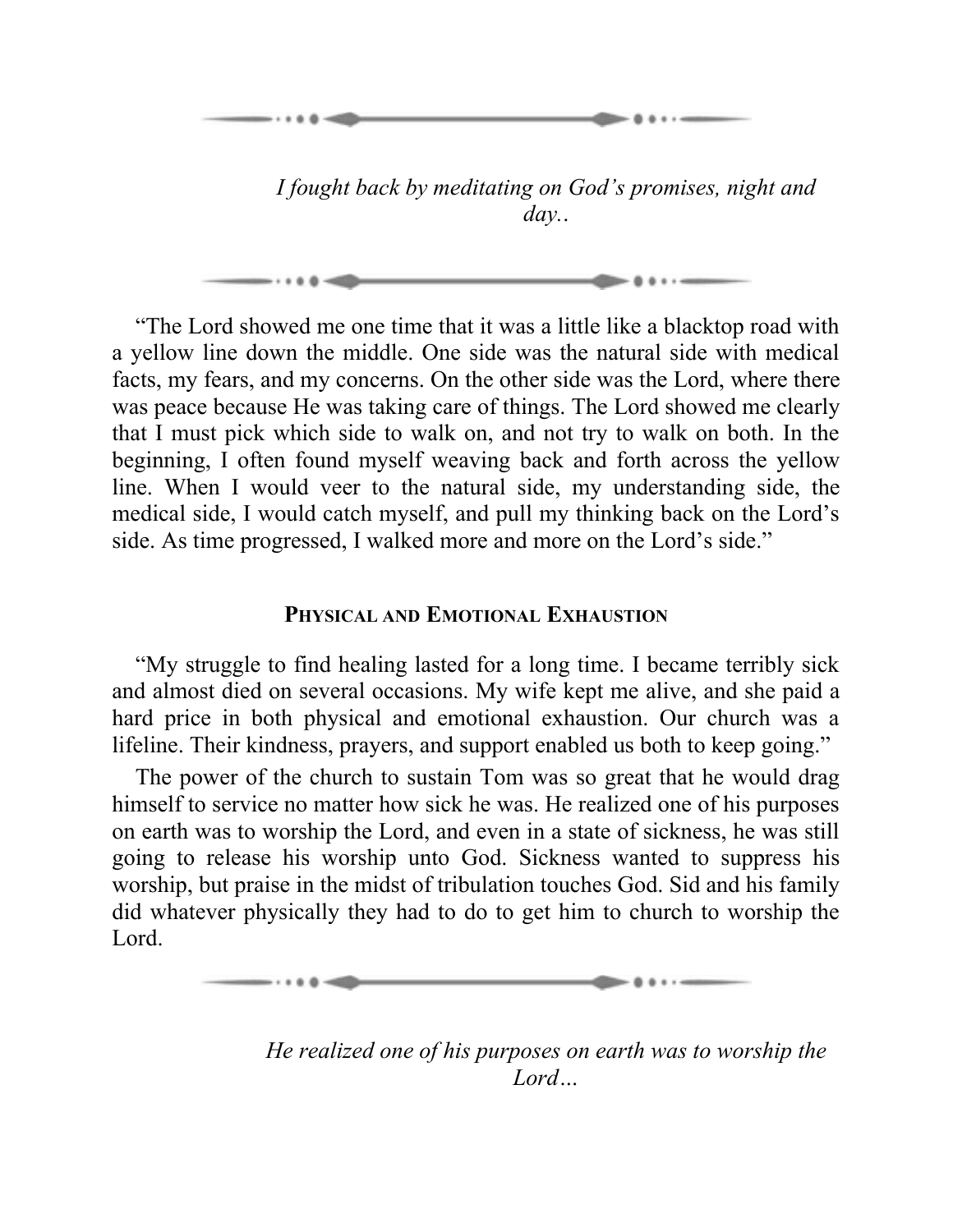*I fought back by meditating on God's promises, night and day..*

"The Lord showed me one time that it was a little like a blacktop road with a yellow line down the middle. One side was the natural side with medical facts, my fears, and my concerns. On the other side was the Lord, where there was peace because He was taking care of things. The Lord showed me clearly that I must pick which side to walk on, and not try to walk on both. In the beginning, I often found myself weaving back and forth across the yellow line. When I would veer to the natural side, my understanding side, the medical side, I would catch myself, and pull my thinking back on the Lord's side. As time progressed, I walked more and more on the Lord's side."

### Physical and Emotional Exhaustion

"My struggle to find healing lasted for a long time. I became terribly sick and almost died on several occasions. My wife kept me alive, and she paid a hard price in both physical and emotional exhaustion. Our church was a lifeline. Their kindness, prayers, and support enabled us both to keep going."

The power of the church to sustain Tom was so great that he would drag himself to service no matter how sick he was. He realized one of his purposes on earth was to worship the Lord, and even in a state of sickness, he was still going to release his worship unto God. Sickness wanted to suppress his worship, but praise in the midst of tribulation touches God. Sid and his family did whatever physically they had to do to get him to church to worship the Lord.

*He realized one of his purposes on earth was to worship the Lord…*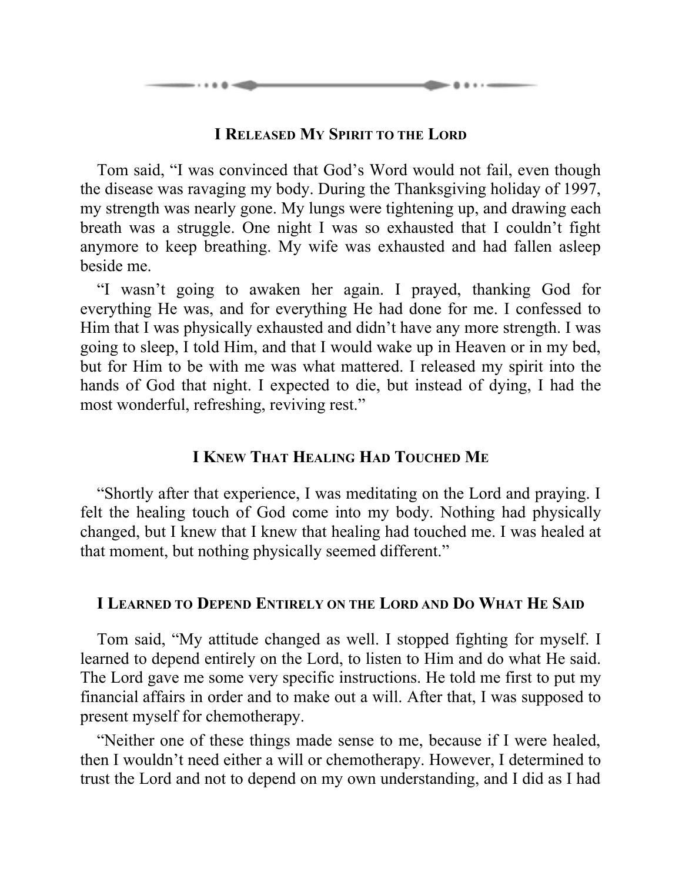### I Released My Spirit to the Lord

Tom said, "I was convinced that God's Word would not fail, even though the disease was ravaging my body. During the Thanksgiving holiday of 1997, my strength was nearly gone. My lungs were tightening up, and drawing each breath was a struggle. One night I was so exhausted that I couldn't fight anymore to keep breathing. My wife was exhausted and had fallen asleep beside me.

"I wasn't going to awaken her again. I prayed, thanking God for everything He was, and for everything He had done for me. I confessed to Him that I was physically exhausted and didn't have any more strength. I was going to sleep, I told Him, and that I would wake up in Heaven or in my bed, but for Him to be with me was what mattered. I released my spirit into the hands of God that night. I expected to die, but instead of dying, I had the most wonderful, refreshing, reviving rest."

### I Knew That Healing Had Touched Me

"Shortly after that experience, I was meditating on the Lord and praying. I felt the healing touch of God come into my body. Nothing had physically changed, but I knew that I knew that healing had touched me. I was healed at that moment, but nothing physically seemed different."

### I Learned to Depend Entirely on the Lord and Do What He Said

Tom said, "My attitude changed as well. I stopped fighting for myself. I learned to depend entirely on the Lord, to listen to Him and do what He said. The Lord gave me some very specific instructions. He told me first to put my financial affairs in order and to make out a will. After that, I was supposed to present myself for chemotherapy.

"Neither one of these things made sense to me, because if I were healed, then I wouldn't need either a will or chemotherapy. However, I determined to trust the Lord and not to depend on my own understanding, and I did as I had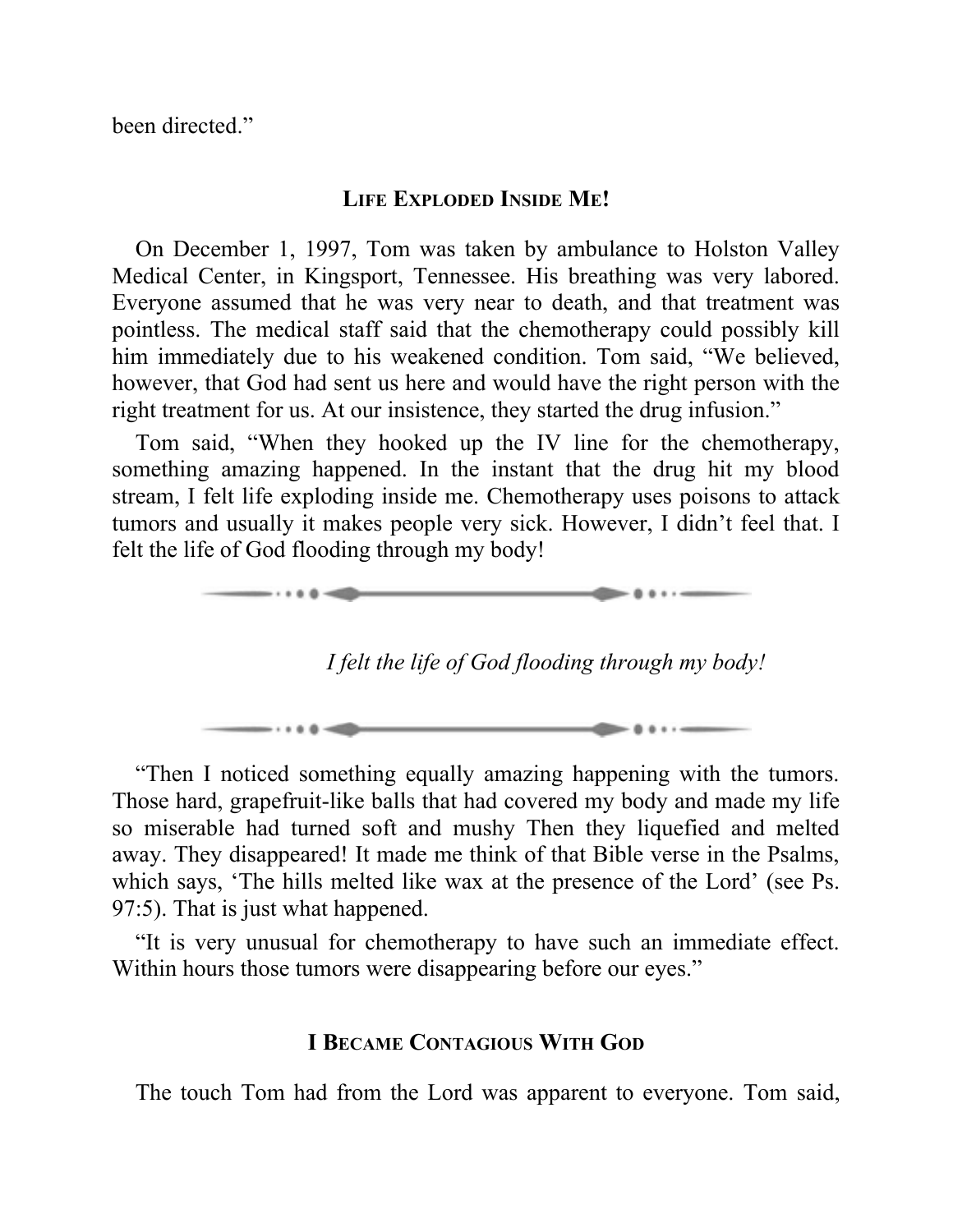been directed."

## Life Exploded Inside Me!

On December 1, 1997, Tom was taken by ambulance to Holston Valley Medical Center, in Kingsport, Tennessee. His breathing was very labored. Everyone assumed that he was very near to death, and that treatment was pointless. The medical staff said that the chemotherapy could possibly kill him immediately due to his weakened condition. Tom said, "We believed, however, that God had sent us here and would have the right person with the right treatment for us. At our insistence, they started the drug infusion."

Tom said, "When they hooked up the IV line for the chemotherapy, something amazing happened. In the instant that the drug hit my blood stream, I felt life exploding inside me. Chemotherapy uses poisons to attack tumors and usually it makes people very sick. However, I didn't feel that. I felt the life of God flooding through my body!

*I felt the life of God flooding through my body!*

"Then I noticed something equally amazing happening with the tumors. Those hard, grapefruit-like balls that had covered my body and made my life so miserable had turned soft and mushy Then they liquefied and melted away. They disappeared! It made me think of that Bible verse in the Psalms, which says, 'The hills melted like wax at the presence of the Lord' (see Ps. 97:5). That is just what happened.

"It is very unusual for chemotherapy to have such an immediate effect. Within hours those tumors were disappearing before our eyes."

## I Became Contagious With God

The touch Tom had from the Lord was apparent to everyone. Tom said,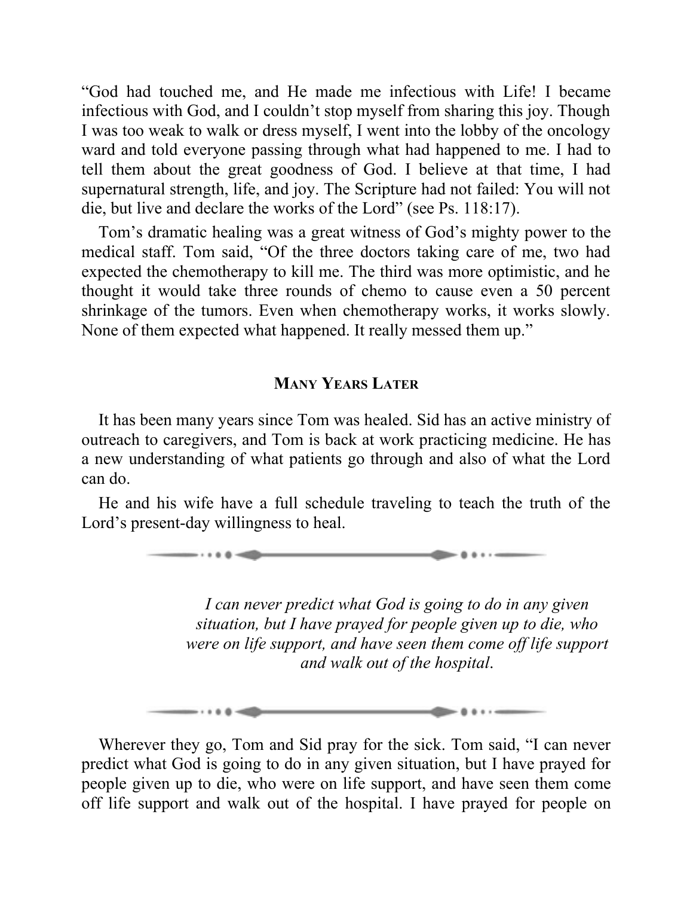"God had touched me, and He made me infectious with Life! I became infectious with God, and I couldn't stop myself from sharing this joy. Though I was too weak to walk or dress myself, I went into the lobby of the oncology ward and told everyone passing through what had happened to me. I had to tell them about the great goodness of God. I believe at that time, I had supernatural strength, life, and joy. The Scripture had not failed: You will not die, but live and declare the works of the Lord" (see Ps. 118:17).

Tom's dramatic healing was a great witness of God's mighty power to the medical staff. Tom said, "Of the three doctors taking care of me, two had expected the chemotherapy to kill me. The third was more optimistic, and he thought it would take three rounds of chemo to cause even a 50 percent shrinkage of the tumors. Even when chemotherapy works, it works slowly. None of them expected what happened. It really messed them up."

## Many Years Later

It has been many years since Tom was healed. Sid has an active ministry of outreach to caregivers, and Tom is back at work practicing medicine. He has a new understanding of what patients go through and also of what the Lord can do.

He and his wife have a full schedule traveling to teach the truth of the Lord's present-day willingness to heal.

> *I can never predict what God is going to do in any given situation, but I have prayed for people given up to die, who were on life support, and have seen them come off life support and walk out of the hospital.*

Wherever they go, Tom and Sid pray for the sick. Tom said, "I can never predict what God is going to do in any given situation, but I have prayed for people given up to die, who were on life support, and have seen them come off life support and walk out of the hospital. I have prayed for people on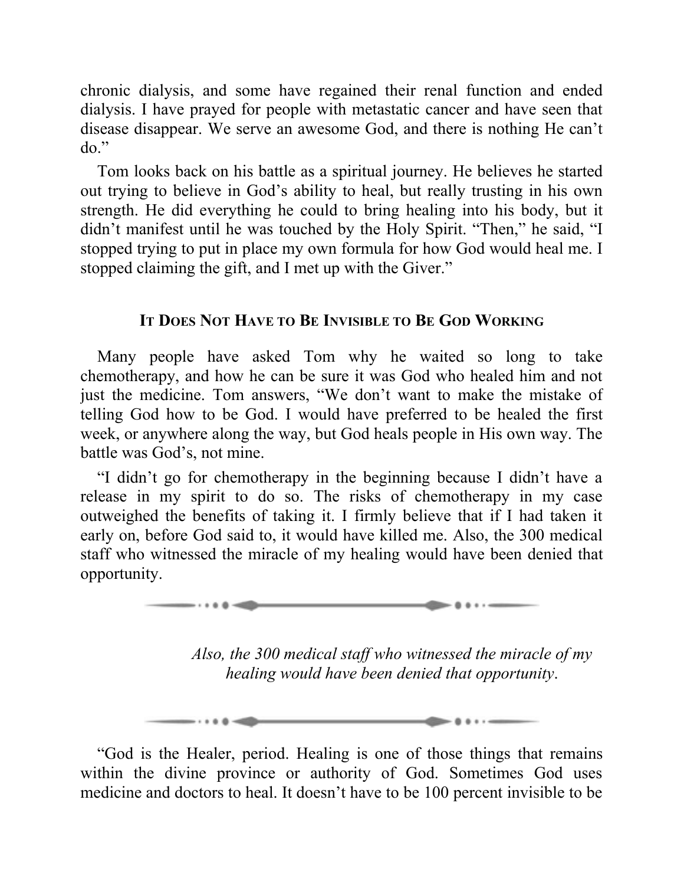chronic dialysis, and some have regained their renal function and ended dialysis. I have prayed for people with metastatic cancer and have seen that disease disappear. We serve an awesome God, and there is nothing He can't do."

Tom looks back on his battle as a spiritual journey. He believes he started out trying to believe in God's ability to heal, but really trusting in his own strength. He did everything he could to bring healing into his body, but it didn't manifest until he was touched by the Holy Spirit. "Then," he said, "I stopped trying to put in place my own formula for how God would heal me. I stopped claiming the gift, and I met up with the Giver."

## IT DOES NOT HAVE TO BE INVISIBLE TO BE GOD WORKING

Many people have asked Tom why he waited so long to take chemotherapy, and how he can be sure it was God who healed him and not just the medicine. Tom answers, "We don't want to make the mistake of telling God how to be God. I would have preferred to be healed the first week, or anywhere along the way, but God heals people in His own way. The battle was God's, not mine.

"I didn't go for chemotherapy in the beginning because I didn't have a release in my spirit to do so. The risks of chemotherapy in my case outweighed the benefits of taking it. I firmly believe that if I had taken it early on, before God said to, it would have killed me. Also, the 300 medical staff who witnessed the miracle of my healing would have been denied that opportunity.

*Also, the 300 medical staff who witnessed the miracle of my healing would have been denied that opportunity.*

"God is the Healer, period. Healing is one of those things that remains within the divine province or authority of God. Sometimes God uses medicine and doctors to heal. It doesn't have to be 100 percent invisible to be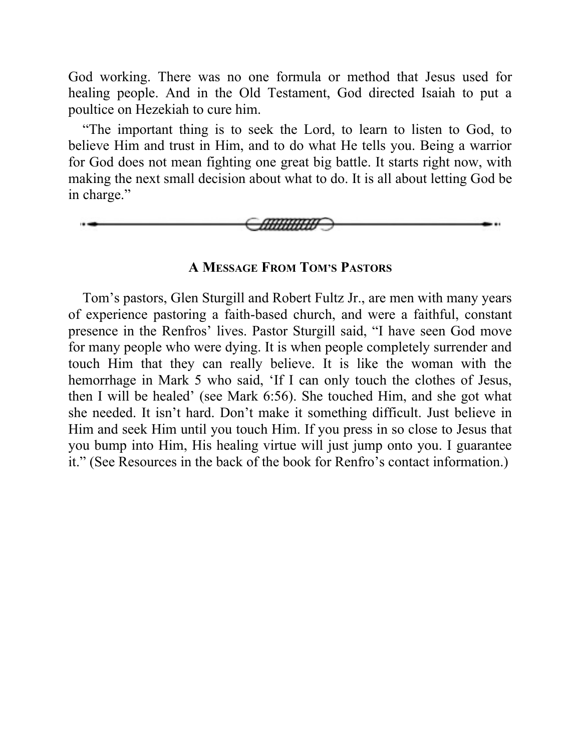God working. There was no one formula or method that Jesus used for healing people. And in the Old Testament, God directed Isaiah to put a poultice on Hezekiah to cure him.

"The important thing is to seek the Lord, to learn to listen to God, to believe Him and trust in Him, and to do what He tells you. Being a warrior for God does not mean fighting one great big battle. It starts right now, with making the next small decision about what to do. It is all about letting God be in charge."

---

### A Message From Tom's Pastors

Tom's pastors, Glen Sturgill and Robert Fultz Jr., are men with many years of experience pastoring a faith-based church, and were a faithful, constant presence in the Renfros' lives. Pastor Sturgill said, "I have seen God move for many people who were dying. It is when people completely surrender and touch Him that they can really believe. It is like the woman with the hemorrhage in Mark 5 who said, 'If I can only touch the clothes of Jesus, then I will be healed' (see Mark 6:56). She touched Him, and she got what she needed. It isn't hard. Don't make it something difficult. Just believe in Him and seek Him until you touch Him. If you press in so close to Jesus that you bump into Him, His healing virtue will just jump onto you. I guarantee it." (See Resources in the back of the book for Renfro's contact information.)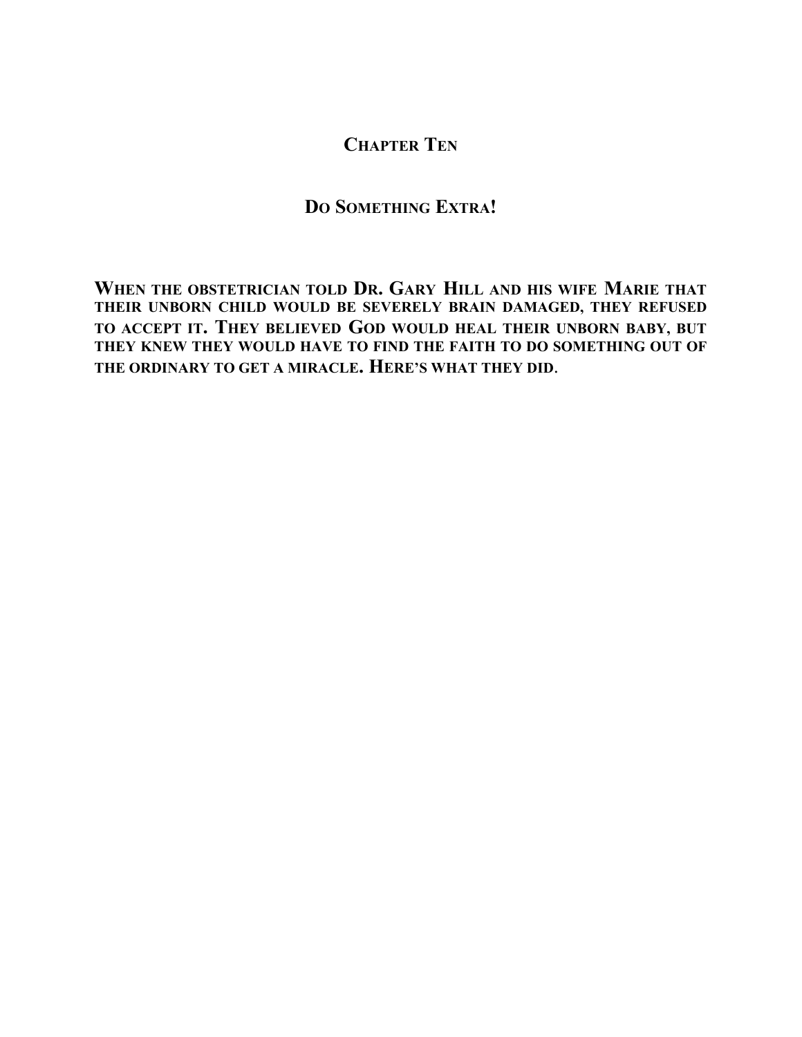# Chapter Ten

## Do Something Extra!

**When the obstetrician told Dr. Gary Hill and his wife Marie that their unborn child would be severely brain damaged, they refused to accept it. They believed God would heal their unborn baby, but they knew they would have to find the faith to do something out of the ordinary to get a miracle. Here's what they did.**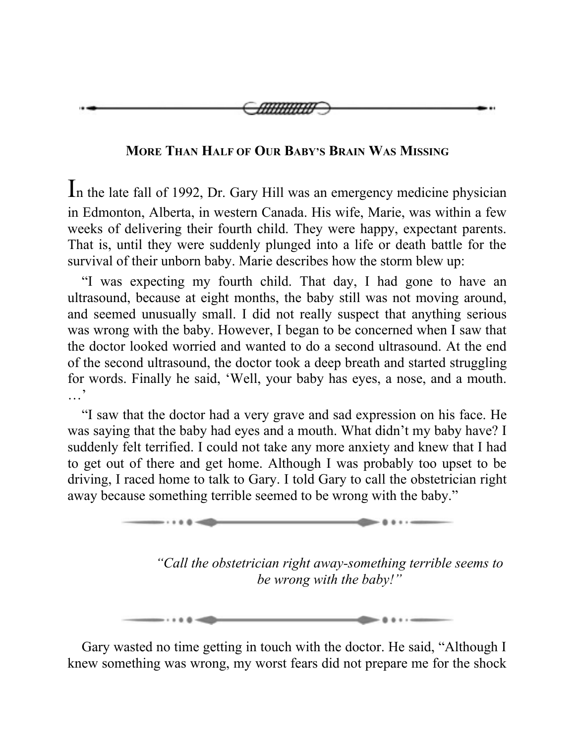## More Than Half of Our Baby's Brain Was Missing

In the late fall of 1992, Dr. Gary Hill was an emergency medicine physician in Edmonton, Alberta, in western Canada. His wife, Marie, was within a few weeks of delivering their fourth child. They were happy, expectant parents. That is, until they were suddenly plunged into a life or death battle for the survival of their unborn baby. Marie describes how the storm blew up:

"I was expecting my fourth child. That day, I had gone to have an ultrasound, because at eight months, the baby still was not moving around, and seemed unusually small. I did not really suspect that anything serious was wrong with the baby. However, I began to be concerned when I saw that the doctor looked worried and wanted to do a second ultrasound. At the end of the second ultrasound, the doctor took a deep breath and started struggling for words. Finally he said, 'Well, your baby has eyes, a nose, and a mouth. …'

"I saw that the doctor had a very grave and sad expression on his face. He was saying that the baby had eyes and a mouth. What didn't my baby have? I suddenly felt terrified. I could not take any more anxiety and knew that I had to get out of there and get home. Although I was probably too upset to be driving, I raced home to talk to Gary. I told Gary to call the obstetrician right away because something terrible seemed to be wrong with the baby."

*"Call the obstetrician right away-something terrible seems to be wrong with the baby!"*

Gary wasted no time getting in touch with the doctor. He said, "Although I knew something was wrong, my worst fears did not prepare me for the shock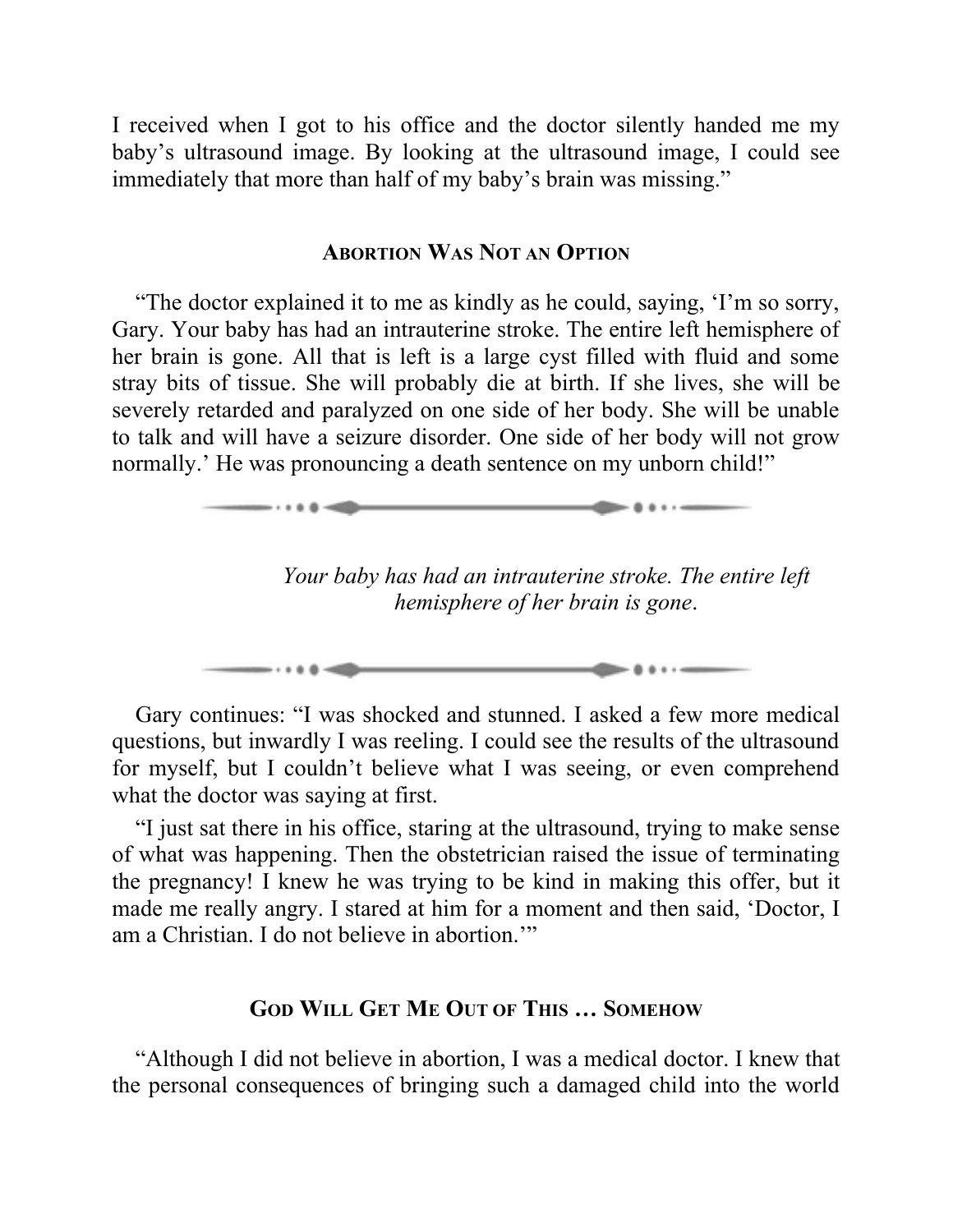I received when I got to his office and the doctor silently handed me my baby's ultrasound image. By looking at the ultrasound image, I could see immediately that more than half of my baby's brain was missing."

### Abortion Was Not an Option

"The doctor explained it to me as kindly as he could, saying, 'I'm so sorry, Gary. Your baby has had an intrauterine stroke. The entire left hemisphere of her brain is gone. All that is left is a large cyst filled with fluid and some stray bits of tissue. She will probably die at birth. If she lives, she will be severely retarded and paralyzed on one side of her body. She will be unable to talk and will have a seizure disorder. One side of her body will not grow normally.' He was pronouncing a death sentence on my unborn child!"

*Your baby has had an intrauterine stroke. The entire left hemisphere of her brain is gone.*

Gary continues: "I was shocked and stunned. I asked a few more medical questions, but inwardly I was reeling. I could see the results of the ultrasound for myself, but I couldn't believe what I was seeing, or even comprehend what the doctor was saying at first.

"I just sat there in his office, staring at the ultrasound, trying to make sense of what was happening. Then the obstetrician raised the issue of terminating the pregnancy! I knew he was trying to be kind in making this offer, but it made me really angry. I stared at him for a moment and then said, 'Doctor, I am a Christian. I do not believe in abortion.'"

### God Will Get Me Out of This … Somehow

"Although I did not believe in abortion, I was a medical doctor. I knew that the personal consequences of bringing such a damaged child into the world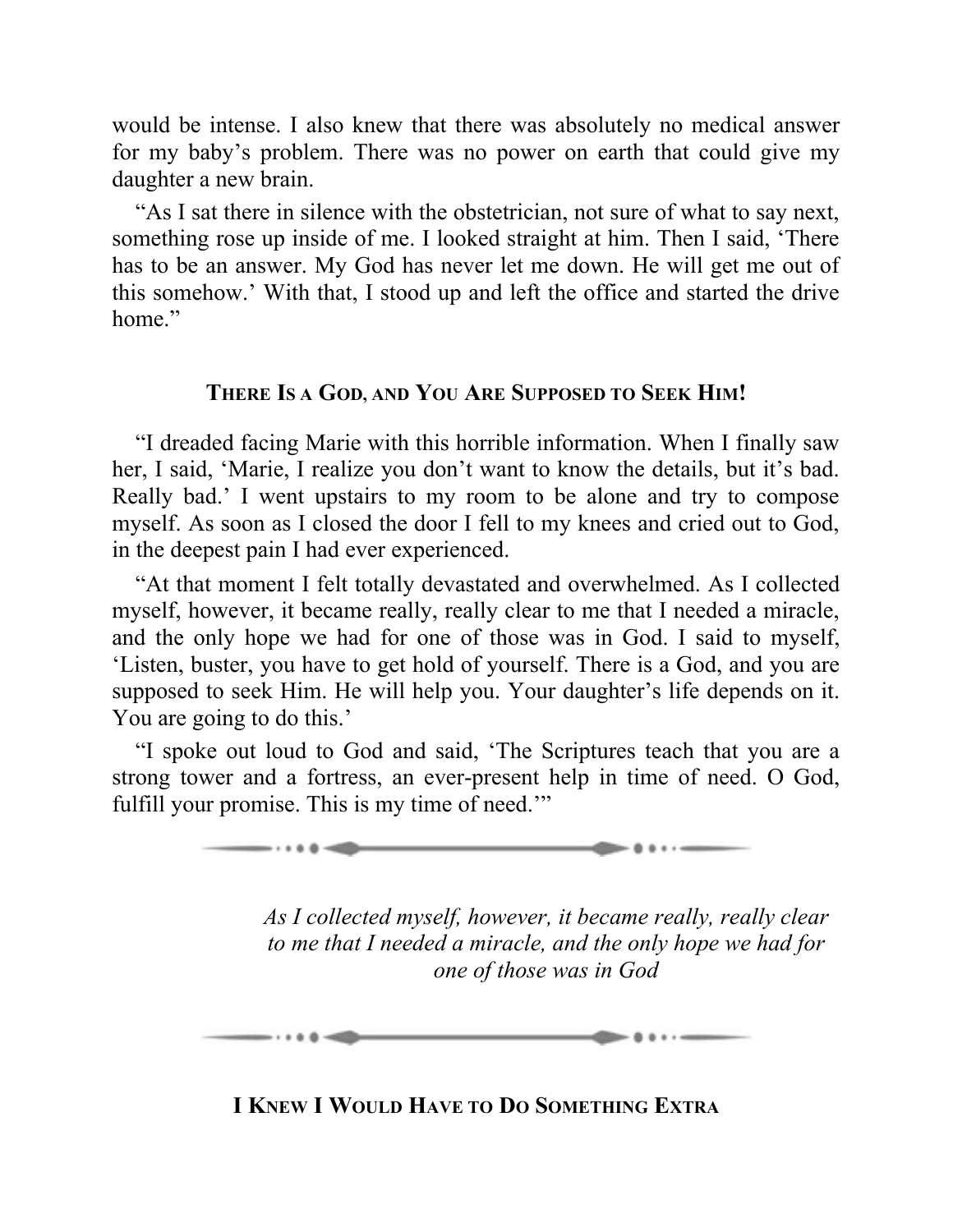would be intense. I also knew that there was absolutely no medical answer for my baby's problem. There was no power on earth that could give my daughter a new brain.

"As I sat there in silence with the obstetrician, not sure of what to say next, something rose up inside of me. I looked straight at him. Then I said, 'There has to be an answer. My God has never let me down. He will get me out of this somehow.' With that, I stood up and left the office and started the drive home."

## There Is a God, and You Are Supposed to Seek Him!

"I dreaded facing Marie with this horrible information. When I finally saw her, I said, 'Marie, I realize you don't want to know the details, but it's bad. Really bad.' I went upstairs to my room to be alone and try to compose myself. As soon as I closed the door I fell to my knees and cried out to God, in the deepest pain I had ever experienced.

"At that moment I felt totally devastated and overwhelmed. As I collected myself, however, it became really, really clear to me that I needed a miracle, and the only hope we had for one of those was in God. I said to myself, 'Listen, buster, you have to get hold of yourself. There is a God, and you are supposed to seek Him. He will help you. Your daughter's life depends on it. You are going to do this.'

"I spoke out loud to God and said, 'The Scriptures teach that you are a strong tower and a fortress, an ever-present help in time of need. O God, fulfill your promise. This is my time of need.'"

*As I collected myself, however, it became really, really clear to me that I needed a miracle, and the only hope we had for one of those was in God*

## I Knew I Would Have to Do Something Extra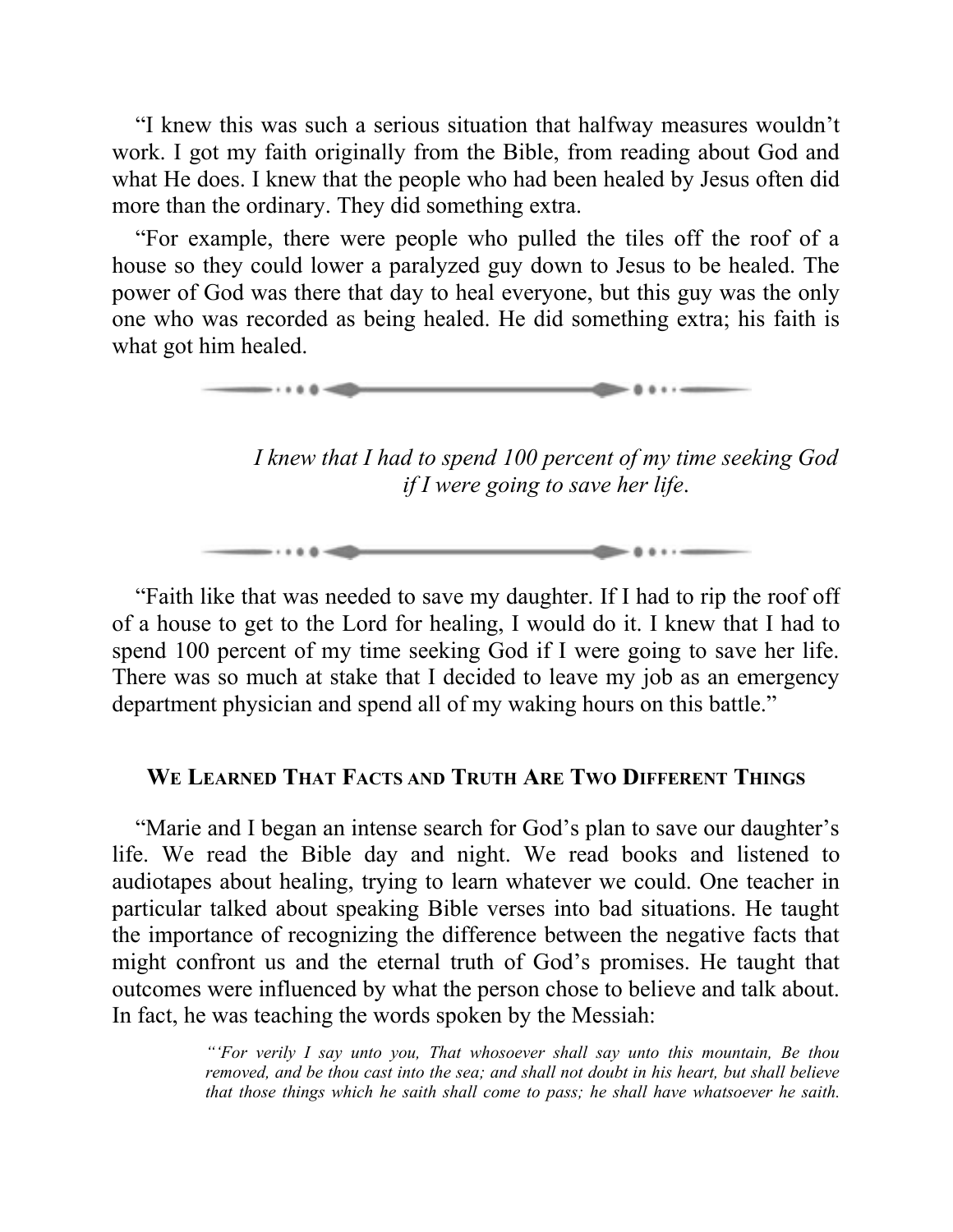"I knew this was such a serious situation that halfway measures wouldn't work. I got my faith originally from the Bible, from reading about God and what He does. I knew that the people who had been healed by Jesus often did more than the ordinary. They did something extra.

"For example, there were people who pulled the tiles off the roof of a house so they could lower a paralyzed guy down to Jesus to be healed. The power of God was there that day to heal everyone, but this guy was the only one who was recorded as being healed. He did something extra; his faith is what got him healed.

*I knew that I had to spend 100 percent of my time seeking God if I were going to save her life.*

"Faith like that was needed to save my daughter. If I had to rip the roof off of a house to get to the Lord for healing, I would do it. I knew that I had to spend 100 percent of my time seeking God if I were going to save her life. There was so much at stake that I decided to leave my job as an emergency department physician and spend all of my waking hours on this battle."

### We Learned That Facts and Truth Are Two Different Things

"Marie and I began an intense search for God's plan to save our daughter's life. We read the Bible day and night. We read books and listened to audiotapes about healing, trying to learn whatever we could. One teacher in particular talked about speaking Bible verses into bad situations. He taught the importance of recognizing the difference between the negative facts that might confront us and the eternal truth of God's promises. He taught that outcomes were influenced by what the person chose to believe and talk about. In fact, he was teaching the words spoken by the Messiah:

> *"'For verily I say unto you, That whosoever shall say unto this mountain, Be thou removed, and be thou cast into the sea; and shall not doubt in his heart, but shall believe that those things which he saith shall come to pass; he shall have whatsoever he saith.*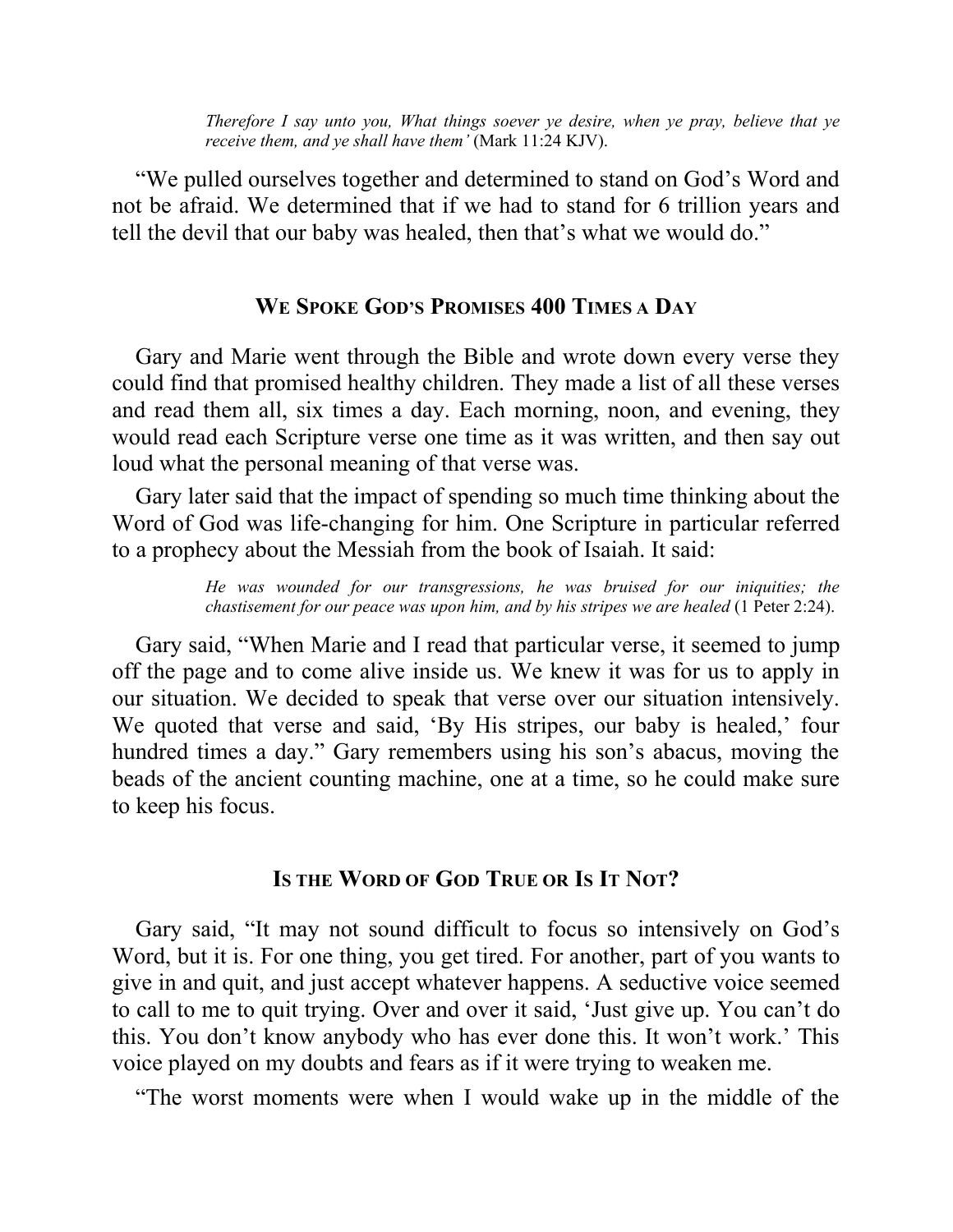> *Therefore I say unto you, What things soever ye desire, when ye pray, believe that ye receive them, and ye shall have them'* (Mark 11:24 KJV).

"We pulled ourselves together and determined to stand on God's Word and not be afraid. We determined that if we had to stand for 6 trillion years and tell the devil that our baby was healed, then that's what we would do."

## WE SPOKE GOD'S PROMISES 400 TIMES A DAY

Gary and Marie went through the Bible and wrote down every verse they could find that promised healthy children. They made a list of all these verses and read them all, six times a day. Each morning, noon, and evening, they would read each Scripture verse one time as it was written, and then say out loud what the personal meaning of that verse was.

Gary later said that the impact of spending so much time thinking about the Word of God was life-changing for him. One Scripture in particular referred to a prophecy about the Messiah from the book of Isaiah. It said:

> *He was wounded for our transgressions, he was bruised for our iniquities; the chastisement for our peace was upon him, and by his stripes we are healed* (1 Peter 2:24).

Gary said, "When Marie and I read that particular verse, it seemed to jump off the page and to come alive inside us. We knew it was for us to apply in our situation. We decided to speak that verse over our situation intensively. We quoted that verse and said, 'By His stripes, our baby is healed,' four hundred times a day." Gary remembers using his son's abacus, moving the beads of the ancient counting machine, one at a time, so he could make sure to keep his focus.

## IS THE WORD OF GOD TRUE OR IS IT NOT?

Gary said, "It may not sound difficult to focus so intensively on God's Word, but it is. For one thing, you get tired. For another, part of you wants to give in and quit, and just accept whatever happens. A seductive voice seemed to call to me to quit trying. Over and over it said, 'Just give up. You can't do this. You don't know anybody who has ever done this. It won't work.' This voice played on my doubts and fears as if it were trying to weaken me.

"The worst moments were when I would wake up in the middle of the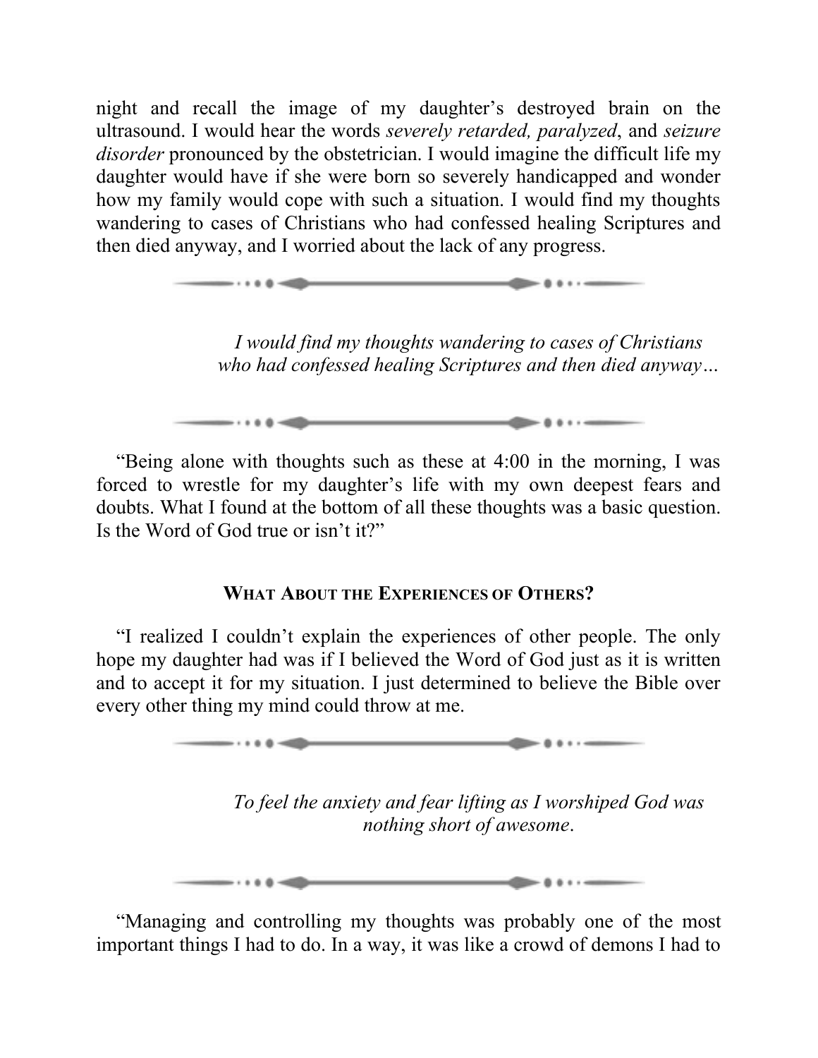night and recall the image of my daughter's destroyed brain on the ultrasound. I would hear the words *severely retarded, paralyzed*, and *seizure disorder* pronounced by the obstetrician. I would imagine the difficult life my daughter would have if she were born so severely handicapped and wonder how my family would cope with such a situation. I would find my thoughts wandering to cases of Christians who had confessed healing Scriptures and then died anyway, and I worried about the lack of any progress.

> *I would find my thoughts wandering to cases of Christians who had confessed healing Scriptures and then died anyway…*

"Being alone with thoughts such as these at 4:00 in the morning, I was forced to wrestle for my daughter's life with my own deepest fears and doubts. What I found at the bottom of all these thoughts was a basic question. Is the Word of God true or isn't it?"

### WHAT ABOUT THE EXPERIENCES OF OTHERS?

"I realized I couldn't explain the experiences of other people. The only hope my daughter had was if I believed the Word of God just as it is written and to accept it for my situation. I just determined to believe the Bible over every other thing my mind could throw at me.

> *To feel the anxiety and fear lifting as I worshiped God was nothing short of awesome.*

"Managing and controlling my thoughts was probably one of the most important things I had to do. In a way, it was like a crowd of demons I had to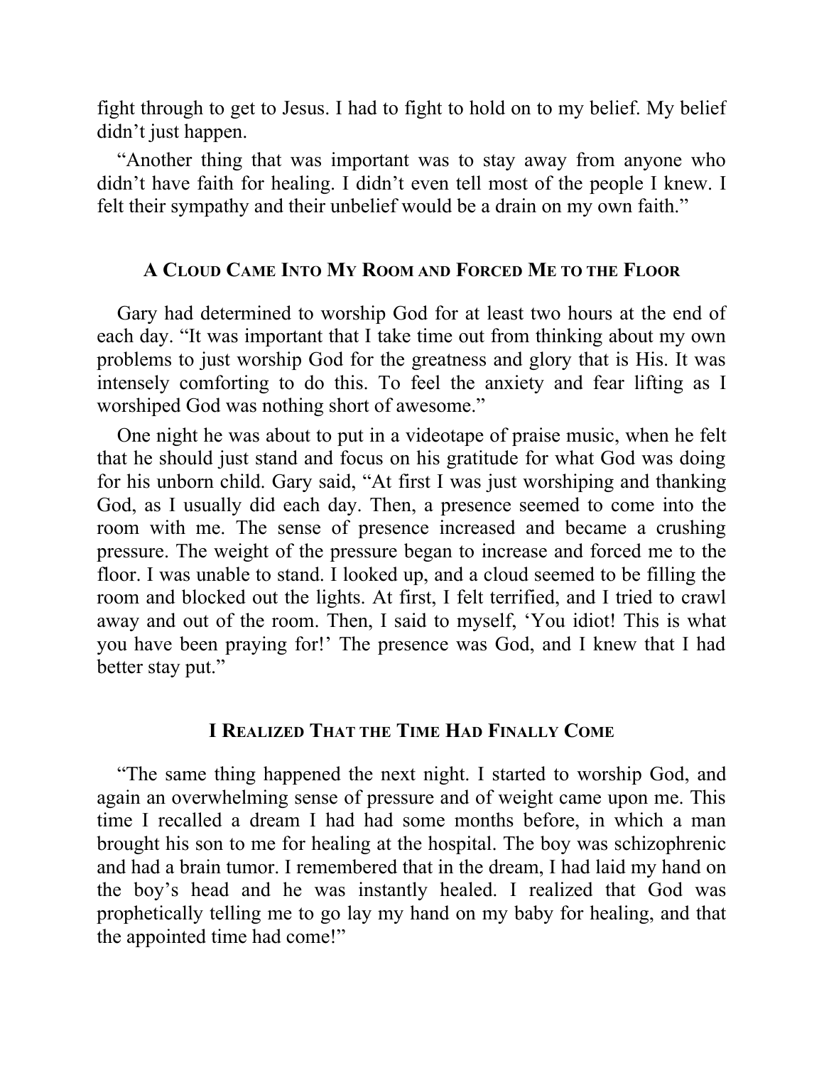fight through to get to Jesus. I had to fight to hold on to my belief. My belief didn't just happen.

"Another thing that was important was to stay away from anyone who didn't have faith for healing. I didn't even tell most of the people I knew. I felt their sympathy and their unbelief would be a drain on my own faith."

## A Cloud Came Into My Room and Forced Me to the Floor

Gary had determined to worship God for at least two hours at the end of each day. "It was important that I take time out from thinking about my own problems to just worship God for the greatness and glory that is His. It was intensely comforting to do this. To feel the anxiety and fear lifting as I worshiped God was nothing short of awesome."

One night he was about to put in a videotape of praise music, when he felt that he should just stand and focus on his gratitude for what God was doing for his unborn child. Gary said, "At first I was just worshiping and thanking God, as I usually did each day. Then, a presence seemed to come into the room with me. The sense of presence increased and became a crushing pressure. The weight of the pressure began to increase and forced me to the floor. I was unable to stand. I looked up, and a cloud seemed to be filling the room and blocked out the lights. At first, I felt terrified, and I tried to crawl away and out of the room. Then, I said to myself, 'You idiot! This is what you have been praying for!' The presence was God, and I knew that I had better stay put."

## I Realized That the Time Had Finally Come

"The same thing happened the next night. I started to worship God, and again an overwhelming sense of pressure and of weight came upon me. This time I recalled a dream I had had some months before, in which a man brought his son to me for healing at the hospital. The boy was schizophrenic and had a brain tumor. I remembered that in the dream, I had laid my hand on the boy's head and he was instantly healed. I realized that God was prophetically telling me to go lay my hand on my baby for healing, and that the appointed time had come!"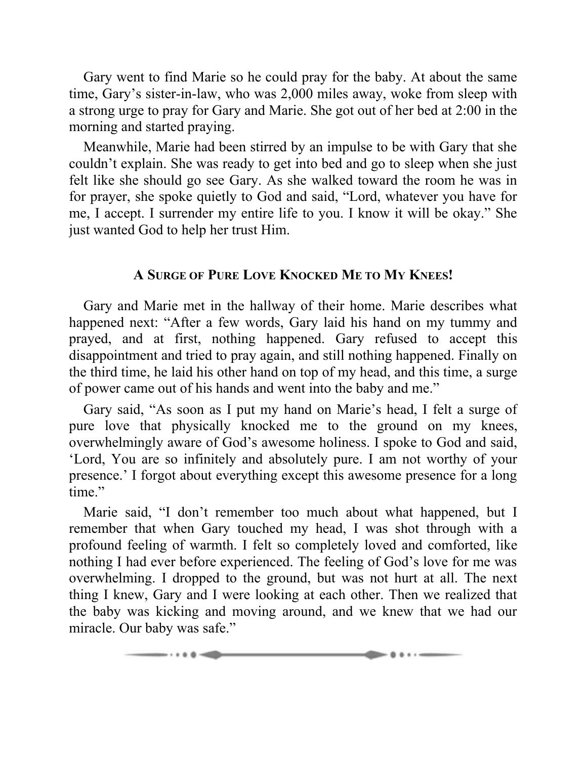Gary went to find Marie so he could pray for the baby. At about the same time, Gary's sister-in-law, who was 2,000 miles away, woke from sleep with a strong urge to pray for Gary and Marie. She got out of her bed at 2:00 in the morning and started praying.

Meanwhile, Marie had been stirred by an impulse to be with Gary that she couldn't explain. She was ready to get into bed and go to sleep when she just felt like she should go see Gary. As she walked toward the room he was in for prayer, she spoke quietly to God and said, "Lord, whatever you have for me, I accept. I surrender my entire life to you. I know it will be okay." She just wanted God to help her trust Him.

## A Surge of Pure Love Knocked Me to My Knees!

Gary and Marie met in the hallway of their home. Marie describes what happened next: "After a few words, Gary laid his hand on my tummy and prayed, and at first, nothing happened. Gary refused to accept this disappointment and tried to pray again, and still nothing happened. Finally on the third time, he laid his other hand on top of my head, and this time, a surge of power came out of his hands and went into the baby and me."

Gary said, "As soon as I put my hand on Marie's head, I felt a surge of pure love that physically knocked me to the ground on my knees, overwhelmingly aware of God's awesome holiness. I spoke to God and said, 'Lord, You are so infinitely and absolutely pure. I am not worthy of your presence.' I forgot about everything except this awesome presence for a long time."

Marie said, "I don't remember too much about what happened, but I remember that when Gary touched my head, I was shot through with a profound feeling of warmth. I felt so completely loved and comforted, like nothing I had ever before experienced. The feeling of God's love for me was overwhelming. I dropped to the ground, but was not hurt at all. The next thing I knew, Gary and I were looking at each other. Then we realized that the baby was kicking and moving around, and we knew that we had our miracle. Our baby was safe."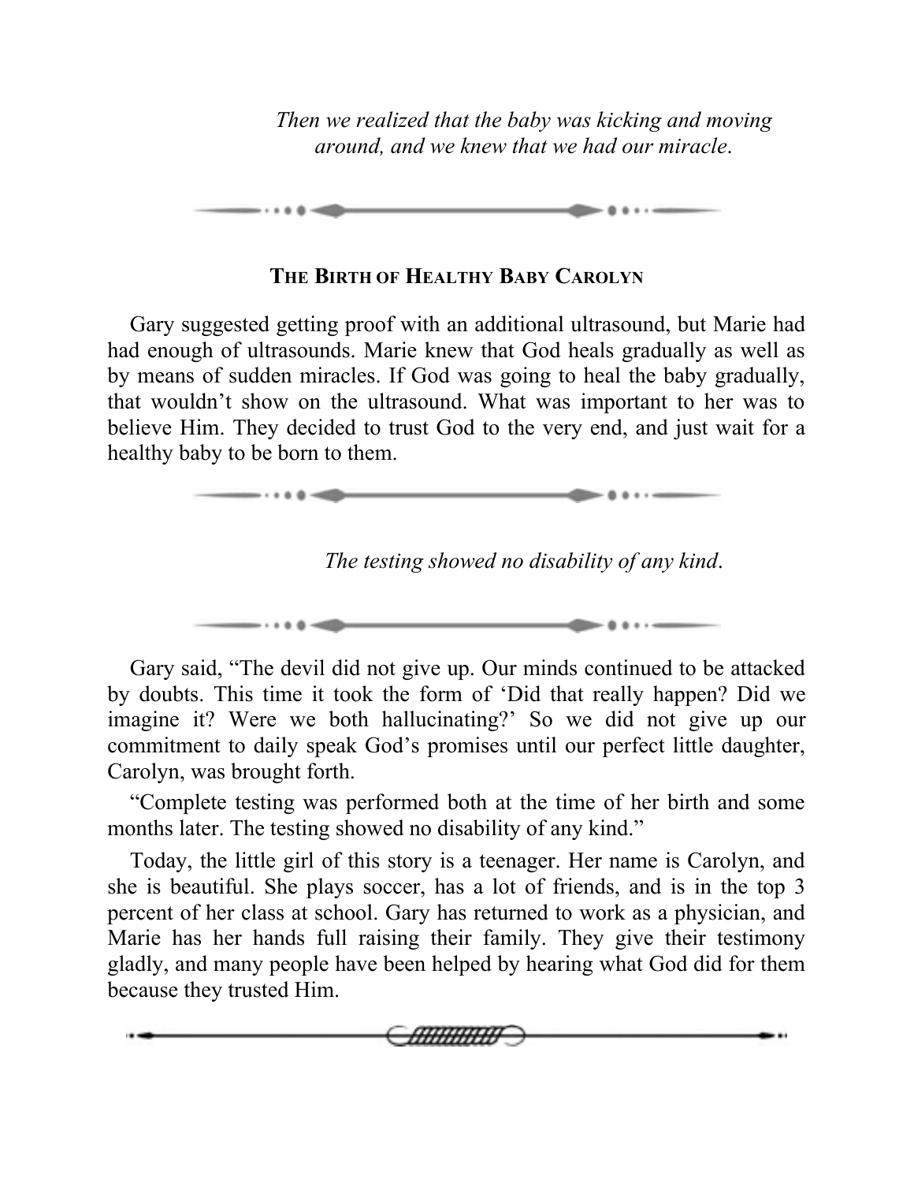*Then we realized that the baby was kicking and moving around, and we knew that we had our miracle.*

### THE BIRTH OF HEALTHY BABY CAROLYN

Gary suggested getting proof with an additional ultrasound, but Marie had had enough of ultrasounds. Marie knew that God heals gradually as well as by means of sudden miracles. If God was going to heal the baby gradually, that wouldn't show on the ultrasound. What was important to her was to believe Him. They decided to trust God to the very end, and just wait for a healthy baby to be born to them.

*The testing showed no disability of any kind.*

Gary said, "The devil did not give up. Our minds continued to be attacked by doubts. This time it took the form of 'Did that really happen? Did we imagine it? Were we both hallucinating?' So we did not give up our commitment to daily speak God's promises until our perfect little daughter, Carolyn, was brought forth.

"Complete testing was performed both at the time of her birth and some months later. The testing showed no disability of any kind."

Today, the little girl of this story is a teenager. Her name is Carolyn, and she is beautiful. She plays soccer, has a lot of friends, and is in the top 3 percent of her class at school. Gary has returned to work as a physician, and Marie has her hands full raising their family. They give their testimony gladly, and many people have been helped by hearing what God did for them because they trusted Him.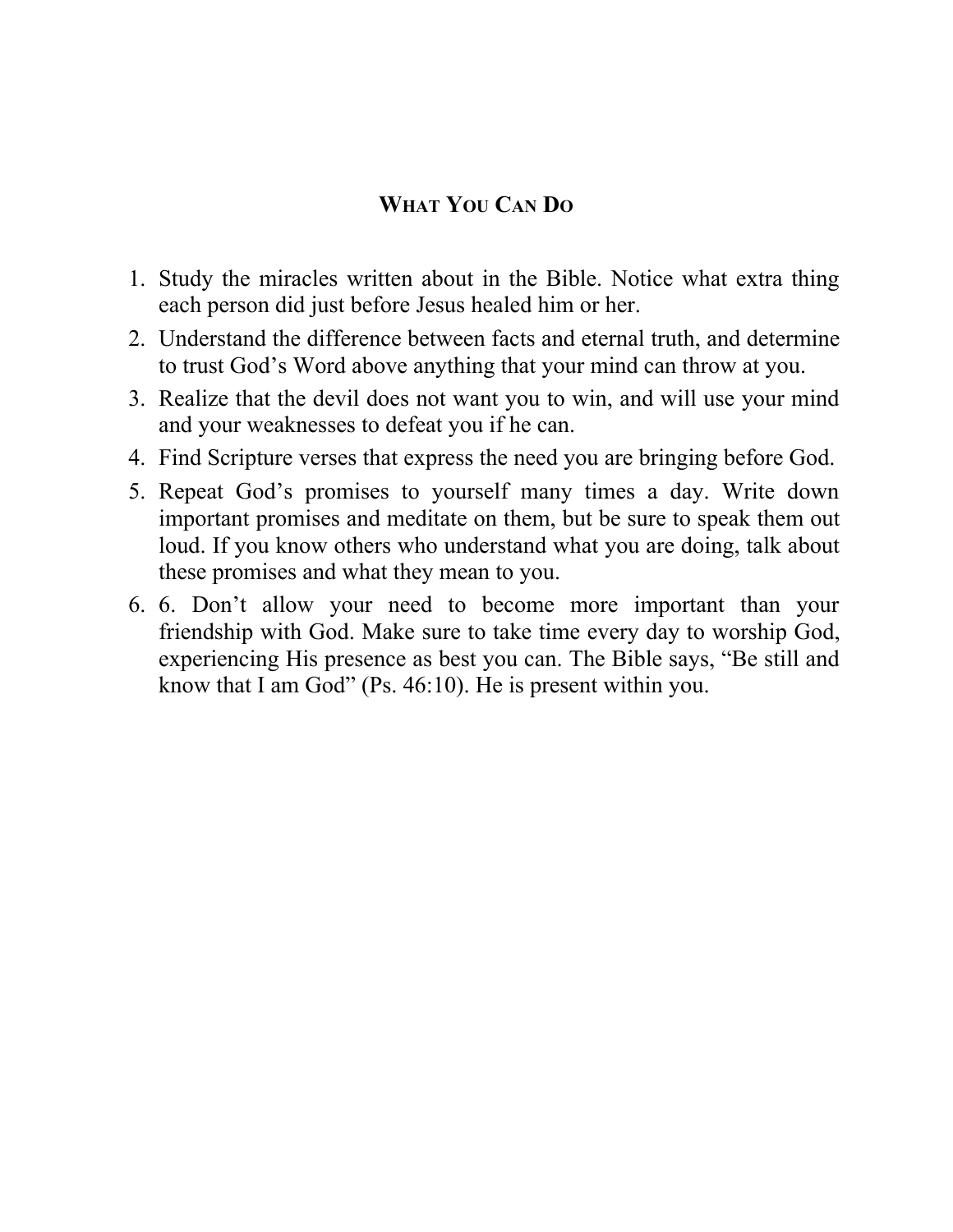## What You Can Do

1. Study the miracles written about in the Bible. Notice what extra thing each person did just before Jesus healed him or her.
2. Understand the difference between facts and eternal truth, and determine to trust God's Word above anything that your mind can throw at you.
3. Realize that the devil does not want you to win, and will use your mind and your weaknesses to defeat you if he can.
4. Find Scripture verses that express the need you are bringing before God.
5. Repeat God's promises to yourself many times a day. Write down important promises and meditate on them, but be sure to speak them out loud. If you know others who understand what you are doing, talk about these promises and what they mean to you.
6. 6. Don't allow your need to become more important than your friendship with God. Make sure to take time every day to worship God, experiencing His presence as best you can. The Bible says, "Be still and know that I am God" (Ps. 46:10). He is present within you.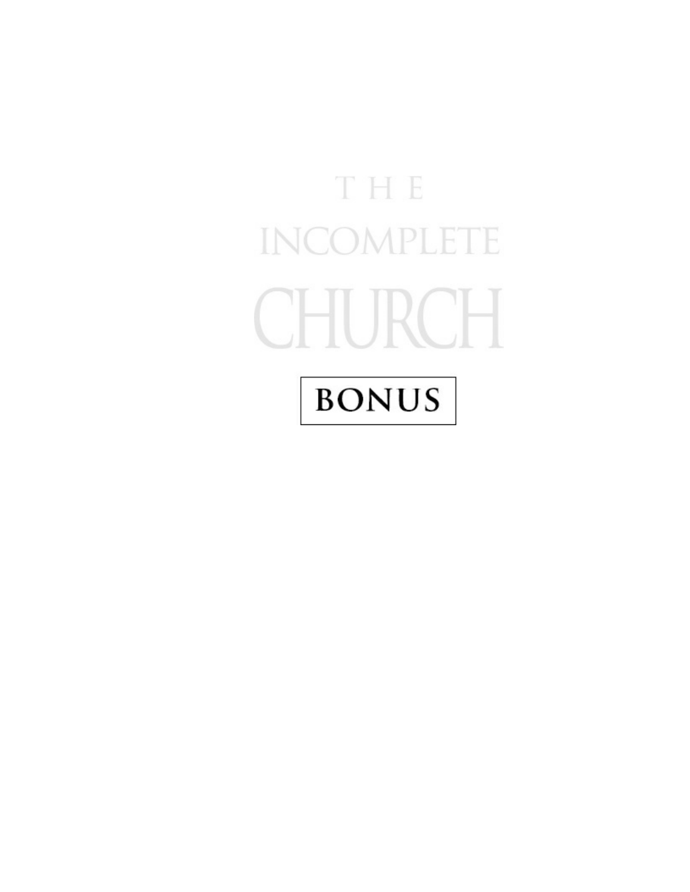# THE INCOMPLETE CHURCH

## BONUS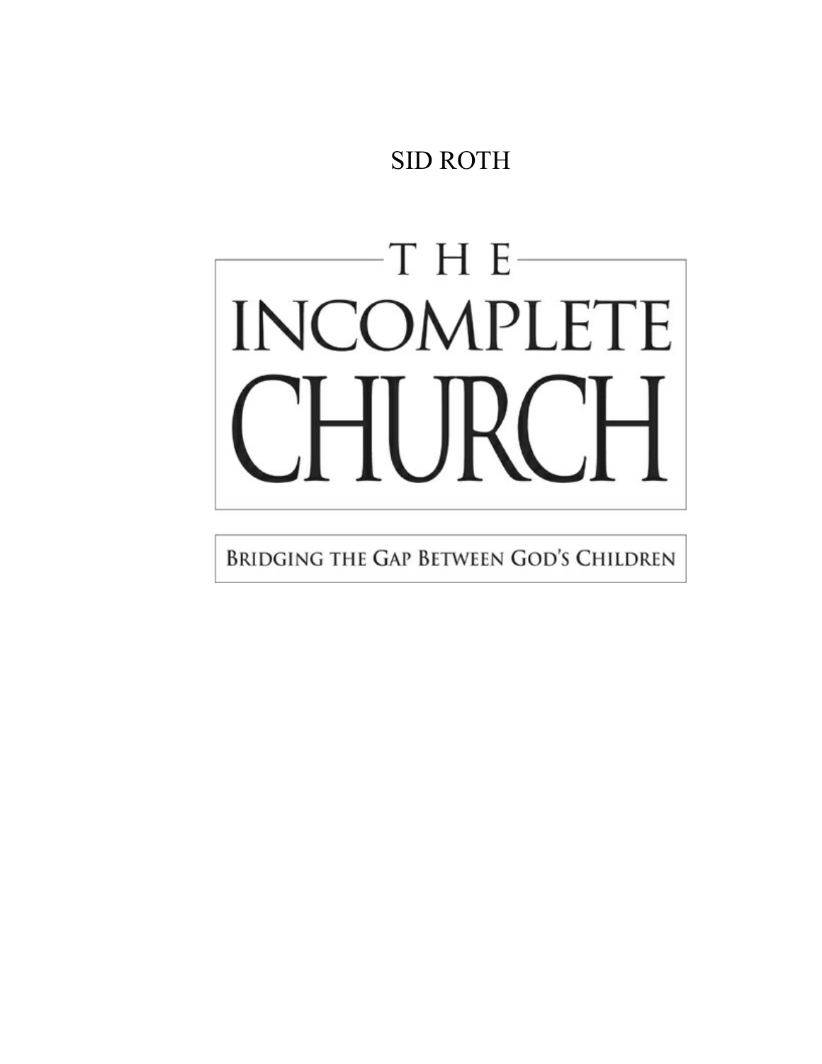SID ROTH

# THE INCOMPLETE CHURCH

BRIDGING THE GAP BETWEEN GOD'S CHILDREN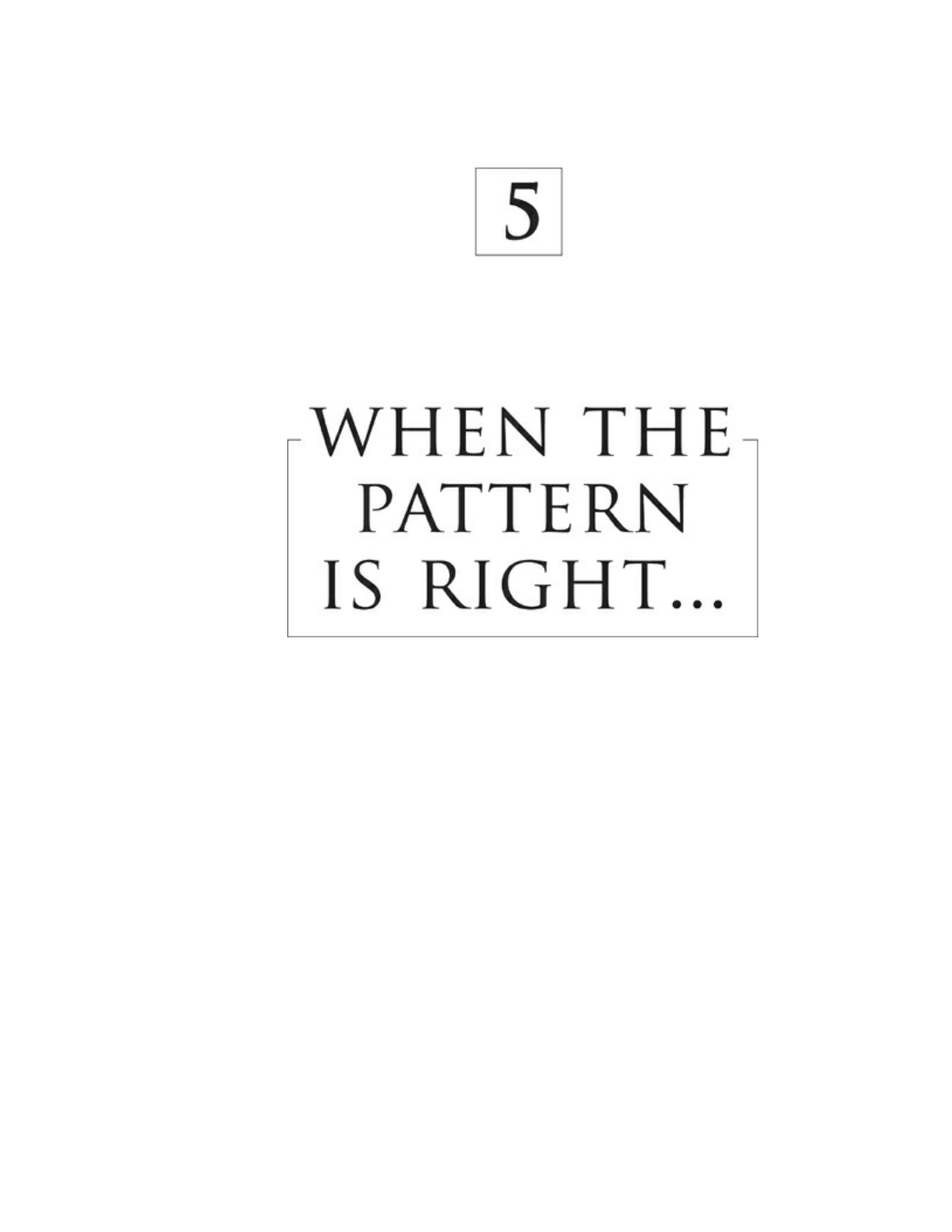# 5

# WHEN THE PATTERN IS RIGHT...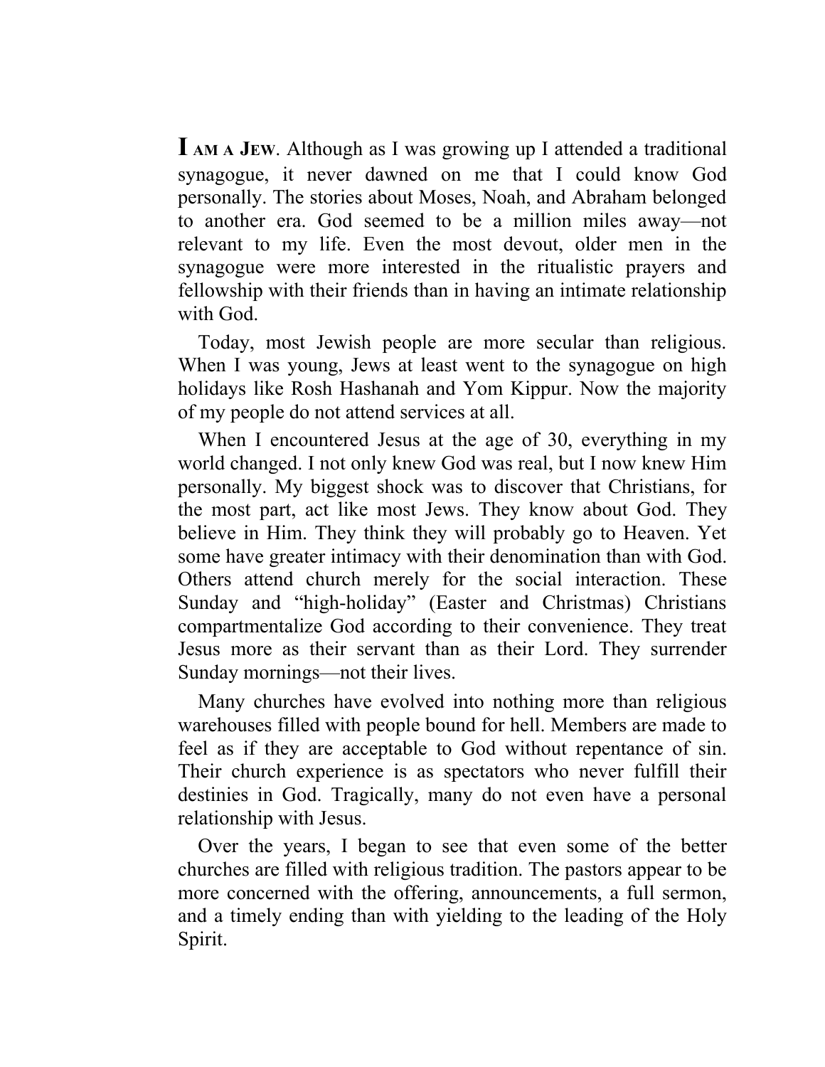**I AM A JEW**. Although as I was growing up I attended a traditional synagogue, it never dawned on me that I could know God personally. The stories about Moses, Noah, and Abraham belonged to another era. God seemed to be a million miles away—not relevant to my life. Even the most devout, older men in the synagogue were more interested in the ritualistic prayers and fellowship with their friends than in having an intimate relationship with God.

Today, most Jewish people are more secular than religious. When I was young, Jews at least went to the synagogue on high holidays like Rosh Hashanah and Yom Kippur. Now the majority of my people do not attend services at all.

When I encountered Jesus at the age of 30, everything in my world changed. I not only knew God was real, but I now knew Him personally. My biggest shock was to discover that Christians, for the most part, act like most Jews. They know about God. They believe in Him. They think they will probably go to Heaven. Yet some have greater intimacy with their denomination than with God. Others attend church merely for the social interaction. These Sunday and "high-holiday" (Easter and Christmas) Christians compartmentalize God according to their convenience. They treat Jesus more as their servant than as their Lord. They surrender Sunday mornings—not their lives.

Many churches have evolved into nothing more than religious warehouses filled with people bound for hell. Members are made to feel as if they are acceptable to God without repentance of sin. Their church experience is as spectators who never fulfill their destinies in God. Tragically, many do not even have a personal relationship with Jesus.

Over the years, I began to see that even some of the better churches are filled with religious tradition. The pastors appear to be more concerned with the offering, announcements, a full sermon, and a timely ending than with yielding to the leading of the Holy Spirit.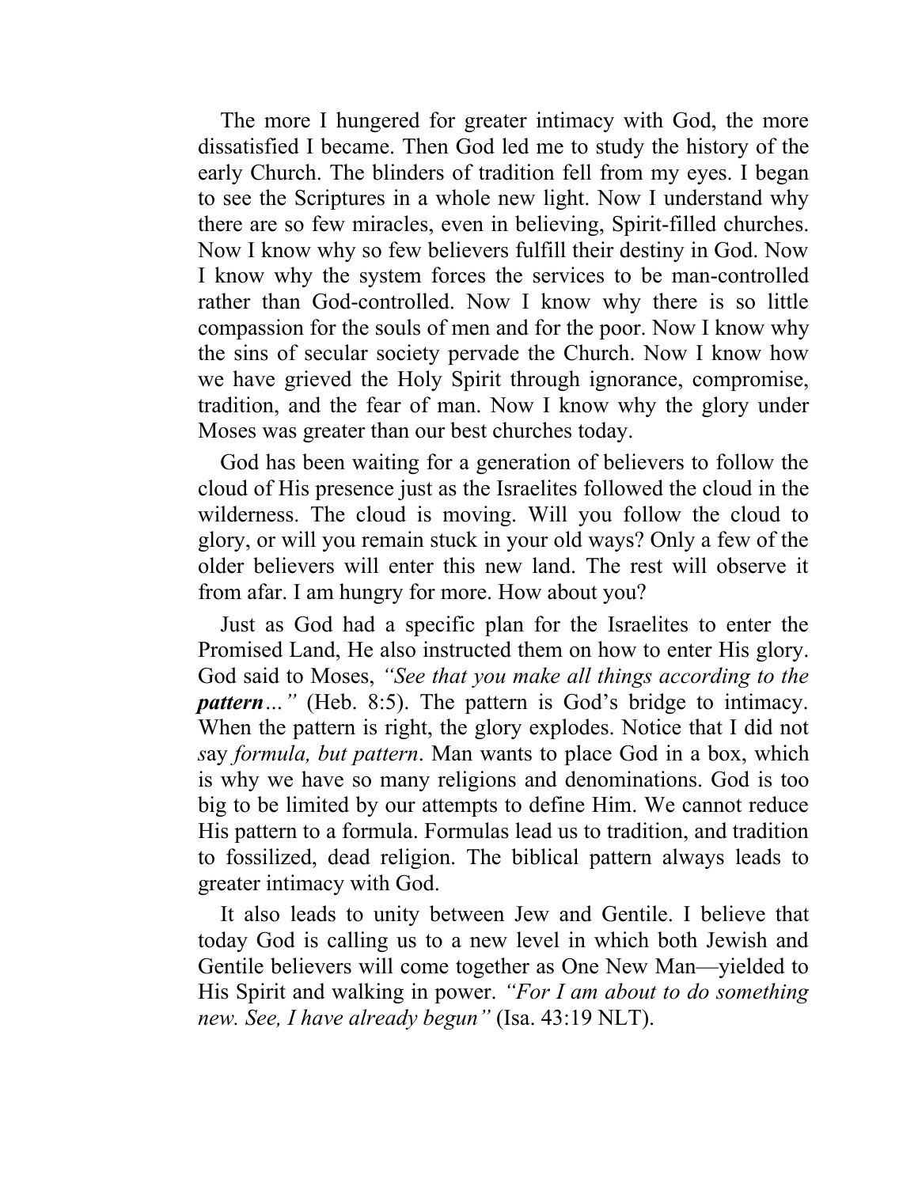The more I hungered for greater intimacy with God, the more dissatisfied I became. Then God led me to study the history of the early Church. The blinders of tradition fell from my eyes. I began to see the Scriptures in a whole new light. Now I understand why there are so few miracles, even in believing, Spirit-filled churches. Now I know why so few believers fulfill their destiny in God. Now I know why the system forces the services to be man-controlled rather than God-controlled. Now I know why there is so little compassion for the souls of men and for the poor. Now I know why the sins of secular society pervade the Church. Now I know how we have grieved the Holy Spirit through ignorance, compromise, tradition, and the fear of man. Now I know why the glory under Moses was greater than our best churches today.

God has been waiting for a generation of believers to follow the cloud of His presence just as the Israelites followed the cloud in the wilderness. The cloud is moving. Will you follow the cloud to glory, or will you remain stuck in your old ways? Only a few of the older believers will enter this new land. The rest will observe it from afar. I am hungry for more. How about you?

Just as God had a specific plan for the Israelites to enter the Promised Land, He also instructed them on how to enter His glory. God said to Moses, *"See that you make all things according to the **pattern**…"* (Heb. 8:5). The pattern is God's bridge to intimacy. When the pattern is right, the glory explodes. Notice that I did not say *formula, but pattern*. Man wants to place God in a box, which is why we have so many religions and denominations. God is too big to be limited by our attempts to define Him. We cannot reduce His pattern to a formula. Formulas lead us to tradition, and tradition to fossilized, dead religion. The biblical pattern always leads to greater intimacy with God.

It also leads to unity between Jew and Gentile. I believe that today God is calling us to a new level in which both Jewish and Gentile believers will come together as One New Man—yielded to His Spirit and walking in power. *"For I am about to do something new. See, I have already begun"* (Isa. 43:19 NLT).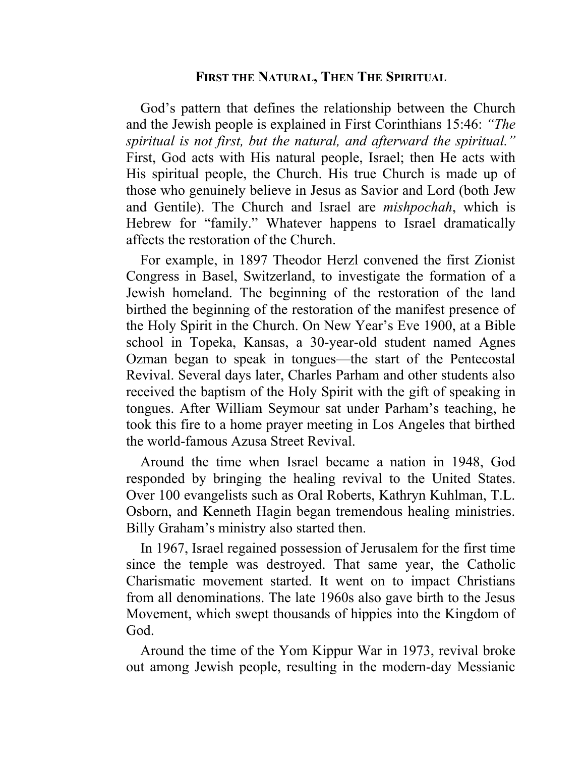## First the Natural, Then The Spiritual

God's pattern that defines the relationship between the Church and the Jewish people is explained in First Corinthians 15:46: *"The spiritual is not first, but the natural, and afterward the spiritual."* First, God acts with His natural people, Israel; then He acts with His spiritual people, the Church. His true Church is made up of those who genuinely believe in Jesus as Savior and Lord (both Jew and Gentile). The Church and Israel are *mishpochah*, which is Hebrew for "family." Whatever happens to Israel dramatically affects the restoration of the Church.

For example, in 1897 Theodor Herzl convened the first Zionist Congress in Basel, Switzerland, to investigate the formation of a Jewish homeland. The beginning of the restoration of the land birthed the beginning of the restoration of the manifest presence of the Holy Spirit in the Church. On New Year's Eve 1900, at a Bible school in Topeka, Kansas, a 30-year-old student named Agnes Ozman began to speak in tongues—the start of the Pentecostal Revival. Several days later, Charles Parham and other students also received the baptism of the Holy Spirit with the gift of speaking in tongues. After William Seymour sat under Parham's teaching, he took this fire to a home prayer meeting in Los Angeles that birthed the world-famous Azusa Street Revival.

Around the time when Israel became a nation in 1948, God responded by bringing the healing revival to the United States. Over 100 evangelists such as Oral Roberts, Kathryn Kuhlman, T.L. Osborn, and Kenneth Hagin began tremendous healing ministries. Billy Graham's ministry also started then.

In 1967, Israel regained possession of Jerusalem for the first time since the temple was destroyed. That same year, the Catholic Charismatic movement started. It went on to impact Christians from all denominations. The late 1960s also gave birth to the Jesus Movement, which swept thousands of hippies into the Kingdom of God.

Around the time of the Yom Kippur War in 1973, revival broke out among Jewish people, resulting in the modern-day Messianic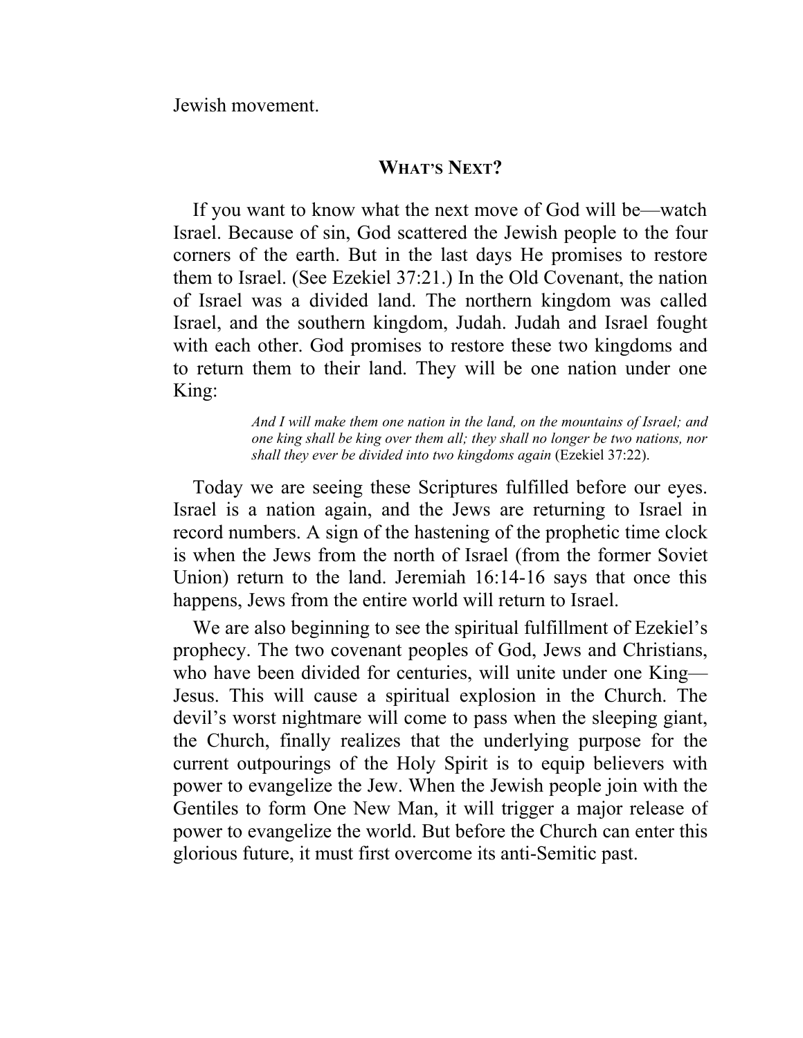Jewish movement.

## What's Next?

If you want to know what the next move of God will be—watch Israel. Because of sin, God scattered the Jewish people to the four corners of the earth. But in the last days He promises to restore them to Israel. (See Ezekiel 37:21.) In the Old Covenant, the nation of Israel was a divided land. The northern kingdom was called Israel, and the southern kingdom, Judah. Judah and Israel fought with each other. God promises to restore these two kingdoms and to return them to their land. They will be one nation under one King:

> *And I will make them one nation in the land, on the mountains of Israel; and one king shall be king over them all; they shall no longer be two nations, nor shall they ever be divided into two kingdoms again* (Ezekiel 37:22).

Today we are seeing these Scriptures fulfilled before our eyes. Israel is a nation again, and the Jews are returning to Israel in record numbers. A sign of the hastening of the prophetic time clock is when the Jews from the north of Israel (from the former Soviet Union) return to the land. Jeremiah 16:14-16 says that once this happens, Jews from the entire world will return to Israel.

We are also beginning to see the spiritual fulfillment of Ezekiel's prophecy. The two covenant peoples of God, Jews and Christians, who have been divided for centuries, will unite under one King—Jesus. This will cause a spiritual explosion in the Church. The devil's worst nightmare will come to pass when the sleeping giant, the Church, finally realizes that the underlying purpose for the current outpourings of the Holy Spirit is to equip believers with power to evangelize the Jew. When the Jewish people join with the Gentiles to form One New Man, it will trigger a major release of power to evangelize the world. But before the Church can enter this glorious future, it must first overcome its anti-Semitic past.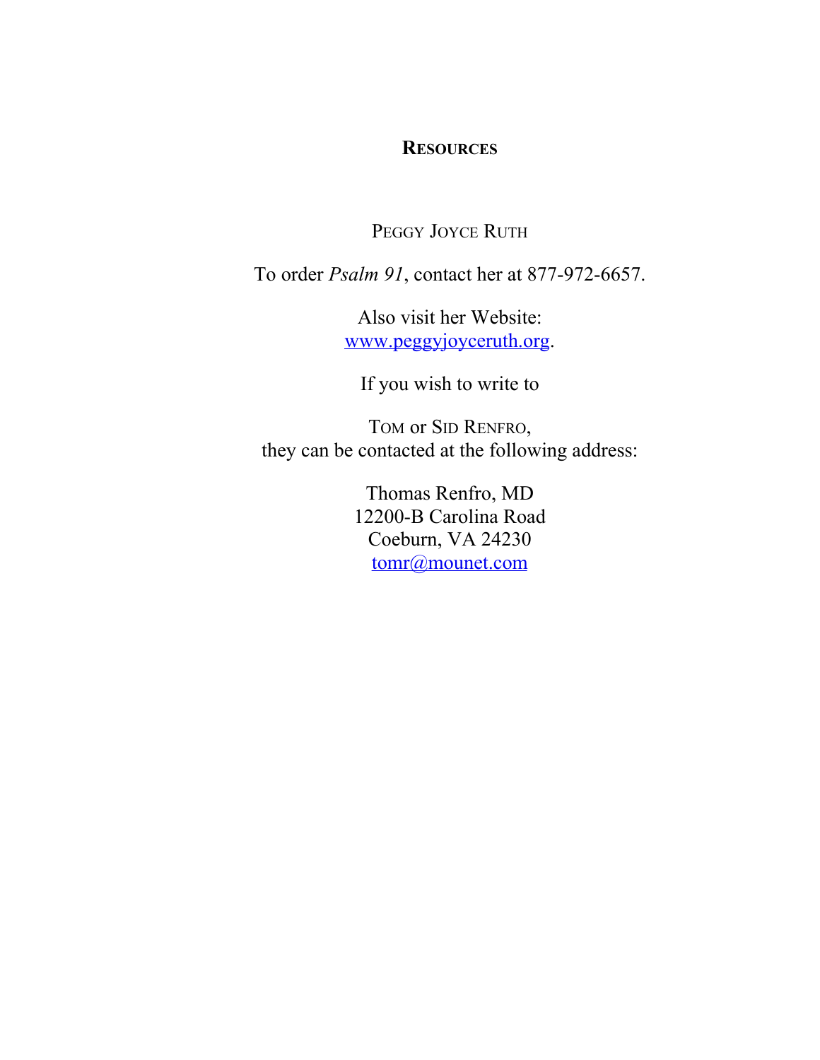## RESOURCES

PEGGY JOYCE RUTH

To order *Psalm 91*, contact her at 877-972-6657.

Also visit her Website:
www.peggyjoyceruth.org.

If you wish to write to

TOM or SID RENFRO,
they can be contacted at the following address:

Thomas Renfro, MD
12200-B Carolina Road
Coeburn, VA 24230
tomr@mounet.com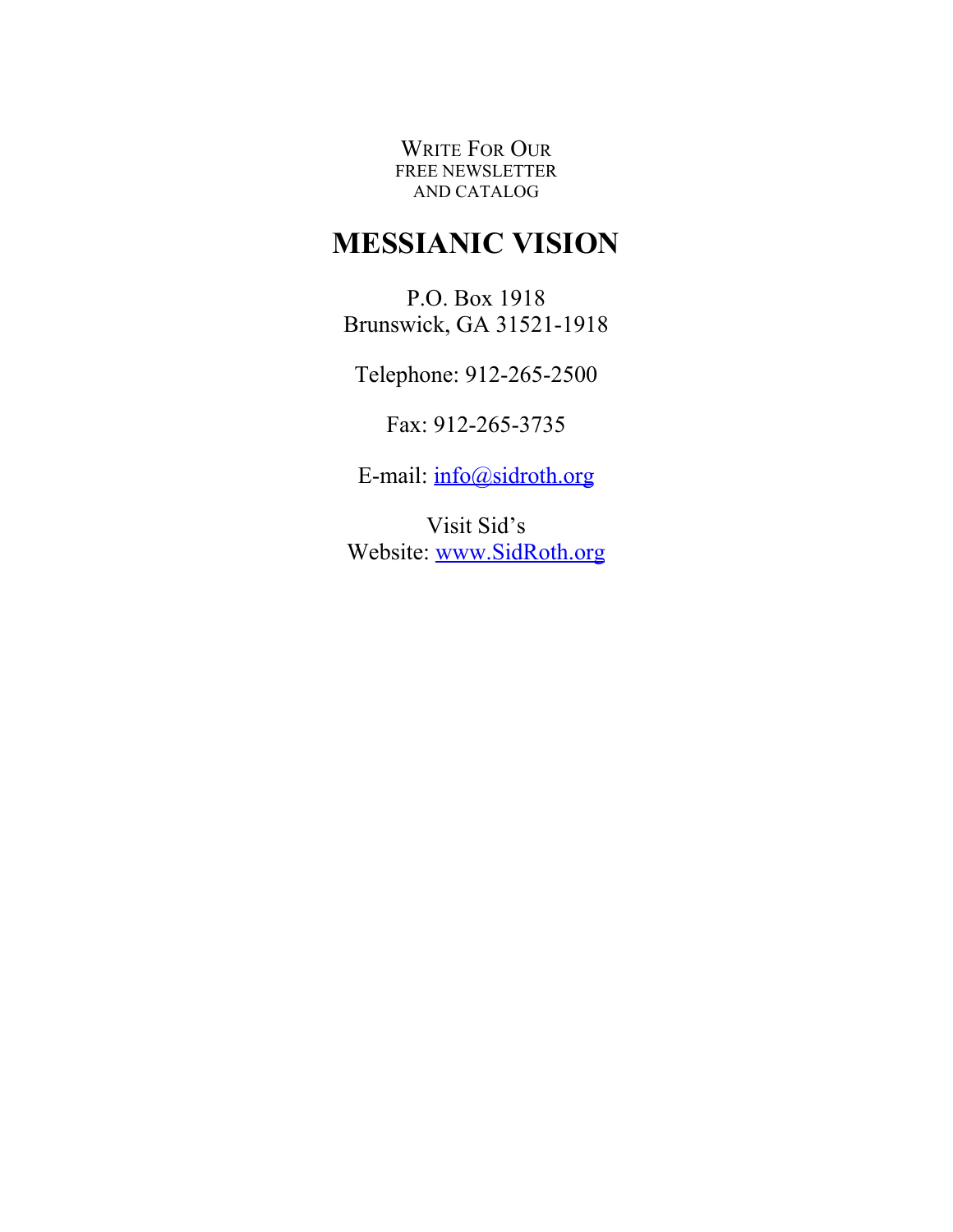WRITE FOR OUR
FREE NEWSLETTER
AND CATALOG

# MESSIANIC VISION

P.O. Box 1918
Brunswick, GA 31521-1918

Telephone: 912-265-2500

Fax: 912-265-3735

E-mail: info@sidroth.org

Visit Sid's
Website: www.SidRoth.org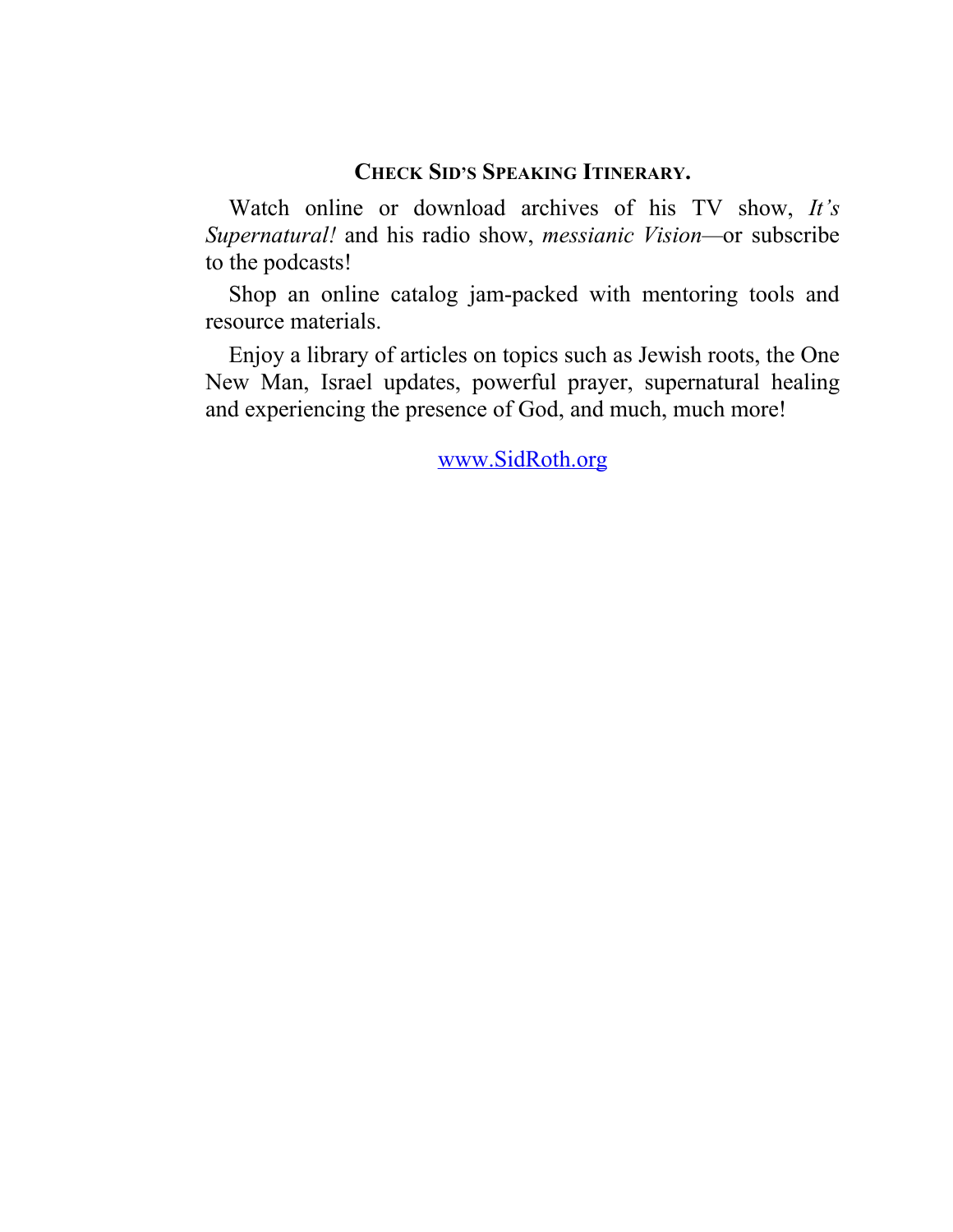**CHECK SID'S SPEAKING ITINERARY.**

Watch online or download archives of his TV show, *It's Supernatural!* and his radio show, *messianic Vision*—or subscribe to the podcasts!

Shop an online catalog jam-packed with mentoring tools and resource materials.

Enjoy a library of articles on topics such as Jewish roots, the One New Man, Israel updates, powerful prayer, supernatural healing and experiencing the presence of God, and much, much more!

www.SidRoth.org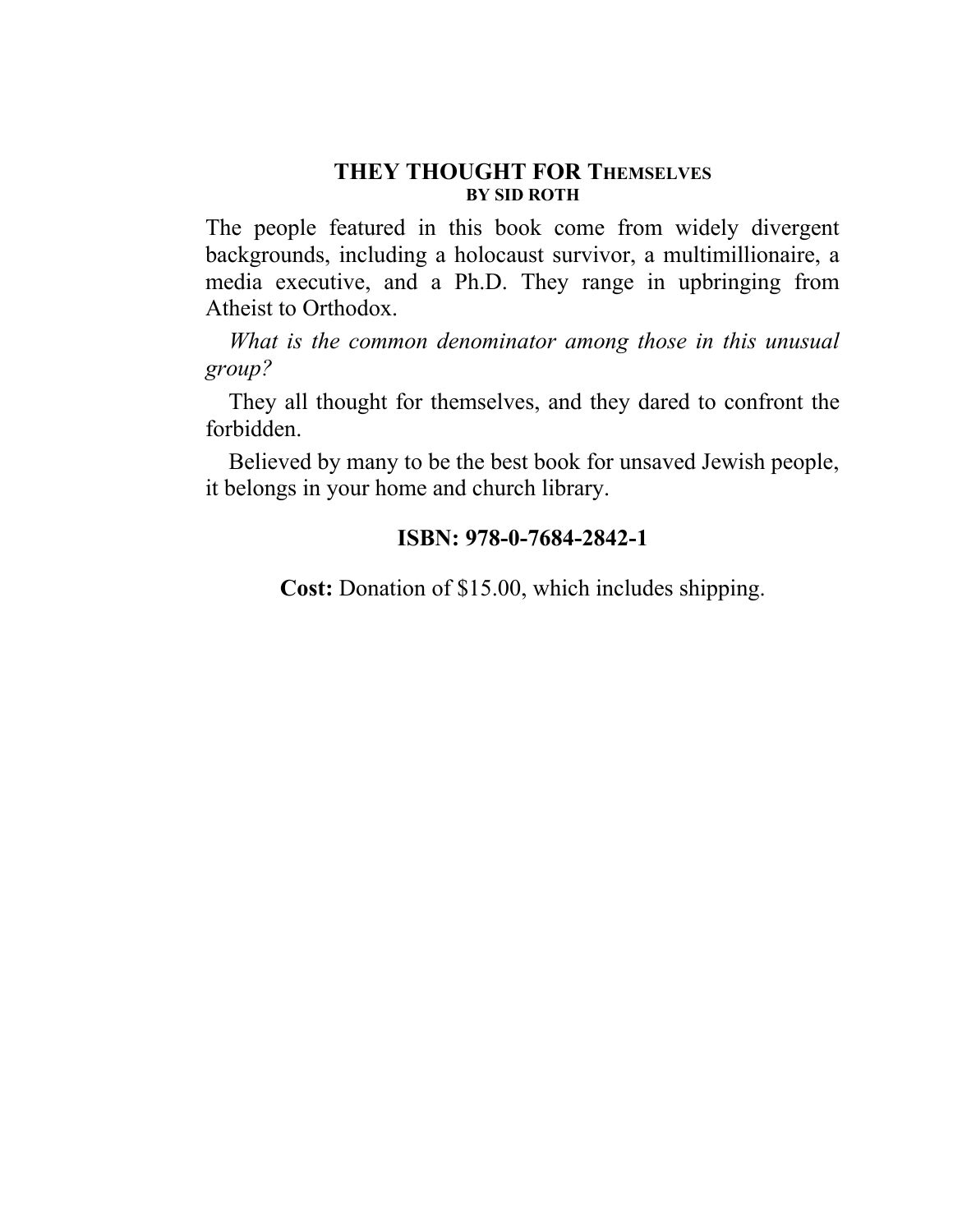## THEY THOUGHT FOR THEMSELVES

**BY SID ROTH**

The people featured in this book come from widely divergent backgrounds, including a holocaust survivor, a multimillionaire, a media executive, and a Ph.D. They range in upbringing from Atheist to Orthodox.

*What is the common denominator among those in this unusual group?*

They all thought for themselves, and they dared to confront the forbidden.

Believed by many to be the best book for unsaved Jewish people, it belongs in your home and church library.

**ISBN: 978-0-7684-2842-1**

**Cost:** Donation of $15.00, which includes shipping.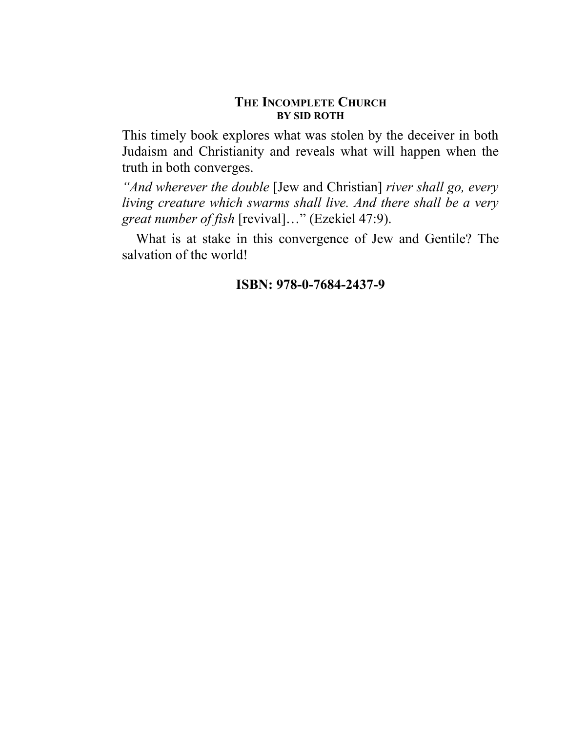## The Incomplete Church

**BY SID ROTH**

This timely book explores what was stolen by the deceiver in both Judaism and Christianity and reveals what will happen when the truth in both converges.

*"And wherever the double* [Jew and Christian] *river shall go, every living creature which swarms shall live. And there shall be a very great number of fish* [revival]…" (Ezekiel 47:9).

What is at stake in this convergence of Jew and Gentile? The salvation of the world!

**ISBN: 978-0-7684-2437-9**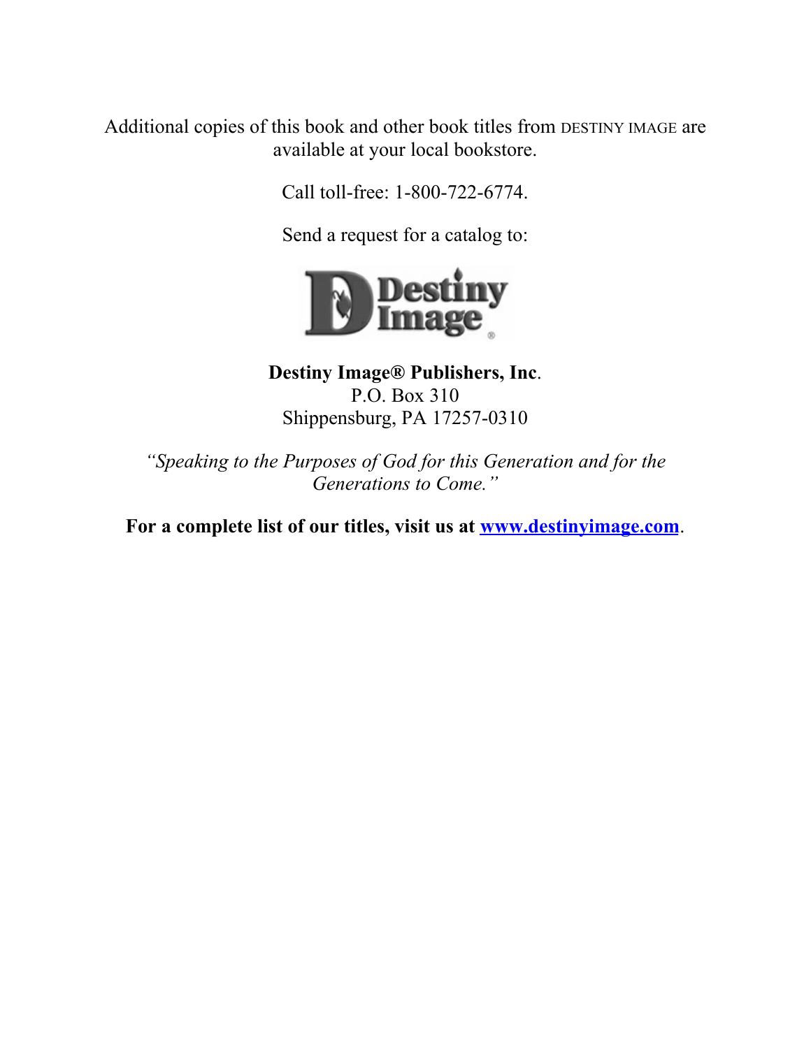Additional copies of this book and other book titles from DESTINY IMAGE are available at your local bookstore.

Call toll-free: 1-800-722-6774.

Send a request for a catalog to:

**Destiny Image® Publishers, Inc**.
P.O. Box 310
Shippensburg, PA 17257-0310

*"Speaking to the Purposes of God for this Generation and for the Generations to Come."*

**For a complete list of our titles, visit us at [www.destinyimage.com](http://www.destinyimage.com)**.